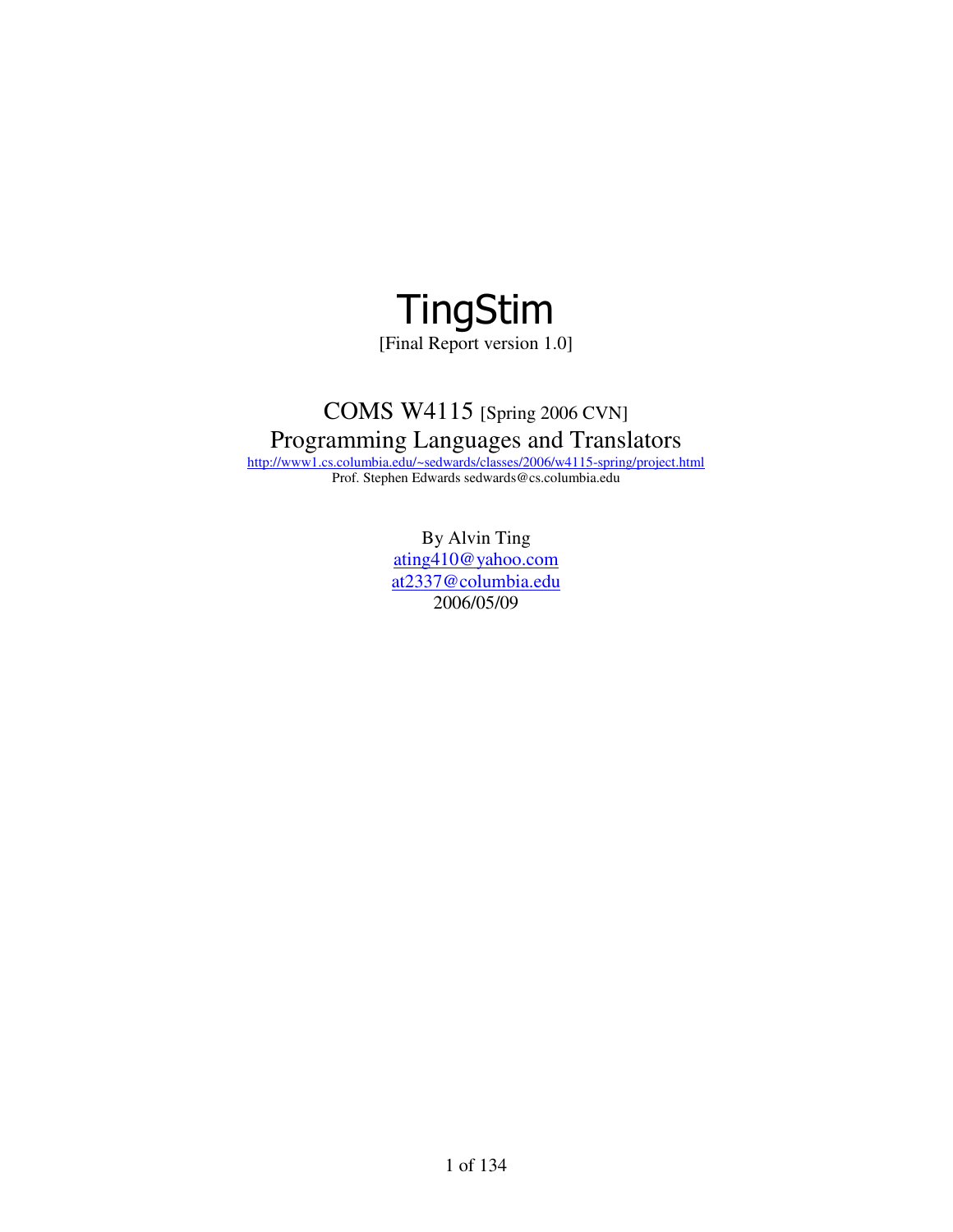# TingStim

[Final Report version 1.0]

## COMS W4115 [Spring 2006 CVN]

## Programming Languages and Translators

http://www1.cs.columbia.edu/~sedwards/classes/2006/w4115-spring/project.html

Prof. Stephen Edwards sedwards@cs.columbia.edu

By Alvin Ting

ating410@yahoo.com

at2337@columbia.edu

2006/05/09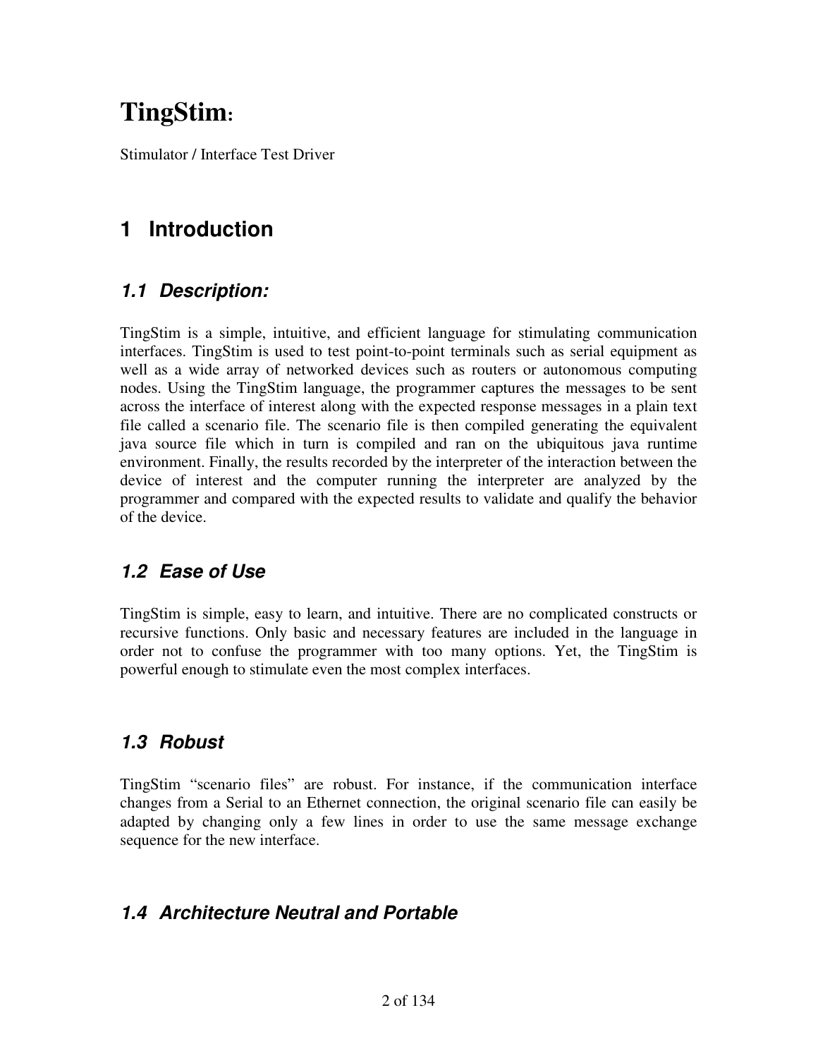# TingStim:

Stimulator / Interface Test Driver

## 1 Introduction

### 1.1 Description:

TingStim is a simple, intuitive, and efficient language for stimulating communication interfaces. TingStim is used to test point-to-point terminals such as serial equipment as well as a wide array of networked devices such as routers or autonomous computing nodes. Using the TingStim language, the programmer captures the messages to be sent across the interface of interest along with the expected response messages in a plain text file called a scenario file. The scenario file is then compiled generating the equivalent java source file which in turn is compiled and ran on the ubiquitous java runtime environment. Finally, the results recorded by the interpreter of the interaction between the device of interest and the computer running the interpreter are analyzed by the programmer and compared with the expected results to validate and qualify the behavior of the device.

### 1.2 Ease of Use

TingStim is simple, easy to learn, and intuitive. There are no complicated constructs or recursive functions. Only basic and necessary features are included in the language in order not to confuse the programmer with too many options. Yet, the TingStim is powerful enough to stimulate even the most complex interfaces.

### 1.3 Robust

TingStim "scenario files" are robust. For instance, if the communication interface changes from a Serial to an Ethernet connection, the original scenario file can easily be adapted by changing only a few lines in order to use the same message exchange sequence for the new interface.

### 1.4 Architecture Neutral and Portable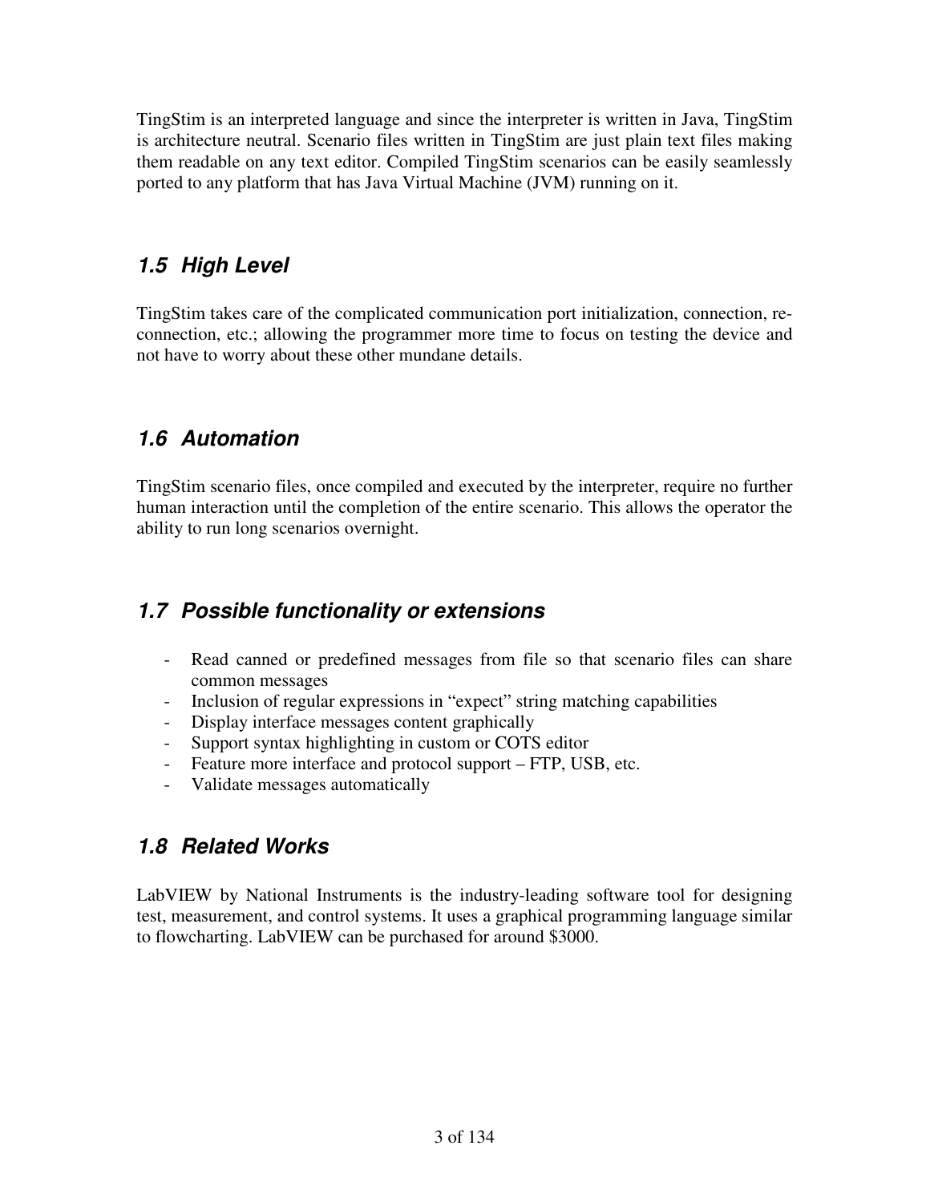TingStim is an interpreted language and since the interpreter is written in Java, TingStim is architecture neutral. Scenario files written in TingStim are just plain text files making them readable on any text editor. Compiled TingStim scenarios can be easily seamlessly ported to any platform that has Java Virtual Machine (JVM) running on it.

## 1.5 High Level

TingStim takes care of the complicated communication port initialization, connection, re-connection, etc.; allowing the programmer more time to focus on testing the device and not have to worry about these other mundane details.

## 1.6 Automation

TingStim scenario files, once compiled and executed by the interpreter, require no further human interaction until the completion of the entire scenario. This allows the operator the ability to run long scenarios overnight.

## 1.7 Possible functionality or extensions

- Read canned or predefined messages from file so that scenario files can share common messages
- Inclusion of regular expressions in "expect" string matching capabilities
- Display interface messages content graphically
- Support syntax highlighting in custom or COTS editor
- Feature more interface and protocol support – FTP, USB, etc.
- Validate messages automatically

## 1.8 Related Works

LabVIEW by National Instruments is the industry-leading software tool for designing test, measurement, and control systems. It uses a graphical programming language similar to flowcharting. LabVIEW can be purchased for around $3000.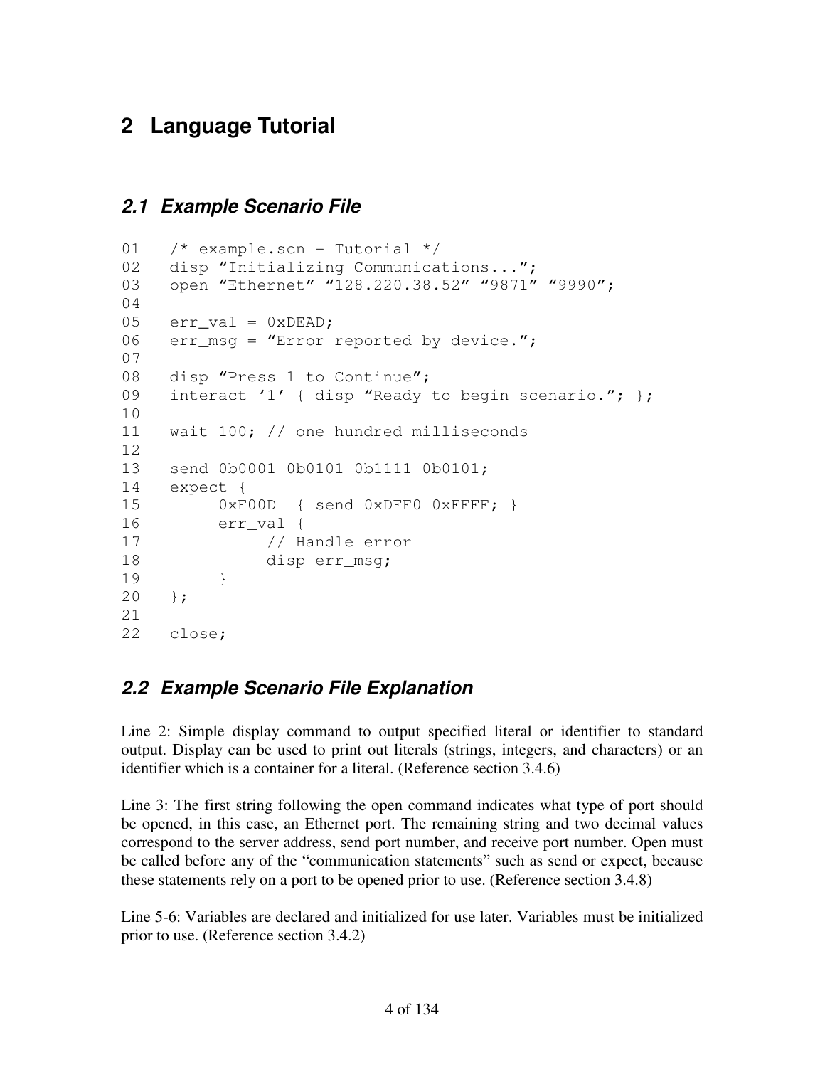# 2 Language Tutorial

## 2.1 Example Scenario File

```
01   /* example.scn - Tutorial */
02   disp “Initializing Communications...”;
03   open “Ethernet” “128.220.38.52” “9871” “9990”;
04
05   err_val = 0xDEAD;
06   err_msg = “Error reported by device.”;
07
08   disp “Press 1 to Continue”;
09   interact ‘1’ { disp “Ready to begin scenario.”; };
10
11   wait 100; // one hundred milliseconds
12
13   send 0b0001 0b0101 0b1111 0b0101;
14   expect {
15        0xF00D  { send 0xDFF0 0xFFFF; }
16        err_val {
17             // Handle error
18             disp err_msg;
19        }
20   };
21
22   close;
```

## 2.2 Example Scenario File Explanation

Line 2: Simple display command to output specified literal or identifier to standard output. Display can be used to print out literals (strings, integers, and characters) or an identifier which is a container for a literal. (Reference section 3.4.6)

Line 3: The first string following the open command indicates what type of port should be opened, in this case, an Ethernet port. The remaining string and two decimal values correspond to the server address, send port number, and receive port number. Open must be called before any of the “communication statements” such as send or expect, because these statements rely on a port to be opened prior to use. (Reference section 3.4.8)

Line 5-6: Variables are declared and initialized for use later. Variables must be initialized prior to use. (Reference section 3.4.2)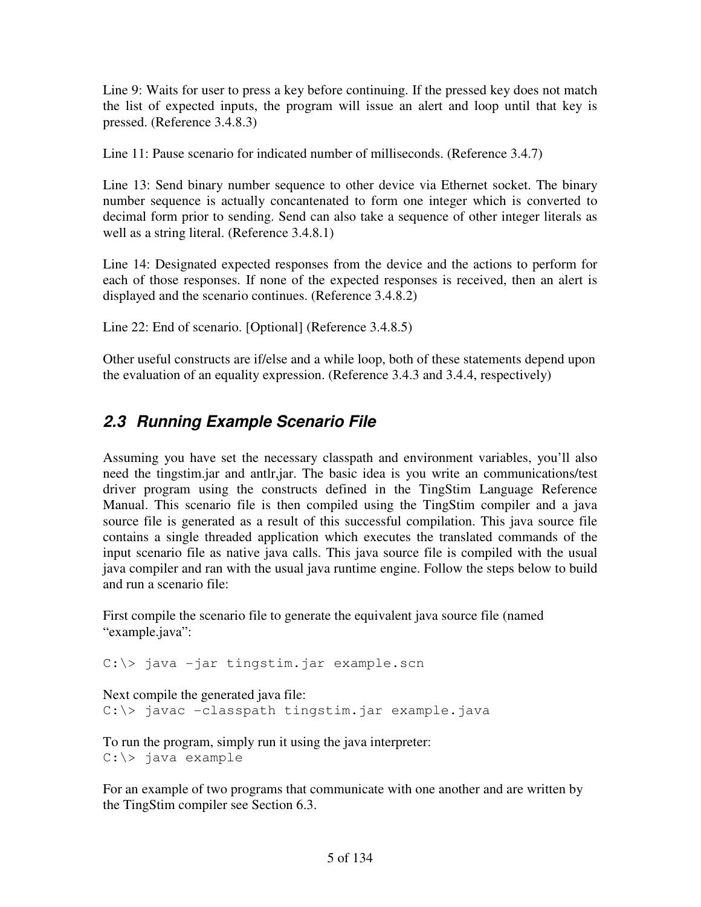Line 9: Waits for user to press a key before continuing. If the pressed key does not match the list of expected inputs, the program will issue an alert and loop until that key is pressed. (Reference 3.4.8.3)

Line 11: Pause scenario for indicated number of milliseconds. (Reference 3.4.7)

Line 13: Send binary number sequence to other device via Ethernet socket. The binary number sequence is actually concantenated to form one integer which is converted to decimal form prior to sending. Send can also take a sequence of other integer literals as well as a string literal. (Reference 3.4.8.1)

Line 14: Designated expected responses from the device and the actions to perform for each of those responses. If none of the expected responses is received, then an alert is displayed and the scenario continues. (Reference 3.4.8.2)

Line 22: End of scenario. [Optional] (Reference 3.4.8.5)

Other useful constructs are if/else and a while loop, both of these statements depend upon the evaluation of an equality expression. (Reference 3.4.3 and 3.4.4, respectively)

## 2.3 Running Example Scenario File

Assuming you have set the necessary classpath and environment variables, you'll also need the tingstim.jar and antlr,jar. The basic idea is you write an communications/test driver program using the constructs defined in the TingStim Language Reference Manual. This scenario file is then compiled using the TingStim compiler and a java source file is generated as a result of this successful compilation. This java source file contains a single threaded application which executes the translated commands of the input scenario file as native java calls. This java source file is compiled with the usual java compiler and ran with the usual java runtime engine. Follow the steps below to build and run a scenario file:

First compile the scenario file to generate the equivalent java source file (named "example.java":

```
C:\> java –jar tingstim.jar example.scn
```

Next compile the generated java file:

```
C:\> javac –classpath tingstim.jar example.java
```

To run the program, simply run it using the java interpreter:

```
C:\> java example
```

For an example of two programs that communicate with one another and are written by the TingStim compiler see Section 6.3.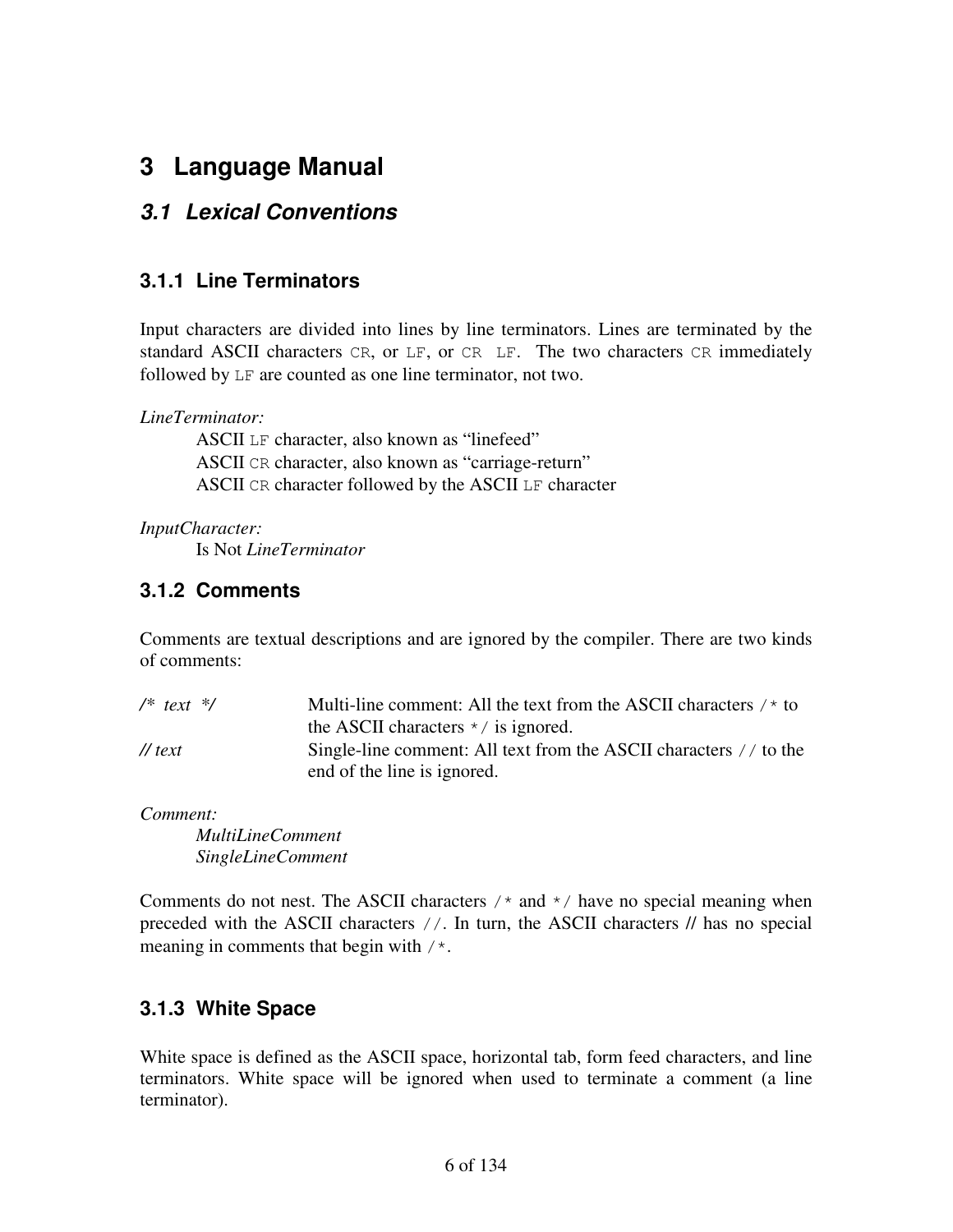# 3 Language Manual

## 3.1 Lexical Conventions

### 3.1.1 Line Terminators

Input characters are divided into lines by line terminators. Lines are terminated by the standard ASCII characters `CR`, or `LF`, or `CR LF`. The two characters `CR` immediately followed by `LF` are counted as one line terminator, not two.

*LineTerminator:*

ASCII `LF` character, also known as "linefeed"
ASCII `CR` character, also known as "carriage-return"
ASCII `CR` character followed by the ASCII `LF` character

*InputCharacter:*

Is Not *LineTerminator*

### 3.1.2 Comments

Comments are textual descriptions and are ignored by the compiler. There are two kinds of comments:

| | |
|---|---|
| */\* text \*/* | Multi-line comment: All the text from the ASCII characters `/*` to the ASCII characters `*/` is ignored. |
| *// text* | Single-line comment: All text from the ASCII characters `//` to the end of the line is ignored. |

*Comment:*

*MultiLineComment*
*SingleLineComment*

Comments do not nest. The ASCII characters `/*` and `*/` have no special meaning when preceded with the ASCII characters `//`. In turn, the ASCII characters // has no special meaning in comments that begin with `/*`.

### 3.1.3 White Space

White space is defined as the ASCII space, horizontal tab, form feed characters, and line terminators. White space will be ignored when used to terminate a comment (a line terminator).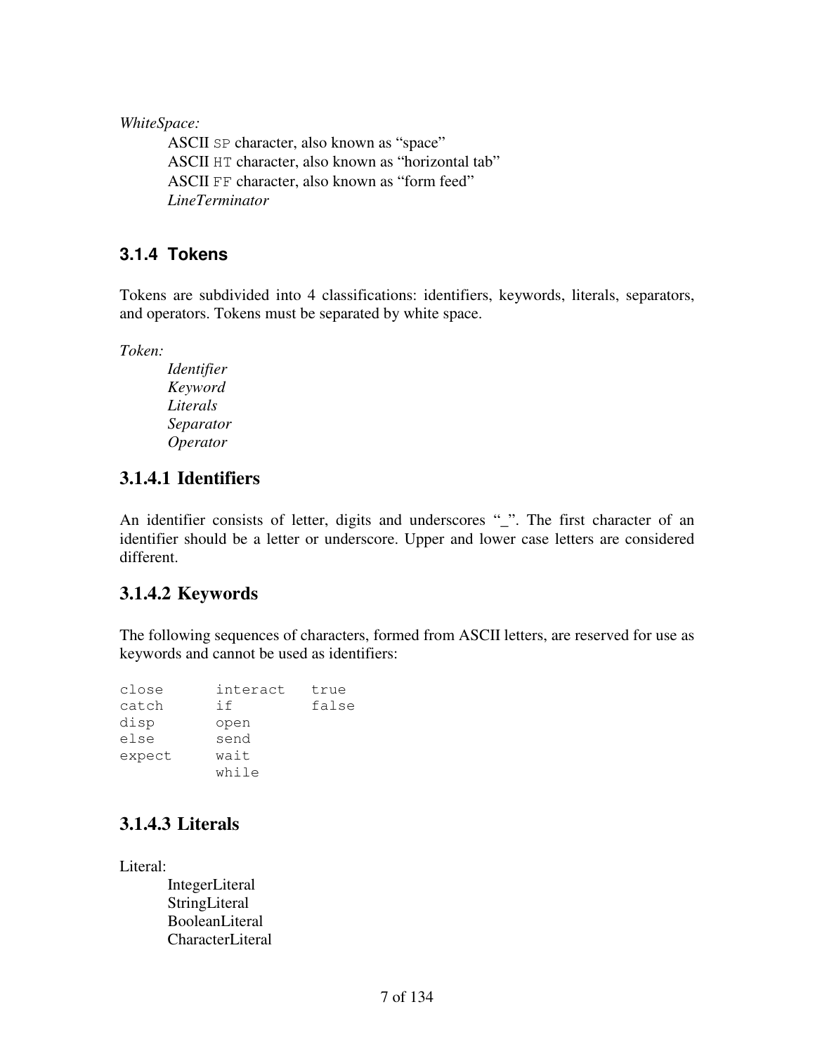*WhiteSpace:*

ASCII `SP` character, also known as “space”
ASCII `HT` character, also known as “horizontal tab”
ASCII `FF` character, also known as “form feed”
*LineTerminator*

### 3.1.4 Tokens

Tokens are subdivided into 4 classifications: identifiers, keywords, literals, separators, and operators. Tokens must be separated by white space.

*Token:*

*Identifier*
*Keyword*
*Literals*
*Separator*
*Operator*

#### 3.1.4.1 Identifiers

An identifier consists of letter, digits and underscores “_”. The first character of an identifier should be a letter or underscore. Upper and lower case letters are considered different.

#### 3.1.4.2 Keywords

The following sequences of characters, formed from ASCII letters, are reserved for use as keywords and cannot be used as identifiers:

```
close      interact   true
catch      if         false
disp       open
else       send
expect     wait
           while
```

#### 3.1.4.3 Literals

Literal:

IntegerLiteral
StringLiteral
BooleanLiteral
CharacterLiteral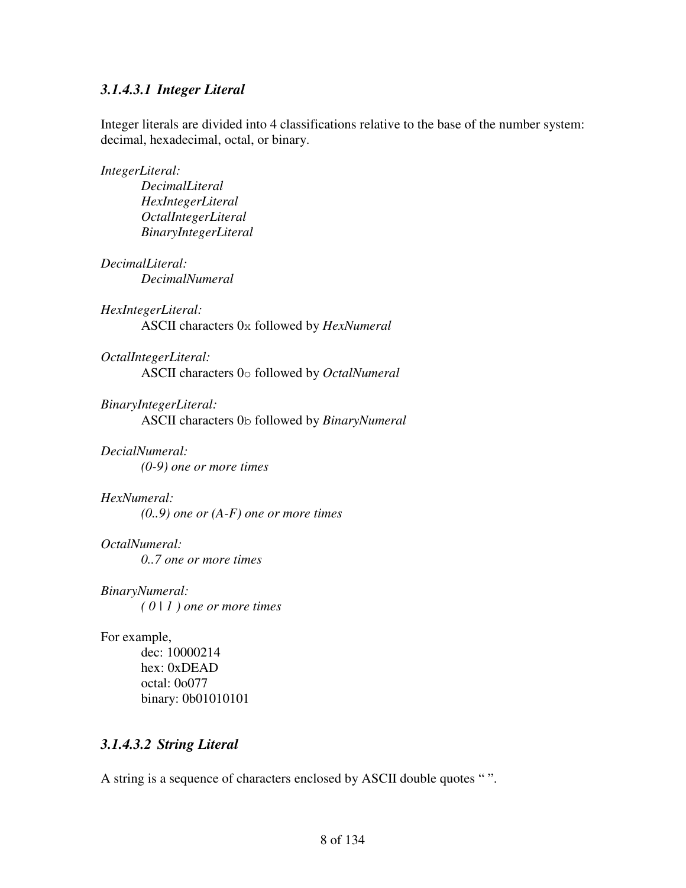#### *3.1.4.3.1 Integer Literal*

Integer literals are divided into 4 classifications relative to the base of the number system: decimal, hexadecimal, octal, or binary.

*IntegerLiteral:*
    *DecimalLiteral*
    *HexIntegerLiteral*
    *OctalIntegerLiteral*
    *BinaryIntegerLiteral*

*DecimalLiteral:*
    *DecimalNumeral*

*HexIntegerLiteral:*
    ASCII characters `0x` followed by *HexNumeral*

*OctalIntegerLiteral:*
    ASCII characters `0o` followed by *OctalNumeral*

*BinaryIntegerLiteral:*
    ASCII characters `0b` followed by *BinaryNumeral*

*DecialNumeral:*
    *(0-9) one or more times*

*HexNumeral:*
    *(0..9) one or (A-F) one or more times*

*OctalNumeral:*
    *0..7 one or more times*

*BinaryNumeral:*
    *( 0 | 1 ) one or more times*

For example,
    dec: 10000214
    hex: 0xDEAD
    octal: 0o077
    binary: 0b01010101

#### *3.1.4.3.2 String Literal*

A string is a sequence of characters enclosed by ASCII double quotes " ".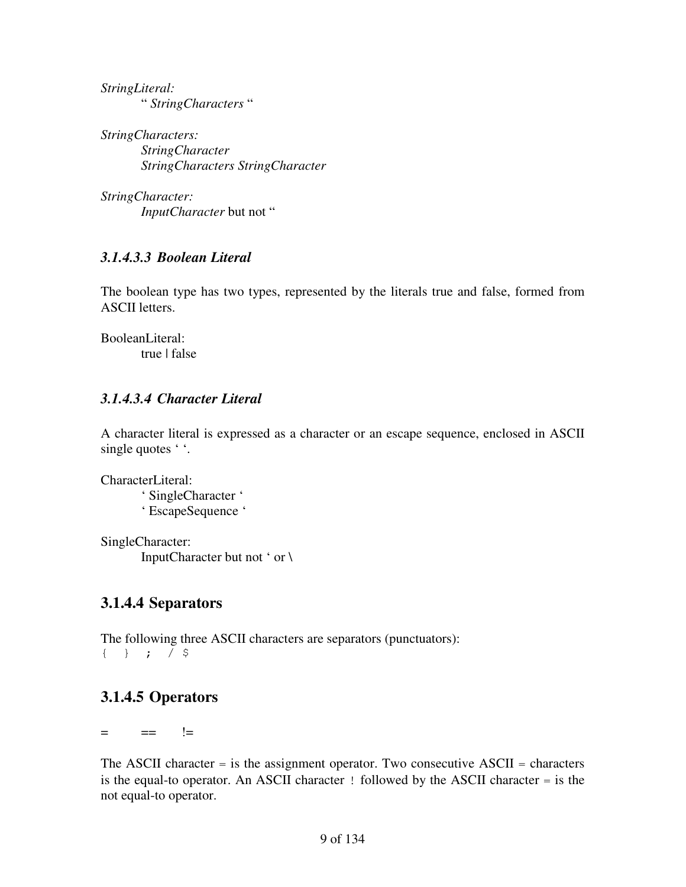*StringLiteral:*
" *StringCharacters* "

*StringCharacters:*
*StringCharacter*
*StringCharacters StringCharacter*

*StringCharacter:*
*InputCharacter* but not "

#### *3.1.4.3.3 Boolean Literal*

The boolean type has two types, represented by the literals true and false, formed from ASCII letters.

BooleanLiteral:
true | false

#### *3.1.4.3.4 Character Literal*

A character literal is expressed as a character or an escape sequence, enclosed in ASCII single quotes ' '.

CharacterLiteral:
' SingleCharacter '
' EscapeSequence '

SingleCharacter:
InputCharacter but not ' or \

### 3.1.4.4 Separators

The following three ASCII characters are separators (punctuators):
`{ } ; / $`

### 3.1.4.5 Operators

= == !=

The ASCII character = is the assignment operator. Two consecutive ASCII = characters is the equal-to operator. An ASCII character ! followed by the ASCII character = is the not equal-to operator.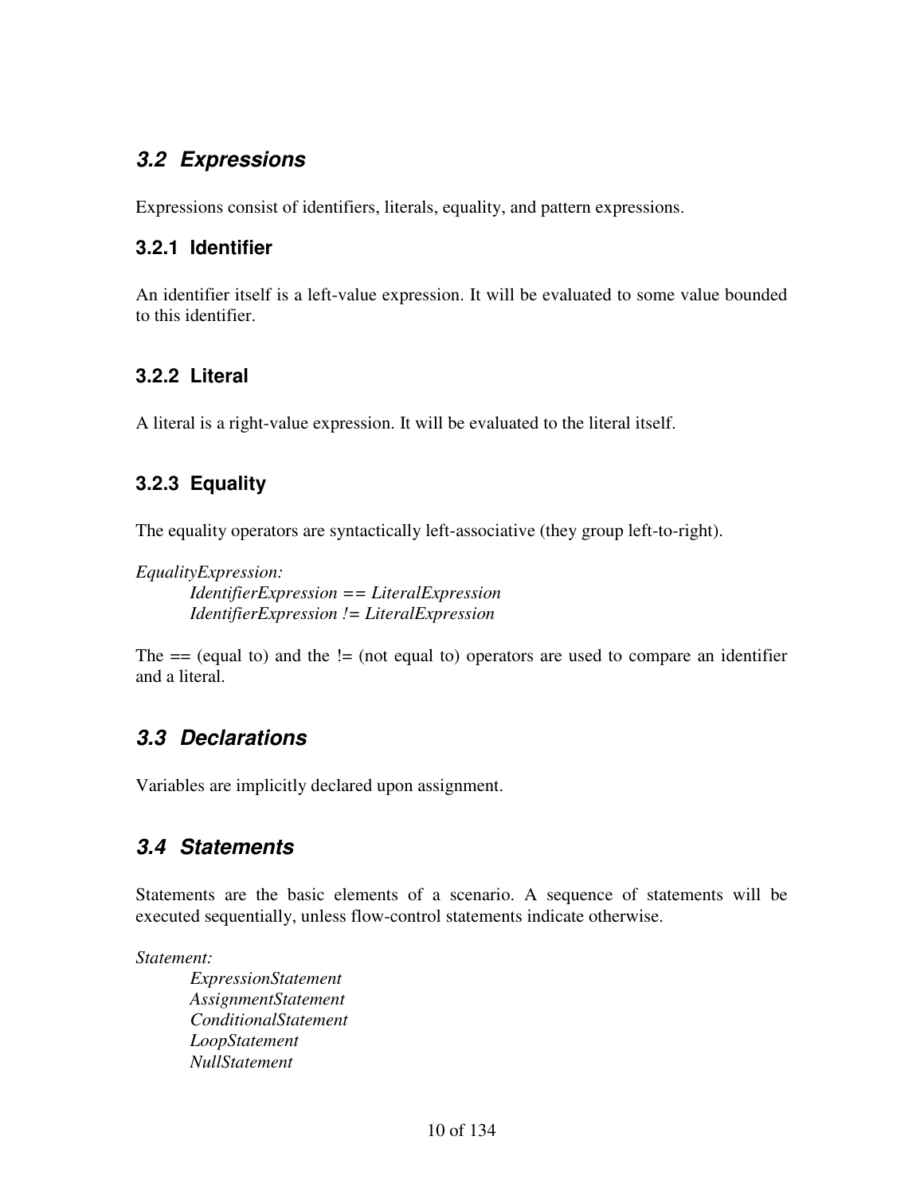## *3.2 Expressions*

Expressions consist of identifiers, literals, equality, and pattern expressions.

### 3.2.1 Identifier

An identifier itself is a left-value expression. It will be evaluated to some value bounded to this identifier.

### 3.2.2 Literal

A literal is a right-value expression. It will be evaluated to the literal itself.

### 3.2.3 Equality

The equality operators are syntactically left-associative (they group left-to-right).

*EqualityExpression:*
&nbsp;&nbsp;&nbsp;&nbsp;&nbsp;&nbsp;&nbsp;&nbsp;*IdentifierExpression == LiteralExpression*
&nbsp;&nbsp;&nbsp;&nbsp;&nbsp;&nbsp;&nbsp;&nbsp;*IdentifierExpression != LiteralExpression*

The == (equal to) and the != (not equal to) operators are used to compare an identifier and a literal.

## *3.3 Declarations*

Variables are implicitly declared upon assignment.

## *3.4 Statements*

Statements are the basic elements of a scenario. A sequence of statements will be executed sequentially, unless flow-control statements indicate otherwise.

*Statement:*
&nbsp;&nbsp;&nbsp;&nbsp;&nbsp;&nbsp;&nbsp;&nbsp;*ExpressionStatement*
&nbsp;&nbsp;&nbsp;&nbsp;&nbsp;&nbsp;&nbsp;&nbsp;*AssignmentStatement*
&nbsp;&nbsp;&nbsp;&nbsp;&nbsp;&nbsp;&nbsp;&nbsp;*ConditionalStatement*
&nbsp;&nbsp;&nbsp;&nbsp;&nbsp;&nbsp;&nbsp;&nbsp;*LoopStatement*
&nbsp;&nbsp;&nbsp;&nbsp;&nbsp;&nbsp;&nbsp;&nbsp;*NullStatement*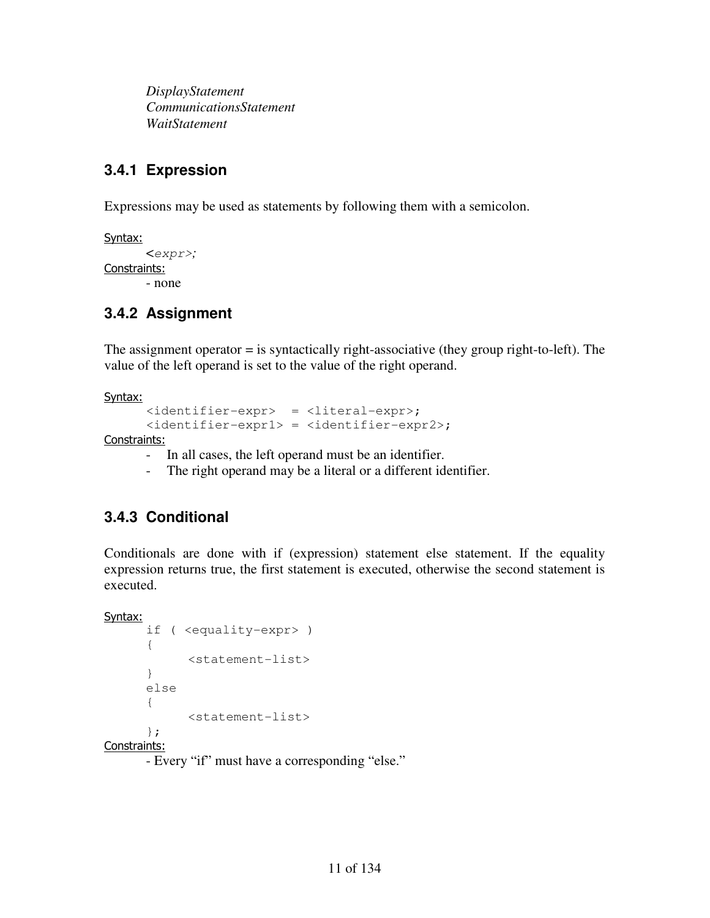*DisplayStatement*
*CommunicationsStatement*
*WaitStatement*

### 3.4.1 Expression

Expressions may be used as statements by following them with a semicolon.

Syntax:

```
<expr>;
```

Constraints:

- none

### 3.4.2 Assignment

The assignment operator = is syntactically right-associative (they group right-to-left). The value of the left operand is set to the value of the right operand.

Syntax:

```
<identifier-expr>  = <literal-expr>;
<identifier-expr1> = <identifier-expr2>;
```

Constraints:

- In all cases, the left operand must be an identifier.
- The right operand may be a literal or a different identifier.

### 3.4.3 Conditional

Conditionals are done with if (expression) statement else statement. If the equality expression returns true, the first statement is executed, otherwise the second statement is executed.

Syntax:

```
if ( <equality-expr> )
{
      <statement-list>
}
else
{
      <statement-list>
};
```

Constraints:

- Every "if" must have a corresponding "else."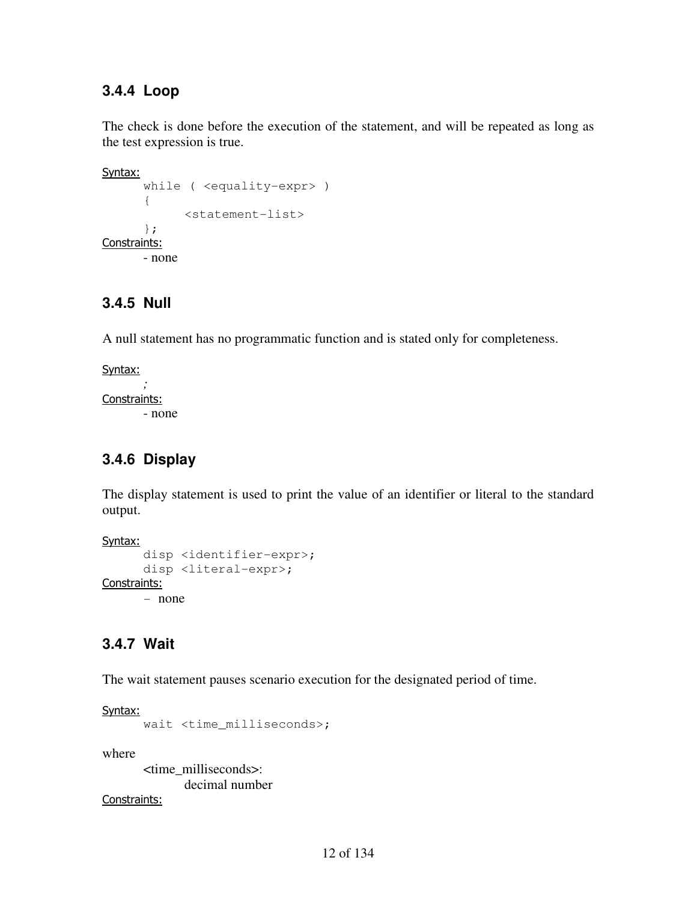### 3.4.4 Loop

The check is done before the execution of the statement, and will be repeated as long as the test expression is true.

Syntax:

```
while ( <equality-expr> )
{
      <statement-list>
};
```

Constraints:

- none

### 3.4.5 Null

A null statement has no programmatic function and is stated only for completeness.

Syntax:

```
;
```

Constraints:

- none

### 3.4.6 Display

The display statement is used to print the value of an identifier or literal to the standard output.

Syntax:

```
disp <identifier-expr>;
disp <literal-expr>;
```

Constraints:

- none

### 3.4.7 Wait

The wait statement pauses scenario execution for the designated period of time.

Syntax:

```
wait <time_milliseconds>;
```

where

<time_milliseconds>:
decimal number

Constraints: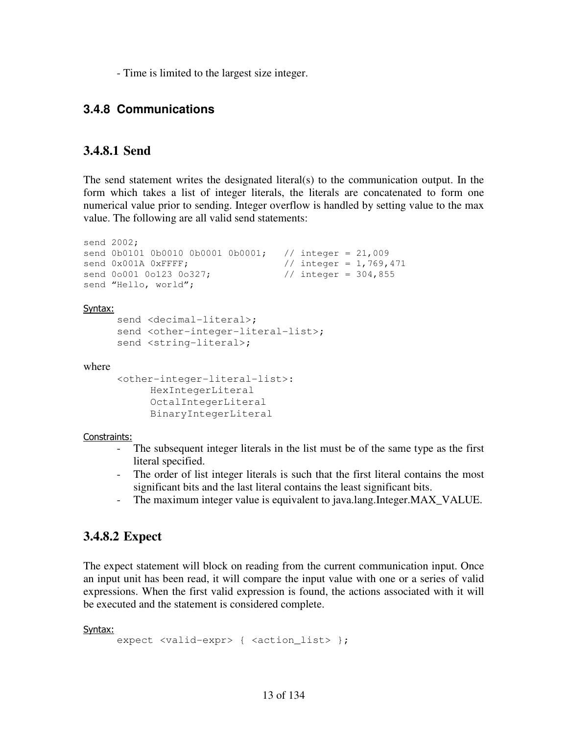- Time is limited to the largest size integer.

### 3.4.8 Communications

### 3.4.8.1 Send

The send statement writes the designated literal(s) to the communication output. In the form which takes a list of integer literals, the literals are concatenated to form one numerical value prior to sending. Integer overflow is handled by setting value to the max value. The following are all valid send statements:

```
send 2002;
send 0b0101 0b0010 0b0001 0b0001;   // integer = 21,009
send 0x001A 0xFFFF;                 // integer = 1,769,471
send 0o001 0o123 0o327;             // integer = 304,855
send “Hello, world”;
```

Syntax:

```
send <decimal-literal>;
send <other-integer-literal-list>;
send <string-literal>;
```

where

```
<other-integer-literal-list>:
      HexIntegerLiteral
      OctalIntegerLiteral
      BinaryIntegerLiteral
```

Constraints:

- The subsequent integer literals in the list must be of the same type as the first literal specified.
- The order of list integer literals is such that the first literal contains the most significant bits and the last literal contains the least significant bits.
- The maximum integer value is equivalent to java.lang.Integer.MAX_VALUE.

### 3.4.8.2 Expect

The expect statement will block on reading from the current communication input. Once an input unit has been read, it will compare the input value with one or a series of valid expressions. When the first valid expression is found, the actions associated with it will be executed and the statement is considered complete.

Syntax:

```
expect <valid-expr> { <action_list> };
```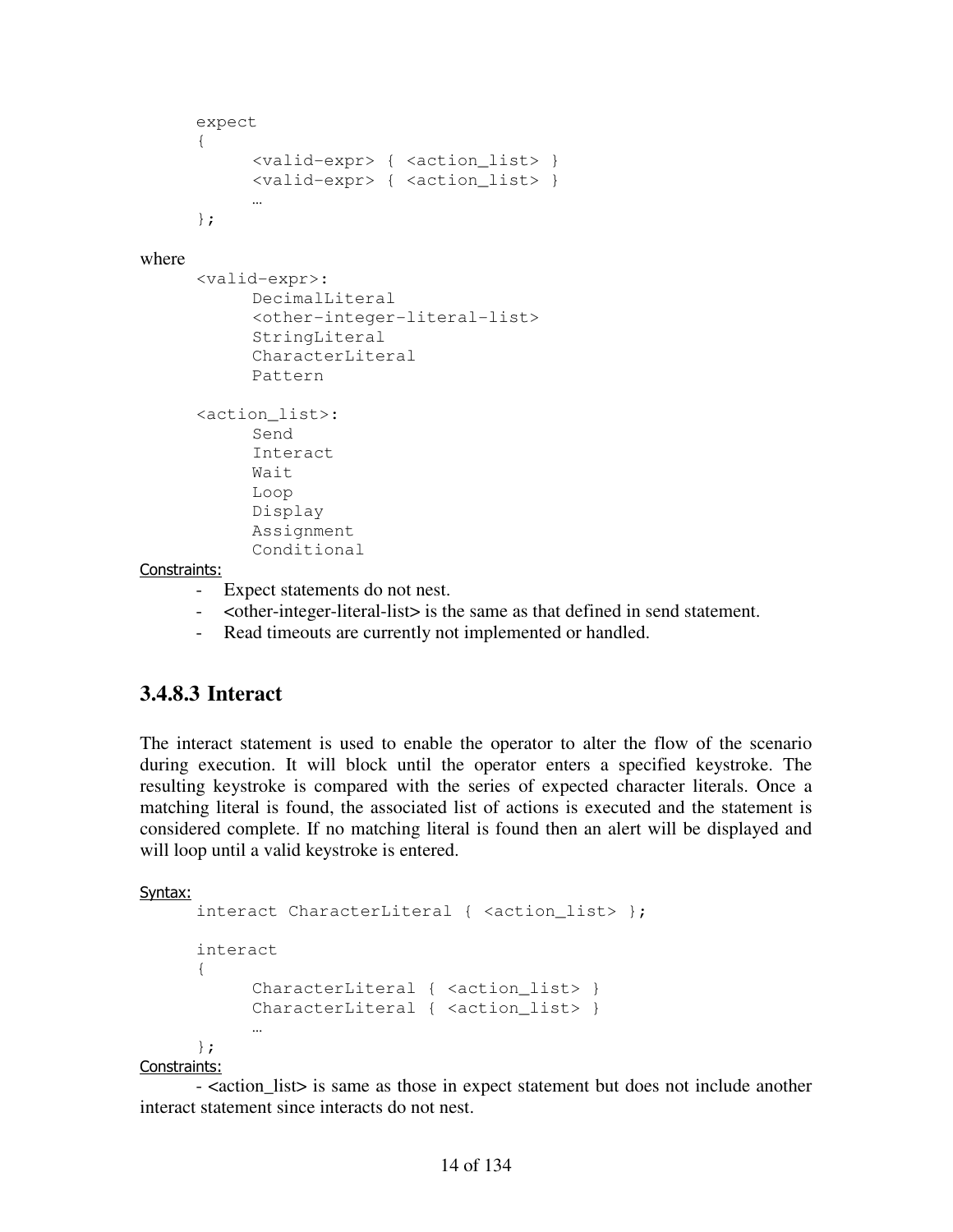```
expect
{
      <valid-expr> { <action_list> }
      <valid-expr> { <action_list> }
      …
};
```

where

```
<valid-expr>:
      DecimalLiteral
      <other-integer-literal-list>
      StringLiteral
      CharacterLiteral
      Pattern

<action_list>:
      Send
      Interact
      Wait
      Loop
      Display
      Assignment
      Conditional
```

Constraints:

- Expect statements do not nest.
- <other-integer-literal-list> is the same as that defined in send statement.
- Read timeouts are currently not implemented or handled.

### 3.4.8.3 Interact

The interact statement is used to enable the operator to alter the flow of the scenario during execution. It will block until the operator enters a specified keystroke. The resulting keystroke is compared with the series of expected character literals. Once a matching literal is found, the associated list of actions is executed and the statement is considered complete. If no matching literal is found then an alert will be displayed and will loop until a valid keystroke is entered.

Syntax:

```
interact CharacterLiteral { <action_list> };

interact
{
      CharacterLiteral { <action_list> }
      CharacterLiteral { <action_list> }
      …
};
```

Constraints:

- <action_list> is same as those in expect statement but does not include another interact statement since interacts do not nest.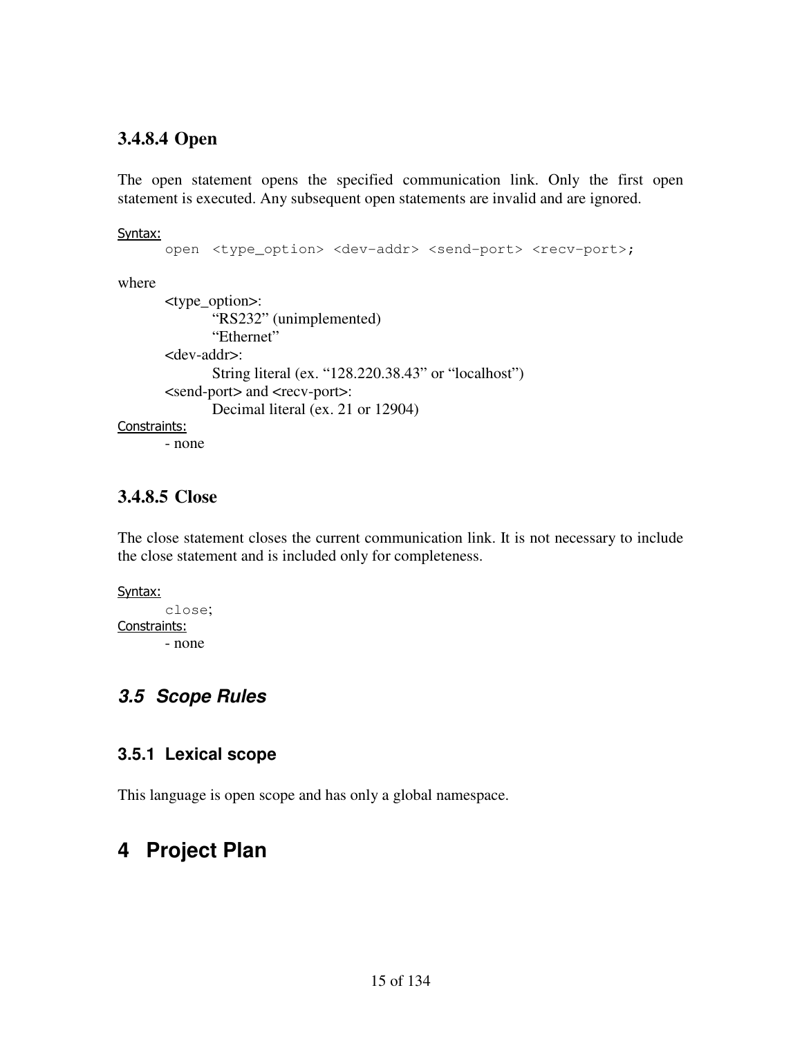#### 3.4.8.4 Open

The open statement opens the specified communication link. Only the first open statement is executed. Any subsequent open statements are invalid and are ignored.

Syntax:

```
open  <type_option> <dev-addr> <send-port> <recv-port>;
```

where

- <type_option>:
  - "RS232" (unimplemented)
  - "Ethernet"
- <dev-addr>:
  - String literal (ex. "128.220.38.43" or "localhost")
- <send-port> and <recv-port>:
  - Decimal literal (ex. 21 or 12904)

Constraints:

- none

#### 3.4.8.5 Close

The close statement closes the current communication link. It is not necessary to include the close statement and is included only for completeness.

Syntax:

```
close;
```

Constraints:

- none

## *3.5 Scope Rules*

### 3.5.1 Lexical scope

This language is open scope and has only a global namespace.

# 4 Project Plan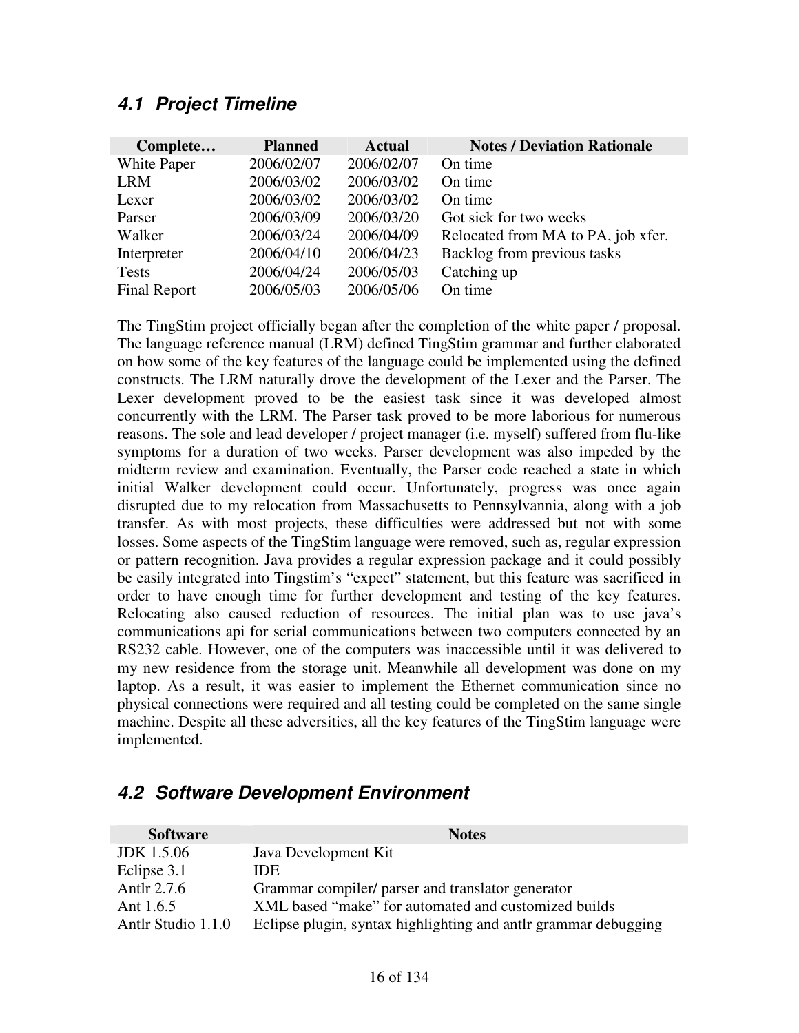## *4.1 Project Timeline*

| Complete… | Planned | Actual | Notes / Deviation Rationale |
|---|---|---|---|
| White Paper | 2006/02/07 | 2006/02/07 | On time |
| LRM | 2006/03/02 | 2006/03/02 | On time |
| Lexer | 2006/03/02 | 2006/03/02 | On time |
| Parser | 2006/03/09 | 2006/03/20 | Got sick for two weeks |
| Walker | 2006/03/24 | 2006/04/09 | Relocated from MA to PA, job xfer. |
| Interpreter | 2006/04/10 | 2006/04/23 | Backlog from previous tasks |
| Tests | 2006/04/24 | 2006/05/03 | Catching up |
| Final Report | 2006/05/03 | 2006/05/06 | On time |

The TingStim project officially began after the completion of the white paper / proposal. The language reference manual (LRM) defined TingStim grammar and further elaborated on how some of the key features of the language could be implemented using the defined constructs. The LRM naturally drove the development of the Lexer and the Parser. The Lexer development proved to be the easiest task since it was developed almost concurrently with the LRM. The Parser task proved to be more laborious for numerous reasons. The sole and lead developer / project manager (i.e. myself) suffered from flu-like symptoms for a duration of two weeks. Parser development was also impeded by the midterm review and examination. Eventually, the Parser code reached a state in which initial Walker development could occur. Unfortunately, progress was once again disrupted due to my relocation from Massachusetts to Pennsylvannia, along with a job transfer. As with most projects, these difficulties were addressed but not with some losses. Some aspects of the TingStim language were removed, such as, regular expression or pattern recognition. Java provides a regular expression package and it could possibly be easily integrated into Tingstim's "expect" statement, but this feature was sacrificed in order to have enough time for further development and testing of the key features. Relocating also caused reduction of resources. The initial plan was to use java's communications api for serial communications between two computers connected by an RS232 cable. However, one of the computers was inaccessible until it was delivered to my new residence from the storage unit. Meanwhile all development was done on my laptop. As a result, it was easier to implement the Ethernet communication since no physical connections were required and all testing could be completed on the same single machine. Despite all these adversities, all the key features of the TingStim language were implemented.

## *4.2 Software Development Environment*

| Software | Notes |
|---|---|
| JDK 1.5.06 | Java Development Kit |
| Eclipse 3.1 | IDE |
| Antlr 2.7.6 | Grammar compiler/ parser and translator generator |
| Ant 1.6.5 | XML based "make" for automated and customized builds |
| Antlr Studio 1.1.0 | Eclipse plugin, syntax highlighting and antlr grammar debugging |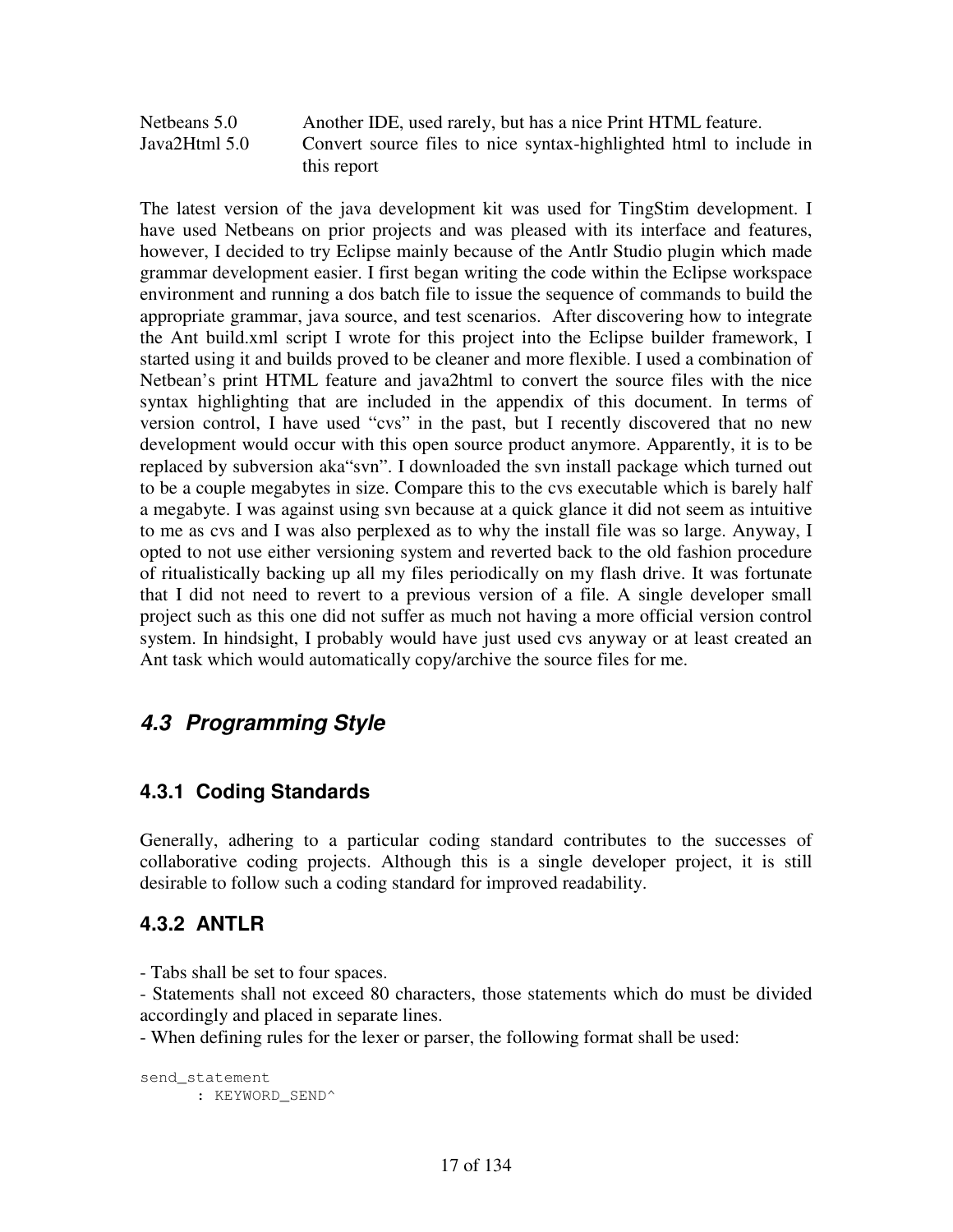| | |
|---|---|
| Netbeans 5.0 | Another IDE, used rarely, but has a nice Print HTML feature. |
| Java2Html 5.0 | Convert source files to nice syntax-highlighted html to include in this report |

The latest version of the java development kit was used for TingStim development. I have used Netbeans on prior projects and was pleased with its interface and features, however, I decided to try Eclipse mainly because of the Antlr Studio plugin which made grammar development easier. I first began writing the code within the Eclipse workspace environment and running a dos batch file to issue the sequence of commands to build the appropriate grammar, java source, and test scenarios. After discovering how to integrate the Ant build.xml script I wrote for this project into the Eclipse builder framework, I started using it and builds proved to be cleaner and more flexible. I used a combination of Netbean's print HTML feature and java2html to convert the source files with the nice syntax highlighting that are included in the appendix of this document. In terms of version control, I have used "cvs" in the past, but I recently discovered that no new development would occur with this open source product anymore. Apparently, it is to be replaced by subversion aka"svn". I downloaded the svn install package which turned out to be a couple megabytes in size. Compare this to the cvs executable which is barely half a megabyte. I was against using svn because at a quick glance it did not seem as intuitive to me as cvs and I was also perplexed as to why the install file was so large. Anyway, I opted to not use either versioning system and reverted back to the old fashion procedure of ritualistically backing up all my files periodically on my flash drive. It was fortunate that I did not need to revert to a previous version of a file. A single developer small project such as this one did not suffer as much not having a more official version control system. In hindsight, I probably would have just used cvs anyway or at least created an Ant task which would automatically copy/archive the source files for me.

## *4.3 Programming Style*

### 4.3.1 Coding Standards

Generally, adhering to a particular coding standard contributes to the successes of collaborative coding projects. Although this is a single developer project, it is still desirable to follow such a coding standard for improved readability.

### 4.3.2 ANTLR

- Tabs shall be set to four spaces.
- Statements shall not exceed 80 characters, those statements which do must be divided accordingly and placed in separate lines.
- When defining rules for the lexer or parser, the following format shall be used:

```
send_statement
      : KEYWORD_SEND^
```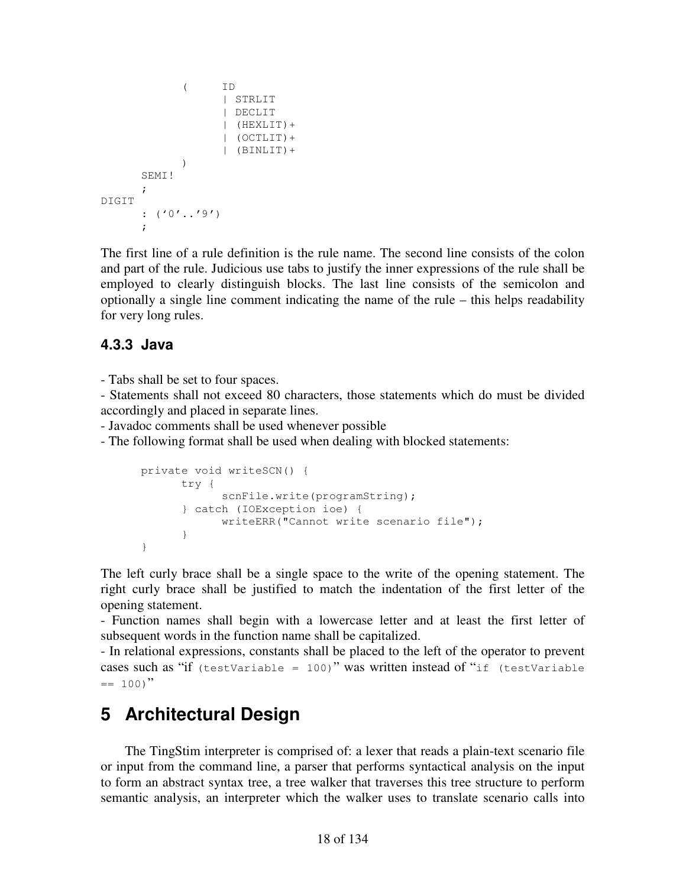```
        (       ID
                | STRLIT
                | DECLIT
                | (HEXLIT)+
                | (OCTLIT)+
                | (BINLIT)+
        )
    SEMI!
    ;
DIGIT
    : ('0'..'9')
    ;
```

The first line of a rule definition is the rule name. The second line consists of the colon and part of the rule. Judicious use tabs to justify the inner expressions of the rule shall be employed to clearly distinguish blocks. The last line consists of the semicolon and optionally a single line comment indicating the name of the rule – this helps readability for very long rules.

### 4.3.3 Java

- Tabs shall be set to four spaces.
- Statements shall not exceed 80 characters, those statements which do must be divided accordingly and placed in separate lines.
- Javadoc comments shall be used whenever possible
- The following format shall be used when dealing with blocked statements:

```
private void writeSCN() {
    try {
        scnFile.write(programString);
    } catch (IOException ioe) {
        writeERR("Cannot write scenario file");
    }
}
```

The left curly brace shall be a single space to the write of the opening statement. The right curly brace shall be justified to match the indentation of the first letter of the opening statement.

- Function names shall begin with a lowercase letter and at least the first letter of subsequent words in the function name shall be capitalized.
- In relational expressions, constants shall be placed to the left of the operator to prevent cases such as "if `(testVariable = 100)`" was written instead of "`if (testVariable == 100)`"

# 5 Architectural Design

The TingStim interpreter is comprised of: a lexer that reads a plain-text scenario file or input from the command line, a parser that performs syntactical analysis on the input to form an abstract syntax tree, a tree walker that traverses this tree structure to perform semantic analysis, an interpreter which the walker uses to translate scenario calls into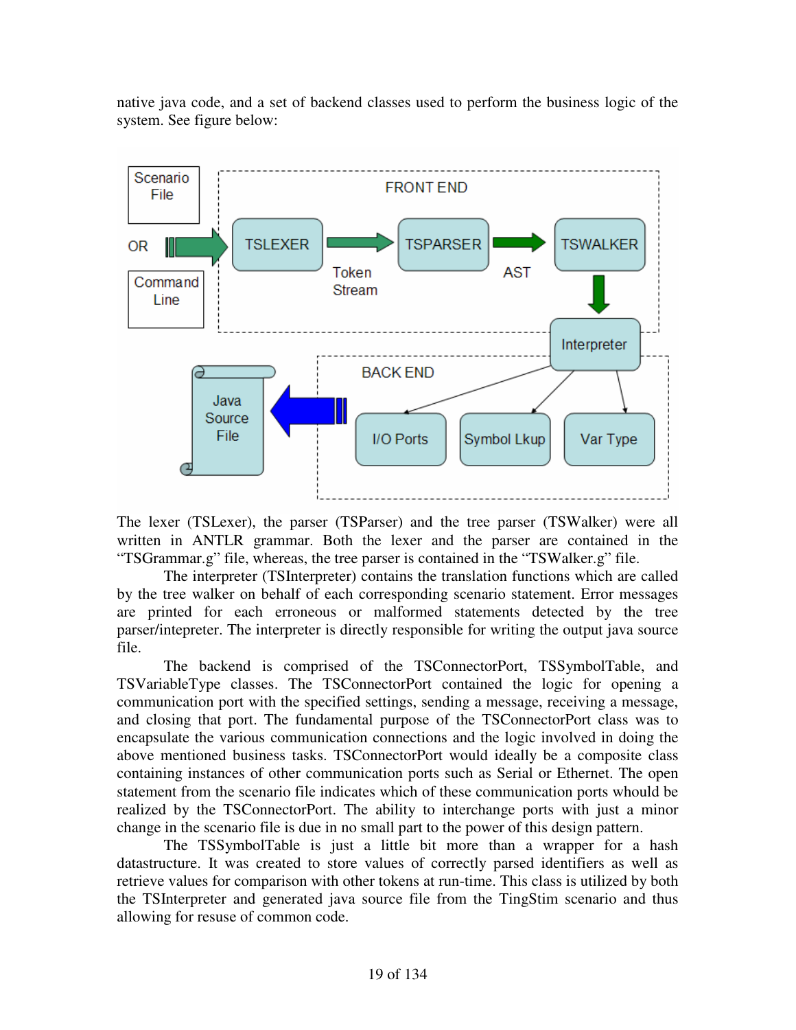native java code, and a set of backend classes used to perform the business logic of the system. See figure below:

The lexer (TSLexer), the parser (TSParser) and the tree parser (TSWalker) were all written in ANTLR grammar. Both the lexer and the parser are contained in the "TSGrammar.g" file, whereas, the tree parser is contained in the "TSWalker.g" file.

The interpreter (TSInterpreter) contains the translation functions which are called by the tree walker on behalf of each corresponding scenario statement. Error messages are printed for each erroneous or malformed statements detected by the tree parser/intepreter. The interpreter is directly responsible for writing the output java source file.

The backend is comprised of the TSConnectorPort, TSSymbolTable, and TSVariableType classes. The TSConnectorPort contained the logic for opening a communication port with the specified settings, sending a message, receiving a message, and closing that port. The fundamental purpose of the TSConnectorPort class was to encapsulate the various communication connections and the logic involved in doing the above mentioned business tasks. TSConnectorPort would ideally be a composite class containing instances of other communication ports such as Serial or Ethernet. The open statement from the scenario file indicates which of these communication ports whould be realized by the TSConnectorPort. The ability to interchange ports with just a minor change in the scenario file is due in no small part to the power of this design pattern.

The TSSymbolTable is just a little bit more than a wrapper for a hash datastructure. It was created to store values of correctly parsed identifiers as well as retrieve values for comparison with other tokens at run-time. This class is utilized by both the TSInterpreter and generated java source file from the TingStim scenario and thus allowing for resuse of common code.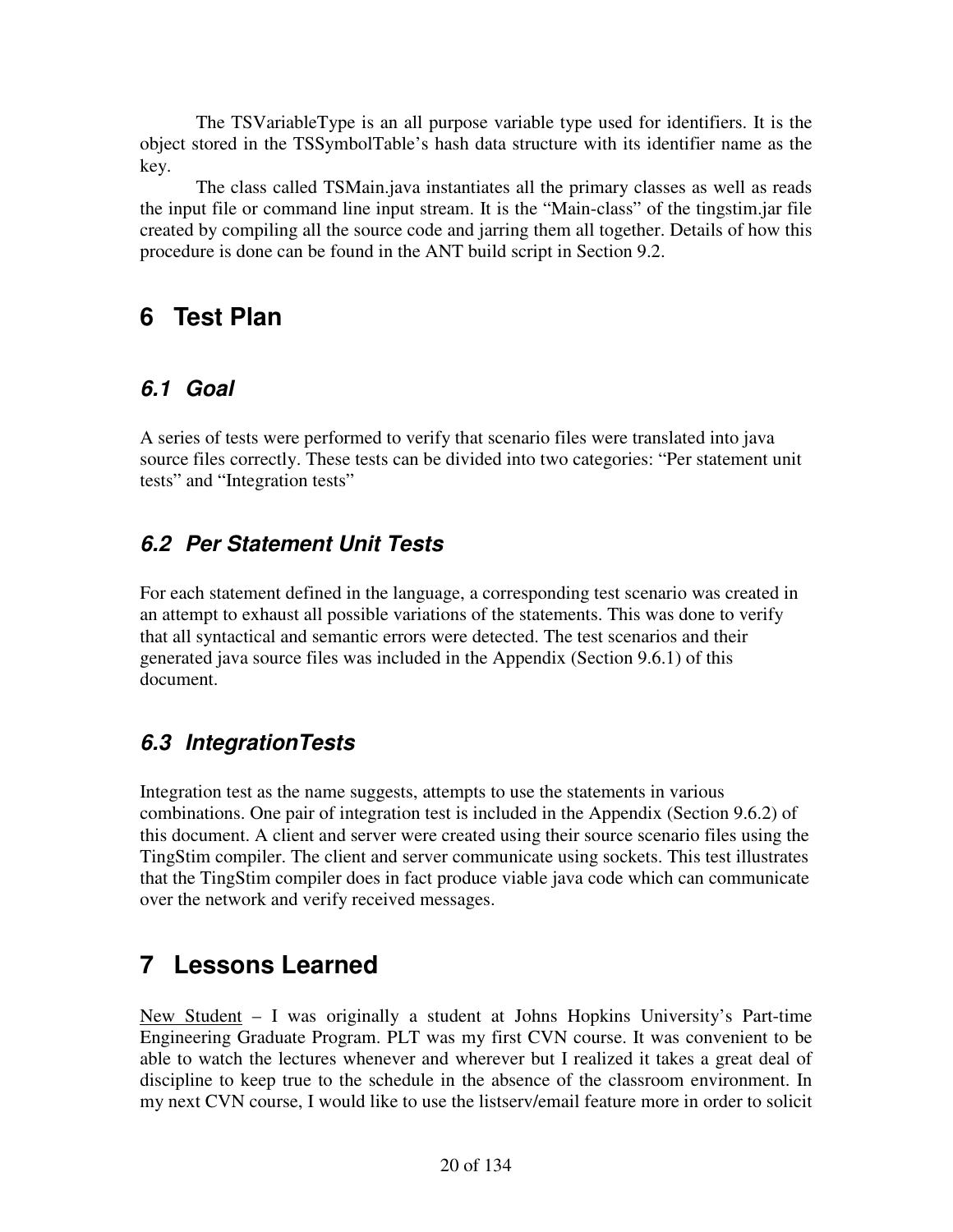The TSVariableType is an all purpose variable type used for identifiers. It is the object stored in the TSSymbolTable's hash data structure with its identifier name as the key.

The class called TSMain.java instantiates all the primary classes as well as reads the input file or command line input stream. It is the "Main-class" of the tingstim.jar file created by compiling all the source code and jarring them all together. Details of how this procedure is done can be found in the ANT build script in Section 9.2.

# 6 Test Plan

## *6.1 Goal*

A series of tests were performed to verify that scenario files were translated into java source files correctly. These tests can be divided into two categories: "Per statement unit tests" and "Integration tests"

## *6.2 Per Statement Unit Tests*

For each statement defined in the language, a corresponding test scenario was created in an attempt to exhaust all possible variations of the statements. This was done to verify that all syntactical and semantic errors were detected. The test scenarios and their generated java source files was included in the Appendix (Section 9.6.1) of this document.

## *6.3 IntegrationTests*

Integration test as the name suggests, attempts to use the statements in various combinations. One pair of integration test is included in the Appendix (Section 9.6.2) of this document. A client and server were created using their source scenario files using the TingStim compiler. The client and server communicate using sockets. This test illustrates that the TingStim compiler does in fact produce viable java code which can communicate over the network and verify received messages.

# 7 Lessons Learned

<u>New Student</u> – I was originally a student at Johns Hopkins University's Part-time Engineering Graduate Program. PLT was my first CVN course. It was convenient to be able to watch the lectures whenever and wherever but I realized it takes a great deal of discipline to keep true to the schedule in the absence of the classroom environment. In my next CVN course, I would like to use the listserv/email feature more in order to solicit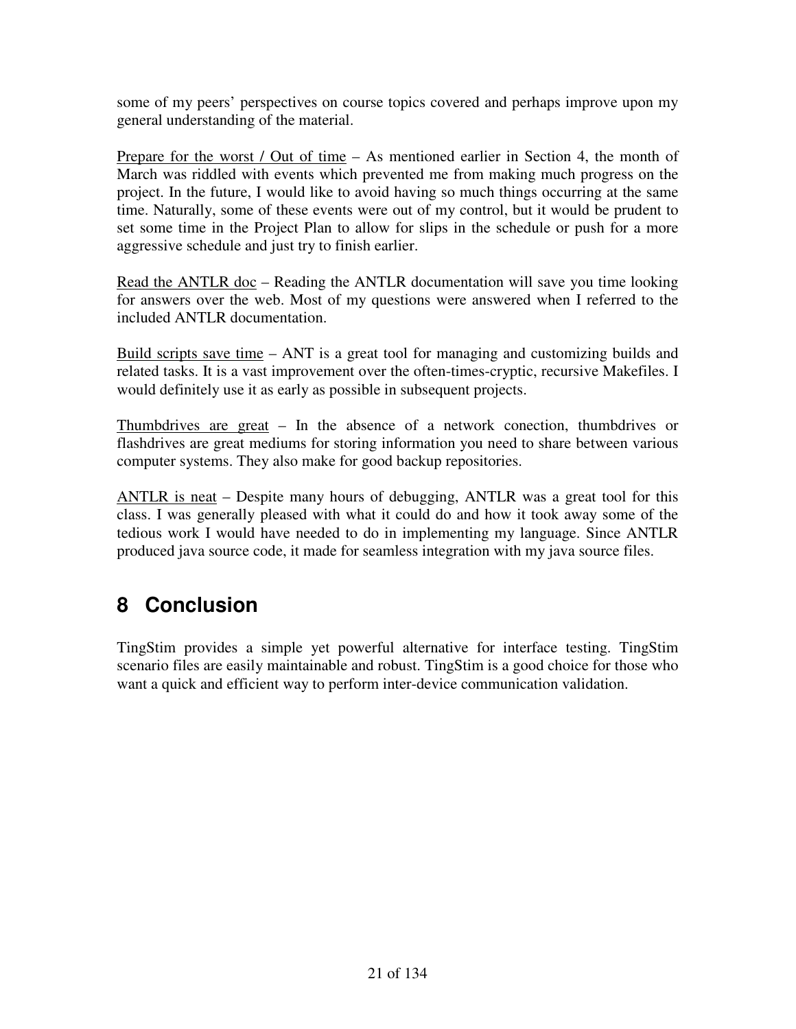some of my peers' perspectives on course topics covered and perhaps improve upon my general understanding of the material.

Prepare for the worst / Out of time – As mentioned earlier in Section 4, the month of March was riddled with events which prevented me from making much progress on the project. In the future, I would like to avoid having so much things occurring at the same time. Naturally, some of these events were out of my control, but it would be prudent to set some time in the Project Plan to allow for slips in the schedule or push for a more aggressive schedule and just try to finish earlier.

Read the ANTLR doc – Reading the ANTLR documentation will save you time looking for answers over the web. Most of my questions were answered when I referred to the included ANTLR documentation.

Build scripts save time – ANT is a great tool for managing and customizing builds and related tasks. It is a vast improvement over the often-times-cryptic, recursive Makefiles. I would definitely use it as early as possible in subsequent projects.

Thumbdrives are great – In the absence of a network conection, thumbdrives or flashdrives are great mediums for storing information you need to share between various computer systems. They also make for good backup repositories.

ANTLR is neat – Despite many hours of debugging, ANTLR was a great tool for this class. I was generally pleased with what it could do and how it took away some of the tedious work I would have needed to do in implementing my language. Since ANTLR produced java source code, it made for seamless integration with my java source files.

# 8 Conclusion

TingStim provides a simple yet powerful alternative for interface testing. TingStim scenario files are easily maintainable and robust. TingStim is a good choice for those who want a quick and efficient way to perform inter-device communication validation.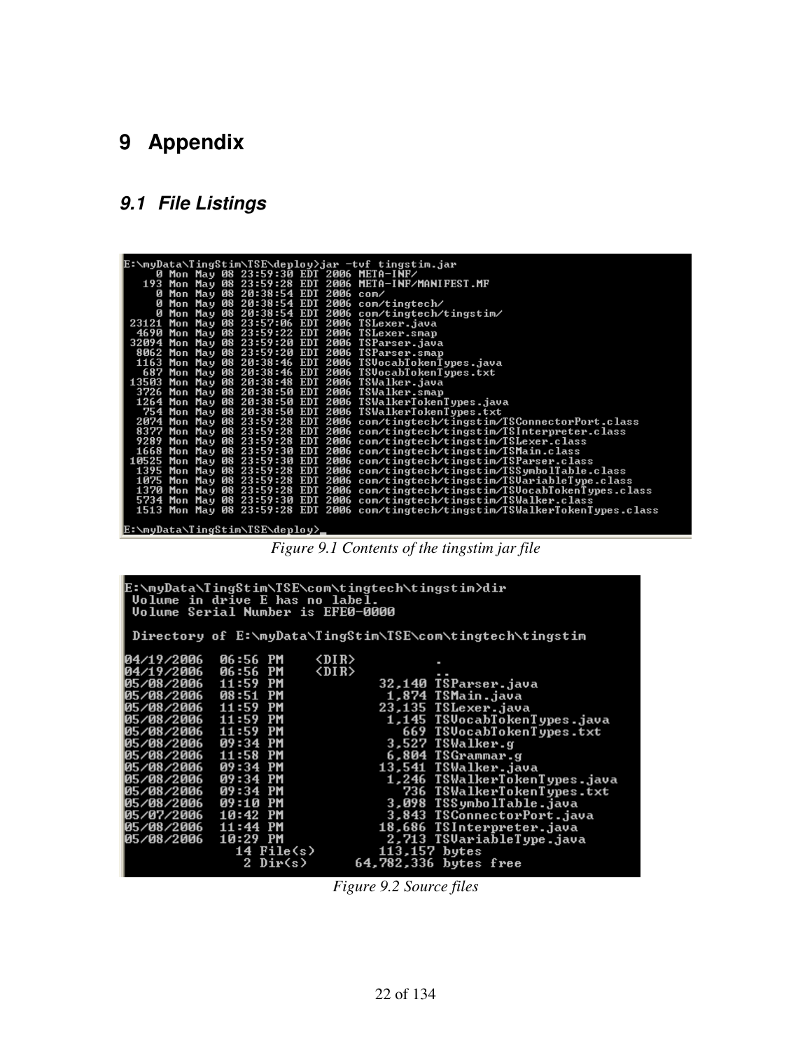# 9 Appendix

## 9.1 File Listings

```
E:\myData\TingStim\TSE\deploy>jar -tvf tingstim.jar
     0 Mon May 08 23:59:30 EDT 2006 META-INF/
   193 Mon May 08 23:59:28 EDT 2006 META-INF/MANIFEST.MF
     0 Mon May 08 20:38:54 EDT 2006 com/
     0 Mon May 08 20:38:54 EDT 2006 com/tingtech/
     0 Mon May 08 20:38:54 EDT 2006 com/tingtech/tingstim/
 23121 Mon May 08 23:57:06 EDT 2006 TSLexer.java
  4690 Mon May 08 23:59:22 EDT 2006 TSLexer.smap
 32094 Mon May 08 23:59:20 EDT 2006 TSParser.java
  8062 Mon May 08 23:59:20 EDT 2006 TSParser.smap
  1163 Mon May 08 20:38:46 EDT 2006 TSVocabTokenTypes.java
   687 Mon May 08 20:38:46 EDT 2006 TSVocabTokenTypes.txt
 13503 Mon May 08 20:38:48 EDT 2006 TSWalker.java
  3726 Mon May 08 20:38:50 EDT 2006 TSWalker.smap
  1264 Mon May 08 20:38:50 EDT 2006 TSWalkerTokenTypes.java
   754 Mon May 08 20:38:50 EDT 2006 TSWalkerTokenTypes.txt
  2074 Mon May 08 23:59:28 EDT 2006 com/tingtech/tingstim/TSConnectorPort.class
  8377 Mon May 08 23:59:28 EDT 2006 com/tingtech/tingstim/TSInterpreter.class
  9289 Mon May 08 23:59:28 EDT 2006 com/tingtech/tingstim/TSLexer.class
  1668 Mon May 08 23:59:30 EDT 2006 com/tingtech/tingstim/TSMain.class
 10525 Mon May 08 23:59:30 EDT 2006 com/tingtech/tingstim/TSParser.class
  1395 Mon May 08 23:59:28 EDT 2006 com/tingtech/tingstim/TSSymbolTable.class
  1075 Mon May 08 23:59:28 EDT 2006 com/tingtech/tingstim/TSVariableType.class
  1370 Mon May 08 23:59:28 EDT 2006 com/tingtech/tingstim/TSVocabTokenTypes.class
  5734 Mon May 08 23:59:30 EDT 2006 com/tingtech/tingstim/TSWalker.class
  1513 Mon May 08 23:59:28 EDT 2006 com/tingtech/tingstim/TSWalkerTokenTypes.class

E:\myData\TingStim\TSE\deploy>_
```

*Figure 9.1 Contents of the tingstim jar file*

```
E:\myData\TingStim\TSE\com\tingtech\tingstim>dir
 Volume in drive E has no label.
 Volume Serial Number is EFE0-0000

 Directory of E:\myData\TingStim\TSE\com\tingtech\tingstim

04/19/2006  06:56 PM    <DIR>          .
04/19/2006  06:56 PM    <DIR>          ..
05/08/2006  11:59 PM            32,140 TSParser.java
05/08/2006  08:51 PM             1,874 TSMain.java
05/08/2006  11:59 PM            23,135 TSLexer.java
05/08/2006  11:59 PM             1,145 TSVocabTokenTypes.java
05/08/2006  11:59 PM               669 TSVocabTokenTypes.txt
05/08/2006  09:34 PM             3,527 TSWalker.g
05/08/2006  11:58 PM             6,804 TSGrammar.g
05/08/2006  09:34 PM            13,541 TSWalker.java
05/08/2006  09:34 PM             1,246 TSWalkerTokenTypes.java
05/08/2006  09:34 PM               736 TSWalkerTokenTypes.txt
05/08/2006  09:10 PM             3,098 TSSymbolTable.java
05/07/2006  10:42 PM             3,843 TSConnectorPort.java
05/08/2006  11:44 PM            18,686 TSInterpreter.java
05/08/2006  10:29 PM             2,713 TSVariableType.java
              14 File(s)        113,157 bytes
               2 Dir(s)      64,782,336 bytes free
```

*Figure 9.2 Source files*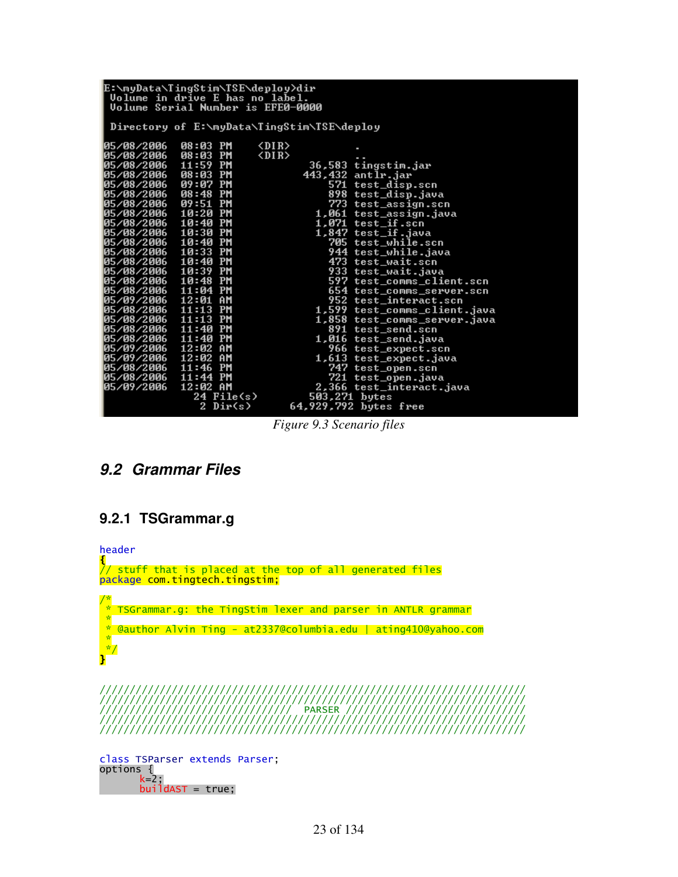```
E:\myData\TingStim\TSE\deploy>dir
 Volume in drive E has no label.
 Volume Serial Number is EFE0-0000

 Directory of E:\myData\TingStim\TSE\deploy

05/08/2006  08:03 PM    <DIR>          .
05/08/2006  08:03 PM    <DIR>          ..
05/08/2006  11:59 PM            36,583 tingstim.jar
05/08/2006  08:03 PM           443,432 antlr.jar
05/08/2006  09:07 PM               571 test_disp.scn
05/08/2006  08:48 PM               898 test_disp.java
05/08/2006  09:51 PM               773 test_assign.scn
05/08/2006  10:20 PM             1,061 test_assign.java
05/08/2006  10:40 PM             1,071 test_if.scn
05/08/2006  10:30 PM             1,847 test_if.java
05/08/2006  10:40 PM               705 test_while.scn
05/08/2006  10:33 PM               944 test_while.java
05/08/2006  10:40 PM               473 test_wait.scn
05/08/2006  10:39 PM               933 test_wait.java
05/08/2006  10:48 PM               597 test_comms_client.scn
05/08/2006  11:04 PM               654 test_comms_server.scn
05/09/2006  12:01 AM               952 test_interact.scn
05/08/2006  11:13 PM             1,599 test_comms_client.java
05/08/2006  11:13 PM             1,858 test_comms_server.java
05/08/2006  11:40 PM               891 test_send.scn
05/08/2006  11:40 PM             1,016 test_send.java
05/09/2006  12:02 AM               966 test_expect.scn
05/09/2006  12:02 AM             1,613 test_expect.java
05/08/2006  11:46 PM               747 test_open.scn
05/08/2006  11:44 PM               721 test_open.java
05/09/2006  12:02 AM             2,366 test_interact.java
              24 File(s)        503,271 bytes
               2 Dir(s)      64,929,792 bytes free
```

*Figure 9.3 Scenario files*

## 9.2 Grammar Files

### 9.2.1 TSGrammar.g

```
header
{
// stuff that is placed at the top of all generated files
package com.tingtech.tingstim;

/*
 * TSGrammar.g: the TingStim lexer and parser in ANTLR grammar
 *
 * @author Alvin Ting - at2337@columbia.edu | ating410@yahoo.com
 *
 */
}


//////////////////////////////////////////////////////////////////////
//////////////////////////////////////////////////////////////////////
////////////////////////////////   PARSER   //////////////////////////
//////////////////////////////////////////////////////////////////////
//////////////////////////////////////////////////////////////////////


class TSParser extends Parser;
options {
        k=2;
        buildAST = true;
```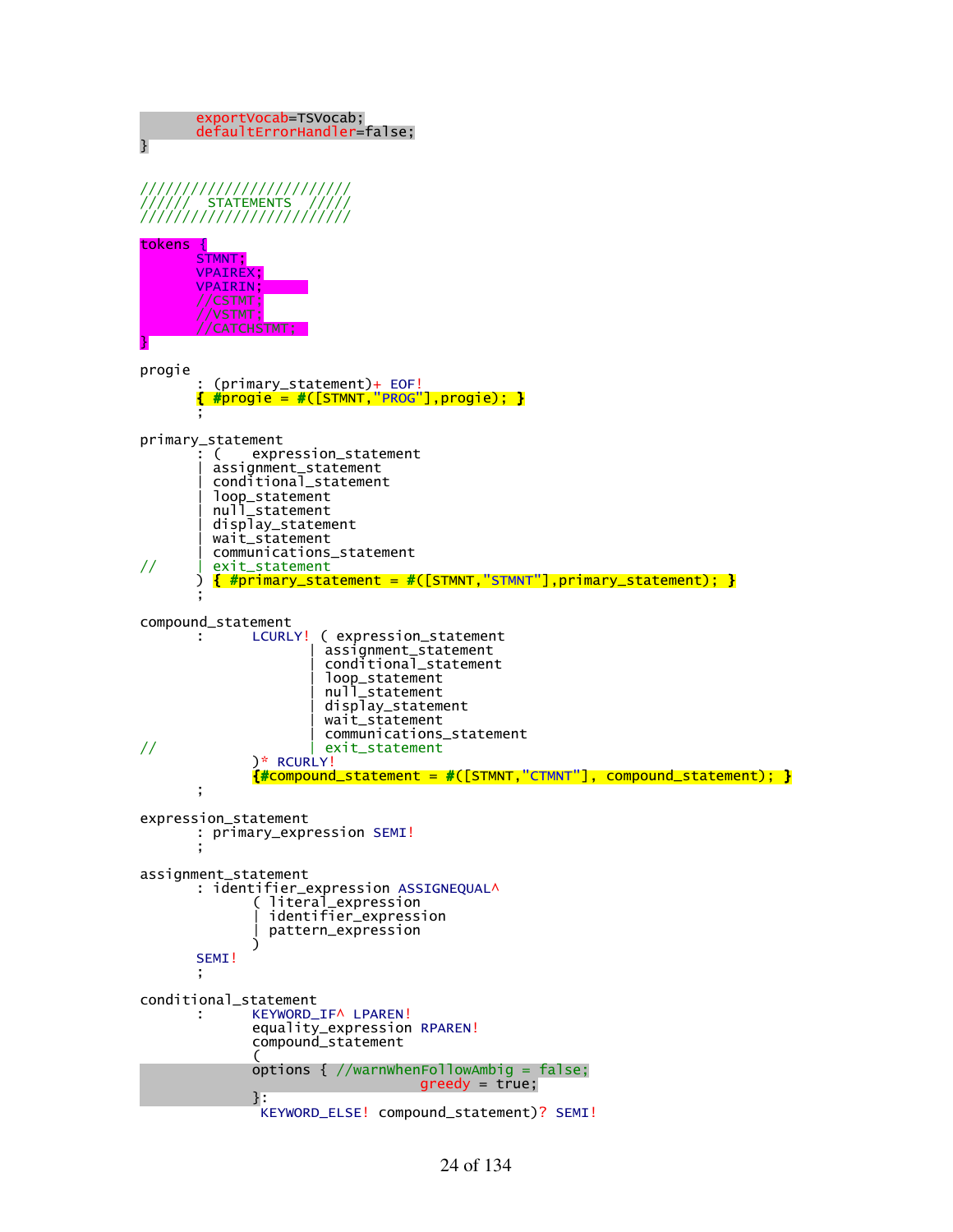```
	exportVocab=TSVocab;
	defaultErrorHandler=false;
}


///////////////////////
/////  STATEMENTS  /////
///////////////////////

tokens {
	STMNT;
	VPAIREX;
	VPAIRIN;
	//CSTMT;
	//VSTMT;
	//CATCHSTMT;
}

progie
	: (primary_statement)+ EOF!
	{ #progie = #([STMNT,"PROG"],progie); }
	;

primary_statement
	: (	expression_statement
	| assignment_statement
	| conditional_statement
	| loop_statement
	| null_statement
	| display_statement
	| wait_statement
	| communications_statement
//	| exit_statement
	) { #primary_statement = #([STMNT,"STMNT"],primary_statement); }
	;

compound_statement
	:	LCURLY! ( expression_statement
			| assignment_statement
			| conditional_statement
			| loop_statement
			| null_statement
			| display_statement
			| wait_statement
			| communications_statement
//			| exit_statement
		)* RCURLY!
		{#compound_statement = #([STMNT,"CTMNT"], compound_statement); }
	;

expression_statement
	: primary_expression SEMI!
	;

assignment_statement
	: identifier_expression ASSIGNEQUAL^
		( literal_expression
		| identifier_expression
		| pattern_expression
		)
	SEMI!
	;

conditional_statement
	:	KEYWORD_IF^ LPAREN!
		equality_expression RPAREN!
		compound_statement
		(
		options { //warnWhenFollowAmbig = false;
					greedy = true;
		}:
		 KEYWORD_ELSE! compound_statement)? SEMI!
```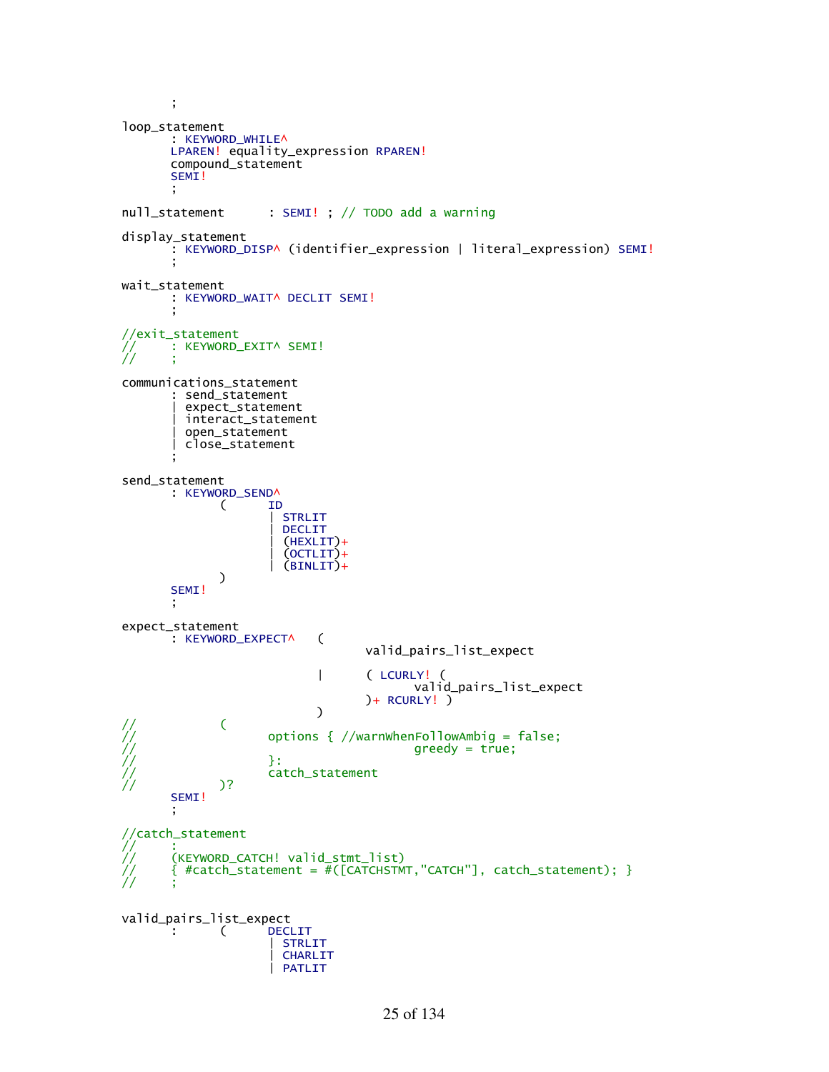```
	;

loop_statement
	: KEYWORD_WHILE^
	LPAREN! equality_expression RPAREN!
	compound_statement
	SEMI!
	;

null_statement	: SEMI! ; // TODO add a warning

display_statement
	: KEYWORD_DISP^ (identifier_expression | literal_expression) SEMI!
	;

wait_statement
	: KEYWORD_WAIT^ DECLIT SEMI!
	;

//exit_statement
//	: KEYWORD_EXIT^ SEMI!
//	;

communications_statement
	: send_statement
	| expect_statement
	| interact_statement
	| open_statement
	| close_statement
	;

send_statement
	: KEYWORD_SEND^
		(	ID
			| STRLIT
			| DECLIT
			| (HEXLIT)+
			| (OCTLIT)+
			| (BINLIT)+
		)
	SEMI!
	;

expect_statement
	: KEYWORD_EXPECT^	(
					valid_pairs_list_expect

				|	( LCURLY! (
						valid_pairs_list_expect
					)+ RCURLY! )
				)
//		(
//			options { //warnWhenFollowAmbig = false;
//						greedy = true;
//			}:
//			catch_statement
//		)?
	SEMI!
	;

//catch_statement
//	:
//	(KEYWORD_CATCH! valid_stmt_list)
//	{ #catch_statement = #([CATCHSTMT,"CATCH"], catch_statement); }
//	;


valid_pairs_list_expect
	:	(	DECLIT
			| STRLIT
			| CHARLIT
			| PATLIT
```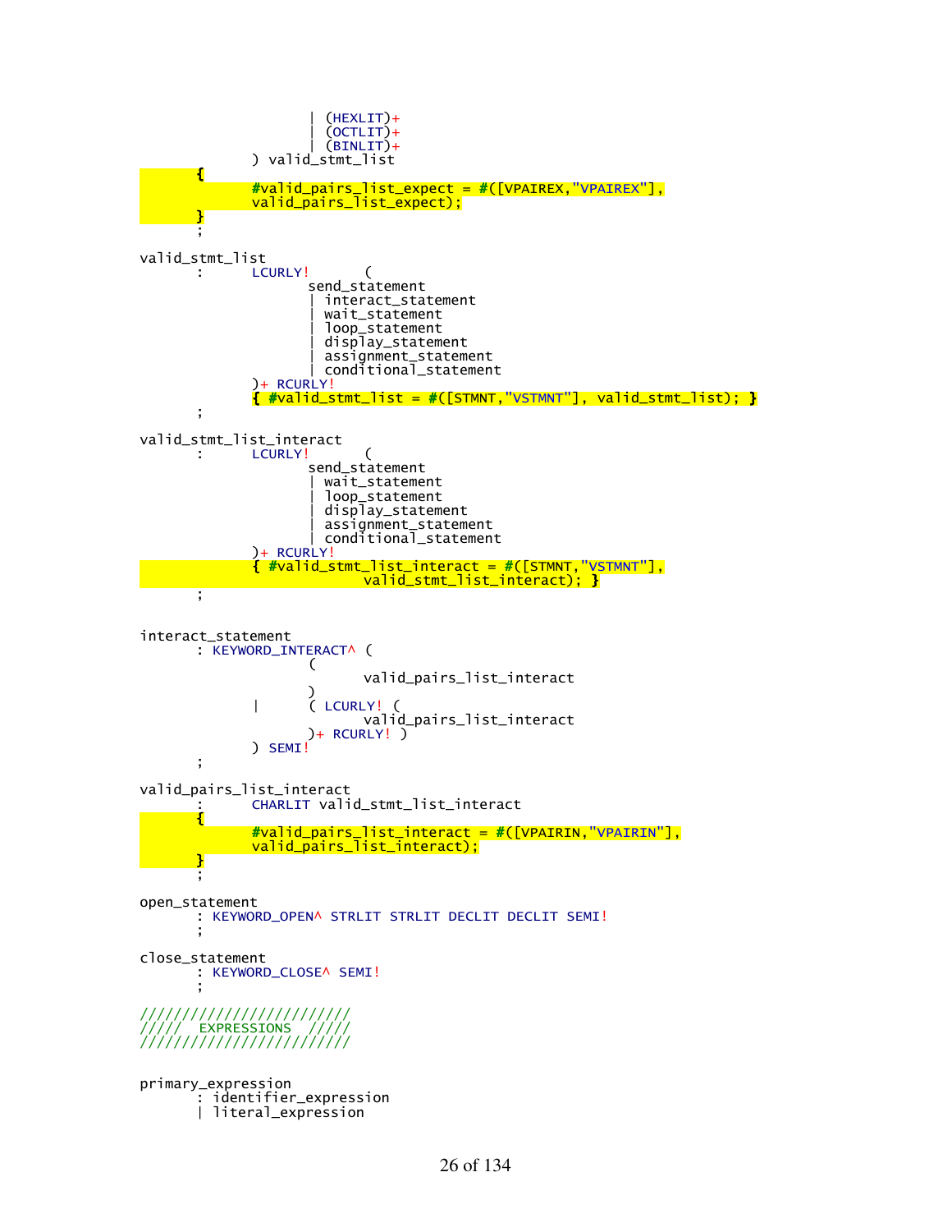```
                    | (HEXLIT)+
                    | (OCTLIT)+
                    | (BINLIT)+
             ) valid_stmt_list
       {
             #valid_pairs_list_expect = #([VPAIREX,"VPAIREX"],
             valid_pairs_list_expect);
       }
       ;

valid_stmt_list
       :     LCURLY!      (
                    send_statement
                    | interact_statement
                    | wait_statement
                    | loop_statement
                    | display_statement
                    | assignment_statement
                    | conditional_statement
             )+ RCURLY!
             { #valid_stmt_list = #([STMNT,"VSTMNT"], valid_stmt_list); }
       ;

valid_stmt_list_interact
       :     LCURLY!      (
                    send_statement
                    | wait_statement
                    | loop_statement
                    | display_statement
                    | assignment_statement
                    | conditional_statement
             )+ RCURLY!
             { #valid_stmt_list_interact = #([STMNT,"VSTMNT"],
                           valid_stmt_list_interact); }
       ;


interact_statement
       : KEYWORD_INTERACT^ (
                    (
                           valid_pairs_list_interact
                    )
             |      ( LCURLY! (
                           valid_pairs_list_interact
                    )+ RCURLY! )
             ) SEMI!
       ;

valid_pairs_list_interact
       :     CHARLIT valid_stmt_list_interact
       {
             #valid_pairs_list_interact = #([VPAIRIN,"VPAIRIN"],
             valid_pairs_list_interact);
       }
       ;

open_statement
       : KEYWORD_OPEN^ STRLIT STRLIT DECLIT DECLIT SEMI!
       ;

close_statement
       : KEYWORD_CLOSE^ SEMI!
       ;

///////////////////////
/////  EXPRESSIONS  /////
///////////////////////


primary_expression
       : identifier_expression
       | literal_expression
```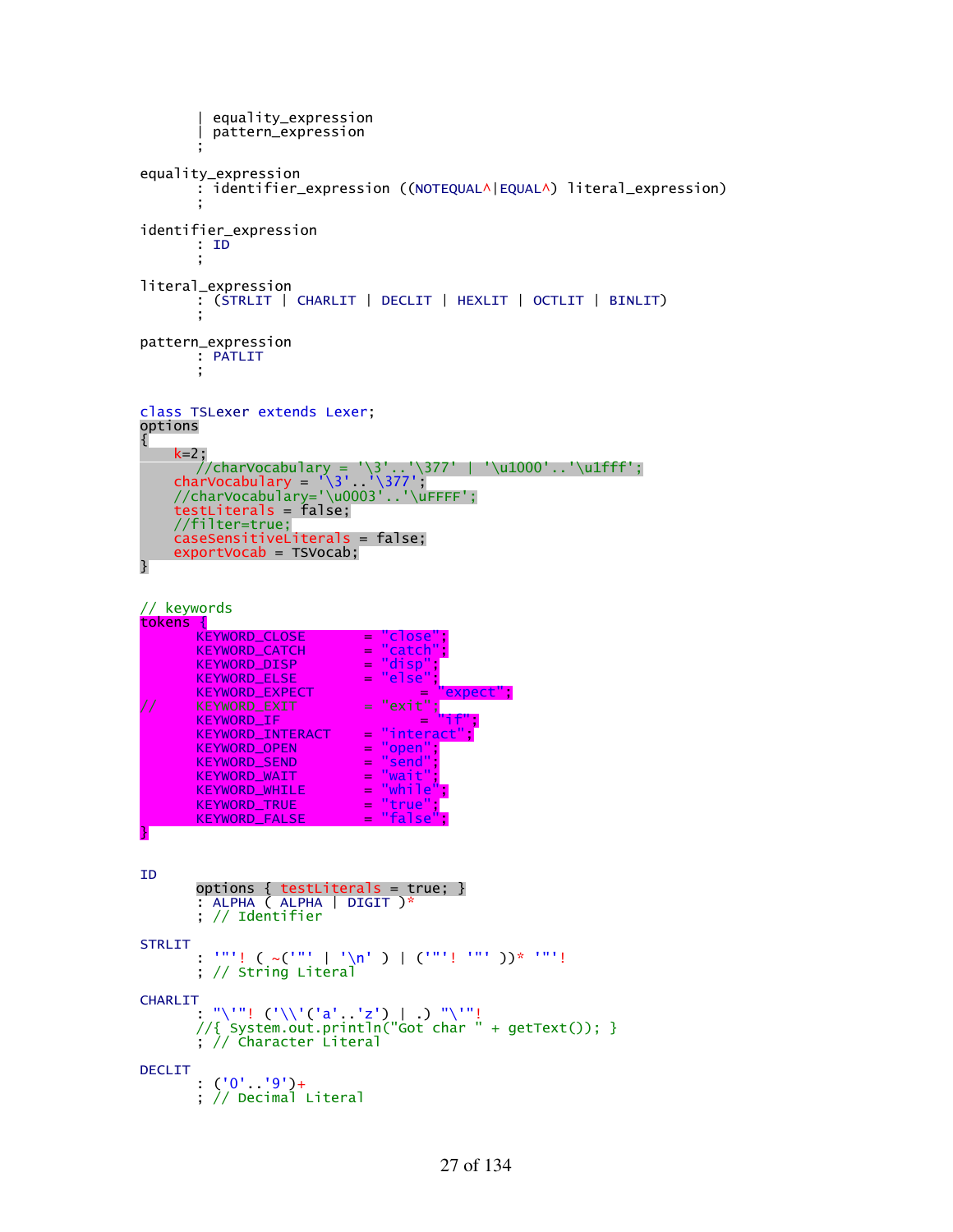```
        | equality_expression
        | pattern_expression
        ;

equality_expression
        : identifier_expression ((NOTEQUAL^|EQUAL^) literal_expression)
        ;

identifier_expression
        : ID
        ;

literal_expression
        : (STRLIT | CHARLIT | DECLIT | HEXLIT | OCTLIT | BINLIT)
        ;

pattern_expression
        : PATLIT
        ;


class TSLexer extends Lexer;
options
{
    k=2;
        //charVocabulary = '\3'..'\377' | '\u1000'..'\u1fff';
    charVocabulary = '\3'..'\377';
    //charVocabulary='\u0003'..'\uFFFF';
    testLiterals = false;
    //filter=true;
    caseSensitiveLiterals = false;
    exportVocab = TSVocab;
}


// keywords
tokens {
        KEYWORD_CLOSE           = "close";
        KEYWORD_CATCH           = "catch";
        KEYWORD_DISP            = "disp";
        KEYWORD_ELSE            = "else";
        KEYWORD_EXPECT                  = "expect";
//      KEYWORD_EXIT            = "exit";
        KEYWORD_IF                      = "if";
        KEYWORD_INTERACT        = "interact";
        KEYWORD_OPEN            = "open";
        KEYWORD_SEND            = "send";
        KEYWORD_WAIT            = "wait";
        KEYWORD_WHILE           = "while";
        KEYWORD_TRUE            = "true";
        KEYWORD_FALSE           = "false";
}


ID
        options { testLiterals = true; }
        : ALPHA ( ALPHA | DIGIT )*
        ; // Identifier

STRLIT
        : '"'! ( ~('"' | '\n' ) | ('"'! '"' ))* '"'!
        ; // String Literal

CHARLIT
        : "\'"! ('\\'('a'..'z') | .) "\'"!
        //{ System.out.println("Got char " + getText()); }
        ; // Character Literal

DECLIT
        : ('0'..'9')+
        ; // Decimal Literal
```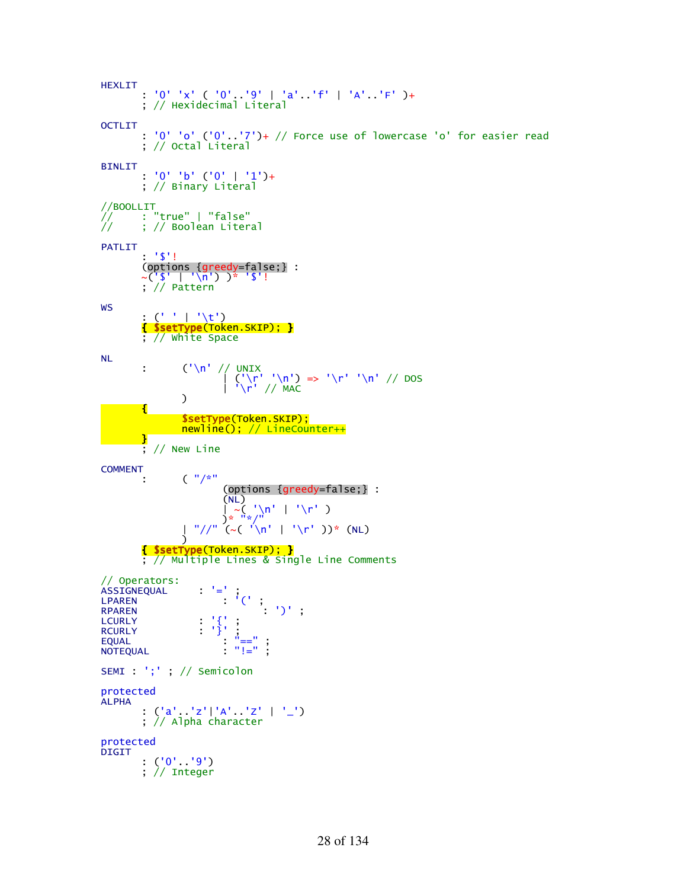```
HEXLIT
	: '0' 'x' ( '0'..'9' | 'a'..'f' | 'A'..'F' )+
	; // Hexidecimal Literal

OCTLIT
	: '0' 'o' ('0'..'7')+ // Force use of lowercase 'o' for easier read
	; // Octal Literal

BINLIT
	: '0' 'b' ('0' | '1')+
	; // Binary Literal

//BOOLLIT
//	: "true" | "false"
//	; // Boolean Literal

PATLIT
	: '$'!
	(options {greedy=false;} :
	~('$' | '\n') )* '$'!
	; // Pattern

WS
	: (' ' | '\t')
	{ $setType(Token.SKIP); }
	; // White Space

NL
	:	('\n' // UNIX
			| ('\r' '\n') => '\r' '\n' // DOS
			| '\r' // MAC
		)
	{
		$setType(Token.SKIP);
		newline(); // LineCounter++
	}
	; // New Line

COMMENT
	:	( "/*"
			(options {greedy=false;} :
			(NL)
			| ~( '\n' | '\r' )
			)* "*/"
		| "//" (~( '\n' | '\r' ))* (NL)
		)
	{ $setType(Token.SKIP); }
	; // Multiple Lines & Single Line Comments

// Operators:
ASSIGNEQUAL	: '=' ;
LPAREN		: '(' ;
RPAREN		: ')' ;
LCURLY		: '{' ;
RCURLY		: '}' ;
EQUAL		: "==" ;
NOTEQUAL	: "!=" ;

SEMI : ';' ; // Semicolon

protected
ALPHA
	: ('a'..'z'|'A'..'Z' | '_')
	; // Alpha character

protected
DIGIT
	: ('0'..'9')
	; // Integer
```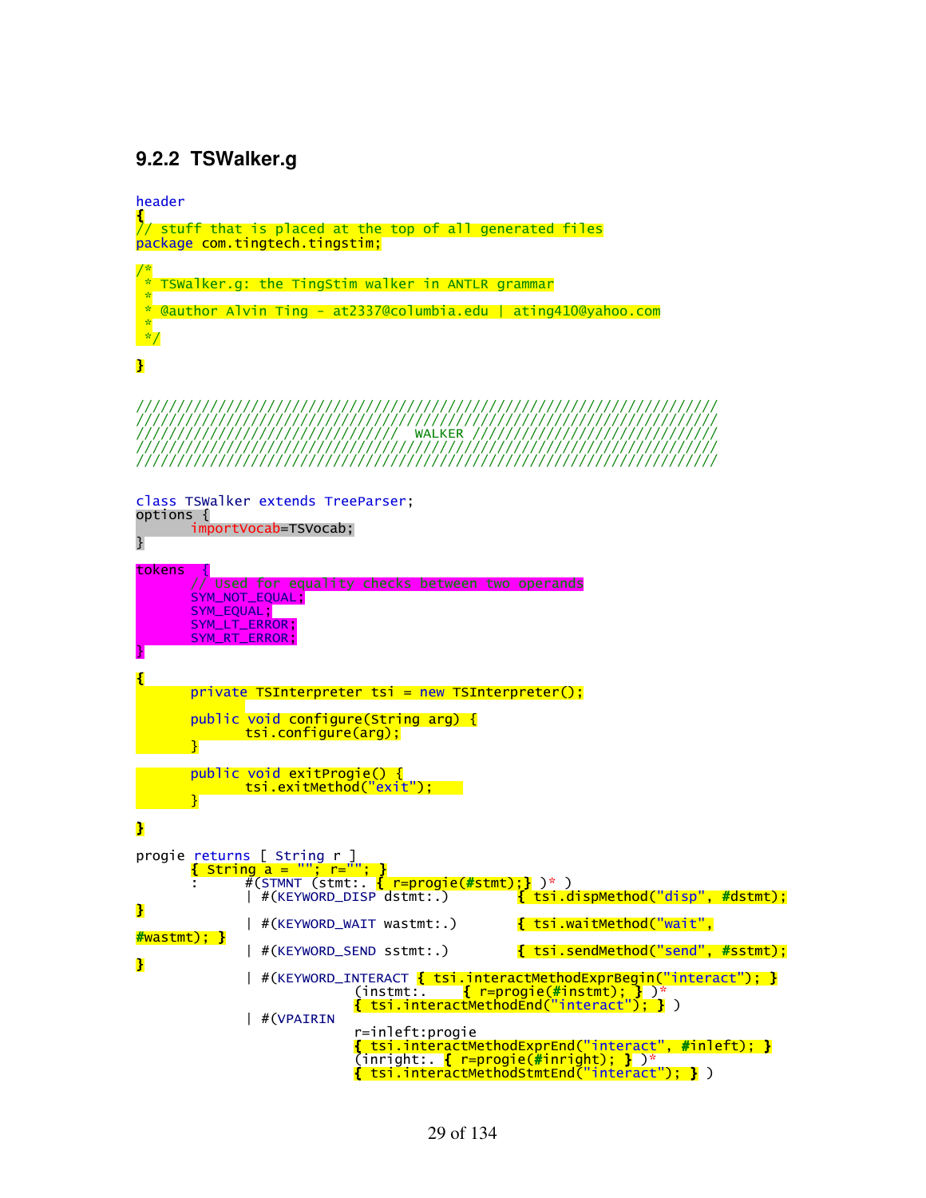### 9.2.2 TSWalker.g

```
header
{
// stuff that is placed at the top of all generated files
package com.tingtech.tingstim;

/*
 * TSWalker.g: the TingStim walker in ANTLR grammar
 *
 * @author Alvin Ting - at2337@columbia.edu | ating410@yahoo.com
 *
 */

}


//////////////////////////////////////////////////////////////////////
//////////////////////////////////////////////////////////////////////
//////////////////////////////// WALKER //////////////////////////////
//////////////////////////////////////////////////////////////////////
//////////////////////////////////////////////////////////////////////


class TSWalker extends TreeParser;
options {
        importVocab=TSVocab;
}

tokens  {
        // Used for equality checks between two operands
        SYM_NOT_EQUAL;
        SYM_EQUAL;
        SYM_LT_ERROR;
        SYM_RT_ERROR;
}

{
        private TSInterpreter tsi = new TSInterpreter();

        public void configure(String arg) {
                tsi.configure(arg);
        }

        public void exitProgie() {
                tsi.exitMethod("exit");
        }

}

progie returns [ String r ]
        { String a = ""; r=""; }
        :       #(STMNT (stmt:. { r=progie(#stmt);} )* )
                | #(KEYWORD_DISP dstmt:.)        { tsi.dispMethod("disp", #dstmt);
}
                | #(KEYWORD_WAIT wastmt:.)       { tsi.waitMethod("wait",
#wastmt); }
                | #(KEYWORD_SEND sstmt:.)        { tsi.sendMethod("send", #sstmt);
}
                | #(KEYWORD_INTERACT { tsi.interactMethodExprBegin("interact"); }
                                (instmt:.    { r=progie(#instmt); } )*
                                { tsi.interactMethodEnd("interact"); } )
                | #(VPAIRIN
                                r=inleft:progie
                                { tsi.interactMethodExprEnd("interact", #inleft); }
                                (inright:. { r=progie(#inright); } )*
                                { tsi.interactMethodStmtEnd("interact"); } )
```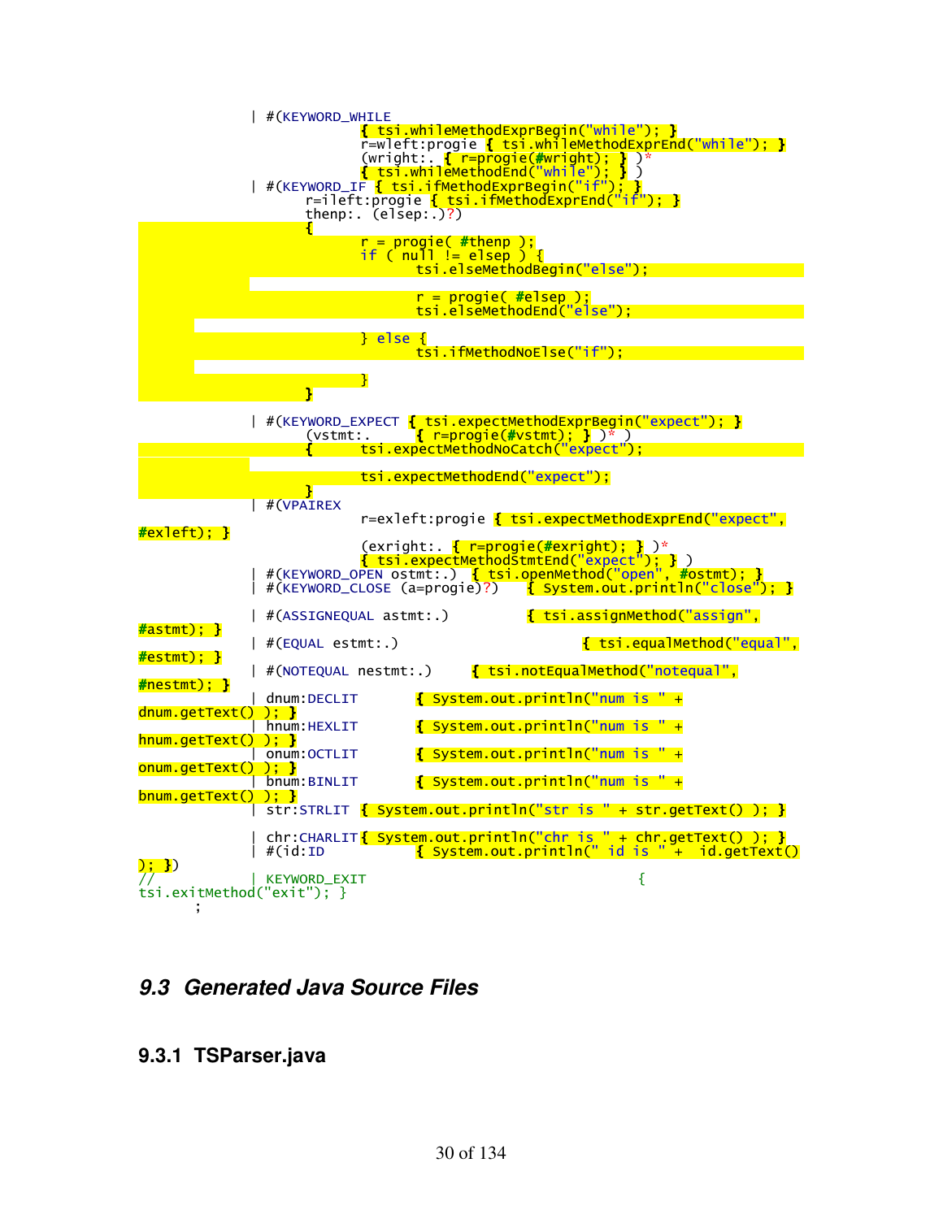```
		| #(KEYWORD_WHILE
				{ tsi.whileMethodExprBegin("while"); }
				r=wleft:progie { tsi.whileMethodExprEnd("while"); }
				(wright:. { r=progie(#wright); } )*
				{ tsi.whileMethodEnd("while"); } )
		| #(KEYWORD_IF { tsi.ifMethodExprBegin("if"); }
			r=ileft:progie { tsi.ifMethodExprEnd("if"); }
			thenp:. (elsep:.)?)
			{
				r = progie( #thenp );
				if ( null != elsep ) {
					tsi.elseMethodBegin("else");

					r = progie( #elsep );
					tsi.elseMethodEnd("else");

				} else {
					tsi.ifMethodNoElse("if");

				}
			}

		| #(KEYWORD_EXPECT { tsi.expectMethodExprBegin("expect"); }
			(vstmt:.     { r=progie(#vstmt); } )* )
			{	tsi.expectMethodNoCatch("expect");

				tsi.expectMethodEnd("expect");
			}
		| #(VPAIREX
				r=exleft:progie { tsi.expectMethodExprEnd("expect",
#exleft); }
				(exright:. { r=progie(#exright); } )*
				{ tsi.expectMethodStmtEnd("expect"); } )
		| #(KEYWORD_OPEN ostmt:.) { tsi.openMethod("open", #ostmt); }
		| #(KEYWORD_CLOSE (a=progie)?)   { System.out.println("close"); }

		| #(ASSIGNEQUAL astmt:.)        { tsi.assignMethod("assign",
#astmt); }
		| #(EQUAL estmt:.)                    { tsi.equalMethod("equal",
#estmt); }
		| #(NOTEQUAL nestmt:.)    { tsi.notEqualMethod("notequal",
#nestmt); }
		| dnum:DECLIT      { System.out.println("num is " +
dnum.getText() ); }
		| hnum:HEXLIT      { System.out.println("num is " +
hnum.getText() ); }
		| onum:OCTLIT      { System.out.println("num is " +
onum.getText() ); }
		| bnum:BINLIT      { System.out.println("num is " +
bnum.getText() ); }
		| str:STRLIT { System.out.println("str is " + str.getText() ); }

		| chr:CHARLIT { System.out.println("chr is " + chr.getText() ); }
		| #(id:ID          { System.out.println(" id is " +  id.getText()
); })
//		| KEYWORD_EXIT                          {
tsi.exitMethod("exit"); }
	;
```

### 9.3 Generated Java Source Files

#### 9.3.1 TSParser.java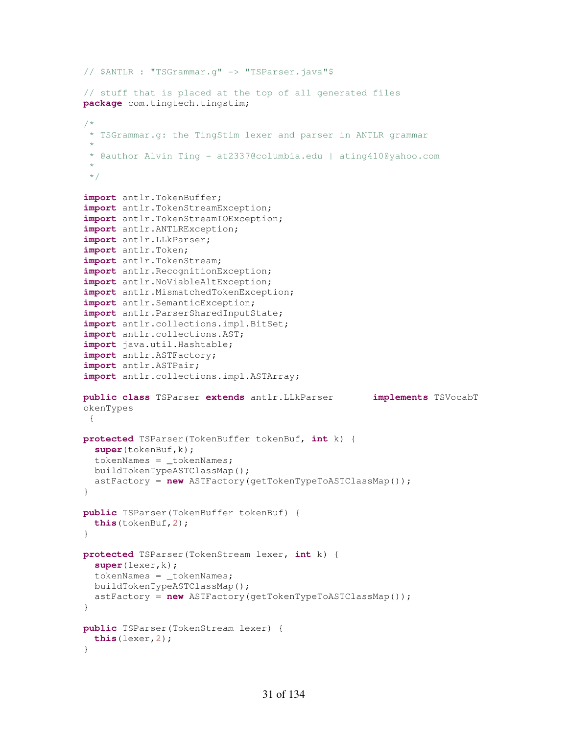```java
// $ANTLR : "TSGrammar.g" -> "TSParser.java"$

// stuff that is placed at the top of all generated files
package com.tingtech.tingstim;

/*
 * TSGrammar.g: the TingStim lexer and parser in ANTLR grammar
 *
 * @author Alvin Ting - at2337@columbia.edu | ating410@yahoo.com
 *
 */

import antlr.TokenBuffer;
import antlr.TokenStreamException;
import antlr.TokenStreamIOException;
import antlr.ANTLRException;
import antlr.LLkParser;
import antlr.Token;
import antlr.TokenStream;
import antlr.RecognitionException;
import antlr.NoViableAltException;
import antlr.MismatchedTokenException;
import antlr.SemanticException;
import antlr.ParserSharedInputState;
import antlr.collections.impl.BitSet;
import antlr.collections.AST;
import java.util.Hashtable;
import antlr.ASTFactory;
import antlr.ASTPair;
import antlr.collections.impl.ASTArray;

public class TSParser extends antlr.LLkParser       implements TSVocabT
okenTypes
 {

protected TSParser(TokenBuffer tokenBuf, int k) {
  super(tokenBuf,k);
  tokenNames = _tokenNames;
  buildTokenTypeASTClassMap();
  astFactory = new ASTFactory(getTokenTypeToASTClassMap());
}

public TSParser(TokenBuffer tokenBuf) {
  this(tokenBuf,2);
}

protected TSParser(TokenStream lexer, int k) {
  super(lexer,k);
  tokenNames = _tokenNames;
  buildTokenTypeASTClassMap();
  astFactory = new ASTFactory(getTokenTypeToASTClassMap());
}

public TSParser(TokenStream lexer) {
  this(lexer,2);
}
```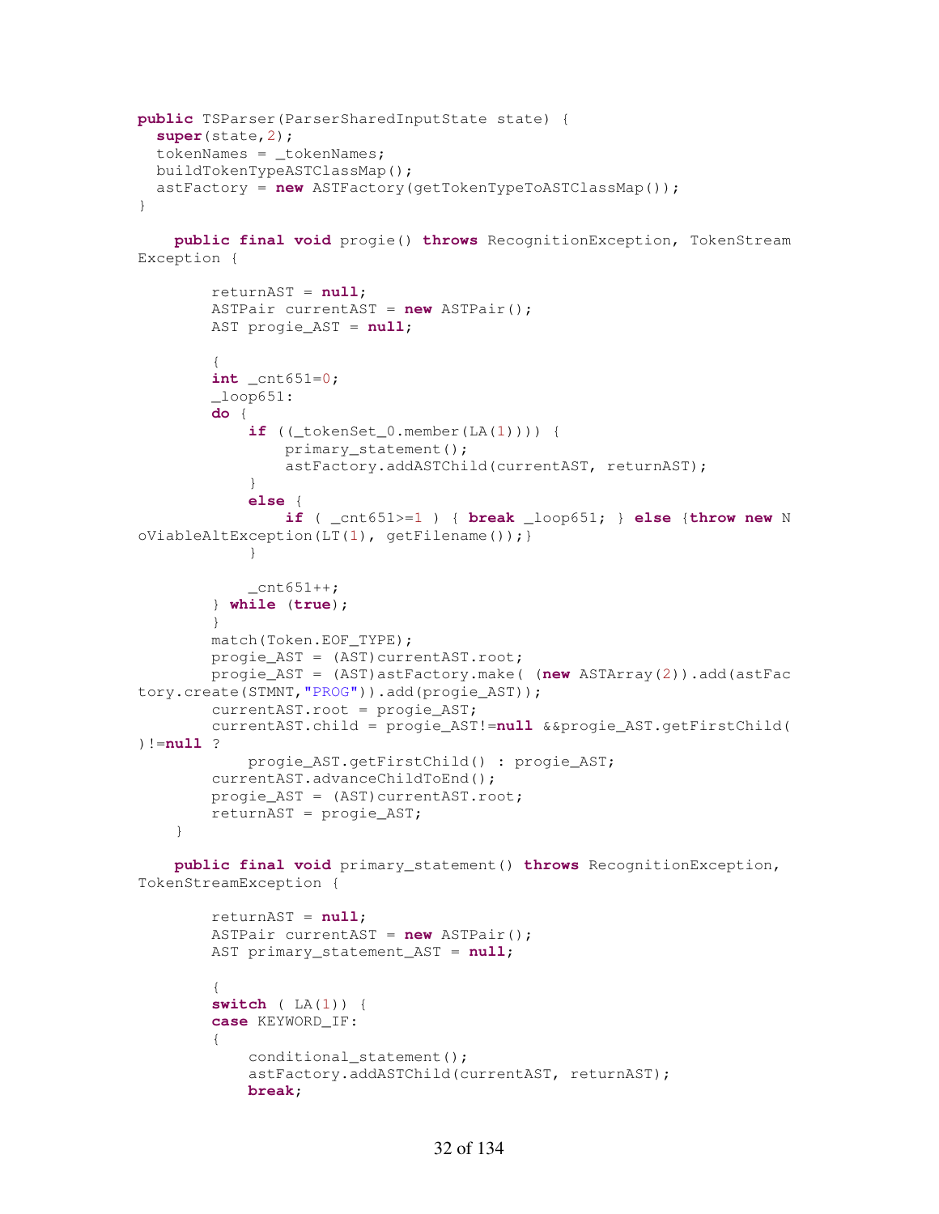```java
public TSParser(ParserSharedInputState state) {
  super(state,2);
  tokenNames = _tokenNames;
  buildTokenTypeASTClassMap();
  astFactory = new ASTFactory(getTokenTypeToASTClassMap());
}

    public final void progie() throws RecognitionException, TokenStream
Exception {
        
        returnAST = null;
        ASTPair currentAST = new ASTPair();
        AST progie_AST = null;
        
        {
        int _cnt651=0;
        _loop651:
        do {
            if ((_tokenSet_0.member(LA(1)))) {
                primary_statement();
                astFactory.addASTChild(currentAST, returnAST);
            }
            else {
                if ( _cnt651>=1 ) { break _loop651; } else {throw new N
oViableAltException(LT(1), getFilename());}
            }
            
            _cnt651++;
        } while (true);
        }
        match(Token.EOF_TYPE);
        progie_AST = (AST)currentAST.root;
        progie_AST = (AST)astFactory.make( (new ASTArray(2)).add(astFac
tory.create(STMNT,"PROG")).add(progie_AST));
        currentAST.root = progie_AST;
        currentAST.child = progie_AST!=null &&progie_AST.getFirstChild(
)!=null ?
            progie_AST.getFirstChild() : progie_AST;
        currentAST.advanceChildToEnd();
        progie_AST = (AST)currentAST.root;
        returnAST = progie_AST;
    }
    
    public final void primary_statement() throws RecognitionException,
TokenStreamException {
        
        returnAST = null;
        ASTPair currentAST = new ASTPair();
        AST primary_statement_AST = null;
        
        {
        switch ( LA(1)) {
        case KEYWORD_IF:
        {
            conditional_statement();
            astFactory.addASTChild(currentAST, returnAST);
            break;
```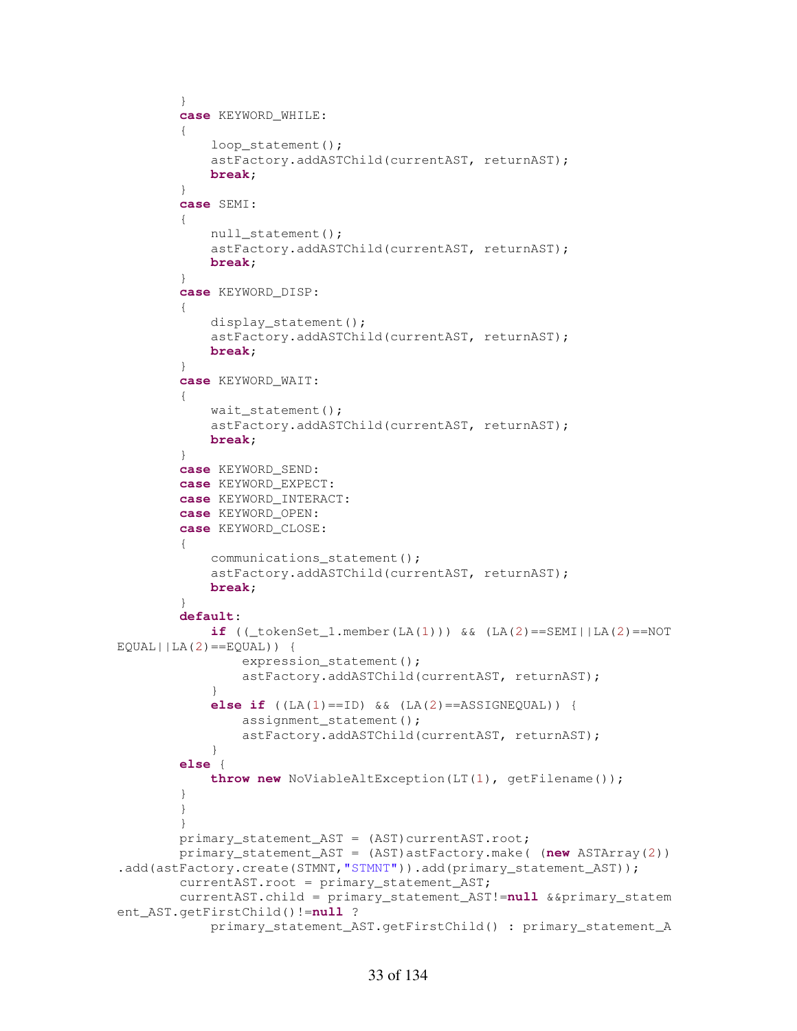```
		}
		case KEYWORD_WHILE:
		{
			loop_statement();
			astFactory.addASTChild(currentAST, returnAST);
			break;
		}
		case SEMI:
		{
			null_statement();
			astFactory.addASTChild(currentAST, returnAST);
			break;
		}
		case KEYWORD_DISP:
		{
			display_statement();
			astFactory.addASTChild(currentAST, returnAST);
			break;
		}
		case KEYWORD_WAIT:
		{
			wait_statement();
			astFactory.addASTChild(currentAST, returnAST);
			break;
		}
		case KEYWORD_SEND:
		case KEYWORD_EXPECT:
		case KEYWORD_INTERACT:
		case KEYWORD_OPEN:
		case KEYWORD_CLOSE:
		{
			communications_statement();
			astFactory.addASTChild(currentAST, returnAST);
			break;
		}
		default:
			if ((_tokenSet_1.member(LA(1))) && (LA(2)==SEMI||LA(2)==NOT
EQUAL||LA(2)==EQUAL)) {
				expression_statement();
				astFactory.addASTChild(currentAST, returnAST);
			}
			else if ((LA(1)==ID) && (LA(2)==ASSIGNEQUAL)) {
				assignment_statement();
				astFactory.addASTChild(currentAST, returnAST);
			}
		else {
			throw new NoViableAltException(LT(1), getFilename());
		}
		}
		}
		primary_statement_AST = (AST)currentAST.root;
		primary_statement_AST = (AST)astFactory.make( (new ASTArray(2))
.add(astFactory.create(STMNT,"STMNT")).add(primary_statement_AST));
		currentAST.root = primary_statement_AST;
		currentAST.child = primary_statement_AST!=null &&primary_statem
ent_AST.getFirstChild()!=null ?
			primary_statement_AST.getFirstChild() : primary_statement_A
```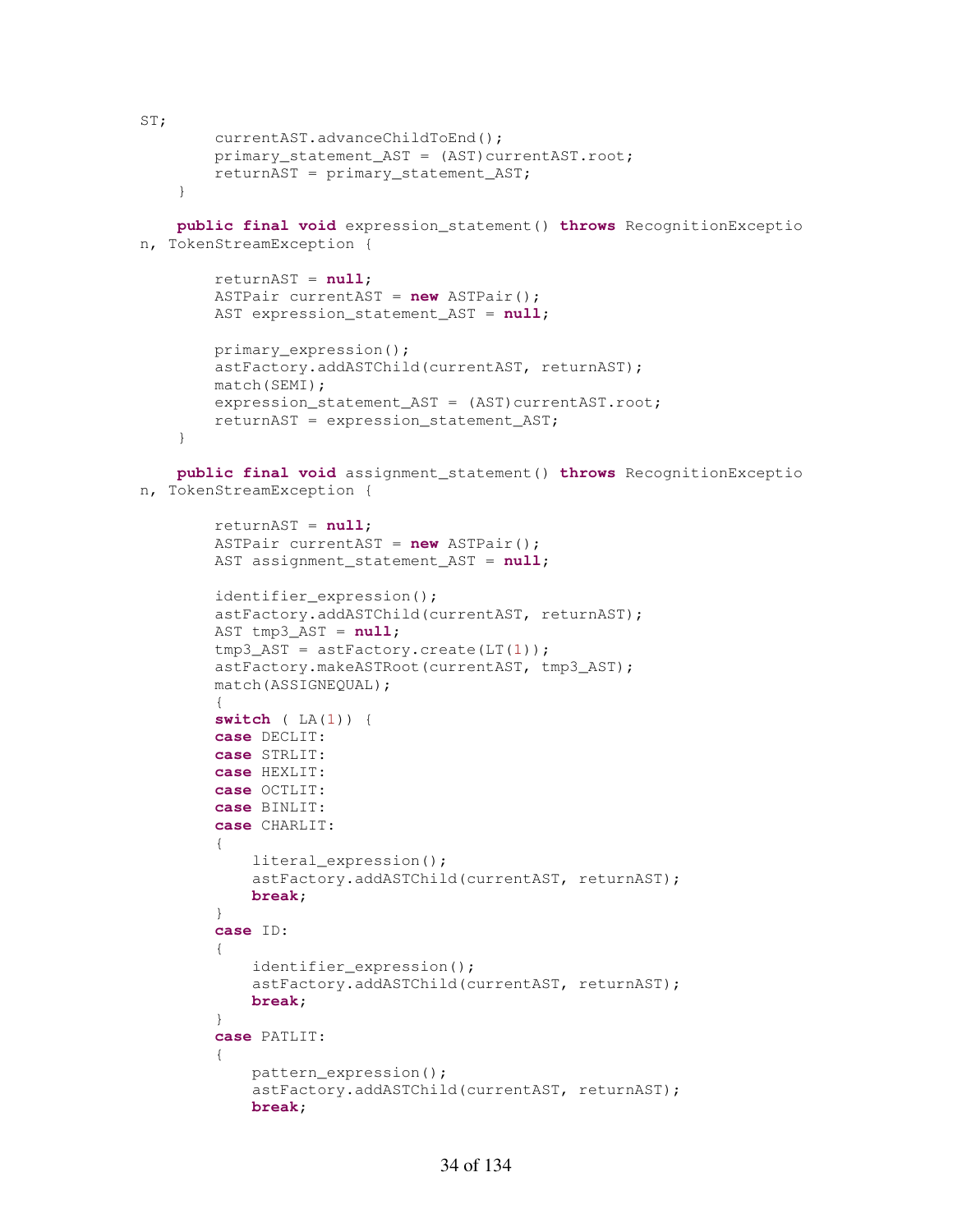```
ST;
        currentAST.advanceChildToEnd();
        primary_statement_AST = (AST)currentAST.root;
        returnAST = primary_statement_AST;
    }

    public final void expression_statement() throws RecognitionExceptio
n, TokenStreamException {

        returnAST = null;
        ASTPair currentAST = new ASTPair();
        AST expression_statement_AST = null;

        primary_expression();
        astFactory.addASTChild(currentAST, returnAST);
        match(SEMI);
        expression_statement_AST = (AST)currentAST.root;
        returnAST = expression_statement_AST;
    }

    public final void assignment_statement() throws RecognitionExceptio
n, TokenStreamException {

        returnAST = null;
        ASTPair currentAST = new ASTPair();
        AST assignment_statement_AST = null;

        identifier_expression();
        astFactory.addASTChild(currentAST, returnAST);
        AST tmp3_AST = null;
        tmp3_AST = astFactory.create(LT(1));
        astFactory.makeASTRoot(currentAST, tmp3_AST);
        match(ASSIGNEQUAL);
        {
        switch ( LA(1)) {
        case DECLIT:
        case STRLIT:
        case HEXLIT:
        case OCTLIT:
        case BINLIT:
        case CHARLIT:
        {
            literal_expression();
            astFactory.addASTChild(currentAST, returnAST);
            break;
        }
        case ID:
        {
            identifier_expression();
            astFactory.addASTChild(currentAST, returnAST);
            break;
        }
        case PATLIT:
        {
            pattern_expression();
            astFactory.addASTChild(currentAST, returnAST);
            break;
```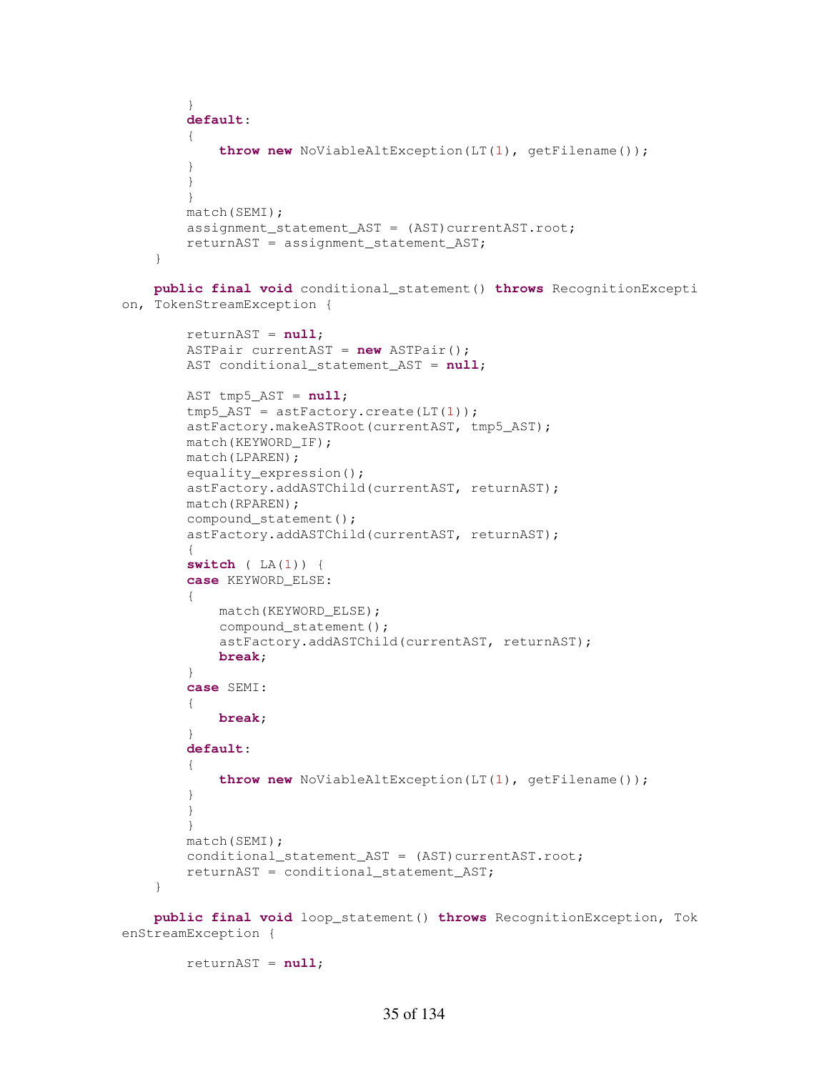```java
		}
		default:
		{
			throw new NoViableAltException(LT(1), getFilename());
		}
		}
		}
		match(SEMI);
		assignment_statement_AST = (AST)currentAST.root;
		returnAST = assignment_statement_AST;
	}

	public final void conditional_statement() throws RecognitionExcepti
on, TokenStreamException {

		returnAST = null;
		ASTPair currentAST = new ASTPair();
		AST conditional_statement_AST = null;

		AST tmp5_AST = null;
		tmp5_AST = astFactory.create(LT(1));
		astFactory.makeASTRoot(currentAST, tmp5_AST);
		match(KEYWORD_IF);
		match(LPAREN);
		equality_expression();
		astFactory.addASTChild(currentAST, returnAST);
		match(RPAREN);
		compound_statement();
		astFactory.addASTChild(currentAST, returnAST);
		{
		switch ( LA(1)) {
		case KEYWORD_ELSE:
		{
			match(KEYWORD_ELSE);
			compound_statement();
			astFactory.addASTChild(currentAST, returnAST);
			break;
		}
		case SEMI:
		{
			break;
		}
		default:
		{
			throw new NoViableAltException(LT(1), getFilename());
		}
		}
		}
		match(SEMI);
		conditional_statement_AST = (AST)currentAST.root;
		returnAST = conditional_statement_AST;
	}

	public final void loop_statement() throws RecognitionException, Tok
enStreamException {

		returnAST = null;
```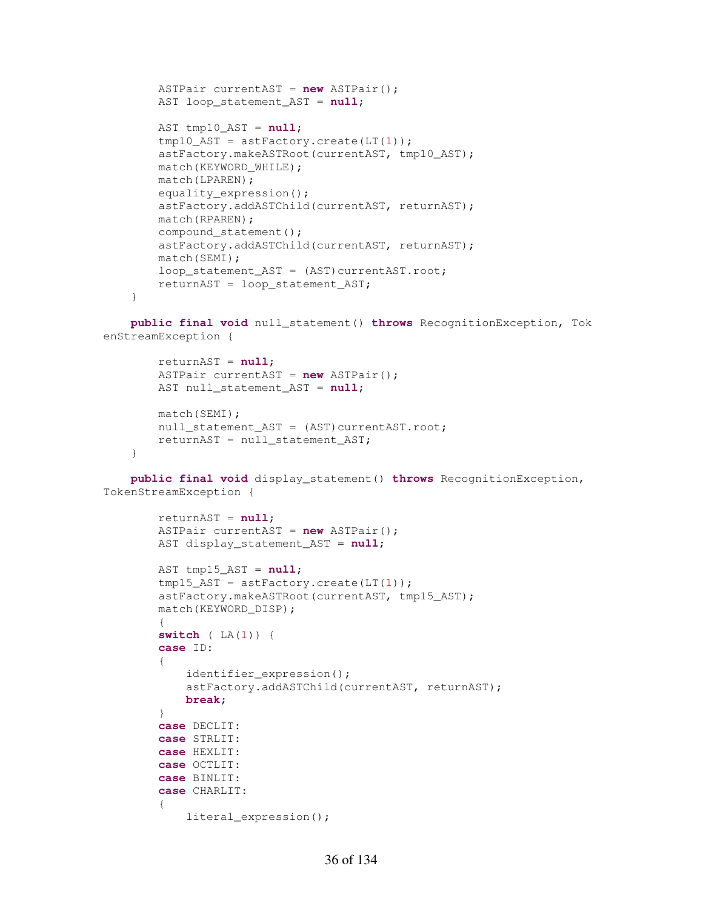```
        ASTPair currentAST = new ASTPair();
        AST loop_statement_AST = null;

        AST tmp10_AST = null;
        tmp10_AST = astFactory.create(LT(1));
        astFactory.makeASTRoot(currentAST, tmp10_AST);
        match(KEYWORD_WHILE);
        match(LPAREN);
        equality_expression();
        astFactory.addASTChild(currentAST, returnAST);
        match(RPAREN);
        compound_statement();
        astFactory.addASTChild(currentAST, returnAST);
        match(SEMI);
        loop_statement_AST = (AST)currentAST.root;
        returnAST = loop_statement_AST;
    }

    public final void null_statement() throws RecognitionException, Tok
enStreamException {

        returnAST = null;
        ASTPair currentAST = new ASTPair();
        AST null_statement_AST = null;

        match(SEMI);
        null_statement_AST = (AST)currentAST.root;
        returnAST = null_statement_AST;
    }

    public final void display_statement() throws RecognitionException,
TokenStreamException {

        returnAST = null;
        ASTPair currentAST = new ASTPair();
        AST display_statement_AST = null;

        AST tmp15_AST = null;
        tmp15_AST = astFactory.create(LT(1));
        astFactory.makeASTRoot(currentAST, tmp15_AST);
        match(KEYWORD_DISP);
        {
        switch ( LA(1)) {
        case ID:
        {
            identifier_expression();
            astFactory.addASTChild(currentAST, returnAST);
            break;
        }
        case DECLIT:
        case STRLIT:
        case HEXLIT:
        case OCTLIT:
        case BINLIT:
        case CHARLIT:
        {
            literal_expression();
```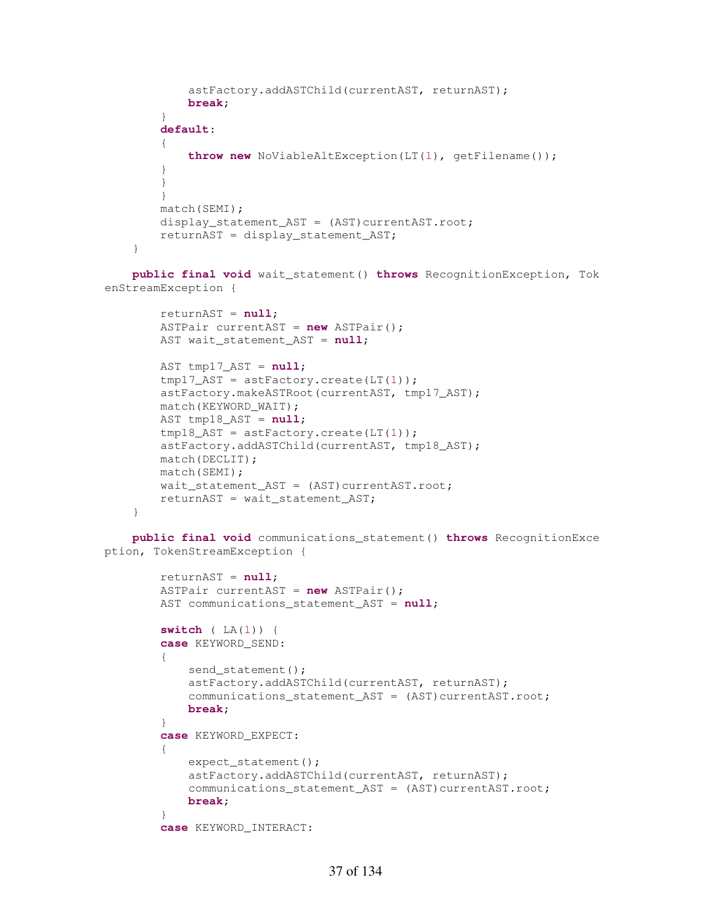```
            astFactory.addASTChild(currentAST, returnAST);
            break;
        }
        default:
        {
            throw new NoViableAltException(LT(1), getFilename());
        }
        }
        }
        match(SEMI);
        display_statement_AST = (AST)currentAST.root;
        returnAST = display_statement_AST;
    }

    public final void wait_statement() throws RecognitionException, Tok
enStreamException {

        returnAST = null;
        ASTPair currentAST = new ASTPair();
        AST wait_statement_AST = null;

        AST tmp17_AST = null;
        tmp17_AST = astFactory.create(LT(1));
        astFactory.makeASTRoot(currentAST, tmp17_AST);
        match(KEYWORD_WAIT);
        AST tmp18_AST = null;
        tmp18_AST = astFactory.create(LT(1));
        astFactory.addASTChild(currentAST, tmp18_AST);
        match(DECLIT);
        match(SEMI);
        wait_statement_AST = (AST)currentAST.root;
        returnAST = wait_statement_AST;
    }

    public final void communications_statement() throws RecognitionExce
ption, TokenStreamException {

        returnAST = null;
        ASTPair currentAST = new ASTPair();
        AST communications_statement_AST = null;

        switch ( LA(1)) {
        case KEYWORD_SEND:
        {
            send_statement();
            astFactory.addASTChild(currentAST, returnAST);
            communications_statement_AST = (AST)currentAST.root;
            break;
        }
        case KEYWORD_EXPECT:
        {
            expect_statement();
            astFactory.addASTChild(currentAST, returnAST);
            communications_statement_AST = (AST)currentAST.root;
            break;
        }
        case KEYWORD_INTERACT:
```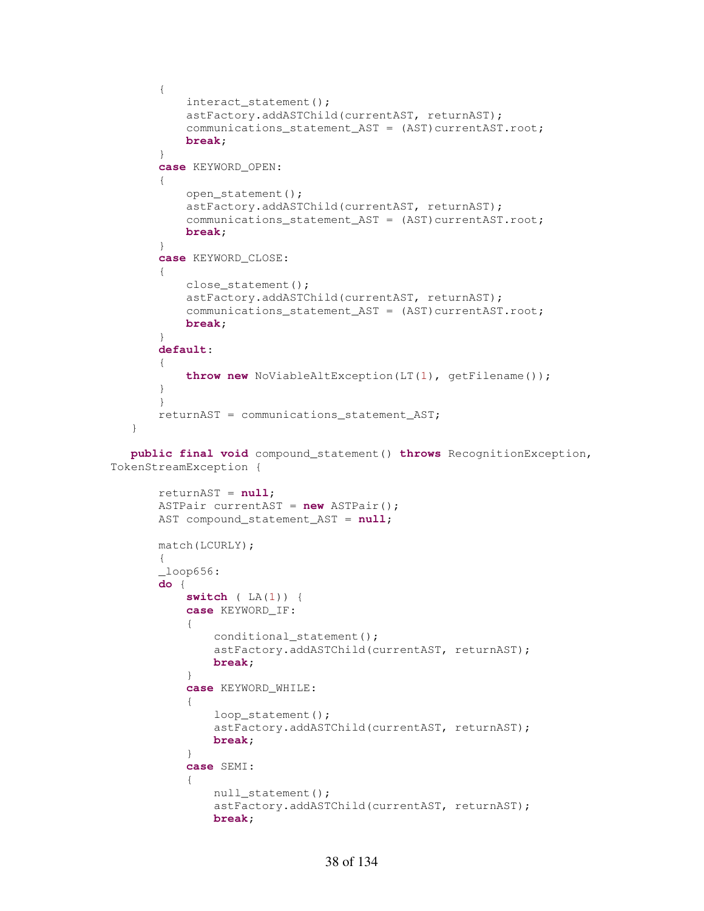```java
        {
            interact_statement();
            astFactory.addASTChild(currentAST, returnAST);
            communications_statement_AST = (AST)currentAST.root;
            break;
        }
        case KEYWORD_OPEN:
        {
            open_statement();
            astFactory.addASTChild(currentAST, returnAST);
            communications_statement_AST = (AST)currentAST.root;
            break;
        }
        case KEYWORD_CLOSE:
        {
            close_statement();
            astFactory.addASTChild(currentAST, returnAST);
            communications_statement_AST = (AST)currentAST.root;
            break;
        }
        default:
        {
            throw new NoViableAltException(LT(1), getFilename());
        }
        }
        returnAST = communications_statement_AST;
    }

    public final void compound_statement() throws RecognitionException,
TokenStreamException {

        returnAST = null;
        ASTPair currentAST = new ASTPair();
        AST compound_statement_AST = null;

        match(LCURLY);
        {
        _loop656:
        do {
            switch ( LA(1)) {
            case KEYWORD_IF:
            {
                conditional_statement();
                astFactory.addASTChild(currentAST, returnAST);
                break;
            }
            case KEYWORD_WHILE:
            {
                loop_statement();
                astFactory.addASTChild(currentAST, returnAST);
                break;
            }
            case SEMI:
            {
                null_statement();
                astFactory.addASTChild(currentAST, returnAST);
                break;
```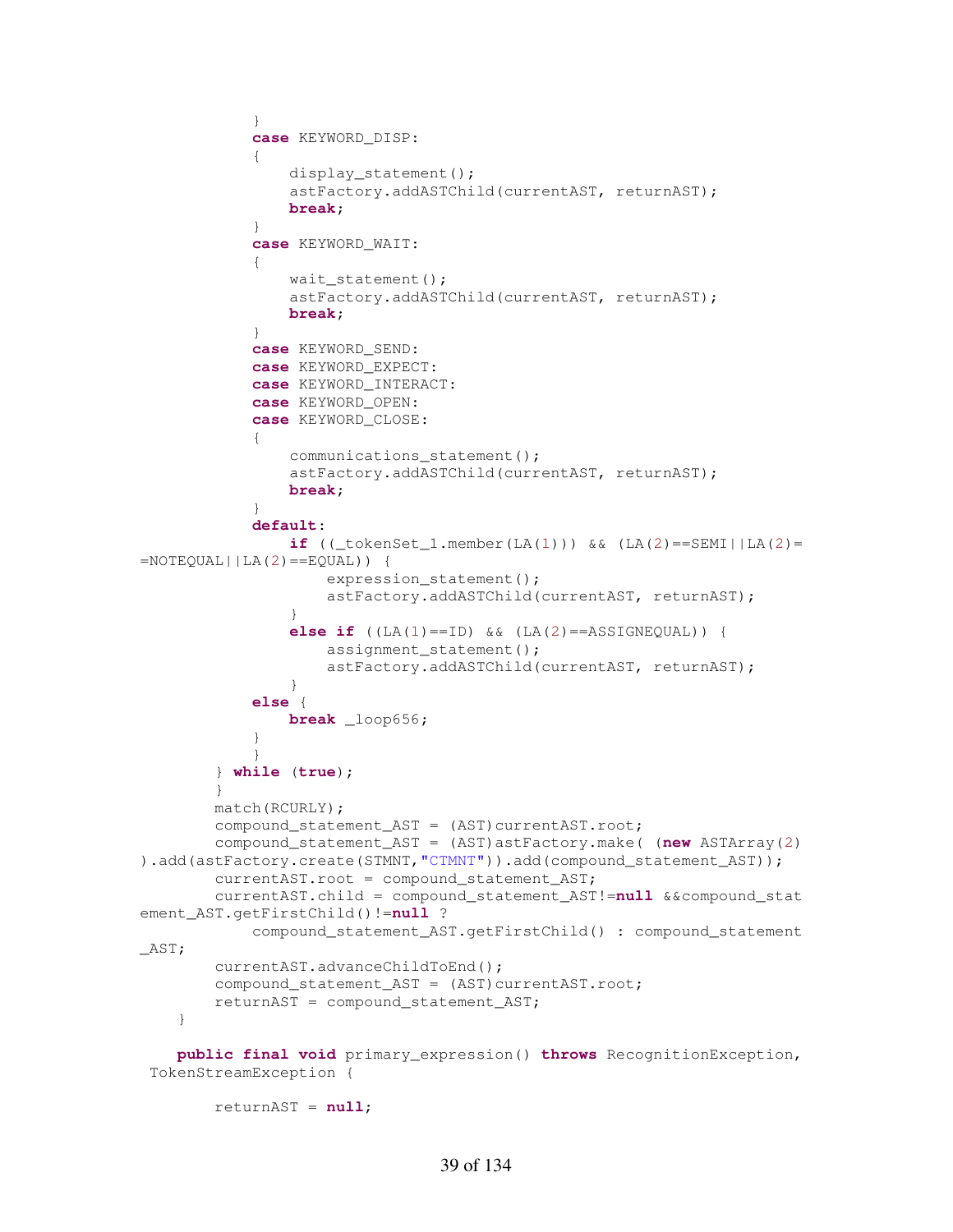```
            }
            case KEYWORD_DISP:
            {
                display_statement();
                astFactory.addASTChild(currentAST, returnAST);
                break;
            }
            case KEYWORD_WAIT:
            {
                wait_statement();
                astFactory.addASTChild(currentAST, returnAST);
                break;
            }
            case KEYWORD_SEND:
            case KEYWORD_EXPECT:
            case KEYWORD_INTERACT:
            case KEYWORD_OPEN:
            case KEYWORD_CLOSE:
            {
                communications_statement();
                astFactory.addASTChild(currentAST, returnAST);
                break;
            }
            default:
                if ((_tokenSet_1.member(LA(1))) && (LA(2)==SEMI||LA(2)=
=NOTEQUAL||LA(2)==EQUAL)) {
                    expression_statement();
                    astFactory.addASTChild(currentAST, returnAST);
                }
                else if ((LA(1)==ID) && (LA(2)==ASSIGNEQUAL)) {
                    assignment_statement();
                    astFactory.addASTChild(currentAST, returnAST);
                }
            else {
                break _loop656;
            }
            }
        } while (true);
        }
        match(RCURLY);
        compound_statement_AST = (AST)currentAST.root;
        compound_statement_AST = (AST)astFactory.make( (new ASTArray(2)
).add(astFactory.create(STMNT,"CTMNT")).add(compound_statement_AST));
        currentAST.root = compound_statement_AST;
        currentAST.child = compound_statement_AST!=null &&compound_stat
ement_AST.getFirstChild()!=null ?
            compound_statement_AST.getFirstChild() : compound_statement
_AST;
        currentAST.advanceChildToEnd();
        compound_statement_AST = (AST)currentAST.root;
        returnAST = compound_statement_AST;
    }

    public final void primary_expression() throws RecognitionException,
 TokenStreamException {

        returnAST = null;
```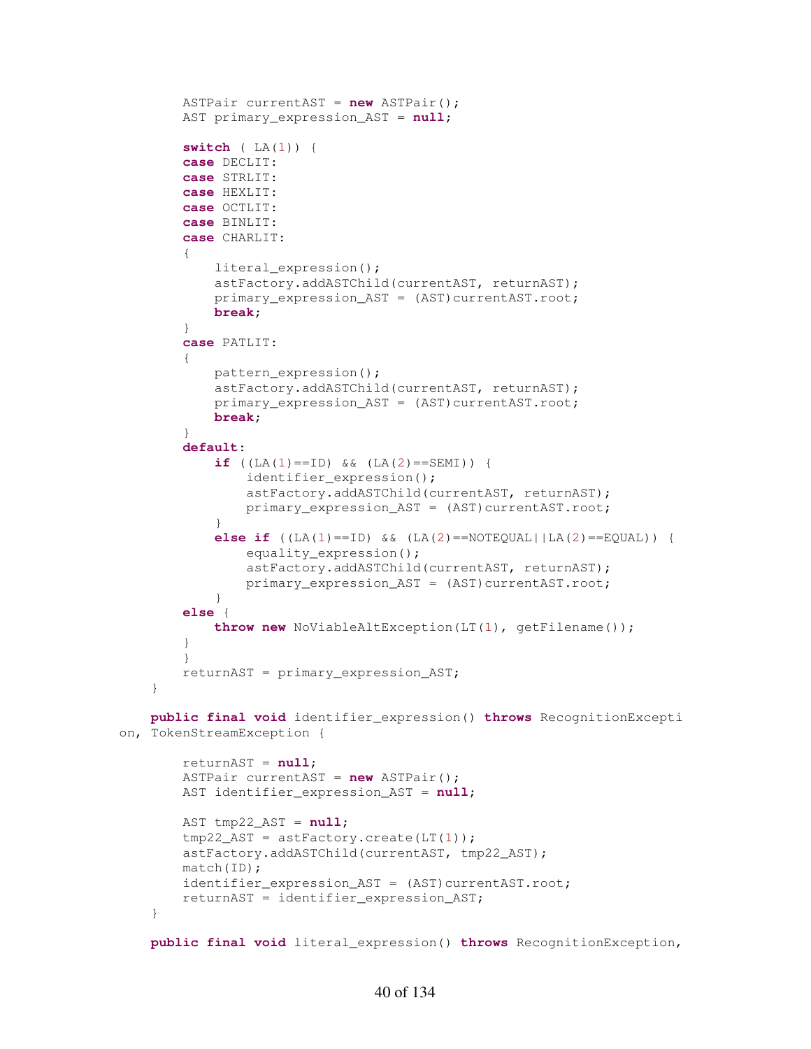```
        ASTPair currentAST = new ASTPair();
        AST primary_expression_AST = null;

        switch ( LA(1)) {
        case DECLIT:
        case STRLIT:
        case HEXLIT:
        case OCTLIT:
        case BINLIT:
        case CHARLIT:
        {
            literal_expression();
            astFactory.addASTChild(currentAST, returnAST);
            primary_expression_AST = (AST)currentAST.root;
            break;
        }
        case PATLIT:
        {
            pattern_expression();
            astFactory.addASTChild(currentAST, returnAST);
            primary_expression_AST = (AST)currentAST.root;
            break;
        }
        default:
            if ((LA(1)==ID) && (LA(2)==SEMI)) {
                identifier_expression();
                astFactory.addASTChild(currentAST, returnAST);
                primary_expression_AST = (AST)currentAST.root;
            }
            else if ((LA(1)==ID) && (LA(2)==NOTEQUAL||LA(2)==EQUAL)) {
                equality_expression();
                astFactory.addASTChild(currentAST, returnAST);
                primary_expression_AST = (AST)currentAST.root;
            }
        else {
            throw new NoViableAltException(LT(1), getFilename());
        }
        }
        returnAST = primary_expression_AST;
    }

    public final void identifier_expression() throws RecognitionExcepti
on, TokenStreamException {

        returnAST = null;
        ASTPair currentAST = new ASTPair();
        AST identifier_expression_AST = null;

        AST tmp22_AST = null;
        tmp22_AST = astFactory.create(LT(1));
        astFactory.addASTChild(currentAST, tmp22_AST);
        match(ID);
        identifier_expression_AST = (AST)currentAST.root;
        returnAST = identifier_expression_AST;
    }

    public final void literal_expression() throws RecognitionException,
```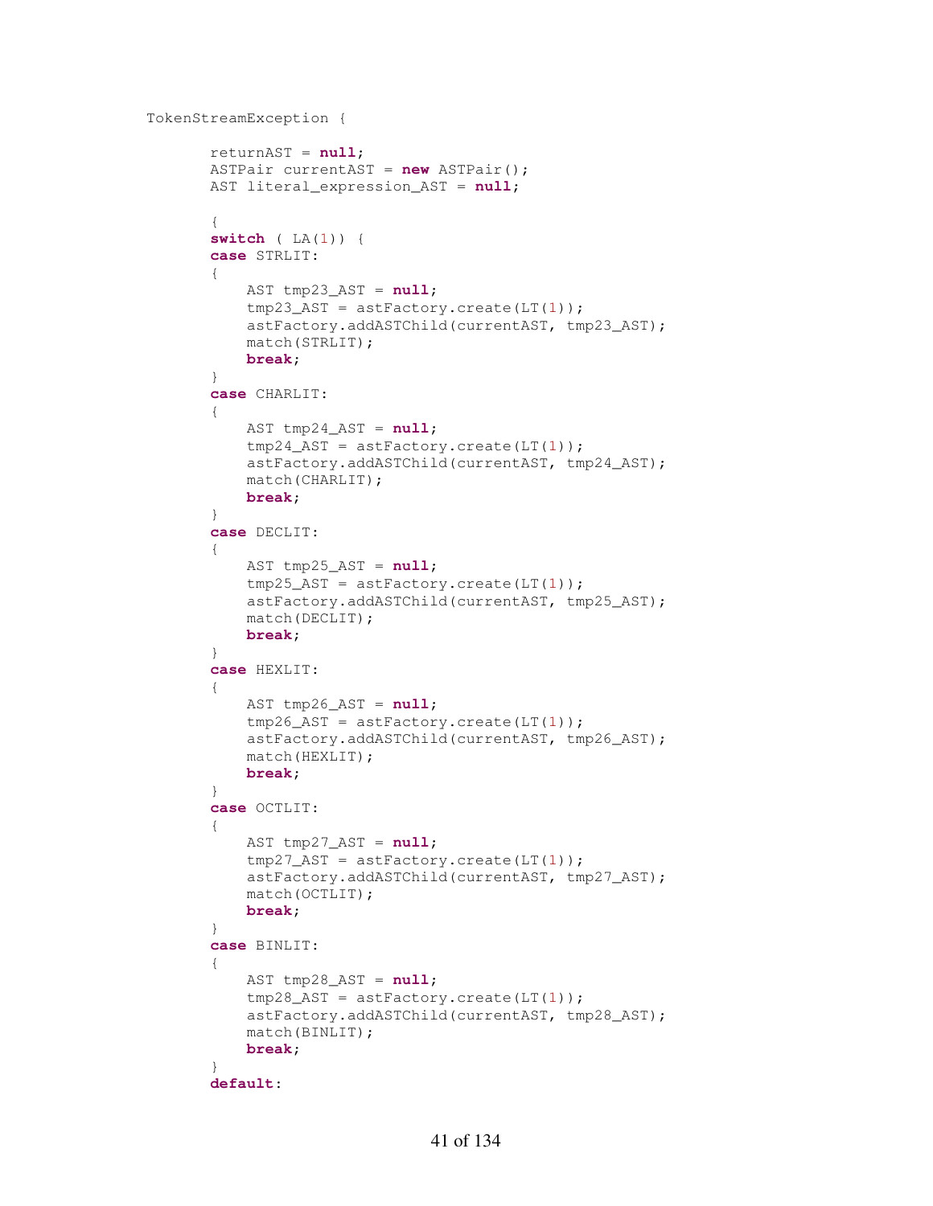```
TokenStreamException {

        returnAST = null;
        ASTPair currentAST = new ASTPair();
        AST literal_expression_AST = null;

        {
        switch ( LA(1)) {
        case STRLIT:
        {
            AST tmp23_AST = null;
            tmp23_AST = astFactory.create(LT(1));
            astFactory.addASTChild(currentAST, tmp23_AST);
            match(STRLIT);
            break;
        }
        case CHARLIT:
        {
            AST tmp24_AST = null;
            tmp24_AST = astFactory.create(LT(1));
            astFactory.addASTChild(currentAST, tmp24_AST);
            match(CHARLIT);
            break;
        }
        case DECLIT:
        {
            AST tmp25_AST = null;
            tmp25_AST = astFactory.create(LT(1));
            astFactory.addASTChild(currentAST, tmp25_AST);
            match(DECLIT);
            break;
        }
        case HEXLIT:
        {
            AST tmp26_AST = null;
            tmp26_AST = astFactory.create(LT(1));
            astFactory.addASTChild(currentAST, tmp26_AST);
            match(HEXLIT);
            break;
        }
        case OCTLIT:
        {
            AST tmp27_AST = null;
            tmp27_AST = astFactory.create(LT(1));
            astFactory.addASTChild(currentAST, tmp27_AST);
            match(OCTLIT);
            break;
        }
        case BINLIT:
        {
            AST tmp28_AST = null;
            tmp28_AST = astFactory.create(LT(1));
            astFactory.addASTChild(currentAST, tmp28_AST);
            match(BINLIT);
            break;
        }
        default:
```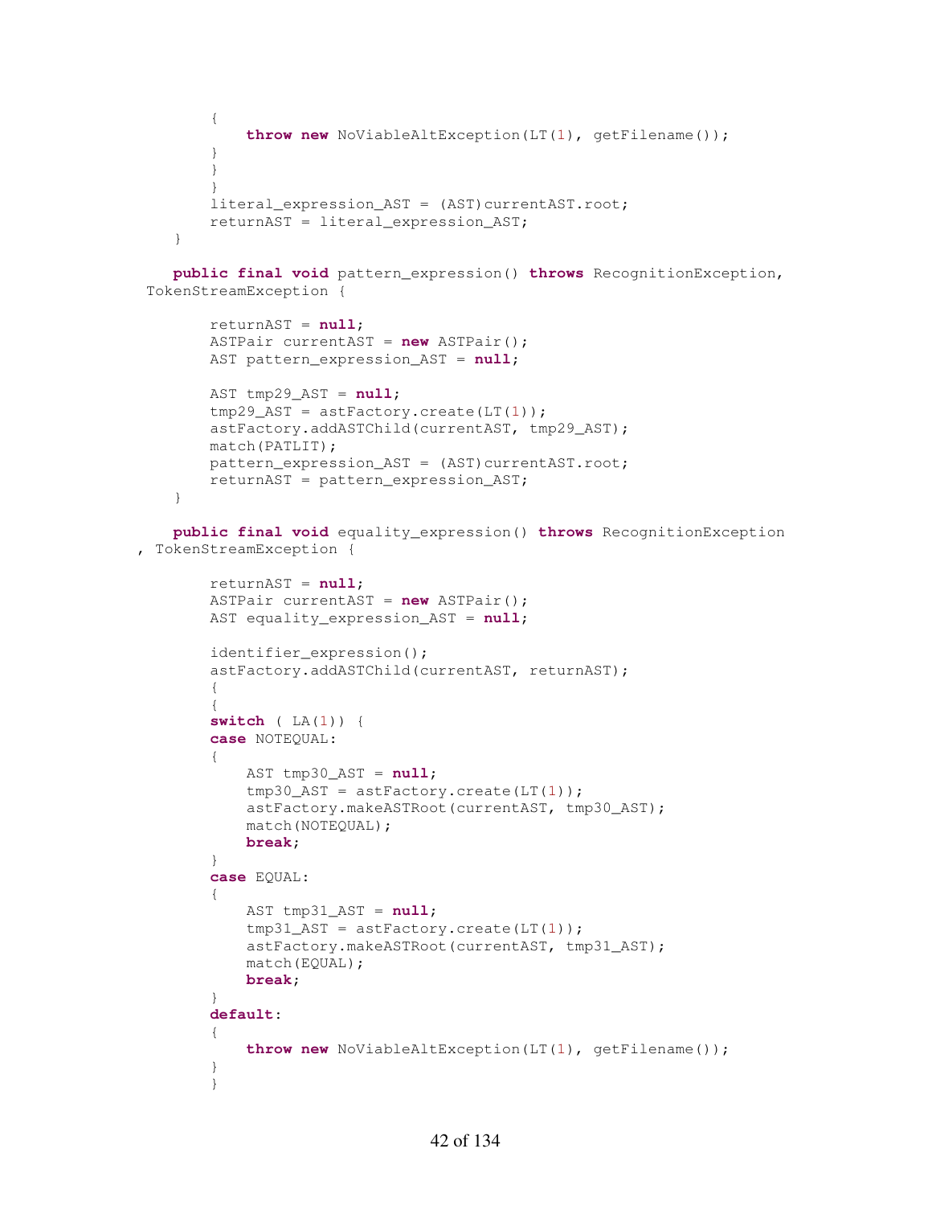```java
        {
            throw new NoViableAltException(LT(1), getFilename());
        }
        }
        }
        literal_expression_AST = (AST)currentAST.root;
        returnAST = literal_expression_AST;
    }

    public final void pattern_expression() throws RecognitionException,
  TokenStreamException {

        returnAST = null;
        ASTPair currentAST = new ASTPair();
        AST pattern_expression_AST = null;

        AST tmp29_AST = null;
        tmp29_AST = astFactory.create(LT(1));
        astFactory.addASTChild(currentAST, tmp29_AST);
        match(PATLIT);
        pattern_expression_AST = (AST)currentAST.root;
        returnAST = pattern_expression_AST;
    }

    public final void equality_expression() throws RecognitionException
, TokenStreamException {

        returnAST = null;
        ASTPair currentAST = new ASTPair();
        AST equality_expression_AST = null;

        identifier_expression();
        astFactory.addASTChild(currentAST, returnAST);
        {
        {
        switch ( LA(1)) {
        case NOTEQUAL:
        {
            AST tmp30_AST = null;
            tmp30_AST = astFactory.create(LT(1));
            astFactory.makeASTRoot(currentAST, tmp30_AST);
            match(NOTEQUAL);
            break;
        }
        case EQUAL:
        {
            AST tmp31_AST = null;
            tmp31_AST = astFactory.create(LT(1));
            astFactory.makeASTRoot(currentAST, tmp31_AST);
            match(EQUAL);
            break;
        }
        default:
        {
            throw new NoViableAltException(LT(1), getFilename());
        }
        }
```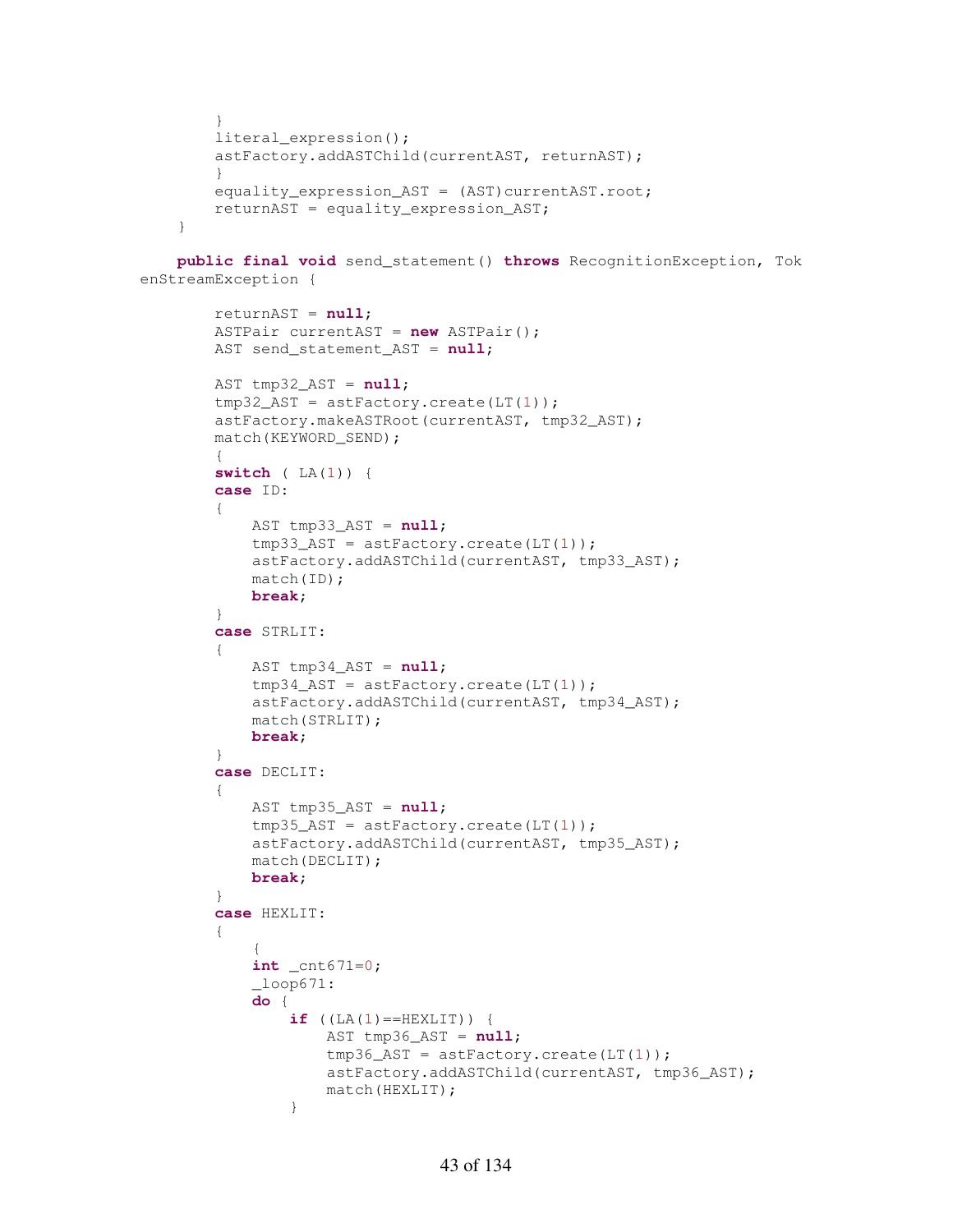```
        }
        literal_expression();
        astFactory.addASTChild(currentAST, returnAST);
        }
        equality_expression_AST = (AST)currentAST.root;
        returnAST = equality_expression_AST;
    }

    public final void send_statement() throws RecognitionException, Tok
enStreamException {

        returnAST = null;
        ASTPair currentAST = new ASTPair();
        AST send_statement_AST = null;

        AST tmp32_AST = null;
        tmp32_AST = astFactory.create(LT(1));
        astFactory.makeASTRoot(currentAST, tmp32_AST);
        match(KEYWORD_SEND);
        {
        switch ( LA(1)) {
        case ID:
        {
            AST tmp33_AST = null;
            tmp33_AST = astFactory.create(LT(1));
            astFactory.addASTChild(currentAST, tmp33_AST);
            match(ID);
            break;
        }
        case STRLIT:
        {
            AST tmp34_AST = null;
            tmp34_AST = astFactory.create(LT(1));
            astFactory.addASTChild(currentAST, tmp34_AST);
            match(STRLIT);
            break;
        }
        case DECLIT:
        {
            AST tmp35_AST = null;
            tmp35_AST = astFactory.create(LT(1));
            astFactory.addASTChild(currentAST, tmp35_AST);
            match(DECLIT);
            break;
        }
        case HEXLIT:
        {
            {
            int _cnt671=0;
            _loop671:
            do {
                if ((LA(1)==HEXLIT)) {
                    AST tmp36_AST = null;
                    tmp36_AST = astFactory.create(LT(1));
                    astFactory.addASTChild(currentAST, tmp36_AST);
                    match(HEXLIT);
                }
```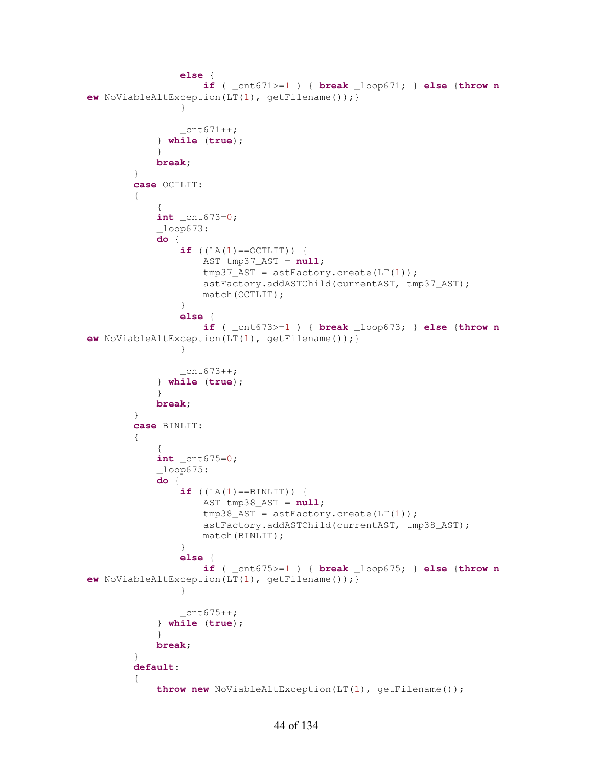```java
                else {
                    if ( _cnt671>=1 ) { break _loop671; } else {throw new NoViableAltException(LT(1), getFilename());}
                }

                _cnt671++;
            } while (true);
            }
            break;
        }
        case OCTLIT:
        {
            {
            int _cnt673=0;
            _loop673:
            do {
                if ((LA(1)==OCTLIT)) {
                    AST tmp37_AST = null;
                    tmp37_AST = astFactory.create(LT(1));
                    astFactory.addASTChild(currentAST, tmp37_AST);
                    match(OCTLIT);
                }
                else {
                    if ( _cnt673>=1 ) { break _loop673; } else {throw new NoViableAltException(LT(1), getFilename());}
                }

                _cnt673++;
            } while (true);
            }
            break;
        }
        case BINLIT:
        {
            {
            int _cnt675=0;
            _loop675:
            do {
                if ((LA(1)==BINLIT)) {
                    AST tmp38_AST = null;
                    tmp38_AST = astFactory.create(LT(1));
                    astFactory.addASTChild(currentAST, tmp38_AST);
                    match(BINLIT);
                }
                else {
                    if ( _cnt675>=1 ) { break _loop675; } else {throw new NoViableAltException(LT(1), getFilename());}
                }

                _cnt675++;
            } while (true);
            }
            break;
        }
        default:
        {
            throw new NoViableAltException(LT(1), getFilename());
```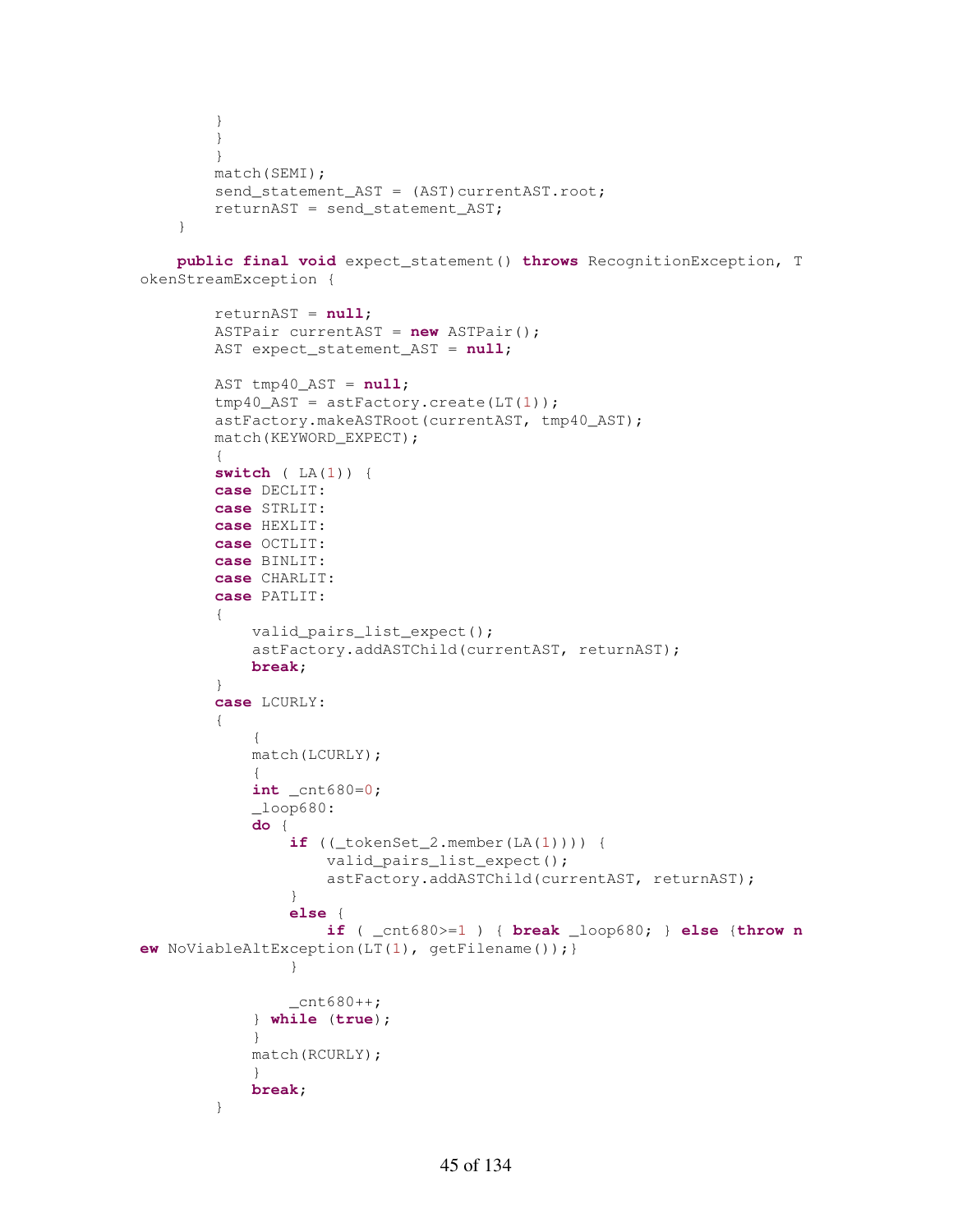```java
			}
			}
			}
			match(SEMI);
			send_statement_AST = (AST)currentAST.root;
			returnAST = send_statement_AST;
		}

	public final void expect_statement() throws RecognitionException, TokenStreamException {

			returnAST = null;
			ASTPair currentAST = new ASTPair();
			AST expect_statement_AST = null;

			AST tmp40_AST = null;
			tmp40_AST = astFactory.create(LT(1));
			astFactory.makeASTRoot(currentAST, tmp40_AST);
			match(KEYWORD_EXPECT);
			{
			switch ( LA(1)) {
			case DECLIT:
			case STRLIT:
			case HEXLIT:
			case OCTLIT:
			case BINLIT:
			case CHARLIT:
			case PATLIT:
			{
				valid_pairs_list_expect();
				astFactory.addASTChild(currentAST, returnAST);
				break;
			}
			case LCURLY:
			{
				{
				match(LCURLY);
				{
				int _cnt680=0;
				_loop680:
				do {
					if ((_tokenSet_2.member(LA(1)))) {
						valid_pairs_list_expect();
						astFactory.addASTChild(currentAST, returnAST);
					}
					else {
						if ( _cnt680>=1 ) { break _loop680; } else {throw new NoViableAltException(LT(1), getFilename());}
					}

					_cnt680++;
				} while (true);
				}
				match(RCURLY);
				}
				break;
			}
```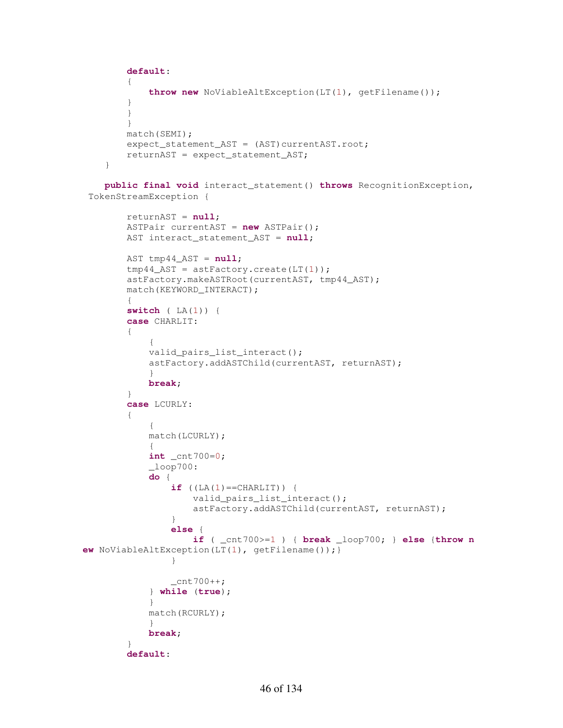```
        default:
        {
            throw new NoViableAltException(LT(1), getFilename());
        }
        }
        }
        match(SEMI);
        expect_statement_AST = (AST)currentAST.root;
        returnAST = expect_statement_AST;
    }

    public final void interact_statement() throws RecognitionException,
 TokenStreamException {

        returnAST = null;
        ASTPair currentAST = new ASTPair();
        AST interact_statement_AST = null;

        AST tmp44_AST = null;
        tmp44_AST = astFactory.create(LT(1));
        astFactory.makeASTRoot(currentAST, tmp44_AST);
        match(KEYWORD_INTERACT);
        {
        switch ( LA(1)) {
        case CHARLIT:
        {
            {
            valid_pairs_list_interact();
            astFactory.addASTChild(currentAST, returnAST);
            }
            break;
        }
        case LCURLY:
        {
            {
            match(LCURLY);
            {
            int _cnt700=0;
            _loop700:
            do {
                if ((LA(1)==CHARLIT)) {
                    valid_pairs_list_interact();
                    astFactory.addASTChild(currentAST, returnAST);
                }
                else {
                    if ( _cnt700>=1 ) { break _loop700; } else {throw n
ew NoViableAltException(LT(1), getFilename());}
                }

                _cnt700++;
            } while (true);
            }
            match(RCURLY);
            }
            break;
        }
        default:
```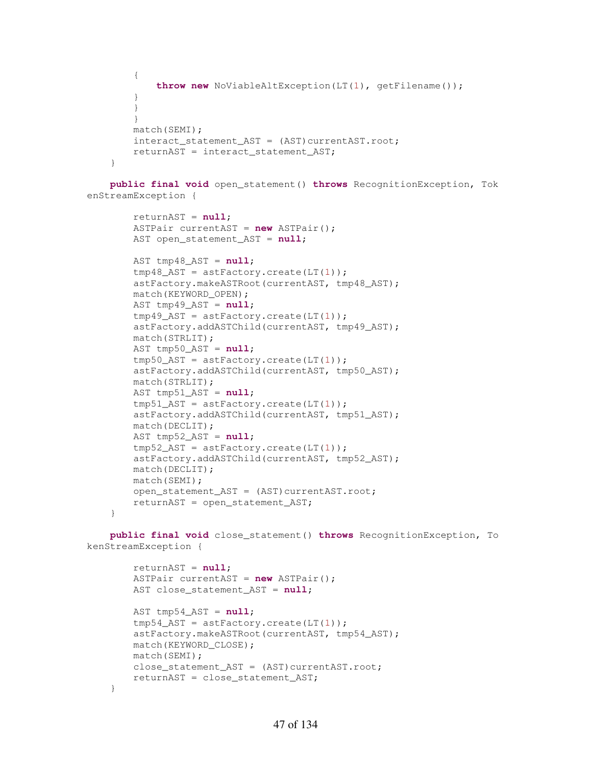```
        {
            throw new NoViableAltException(LT(1), getFilename());
        }
        }
        }
        match(SEMI);
        interact_statement_AST = (AST)currentAST.root;
        returnAST = interact_statement_AST;
    }

    public final void open_statement() throws RecognitionException, TokenStreamException {

        returnAST = null;
        ASTPair currentAST = new ASTPair();
        AST open_statement_AST = null;

        AST tmp48_AST = null;
        tmp48_AST = astFactory.create(LT(1));
        astFactory.makeASTRoot(currentAST, tmp48_AST);
        match(KEYWORD_OPEN);
        AST tmp49_AST = null;
        tmp49_AST = astFactory.create(LT(1));
        astFactory.addASTChild(currentAST, tmp49_AST);
        match(STRLIT);
        AST tmp50_AST = null;
        tmp50_AST = astFactory.create(LT(1));
        astFactory.addASTChild(currentAST, tmp50_AST);
        match(STRLIT);
        AST tmp51_AST = null;
        tmp51_AST = astFactory.create(LT(1));
        astFactory.addASTChild(currentAST, tmp51_AST);
        match(DECLIT);
        AST tmp52_AST = null;
        tmp52_AST = astFactory.create(LT(1));
        astFactory.addASTChild(currentAST, tmp52_AST);
        match(DECLIT);
        match(SEMI);
        open_statement_AST = (AST)currentAST.root;
        returnAST = open_statement_AST;
    }

    public final void close_statement() throws RecognitionException, TokenStreamException {

        returnAST = null;
        ASTPair currentAST = new ASTPair();
        AST close_statement_AST = null;

        AST tmp54_AST = null;
        tmp54_AST = astFactory.create(LT(1));
        astFactory.makeASTRoot(currentAST, tmp54_AST);
        match(KEYWORD_CLOSE);
        match(SEMI);
        close_statement_AST = (AST)currentAST.root;
        returnAST = close_statement_AST;
    }
```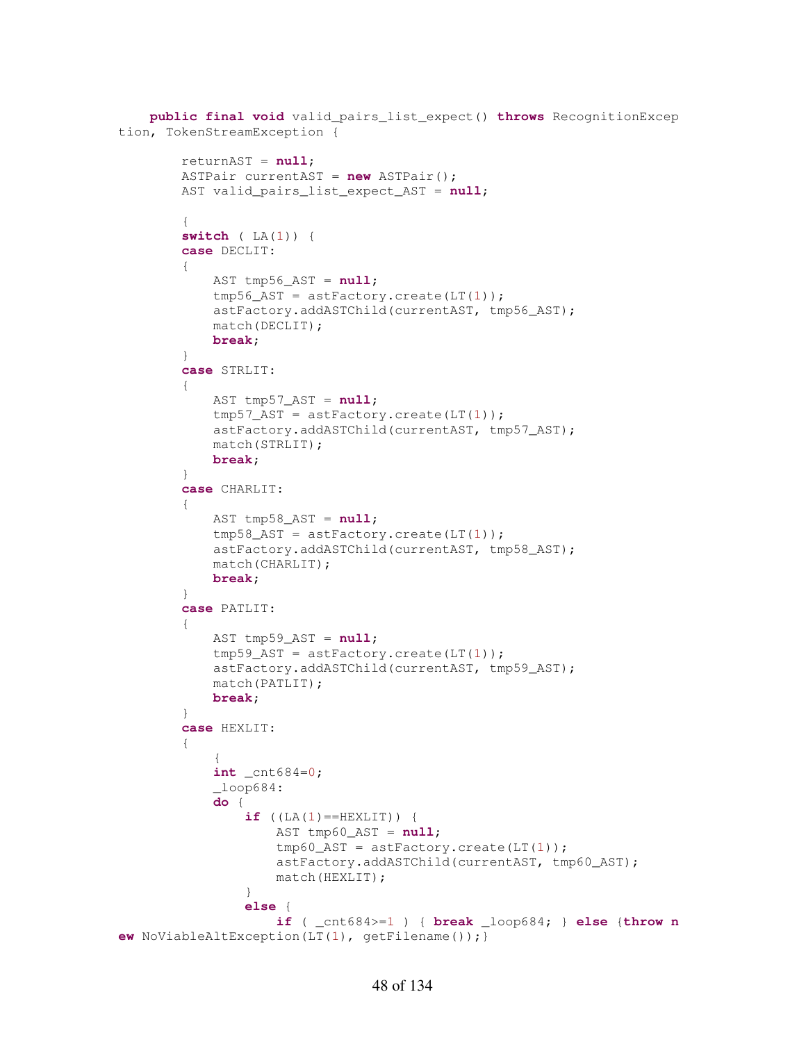```java
    public final void valid_pairs_list_expect() throws RecognitionException, TokenStreamException {

        returnAST = null;
        ASTPair currentAST = new ASTPair();
        AST valid_pairs_list_expect_AST = null;

        {
        switch ( LA(1)) {
        case DECLIT:
        {
            AST tmp56_AST = null;
            tmp56_AST = astFactory.create(LT(1));
            astFactory.addASTChild(currentAST, tmp56_AST);
            match(DECLIT);
            break;
        }
        case STRLIT:
        {
            AST tmp57_AST = null;
            tmp57_AST = astFactory.create(LT(1));
            astFactory.addASTChild(currentAST, tmp57_AST);
            match(STRLIT);
            break;
        }
        case CHARLIT:
        {
            AST tmp58_AST = null;
            tmp58_AST = astFactory.create(LT(1));
            astFactory.addASTChild(currentAST, tmp58_AST);
            match(CHARLIT);
            break;
        }
        case PATLIT:
        {
            AST tmp59_AST = null;
            tmp59_AST = astFactory.create(LT(1));
            astFactory.addASTChild(currentAST, tmp59_AST);
            match(PATLIT);
            break;
        }
        case HEXLIT:
        {
            {
            int _cnt684=0;
            _loop684:
            do {
                if ((LA(1)==HEXLIT)) {
                    AST tmp60_AST = null;
                    tmp60_AST = astFactory.create(LT(1));
                    astFactory.addASTChild(currentAST, tmp60_AST);
                    match(HEXLIT);
                }
                else {
                    if ( _cnt684>=1 ) { break _loop684; } else {throw new NoViableAltException(LT(1), getFilename());}
```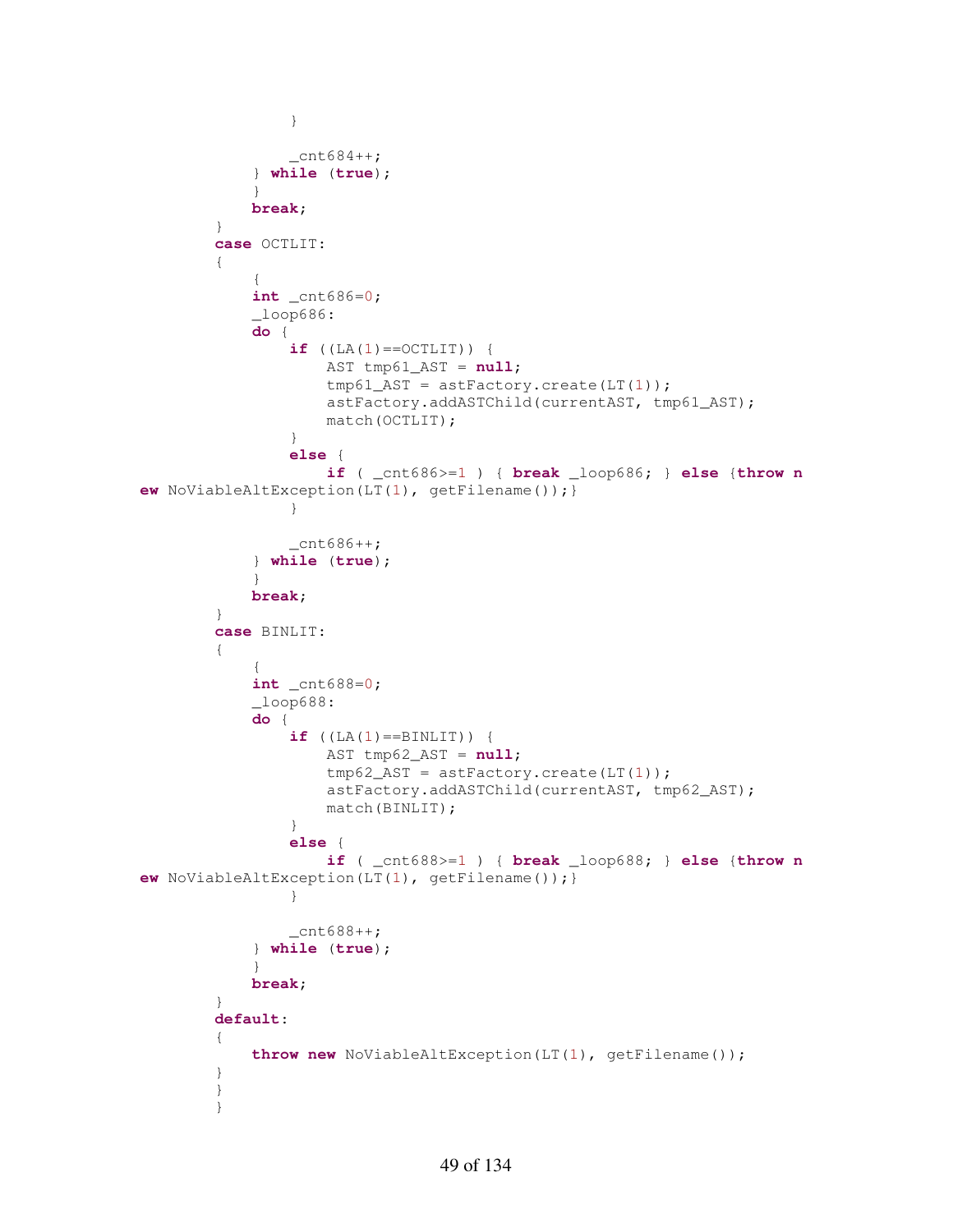```
                }

                _cnt684++;
            } while (true);
            }
            break;
        }
        case OCTLIT:
        {
            {
            int _cnt686=0;
            _loop686:
            do {
                if ((LA(1)==OCTLIT)) {
                    AST tmp61_AST = null;
                    tmp61_AST = astFactory.create(LT(1));
                    astFactory.addASTChild(currentAST, tmp61_AST);
                    match(OCTLIT);
                }
                else {
                    if ( _cnt686>=1 ) { break _loop686; } else {throw n
ew NoViableAltException(LT(1), getFilename());}
                }

                _cnt686++;
            } while (true);
            }
            break;
        }
        case BINLIT:
        {
            {
            int _cnt688=0;
            _loop688:
            do {
                if ((LA(1)==BINLIT)) {
                    AST tmp62_AST = null;
                    tmp62_AST = astFactory.create(LT(1));
                    astFactory.addASTChild(currentAST, tmp62_AST);
                    match(BINLIT);
                }
                else {
                    if ( _cnt688>=1 ) { break _loop688; } else {throw n
ew NoViableAltException(LT(1), getFilename());}
                }

                _cnt688++;
            } while (true);
            }
            break;
        }
        default:
        {
            throw new NoViableAltException(LT(1), getFilename());
        }
        }
        }
```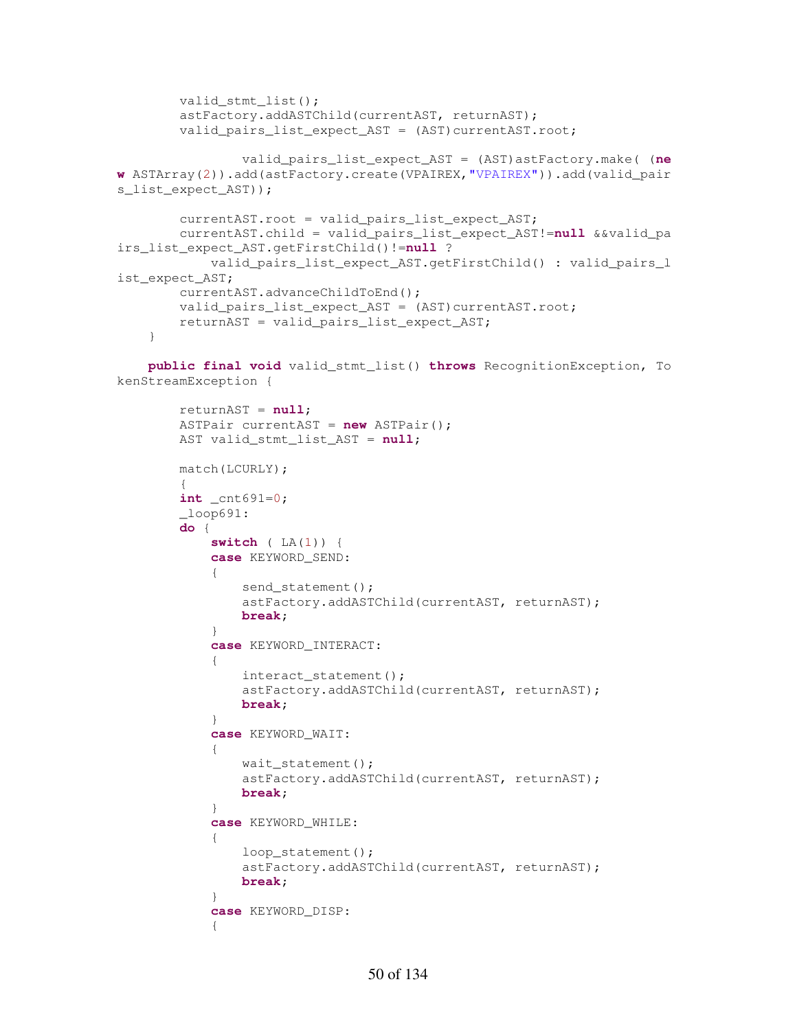```
        valid_stmt_list();
        astFactory.addASTChild(currentAST, returnAST);
        valid_pairs_list_expect_AST = (AST)currentAST.root;

                valid_pairs_list_expect_AST = (AST)astFactory.make( (new ASTArray(2)).add(astFactory.create(VPAIREX,"VPAIREX")).add(valid_pairs_list_expect_AST));

        currentAST.root = valid_pairs_list_expect_AST;
        currentAST.child = valid_pairs_list_expect_AST!=null &&valid_pairs_list_expect_AST.getFirstChild()!=null ?
            valid_pairs_list_expect_AST.getFirstChild() : valid_pairs_list_expect_AST;
        currentAST.advanceChildToEnd();
        valid_pairs_list_expect_AST = (AST)currentAST.root;
        returnAST = valid_pairs_list_expect_AST;
    }

    public final void valid_stmt_list() throws RecognitionException, TokenStreamException {

        returnAST = null;
        ASTPair currentAST = new ASTPair();
        AST valid_stmt_list_AST = null;

        match(LCURLY);
        {
        int _cnt691=0;
        _loop691:
        do {
            switch ( LA(1)) {
            case KEYWORD_SEND:
            {
                send_statement();
                astFactory.addASTChild(currentAST, returnAST);
                break;
            }
            case KEYWORD_INTERACT:
            {
                interact_statement();
                astFactory.addASTChild(currentAST, returnAST);
                break;
            }
            case KEYWORD_WAIT:
            {
                wait_statement();
                astFactory.addASTChild(currentAST, returnAST);
                break;
            }
            case KEYWORD_WHILE:
            {
                loop_statement();
                astFactory.addASTChild(currentAST, returnAST);
                break;
            }
            case KEYWORD_DISP:
            {
```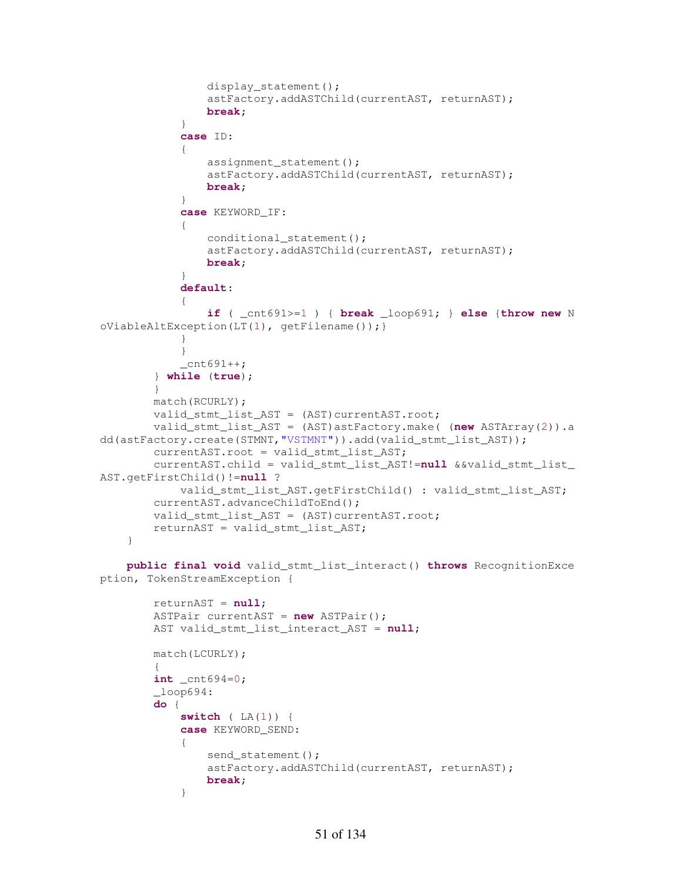```
				display_statement();
				astFactory.addASTChild(currentAST, returnAST);
				break;
			}
			case ID:
			{
				assignment_statement();
				astFactory.addASTChild(currentAST, returnAST);
				break;
			}
			case KEYWORD_IF:
			{
				conditional_statement();
				astFactory.addASTChild(currentAST, returnAST);
				break;
			}
			default:
			{
				if ( _cnt691>=1 ) { break _loop691; } else {throw new NoViableAltException(LT(1), getFilename());}
			}
			}
			_cnt691++;
		} while (true);
		}
		match(RCURLY);
		valid_stmt_list_AST = (AST)currentAST.root;
		valid_stmt_list_AST = (AST)astFactory.make( (new ASTArray(2)).add(astFactory.create(STMNT,"VSTMNT")).add(valid_stmt_list_AST));
		currentAST.root = valid_stmt_list_AST;
		currentAST.child = valid_stmt_list_AST!=null &&valid_stmt_list_AST.getFirstChild()!=null ?
			valid_stmt_list_AST.getFirstChild() : valid_stmt_list_AST;
		currentAST.advanceChildToEnd();
		valid_stmt_list_AST = (AST)currentAST.root;
		returnAST = valid_stmt_list_AST;
	}
	
	public final void valid_stmt_list_interact() throws RecognitionException, TokenStreamException {
		
		returnAST = null;
		ASTPair currentAST = new ASTPair();
		AST valid_stmt_list_interact_AST = null;
		
		match(LCURLY);
		{
		int _cnt694=0;
		_loop694:
		do {
			switch ( LA(1)) {
			case KEYWORD_SEND:
			{
				send_statement();
				astFactory.addASTChild(currentAST, returnAST);
				break;
			}
```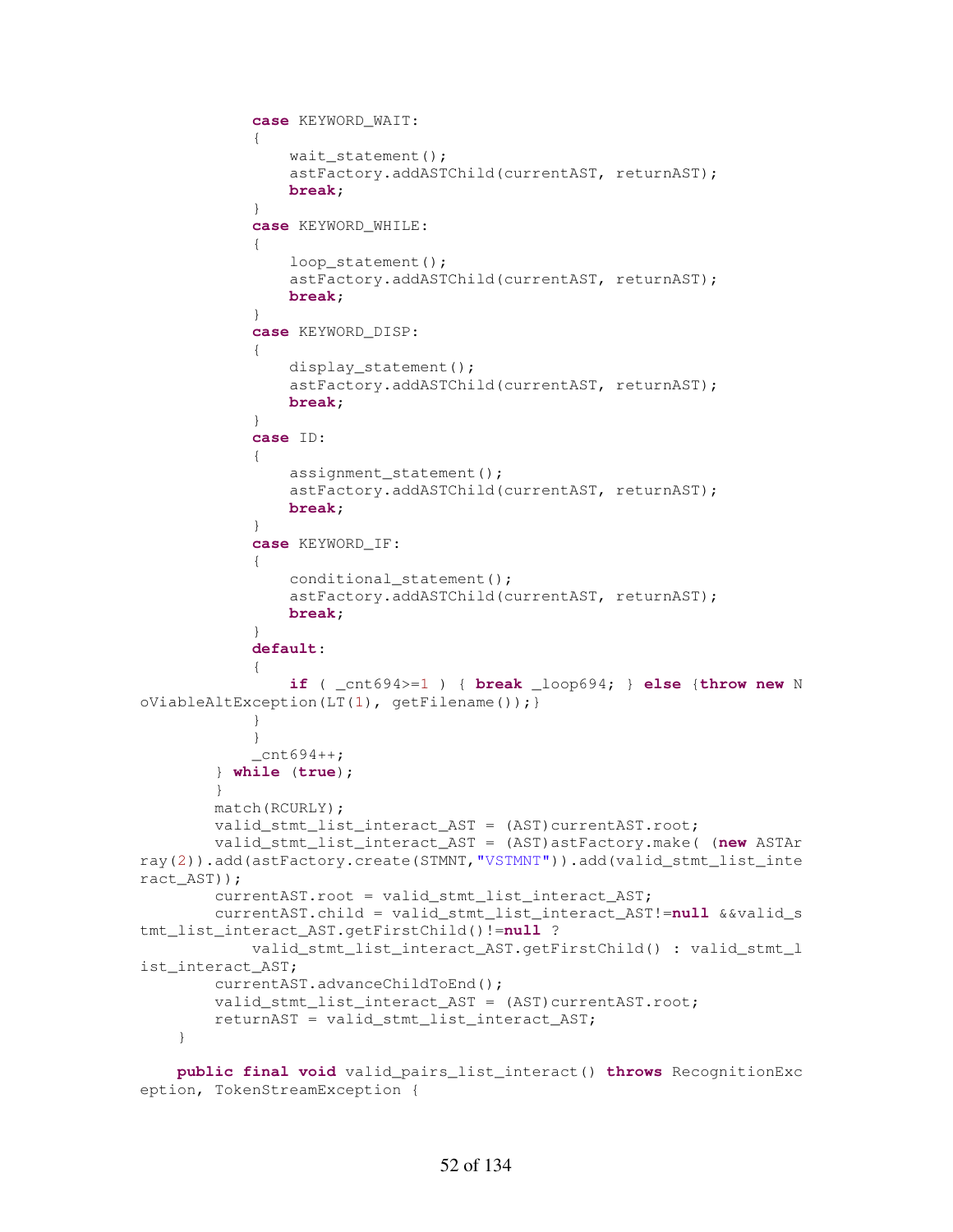```
			case KEYWORD_WAIT:
			{
				wait_statement();
				astFactory.addASTChild(currentAST, returnAST);
				break;
			}
			case KEYWORD_WHILE:
			{
				loop_statement();
				astFactory.addASTChild(currentAST, returnAST);
				break;
			}
			case KEYWORD_DISP:
			{
				display_statement();
				astFactory.addASTChild(currentAST, returnAST);
				break;
			}
			case ID:
			{
				assignment_statement();
				astFactory.addASTChild(currentAST, returnAST);
				break;
			}
			case KEYWORD_IF:
			{
				conditional_statement();
				astFactory.addASTChild(currentAST, returnAST);
				break;
			}
			default:
			{
				if ( _cnt694>=1 ) { break _loop694; } else {throw new N
oViableAltException(LT(1), getFilename());}
			}
			}
			_cnt694++;
		} while (true);
		}
		match(RCURLY);
		valid_stmt_list_interact_AST = (AST)currentAST.root;
		valid_stmt_list_interact_AST = (AST)astFactory.make( (new ASTAr
ray(2)).add(astFactory.create(STMNT,"VSTMNT")).add(valid_stmt_list_inte
ract_AST));
		currentAST.root = valid_stmt_list_interact_AST;
		currentAST.child = valid_stmt_list_interact_AST!=null &&valid_s
tmt_list_interact_AST.getFirstChild()!=null ?
			valid_stmt_list_interact_AST.getFirstChild() : valid_stmt_l
ist_interact_AST;
		currentAST.advanceChildToEnd();
		valid_stmt_list_interact_AST = (AST)currentAST.root;
		returnAST = valid_stmt_list_interact_AST;
	}

	public final void valid_pairs_list_interact() throws RecognitionExc
eption, TokenStreamException {
```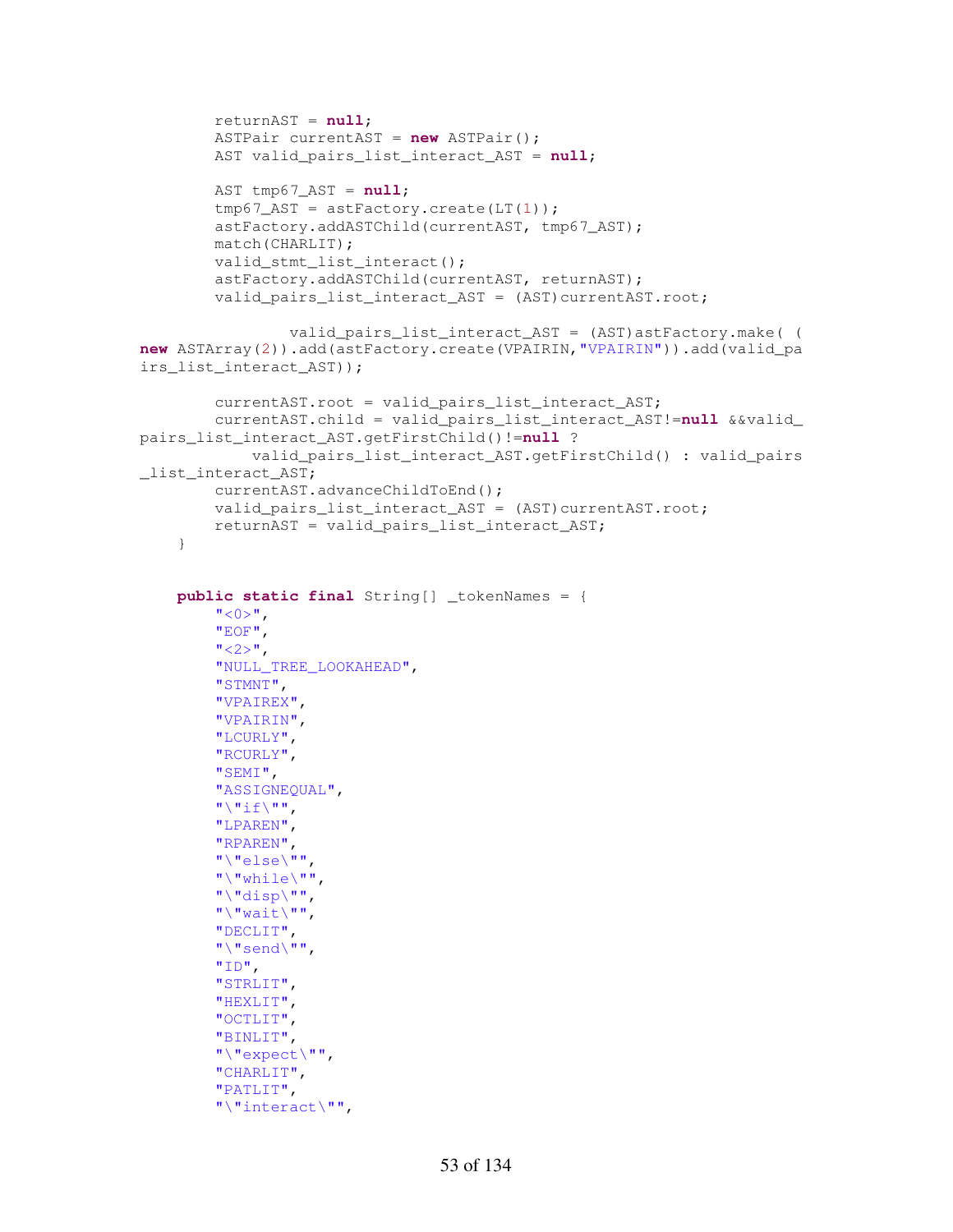```java
        returnAST = null;
        ASTPair currentAST = new ASTPair();
        AST valid_pairs_list_interact_AST = null;

        AST tmp67_AST = null;
        tmp67_AST = astFactory.create(LT(1));
        astFactory.addASTChild(currentAST, tmp67_AST);
        match(CHARLIT);
        valid_stmt_list_interact();
        astFactory.addASTChild(currentAST, returnAST);
        valid_pairs_list_interact_AST = (AST)currentAST.root;

                valid_pairs_list_interact_AST = (AST)astFactory.make( (
new ASTArray(2)).add(astFactory.create(VPAIRIN,"VPAIRIN")).add(valid_pa
irs_list_interact_AST));

        currentAST.root = valid_pairs_list_interact_AST;
        currentAST.child = valid_pairs_list_interact_AST!=null &&valid_
pairs_list_interact_AST.getFirstChild()!=null ?
            valid_pairs_list_interact_AST.getFirstChild() : valid_pairs
_list_interact_AST;
        currentAST.advanceChildToEnd();
        valid_pairs_list_interact_AST = (AST)currentAST.root;
        returnAST = valid_pairs_list_interact_AST;
    }


    public static final String[] _tokenNames = {
        "<0>",
        "EOF",
        "<2>",
        "NULL_TREE_LOOKAHEAD",
        "STMNT",
        "VPAIREX",
        "VPAIRIN",
        "LCURLY",
        "RCURLY",
        "SEMI",
        "ASSIGNEQUAL",
        "\"if\"",
        "LPAREN",
        "RPAREN",
        "\"else\"",
        "\"while\"",
        "\"disp\"",
        "\"wait\"",
        "DECLIT",
        "\"send\"",
        "ID",
        "STRLIT",
        "HEXLIT",
        "OCTLIT",
        "BINLIT",
        "\"expect\"",
        "CHARLIT",
        "PATLIT",
        "\"interact\"",
```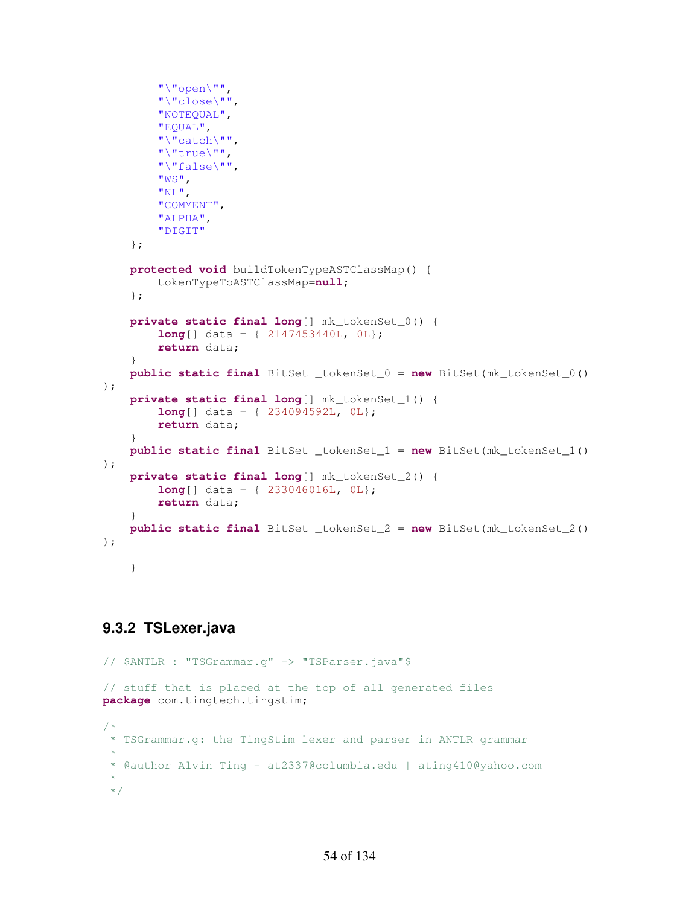```
        "\"open\"",
        "\"close\"",
        "NOTEQUAL",
        "EQUAL",
        "\"catch\"",
        "\"true\"",
        "\"false\"",
        "WS",
        "NL",
        "COMMENT",
        "ALPHA",
        "DIGIT"
    };

    protected void buildTokenTypeASTClassMap() {
        tokenTypeToASTClassMap=null;
    };

    private static final long[] mk_tokenSet_0() {
        long[] data = { 2147453440L, 0L};
        return data;
    }
    public static final BitSet _tokenSet_0 = new BitSet(mk_tokenSet_0()
);
    private static final long[] mk_tokenSet_1() {
        long[] data = { 234094592L, 0L};
        return data;
    }
    public static final BitSet _tokenSet_1 = new BitSet(mk_tokenSet_1()
);
    private static final long[] mk_tokenSet_2() {
        long[] data = { 233046016L, 0L};
        return data;
    }
    public static final BitSet _tokenSet_2 = new BitSet(mk_tokenSet_2()
);

    }
```

### 9.3.2 TSLexer.java

```
// $ANTLR : "TSGrammar.g" -> "TSParser.java"$

// stuff that is placed at the top of all generated files
package com.tingtech.tingstim;

/*
 * TSGrammar.g: the TingStim lexer and parser in ANTLR grammar
 *
 * @author Alvin Ting - at2337@columbia.edu | ating410@yahoo.com
 *
 */
```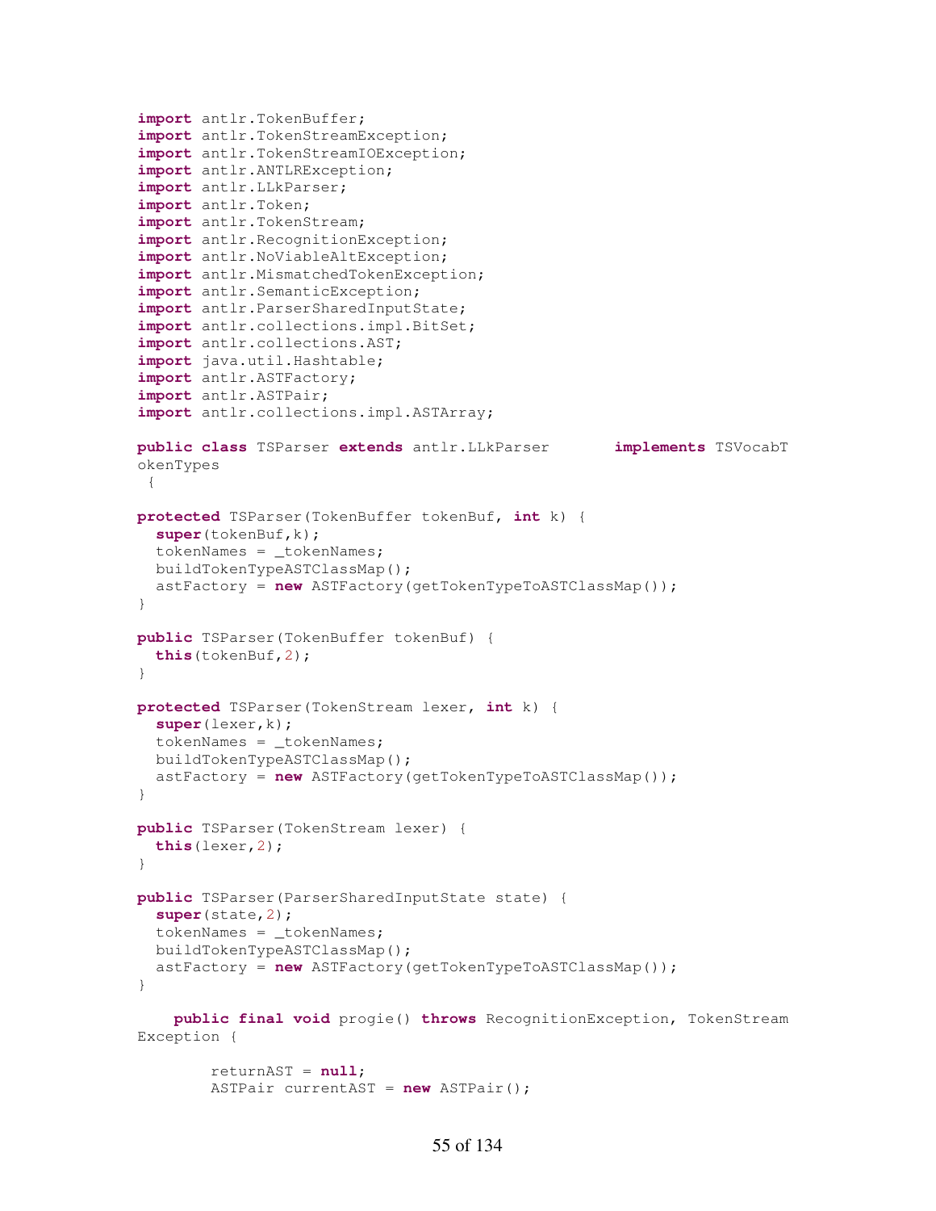```java
import antlr.TokenBuffer;
import antlr.TokenStreamException;
import antlr.TokenStreamIOException;
import antlr.ANTLRException;
import antlr.LLkParser;
import antlr.Token;
import antlr.TokenStream;
import antlr.RecognitionException;
import antlr.NoViableAltException;
import antlr.MismatchedTokenException;
import antlr.SemanticException;
import antlr.ParserSharedInputState;
import antlr.collections.impl.BitSet;
import antlr.collections.AST;
import java.util.Hashtable;
import antlr.ASTFactory;
import antlr.ASTPair;
import antlr.collections.impl.ASTArray;

public class TSParser extends antlr.LLkParser       implements TSVocabTokenTypes
 {

protected TSParser(TokenBuffer tokenBuf, int k) {
  super(tokenBuf,k);
  tokenNames = _tokenNames;
  buildTokenTypeASTClassMap();
  astFactory = new ASTFactory(getTokenTypeToASTClassMap());
}

public TSParser(TokenBuffer tokenBuf) {
  this(tokenBuf,2);
}

protected TSParser(TokenStream lexer, int k) {
  super(lexer,k);
  tokenNames = _tokenNames;
  buildTokenTypeASTClassMap();
  astFactory = new ASTFactory(getTokenTypeToASTClassMap());
}

public TSParser(TokenStream lexer) {
  this(lexer,2);
}

public TSParser(ParserSharedInputState state) {
  super(state,2);
  tokenNames = _tokenNames;
  buildTokenTypeASTClassMap();
  astFactory = new ASTFactory(getTokenTypeToASTClassMap());
}

    public final void progie() throws RecognitionException, TokenStreamException {

        returnAST = null;
        ASTPair currentAST = new ASTPair();
```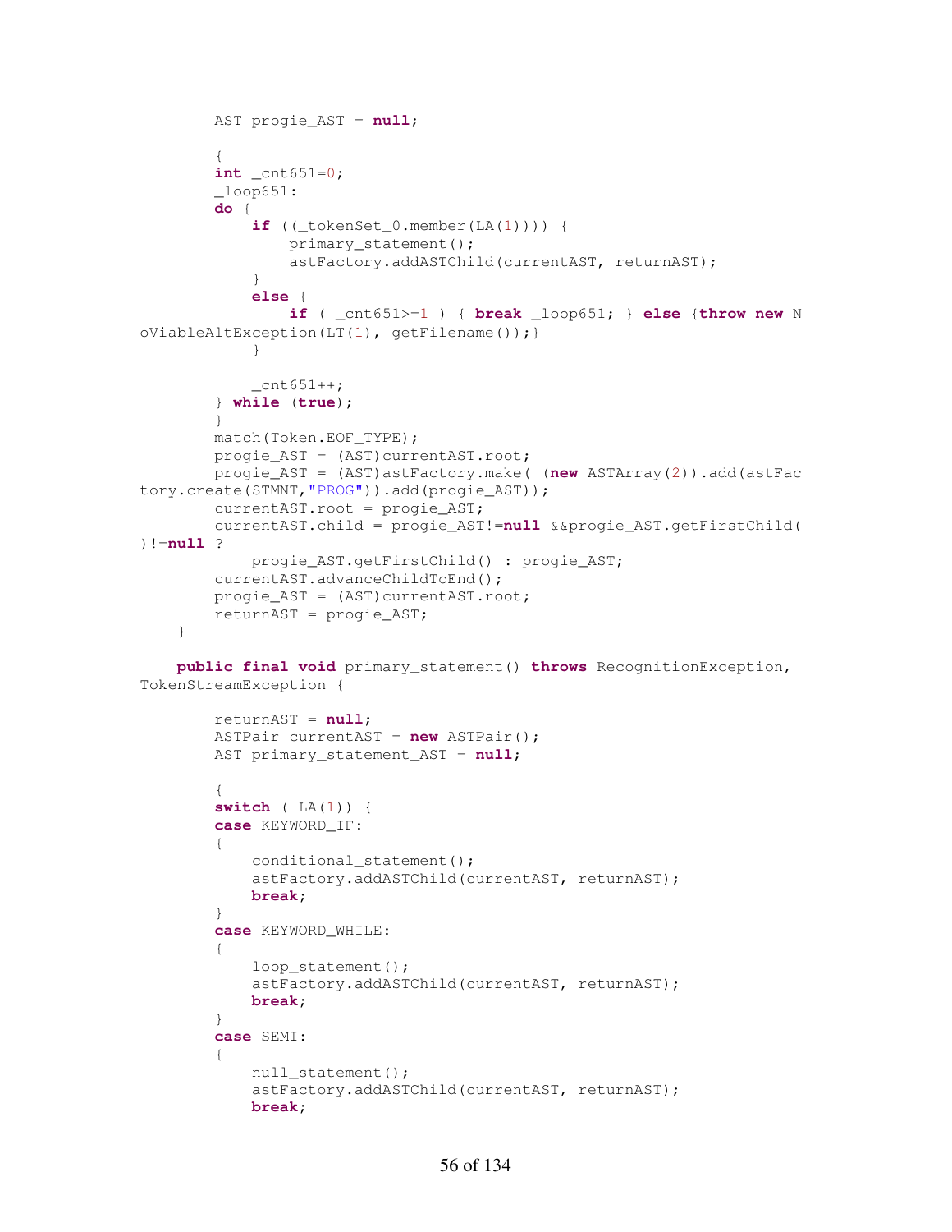```java
		AST progie_AST = null;
		
		{
		int _cnt651=0;
		_loop651:
		do {
			if ((_tokenSet_0.member(LA(1)))) {
				primary_statement();
				astFactory.addASTChild(currentAST, returnAST);
			}
			else {
				if ( _cnt651>=1 ) { break _loop651; } else {throw new NoViableAltException(LT(1), getFilename());}
			}
			
			_cnt651++;
		} while (true);
		}
		match(Token.EOF_TYPE);
		progie_AST = (AST)currentAST.root;
		progie_AST = (AST)astFactory.make( (new ASTArray(2)).add(astFactory.create(STMNT,"PROG")).add(progie_AST));
		currentAST.root = progie_AST;
		currentAST.child = progie_AST!=null &&progie_AST.getFirstChild()!=null ?
			progie_AST.getFirstChild() : progie_AST;
		currentAST.advanceChildToEnd();
		progie_AST = (AST)currentAST.root;
		returnAST = progie_AST;
	}
	
	public final void primary_statement() throws RecognitionException, TokenStreamException {
		
		returnAST = null;
		ASTPair currentAST = new ASTPair();
		AST primary_statement_AST = null;
		
		{
		switch ( LA(1)) {
		case KEYWORD_IF:
		{
			conditional_statement();
			astFactory.addASTChild(currentAST, returnAST);
			break;
		}
		case KEYWORD_WHILE:
		{
			loop_statement();
			astFactory.addASTChild(currentAST, returnAST);
			break;
		}
		case SEMI:
		{
			null_statement();
			astFactory.addASTChild(currentAST, returnAST);
			break;
```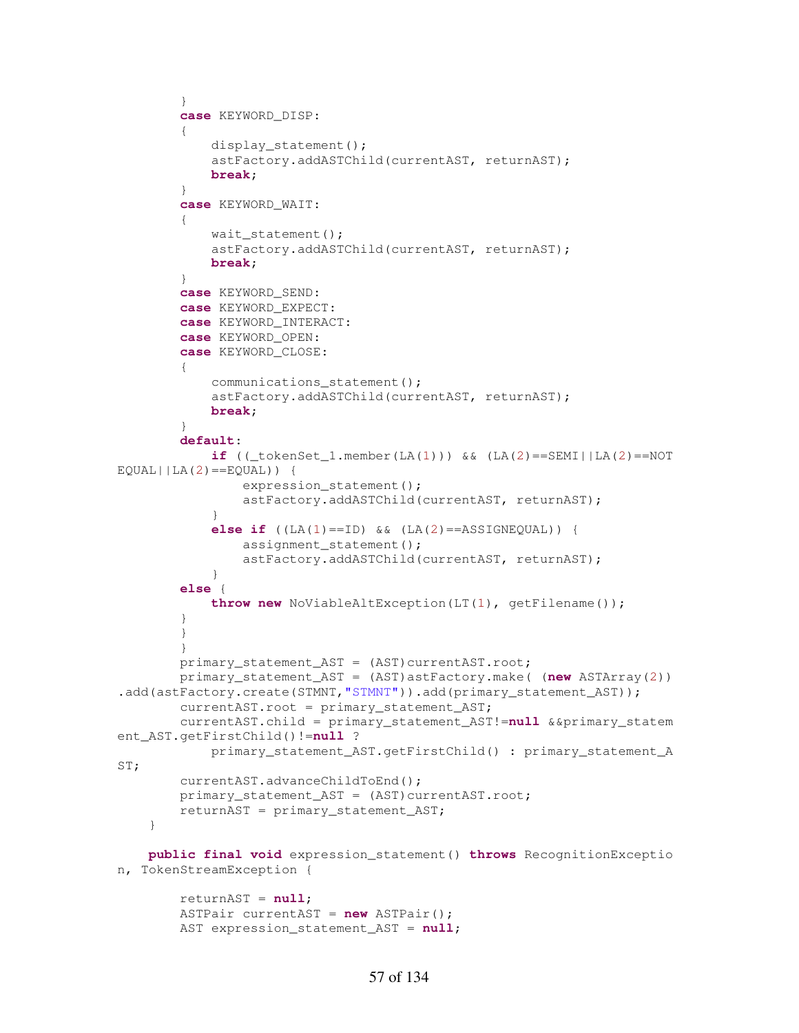```
        }
        case KEYWORD_DISP:
        {
            display_statement();
            astFactory.addASTChild(currentAST, returnAST);
            break;
        }
        case KEYWORD_WAIT:
        {
            wait_statement();
            astFactory.addASTChild(currentAST, returnAST);
            break;
        }
        case KEYWORD_SEND:
        case KEYWORD_EXPECT:
        case KEYWORD_INTERACT:
        case KEYWORD_OPEN:
        case KEYWORD_CLOSE:
        {
            communications_statement();
            astFactory.addASTChild(currentAST, returnAST);
            break;
        }
        default:
            if ((_tokenSet_1.member(LA(1))) && (LA(2)==SEMI||LA(2)==NOT
EQUAL||LA(2)==EQUAL)) {
                expression_statement();
                astFactory.addASTChild(currentAST, returnAST);
            }
            else if ((LA(1)==ID) && (LA(2)==ASSIGNEQUAL)) {
                assignment_statement();
                astFactory.addASTChild(currentAST, returnAST);
            }
        else {
            throw new NoViableAltException(LT(1), getFilename());
        }
        }
        }
        primary_statement_AST = (AST)currentAST.root;
        primary_statement_AST = (AST)astFactory.make( (new ASTArray(2))
.add(astFactory.create(STMNT,"STMNT")).add(primary_statement_AST));
        currentAST.root = primary_statement_AST;
        currentAST.child = primary_statement_AST!=null &&primary_statem
ent_AST.getFirstChild()!=null ?
            primary_statement_AST.getFirstChild() : primary_statement_A
ST;
        currentAST.advanceChildToEnd();
        primary_statement_AST = (AST)currentAST.root;
        returnAST = primary_statement_AST;
    }

    public final void expression_statement() throws RecognitionExceptio
n, TokenStreamException {

        returnAST = null;
        ASTPair currentAST = new ASTPair();
        AST expression_statement_AST = null;
```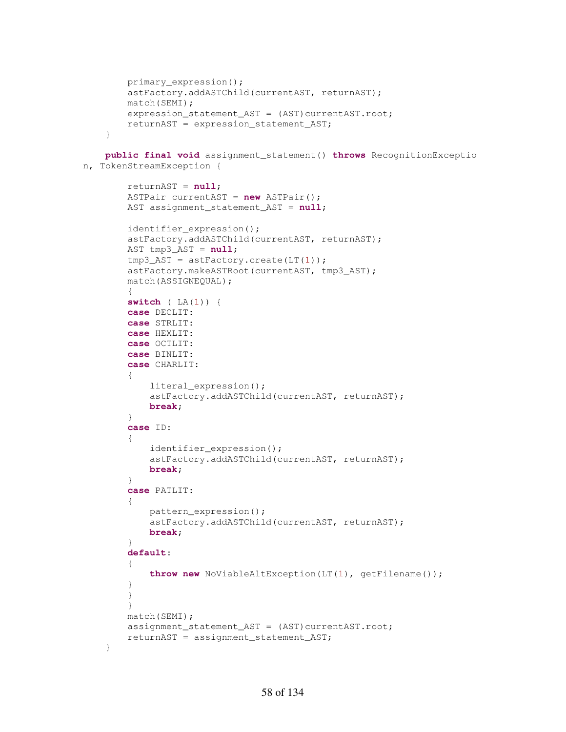```
		primary_expression();
		astFactory.addASTChild(currentAST, returnAST);
		match(SEMI);
		expression_statement_AST = (AST)currentAST.root;
		returnAST = expression_statement_AST;
	}
	
	public final void assignment_statement() throws RecognitionExceptio
n, TokenStreamException {
		
		returnAST = null;
		ASTPair currentAST = new ASTPair();
		AST assignment_statement_AST = null;
		
		identifier_expression();
		astFactory.addASTChild(currentAST, returnAST);
		AST tmp3_AST = null;
		tmp3_AST = astFactory.create(LT(1));
		astFactory.makeASTRoot(currentAST, tmp3_AST);
		match(ASSIGNEQUAL);
		{
		switch ( LA(1)) {
		case DECLIT:
		case STRLIT:
		case HEXLIT:
		case OCTLIT:
		case BINLIT:
		case CHARLIT:
		{
			literal_expression();
			astFactory.addASTChild(currentAST, returnAST);
			break;
		}
		case ID:
		{
			identifier_expression();
			astFactory.addASTChild(currentAST, returnAST);
			break;
		}
		case PATLIT:
		{
			pattern_expression();
			astFactory.addASTChild(currentAST, returnAST);
			break;
		}
		default:
		{
			throw new NoViableAltException(LT(1), getFilename());
		}
		}
		}
		match(SEMI);
		assignment_statement_AST = (AST)currentAST.root;
		returnAST = assignment_statement_AST;
	}
```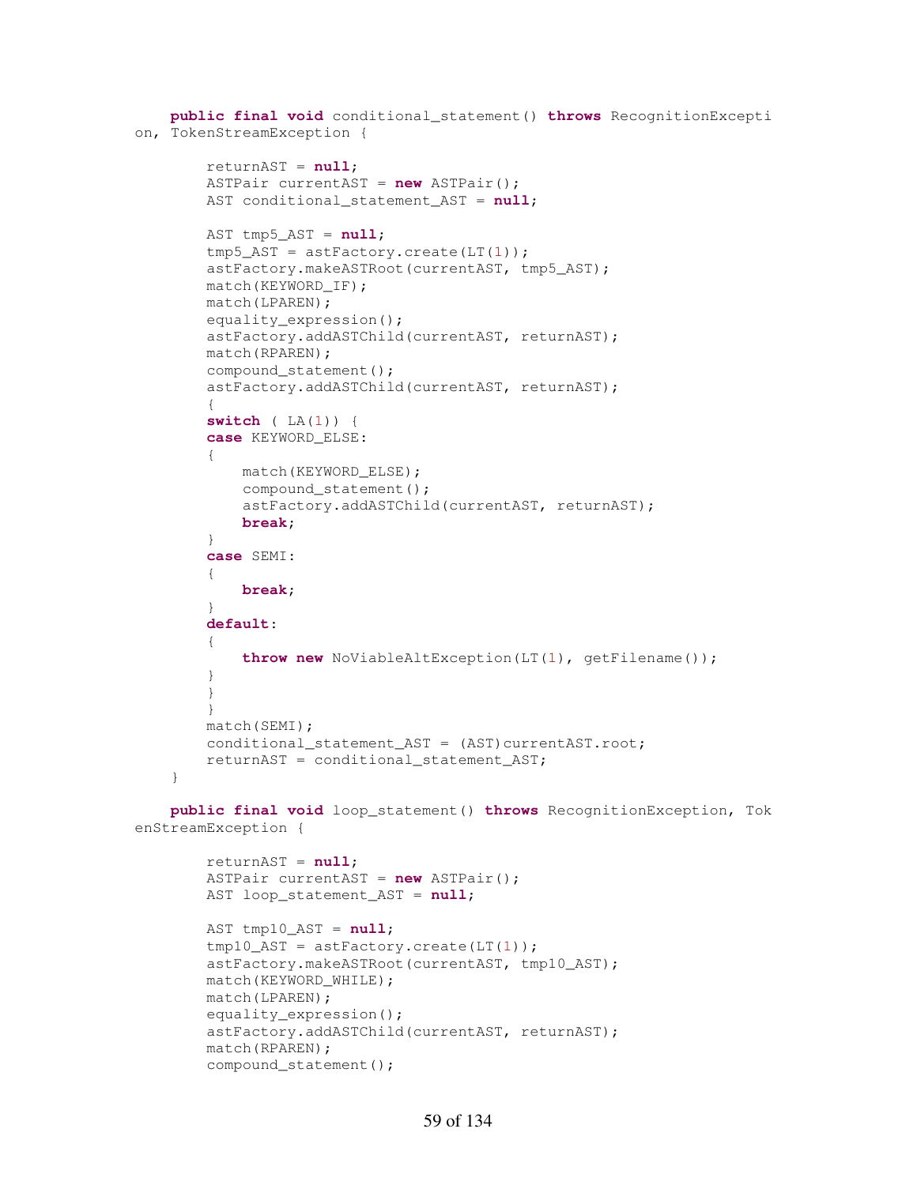```java
	public final void conditional_statement() throws RecognitionException, TokenStreamException {
		
		returnAST = null;
		ASTPair currentAST = new ASTPair();
		AST conditional_statement_AST = null;
		
		AST tmp5_AST = null;
		tmp5_AST = astFactory.create(LT(1));
		astFactory.makeASTRoot(currentAST, tmp5_AST);
		match(KEYWORD_IF);
		match(LPAREN);
		equality_expression();
		astFactory.addASTChild(currentAST, returnAST);
		match(RPAREN);
		compound_statement();
		astFactory.addASTChild(currentAST, returnAST);
		{
		switch ( LA(1)) {
		case KEYWORD_ELSE:
		{
			match(KEYWORD_ELSE);
			compound_statement();
			astFactory.addASTChild(currentAST, returnAST);
			break;
		}
		case SEMI:
		{
			break;
		}
		default:
		{
			throw new NoViableAltException(LT(1), getFilename());
		}
		}
		}
		match(SEMI);
		conditional_statement_AST = (AST)currentAST.root;
		returnAST = conditional_statement_AST;
	}
	
	public final void loop_statement() throws RecognitionException, TokenStreamException {
		
		returnAST = null;
		ASTPair currentAST = new ASTPair();
		AST loop_statement_AST = null;
		
		AST tmp10_AST = null;
		tmp10_AST = astFactory.create(LT(1));
		astFactory.makeASTRoot(currentAST, tmp10_AST);
		match(KEYWORD_WHILE);
		match(LPAREN);
		equality_expression();
		astFactory.addASTChild(currentAST, returnAST);
		match(RPAREN);
		compound_statement();
```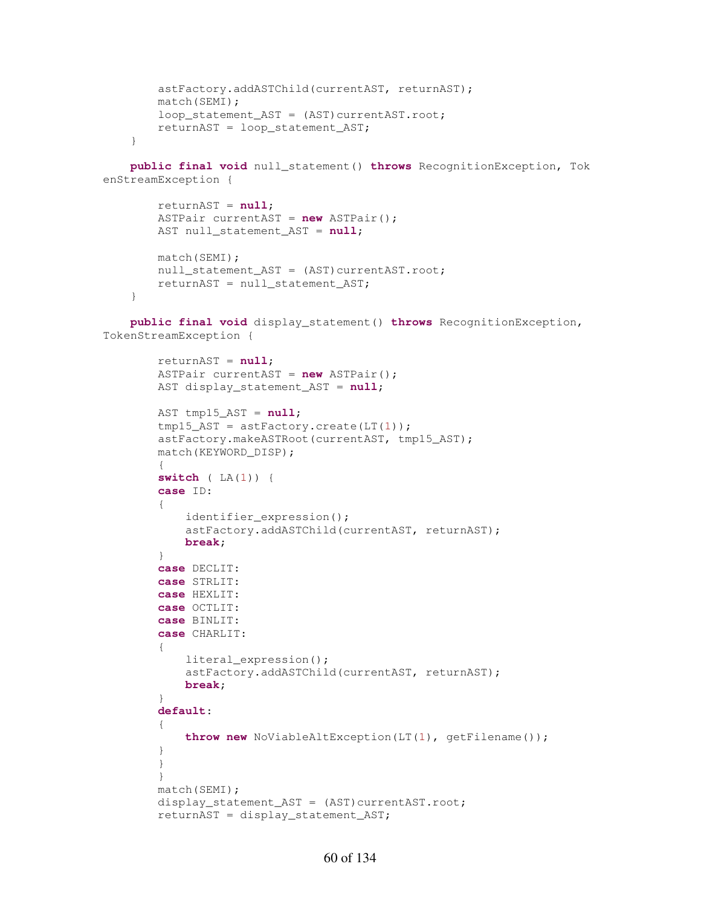```java
		astFactory.addASTChild(currentAST, returnAST);
		match(SEMI);
		loop_statement_AST = (AST)currentAST.root;
		returnAST = loop_statement_AST;
	}
	
	public final void null_statement() throws RecognitionException, TokenStreamException {
		
		returnAST = null;
		ASTPair currentAST = new ASTPair();
		AST null_statement_AST = null;
		
		match(SEMI);
		null_statement_AST = (AST)currentAST.root;
		returnAST = null_statement_AST;
	}
	
	public final void display_statement() throws RecognitionException, TokenStreamException {
		
		returnAST = null;
		ASTPair currentAST = new ASTPair();
		AST display_statement_AST = null;
		
		AST tmp15_AST = null;
		tmp15_AST = astFactory.create(LT(1));
		astFactory.makeASTRoot(currentAST, tmp15_AST);
		match(KEYWORD_DISP);
		{
		switch ( LA(1)) {
		case ID:
		{
			identifier_expression();
			astFactory.addASTChild(currentAST, returnAST);
			break;
		}
		case DECLIT:
		case STRLIT:
		case HEXLIT:
		case OCTLIT:
		case BINLIT:
		case CHARLIT:
		{
			literal_expression();
			astFactory.addASTChild(currentAST, returnAST);
			break;
		}
		default:
		{
			throw new NoViableAltException(LT(1), getFilename());
		}
		}
		}
		match(SEMI);
		display_statement_AST = (AST)currentAST.root;
		returnAST = display_statement_AST;
```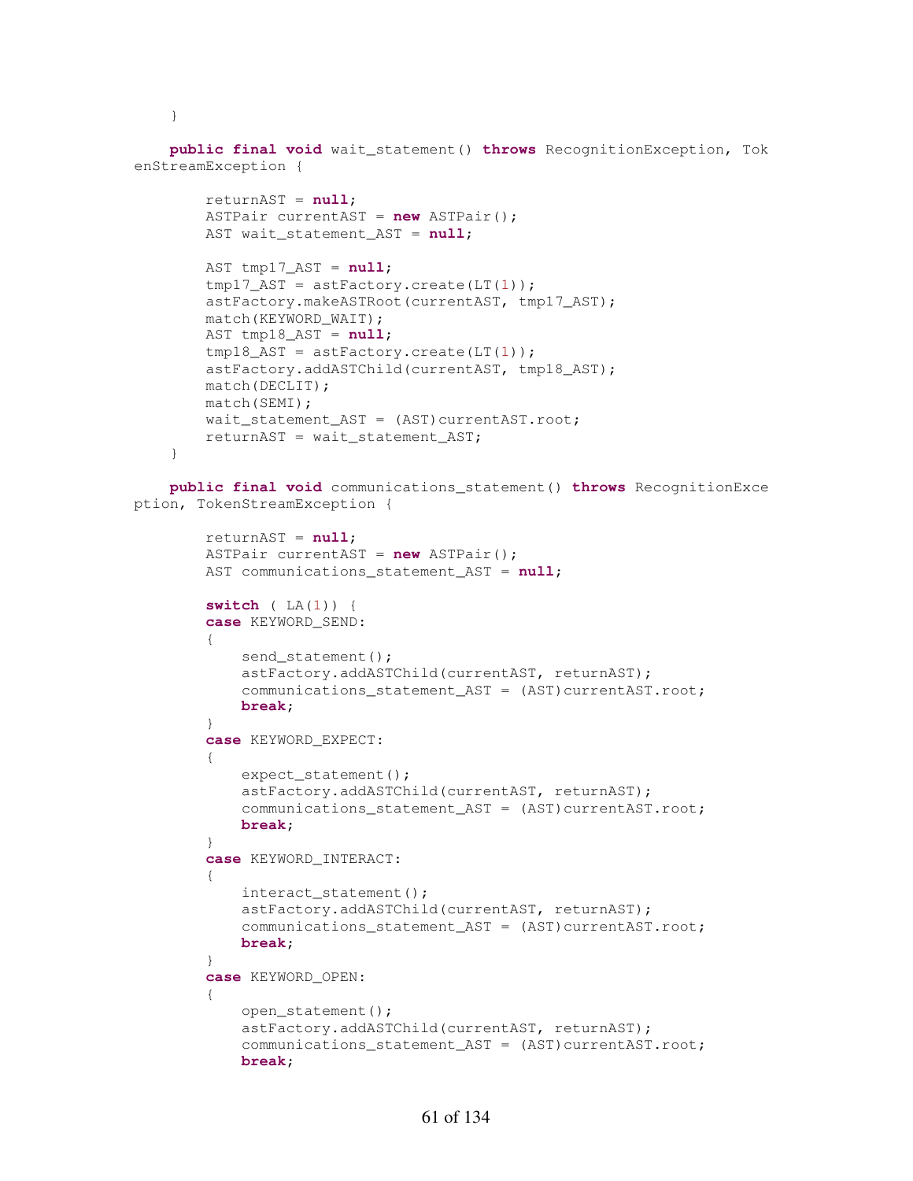```
    }

    public final void wait_statement() throws RecognitionException, TokenStreamException {

        returnAST = null;
        ASTPair currentAST = new ASTPair();
        AST wait_statement_AST = null;

        AST tmp17_AST = null;
        tmp17_AST = astFactory.create(LT(1));
        astFactory.makeASTRoot(currentAST, tmp17_AST);
        match(KEYWORD_WAIT);
        AST tmp18_AST = null;
        tmp18_AST = astFactory.create(LT(1));
        astFactory.addASTChild(currentAST, tmp18_AST);
        match(DECLIT);
        match(SEMI);
        wait_statement_AST = (AST)currentAST.root;
        returnAST = wait_statement_AST;
    }

    public final void communications_statement() throws RecognitionException, TokenStreamException {

        returnAST = null;
        ASTPair currentAST = new ASTPair();
        AST communications_statement_AST = null;

        switch ( LA(1)) {
        case KEYWORD_SEND:
        {
            send_statement();
            astFactory.addASTChild(currentAST, returnAST);
            communications_statement_AST = (AST)currentAST.root;
            break;
        }
        case KEYWORD_EXPECT:
        {
            expect_statement();
            astFactory.addASTChild(currentAST, returnAST);
            communications_statement_AST = (AST)currentAST.root;
            break;
        }
        case KEYWORD_INTERACT:
        {
            interact_statement();
            astFactory.addASTChild(currentAST, returnAST);
            communications_statement_AST = (AST)currentAST.root;
            break;
        }
        case KEYWORD_OPEN:
        {
            open_statement();
            astFactory.addASTChild(currentAST, returnAST);
            communications_statement_AST = (AST)currentAST.root;
            break;
```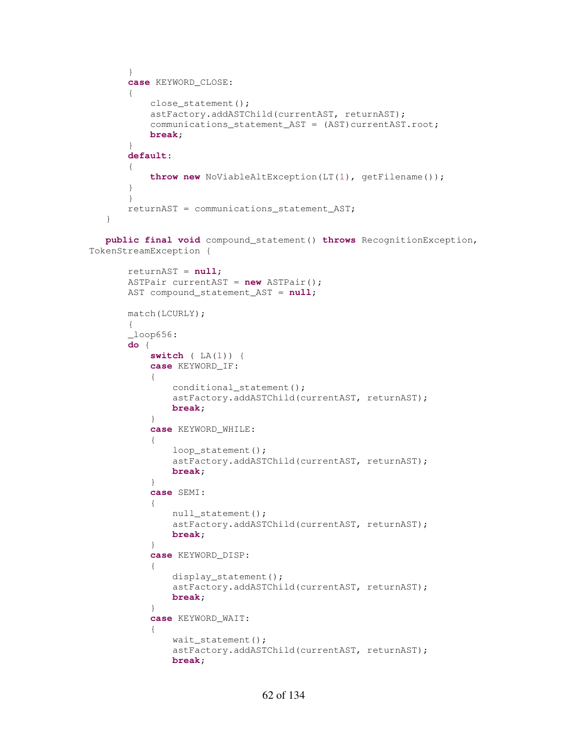```
        }
        case KEYWORD_CLOSE:
        {
            close_statement();
            astFactory.addASTChild(currentAST, returnAST);
            communications_statement_AST = (AST)currentAST.root;
            break;
        }
        default:
        {
            throw new NoViableAltException(LT(1), getFilename());
        }
        }
        returnAST = communications_statement_AST;
    }

    public final void compound_statement() throws RecognitionException,
TokenStreamException {

        returnAST = null;
        ASTPair currentAST = new ASTPair();
        AST compound_statement_AST = null;

        match(LCURLY);
        {
        _loop656:
        do {
            switch ( LA(1)) {
            case KEYWORD_IF:
            {
                conditional_statement();
                astFactory.addASTChild(currentAST, returnAST);
                break;
            }
            case KEYWORD_WHILE:
            {
                loop_statement();
                astFactory.addASTChild(currentAST, returnAST);
                break;
            }
            case SEMI:
            {
                null_statement();
                astFactory.addASTChild(currentAST, returnAST);
                break;
            }
            case KEYWORD_DISP:
            {
                display_statement();
                astFactory.addASTChild(currentAST, returnAST);
                break;
            }
            case KEYWORD_WAIT:
            {
                wait_statement();
                astFactory.addASTChild(currentAST, returnAST);
                break;
```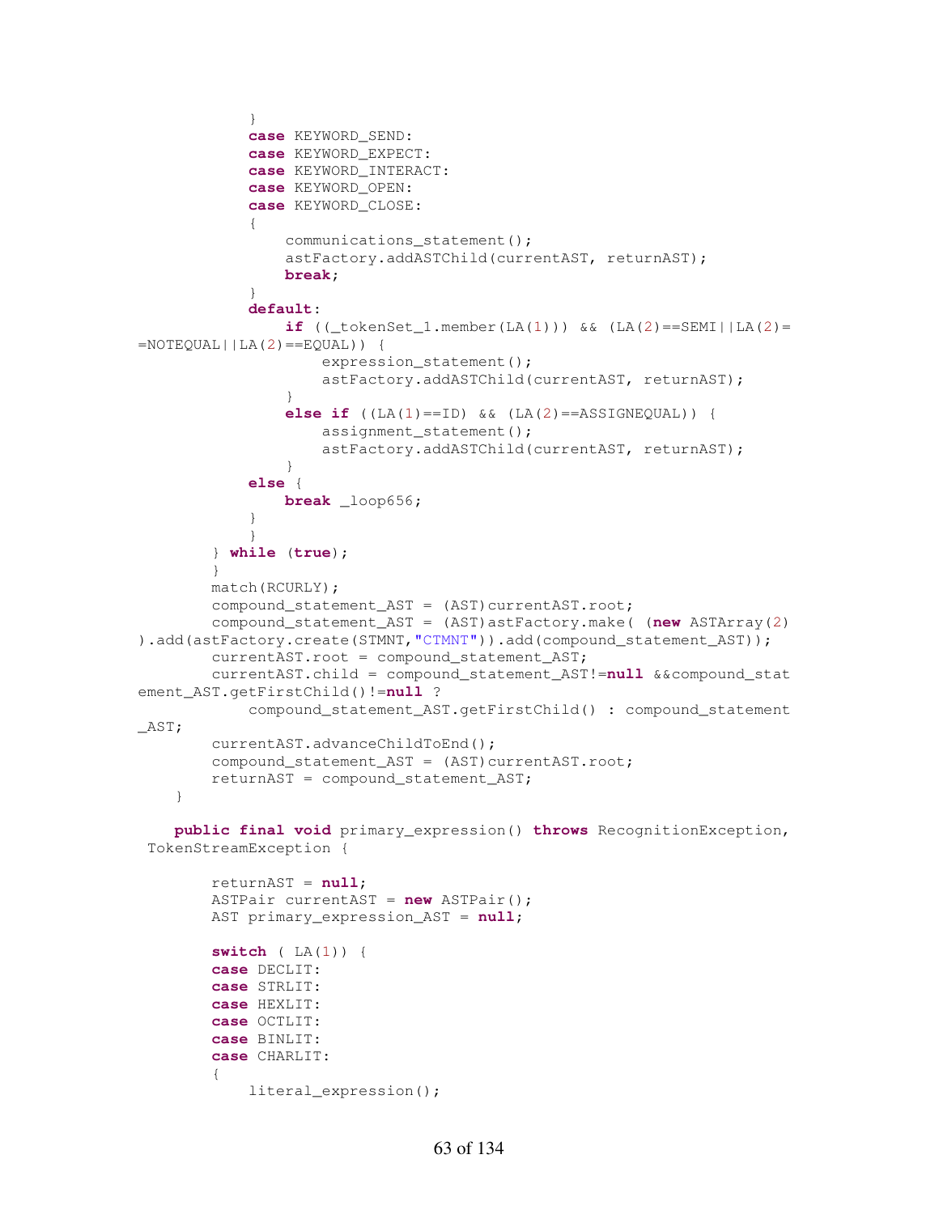```
            }
            case KEYWORD_SEND:
            case KEYWORD_EXPECT:
            case KEYWORD_INTERACT:
            case KEYWORD_OPEN:
            case KEYWORD_CLOSE:
            {
                communications_statement();
                astFactory.addASTChild(currentAST, returnAST);
                break;
            }
            default:
                if ((_tokenSet_1.member(LA(1))) && (LA(2)==SEMI||LA(2)=
=NOTEQUAL||LA(2)==EQUAL)) {
                    expression_statement();
                    astFactory.addASTChild(currentAST, returnAST);
                }
                else if ((LA(1)==ID) && (LA(2)==ASSIGNEQUAL)) {
                    assignment_statement();
                    astFactory.addASTChild(currentAST, returnAST);
                }
            else {
                break _loop656;
            }
            }
        } while (true);
        }
        match(RCURLY);
        compound_statement_AST = (AST)currentAST.root;
        compound_statement_AST = (AST)astFactory.make( (new ASTArray(2)
).add(astFactory.create(STMNT,"CTMNT")).add(compound_statement_AST));
        currentAST.root = compound_statement_AST;
        currentAST.child = compound_statement_AST!=null &&compound_stat
ement_AST.getFirstChild()!=null ?
            compound_statement_AST.getFirstChild() : compound_statement
_AST;
        currentAST.advanceChildToEnd();
        compound_statement_AST = (AST)currentAST.root;
        returnAST = compound_statement_AST;
    }

    public final void primary_expression() throws RecognitionException,
 TokenStreamException {

        returnAST = null;
        ASTPair currentAST = new ASTPair();
        AST primary_expression_AST = null;

        switch ( LA(1)) {
        case DECLIT:
        case STRLIT:
        case HEXLIT:
        case OCTLIT:
        case BINLIT:
        case CHARLIT:
        {
            literal_expression();
```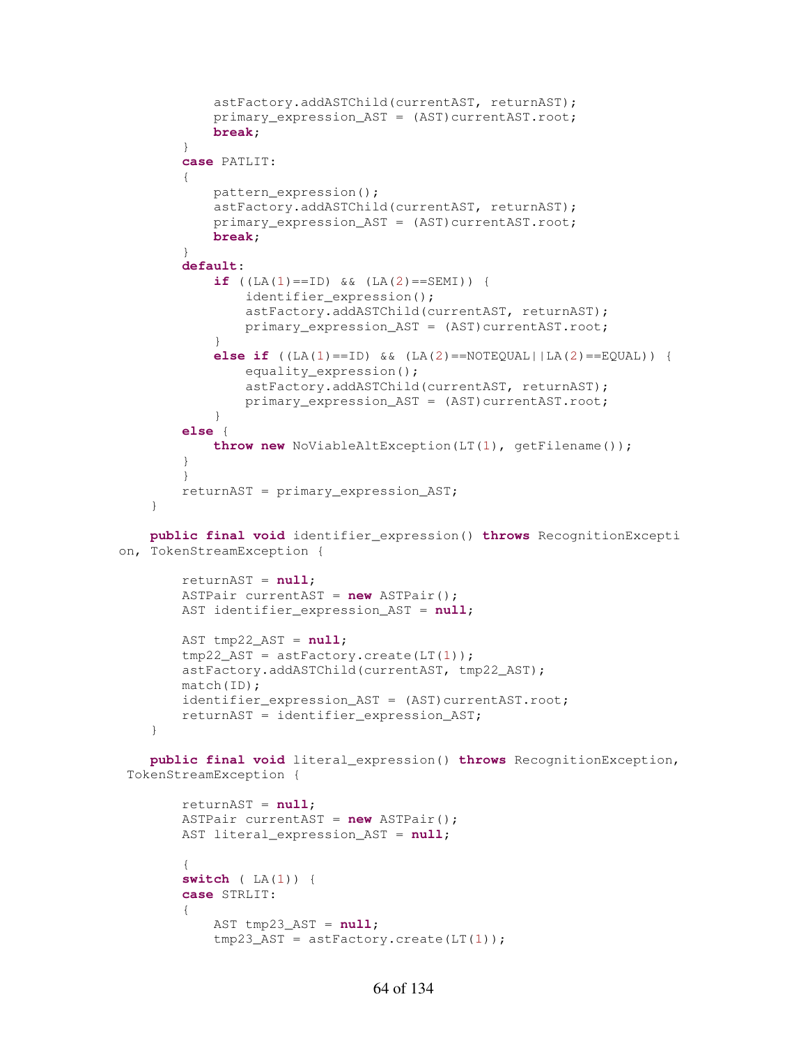```
            astFactory.addASTChild(currentAST, returnAST);
            primary_expression_AST = (AST)currentAST.root;
            break;
        }
        case PATLIT:
        {
            pattern_expression();
            astFactory.addASTChild(currentAST, returnAST);
            primary_expression_AST = (AST)currentAST.root;
            break;
        }
        default:
            if ((LA(1)==ID) && (LA(2)==SEMI)) {
                identifier_expression();
                astFactory.addASTChild(currentAST, returnAST);
                primary_expression_AST = (AST)currentAST.root;
            }
            else if ((LA(1)==ID) && (LA(2)==NOTEQUAL||LA(2)==EQUAL)) {
                equality_expression();
                astFactory.addASTChild(currentAST, returnAST);
                primary_expression_AST = (AST)currentAST.root;
            }
        else {
            throw new NoViableAltException(LT(1), getFilename());
        }
        }
        returnAST = primary_expression_AST;
    }

    public final void identifier_expression() throws RecognitionExcepti
on, TokenStreamException {

        returnAST = null;
        ASTPair currentAST = new ASTPair();
        AST identifier_expression_AST = null;

        AST tmp22_AST = null;
        tmp22_AST = astFactory.create(LT(1));
        astFactory.addASTChild(currentAST, tmp22_AST);
        match(ID);
        identifier_expression_AST = (AST)currentAST.root;
        returnAST = identifier_expression_AST;
    }

    public final void literal_expression() throws RecognitionException,
 TokenStreamException {

        returnAST = null;
        ASTPair currentAST = new ASTPair();
        AST literal_expression_AST = null;

        {
        switch ( LA(1)) {
        case STRLIT:
        {
            AST tmp23_AST = null;
            tmp23_AST = astFactory.create(LT(1));
```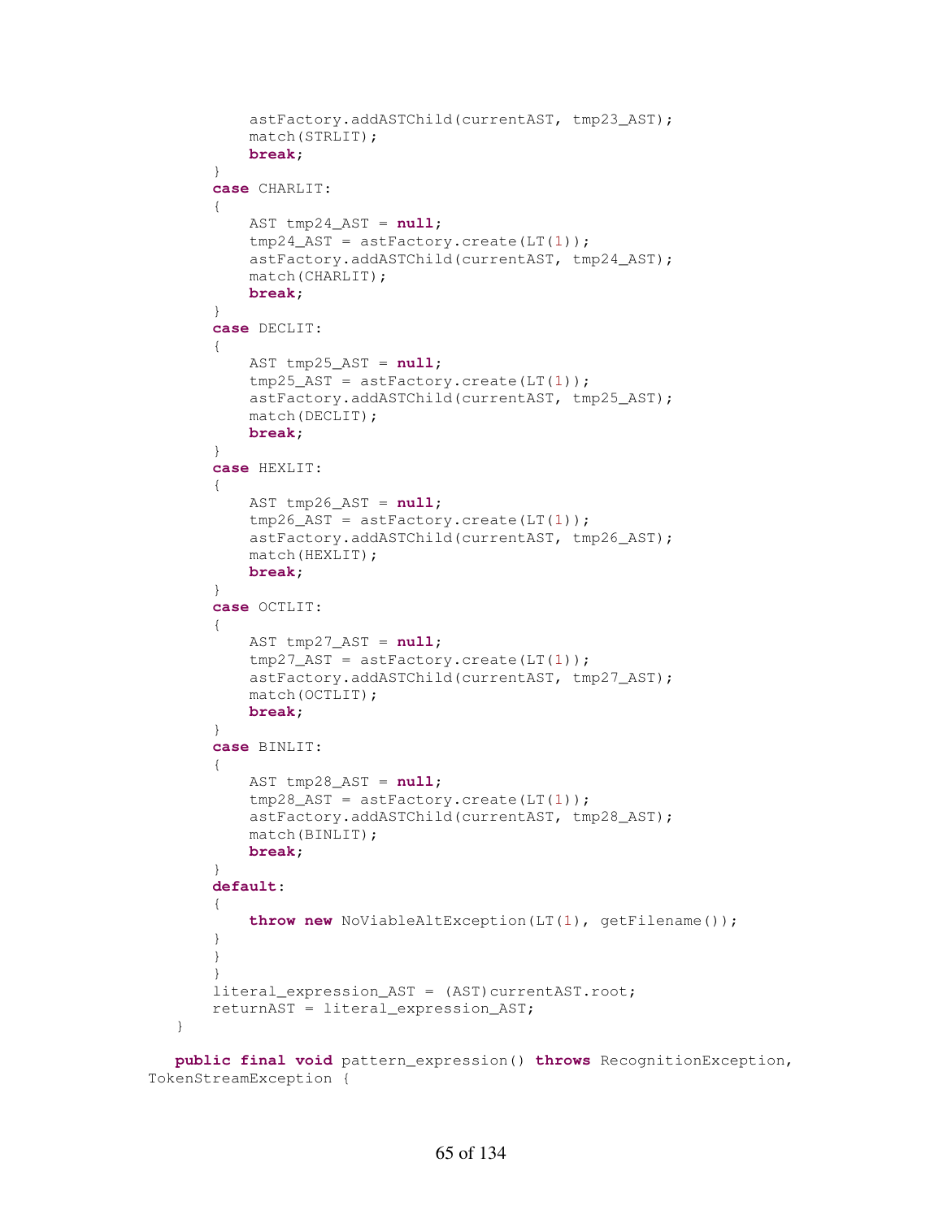```
            astFactory.addASTChild(currentAST, tmp23_AST);
            match(STRLIT);
            break;
        }
        case CHARLIT:
        {
            AST tmp24_AST = null;
            tmp24_AST = astFactory.create(LT(1));
            astFactory.addASTChild(currentAST, tmp24_AST);
            match(CHARLIT);
            break;
        }
        case DECLIT:
        {
            AST tmp25_AST = null;
            tmp25_AST = astFactory.create(LT(1));
            astFactory.addASTChild(currentAST, tmp25_AST);
            match(DECLIT);
            break;
        }
        case HEXLIT:
        {
            AST tmp26_AST = null;
            tmp26_AST = astFactory.create(LT(1));
            astFactory.addASTChild(currentAST, tmp26_AST);
            match(HEXLIT);
            break;
        }
        case OCTLIT:
        {
            AST tmp27_AST = null;
            tmp27_AST = astFactory.create(LT(1));
            astFactory.addASTChild(currentAST, tmp27_AST);
            match(OCTLIT);
            break;
        }
        case BINLIT:
        {
            AST tmp28_AST = null;
            tmp28_AST = astFactory.create(LT(1));
            astFactory.addASTChild(currentAST, tmp28_AST);
            match(BINLIT);
            break;
        }
        default:
        {
            throw new NoViableAltException(LT(1), getFilename());
        }
        }
        }
        literal_expression_AST = (AST)currentAST.root;
        returnAST = literal_expression_AST;
    }

    public final void pattern_expression() throws RecognitionException,
TokenStreamException {
```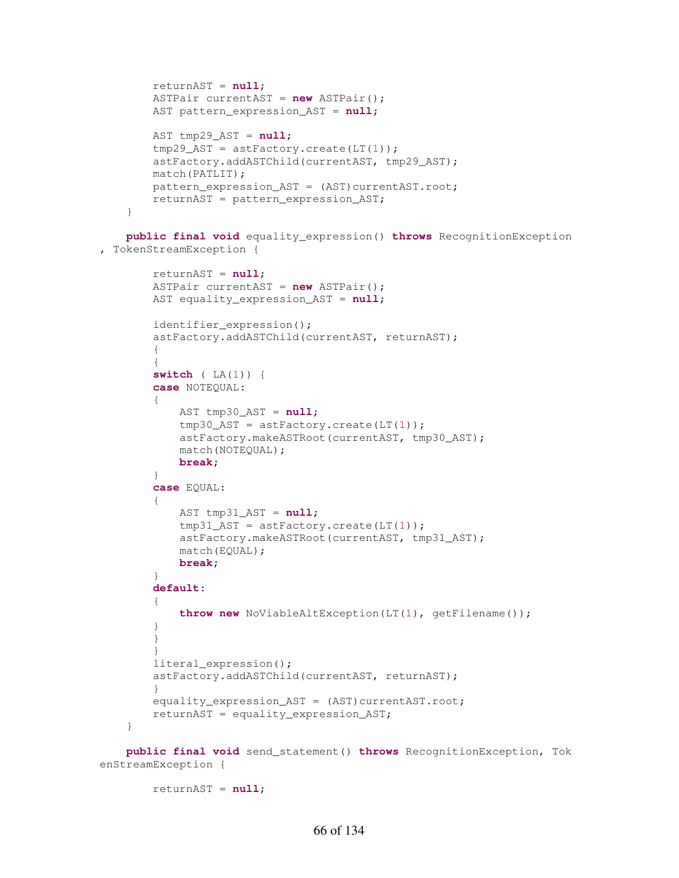```java
		returnAST = null;
		ASTPair currentAST = new ASTPair();
		AST pattern_expression_AST = null;
		
		AST tmp29_AST = null;
		tmp29_AST = astFactory.create(LT(1));
		astFactory.addASTChild(currentAST, tmp29_AST);
		match(PATLIT);
		pattern_expression_AST = (AST)currentAST.root;
		returnAST = pattern_expression_AST;
	}
	
	public final void equality_expression() throws RecognitionException
, TokenStreamException {
		
		returnAST = null;
		ASTPair currentAST = new ASTPair();
		AST equality_expression_AST = null;
		
		identifier_expression();
		astFactory.addASTChild(currentAST, returnAST);
		{
		{
		switch ( LA(1)) {
		case NOTEQUAL:
		{
			AST tmp30_AST = null;
			tmp30_AST = astFactory.create(LT(1));
			astFactory.makeASTRoot(currentAST, tmp30_AST);
			match(NOTEQUAL);
			break;
		}
		case EQUAL:
		{
			AST tmp31_AST = null;
			tmp31_AST = astFactory.create(LT(1));
			astFactory.makeASTRoot(currentAST, tmp31_AST);
			match(EQUAL);
			break;
		}
		default:
		{
			throw new NoViableAltException(LT(1), getFilename());
		}
		}
		}
		literal_expression();
		astFactory.addASTChild(currentAST, returnAST);
		}
		equality_expression_AST = (AST)currentAST.root;
		returnAST = equality_expression_AST;
	}
	
	public final void send_statement() throws RecognitionException, Tok
enStreamException {
		
		returnAST = null;
```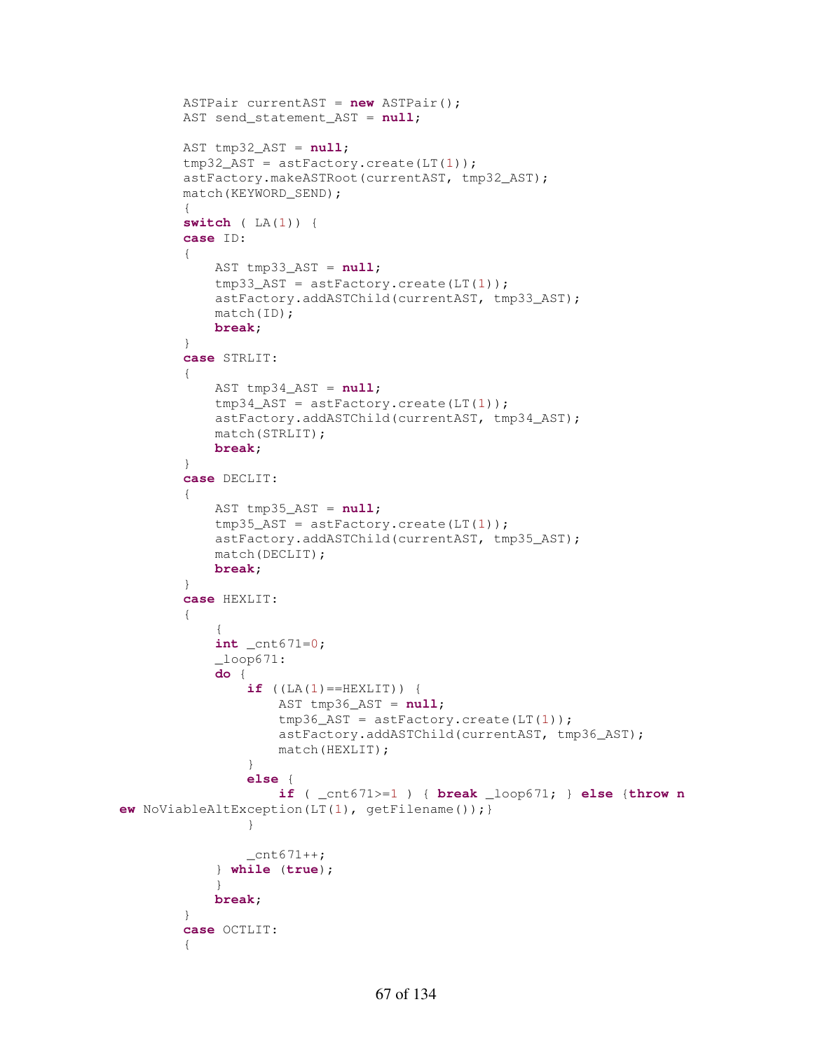```
        ASTPair currentAST = new ASTPair();
        AST send_statement_AST = null;

        AST tmp32_AST = null;
        tmp32_AST = astFactory.create(LT(1));
        astFactory.makeASTRoot(currentAST, tmp32_AST);
        match(KEYWORD_SEND);
        {
        switch ( LA(1)) {
        case ID:
        {
            AST tmp33_AST = null;
            tmp33_AST = astFactory.create(LT(1));
            astFactory.addASTChild(currentAST, tmp33_AST);
            match(ID);
            break;
        }
        case STRLIT:
        {
            AST tmp34_AST = null;
            tmp34_AST = astFactory.create(LT(1));
            astFactory.addASTChild(currentAST, tmp34_AST);
            match(STRLIT);
            break;
        }
        case DECLIT:
        {
            AST tmp35_AST = null;
            tmp35_AST = astFactory.create(LT(1));
            astFactory.addASTChild(currentAST, tmp35_AST);
            match(DECLIT);
            break;
        }
        case HEXLIT:
        {
            {
            int _cnt671=0;
            _loop671:
            do {
                if ((LA(1)==HEXLIT)) {
                    AST tmp36_AST = null;
                    tmp36_AST = astFactory.create(LT(1));
                    astFactory.addASTChild(currentAST, tmp36_AST);
                    match(HEXLIT);
                }
                else {
                    if ( _cnt671>=1 ) { break _loop671; } else {throw n
ew NoViableAltException(LT(1), getFilename());}
                }

                _cnt671++;
            } while (true);
            }
            break;
        }
        case OCTLIT:
        {
```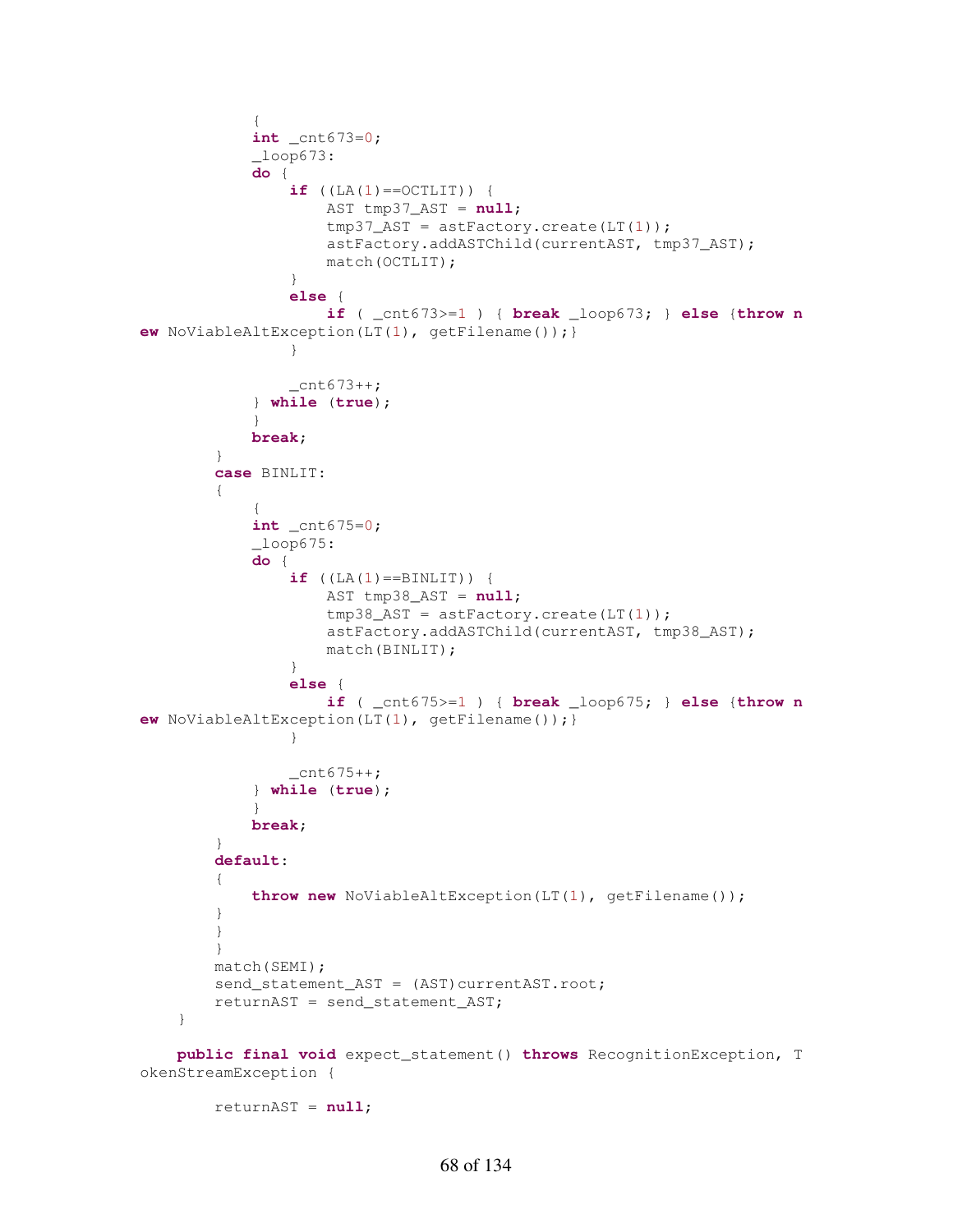```
            {
            int _cnt673=0;
            _loop673:
            do {
                if ((LA(1)==OCTLIT)) {
                    AST tmp37_AST = null;
                    tmp37_AST = astFactory.create(LT(1));
                    astFactory.addASTChild(currentAST, tmp37_AST);
                    match(OCTLIT);
                }
                else {
                    if ( _cnt673>=1 ) { break _loop673; } else {throw new NoViableAltException(LT(1), getFilename());}
                }

                _cnt673++;
            } while (true);
            }
            break;
        }
        case BINLIT:
        {
            {
            int _cnt675=0;
            _loop675:
            do {
                if ((LA(1)==BINLIT)) {
                    AST tmp38_AST = null;
                    tmp38_AST = astFactory.create(LT(1));
                    astFactory.addASTChild(currentAST, tmp38_AST);
                    match(BINLIT);
                }
                else {
                    if ( _cnt675>=1 ) { break _loop675; } else {throw new NoViableAltException(LT(1), getFilename());}
                }

                _cnt675++;
            } while (true);
            }
            break;
        }
        default:
        {
            throw new NoViableAltException(LT(1), getFilename());
        }
        }
        }
        match(SEMI);
        send_statement_AST = (AST)currentAST.root;
        returnAST = send_statement_AST;
    }

    public final void expect_statement() throws RecognitionException, TokenStreamException {

        returnAST = null;
```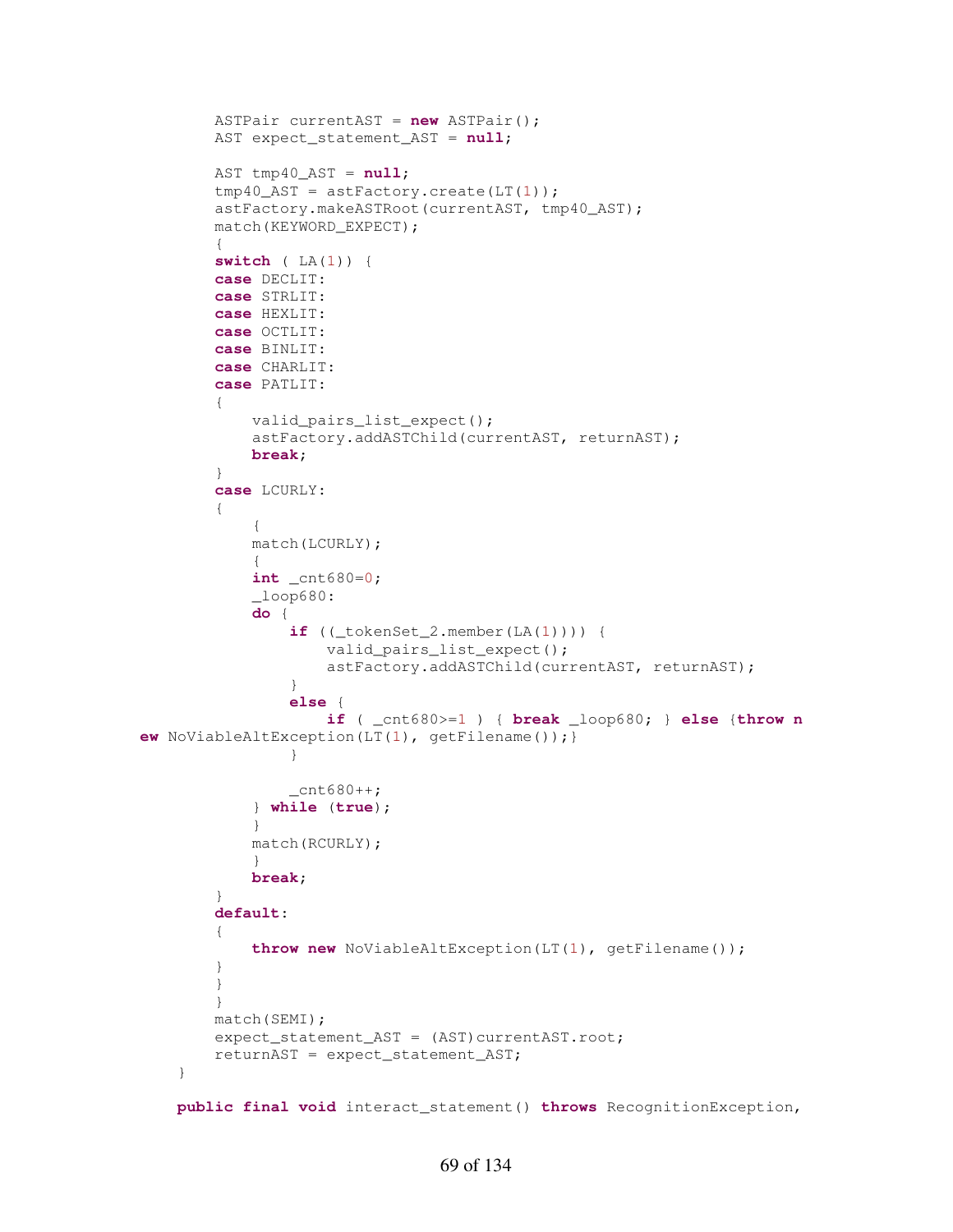```
		ASTPair currentAST = new ASTPair();
		AST expect_statement_AST = null;
		
		AST tmp40_AST = null;
		tmp40_AST = astFactory.create(LT(1));
		astFactory.makeASTRoot(currentAST, tmp40_AST);
		match(KEYWORD_EXPECT);
		{
		switch ( LA(1)) {
		case DECLIT:
		case STRLIT:
		case HEXLIT:
		case OCTLIT:
		case BINLIT:
		case CHARLIT:
		case PATLIT:
		{
			valid_pairs_list_expect();
			astFactory.addASTChild(currentAST, returnAST);
			break;
		}
		case LCURLY:
		{
			{
			match(LCURLY);
			{
			int _cnt680=0;
			_loop680:
			do {
				if ((_tokenSet_2.member(LA(1)))) {
					valid_pairs_list_expect();
					astFactory.addASTChild(currentAST, returnAST);
				}
				else {
					if ( _cnt680>=1 ) { break _loop680; } else {throw n
ew NoViableAltException(LT(1), getFilename());}
				}
				
				_cnt680++;
			} while (true);
			}
			match(RCURLY);
			}
			break;
		}
		default:
		{
			throw new NoViableAltException(LT(1), getFilename());
		}
		}
		}
		match(SEMI);
		expect_statement_AST = (AST)currentAST.root;
		returnAST = expect_statement_AST;
	}
	
	public final void interact_statement() throws RecognitionException,
```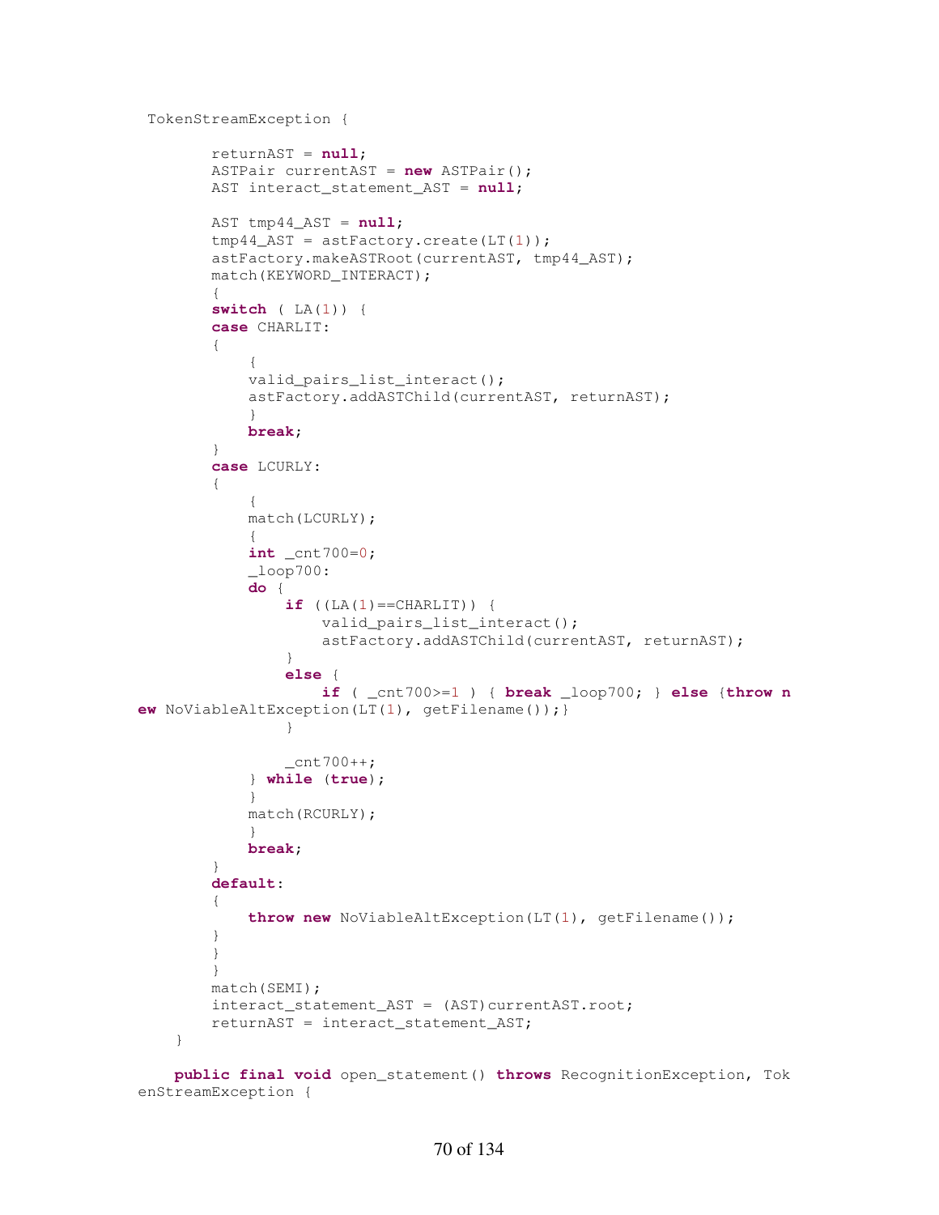```
 TokenStreamException {

        returnAST = null;
        ASTPair currentAST = new ASTPair();
        AST interact_statement_AST = null;

        AST tmp44_AST = null;
        tmp44_AST = astFactory.create(LT(1));
        astFactory.makeASTRoot(currentAST, tmp44_AST);
        match(KEYWORD_INTERACT);
        {
        switch ( LA(1)) {
        case CHARLIT:
        {
            {
            valid_pairs_list_interact();
            astFactory.addASTChild(currentAST, returnAST);
            }
            break;
        }
        case LCURLY:
        {
            {
            match(LCURLY);
            {
            int _cnt700=0;
            _loop700:
            do {
                if ((LA(1)==CHARLIT)) {
                    valid_pairs_list_interact();
                    astFactory.addASTChild(currentAST, returnAST);
                }
                else {
                    if ( _cnt700>=1 ) { break _loop700; } else {throw n
ew NoViableAltException(LT(1), getFilename());}
                }

                _cnt700++;
            } while (true);
            }
            match(RCURLY);
            }
            break;
        }
        default:
        {
            throw new NoViableAltException(LT(1), getFilename());
        }
        }
        }
        match(SEMI);
        interact_statement_AST = (AST)currentAST.root;
        returnAST = interact_statement_AST;
    }

    public final void open_statement() throws RecognitionException, Tok
enStreamException {
```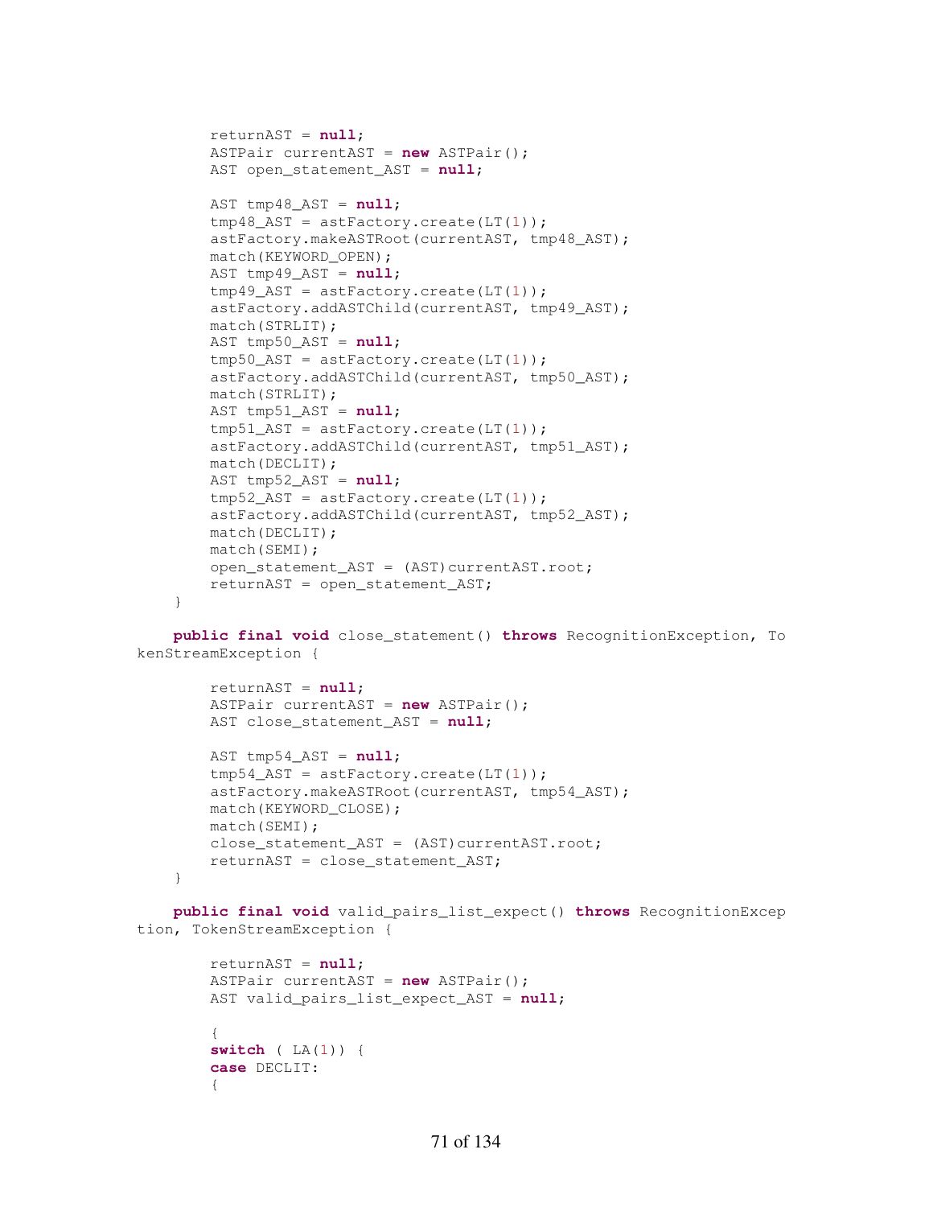```
        returnAST = null;
        ASTPair currentAST = new ASTPair();
        AST open_statement_AST = null;

        AST tmp48_AST = null;
        tmp48_AST = astFactory.create(LT(1));
        astFactory.makeASTRoot(currentAST, tmp48_AST);
        match(KEYWORD_OPEN);
        AST tmp49_AST = null;
        tmp49_AST = astFactory.create(LT(1));
        astFactory.addASTChild(currentAST, tmp49_AST);
        match(STRLIT);
        AST tmp50_AST = null;
        tmp50_AST = astFactory.create(LT(1));
        astFactory.addASTChild(currentAST, tmp50_AST);
        match(STRLIT);
        AST tmp51_AST = null;
        tmp51_AST = astFactory.create(LT(1));
        astFactory.addASTChild(currentAST, tmp51_AST);
        match(DECLIT);
        AST tmp52_AST = null;
        tmp52_AST = astFactory.create(LT(1));
        astFactory.addASTChild(currentAST, tmp52_AST);
        match(DECLIT);
        match(SEMI);
        open_statement_AST = (AST)currentAST.root;
        returnAST = open_statement_AST;
    }

    public final void close_statement() throws RecognitionException, To
kenStreamException {

        returnAST = null;
        ASTPair currentAST = new ASTPair();
        AST close_statement_AST = null;

        AST tmp54_AST = null;
        tmp54_AST = astFactory.create(LT(1));
        astFactory.makeASTRoot(currentAST, tmp54_AST);
        match(KEYWORD_CLOSE);
        match(SEMI);
        close_statement_AST = (AST)currentAST.root;
        returnAST = close_statement_AST;
    }

    public final void valid_pairs_list_expect() throws RecognitionExcep
tion, TokenStreamException {

        returnAST = null;
        ASTPair currentAST = new ASTPair();
        AST valid_pairs_list_expect_AST = null;

        {
        switch ( LA(1)) {
        case DECLIT:
        {
```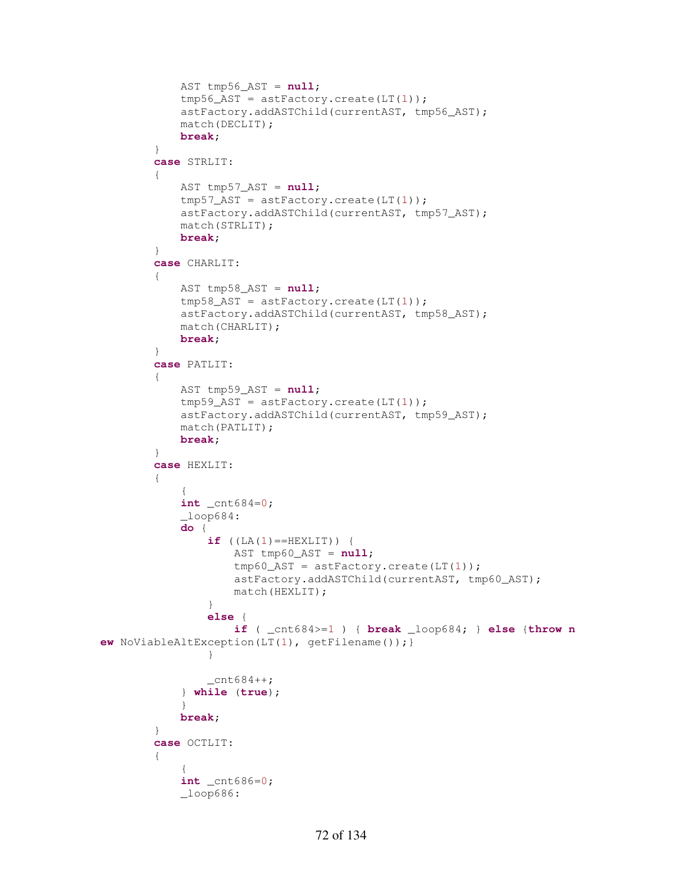```
				AST tmp56_AST = null;
				tmp56_AST = astFactory.create(LT(1));
				astFactory.addASTChild(currentAST, tmp56_AST);
				match(DECLIT);
				break;
			}
			case STRLIT:
			{
				AST tmp57_AST = null;
				tmp57_AST = astFactory.create(LT(1));
				astFactory.addASTChild(currentAST, tmp57_AST);
				match(STRLIT);
				break;
			}
			case CHARLIT:
			{
				AST tmp58_AST = null;
				tmp58_AST = astFactory.create(LT(1));
				astFactory.addASTChild(currentAST, tmp58_AST);
				match(CHARLIT);
				break;
			}
			case PATLIT:
			{
				AST tmp59_AST = null;
				tmp59_AST = astFactory.create(LT(1));
				astFactory.addASTChild(currentAST, tmp59_AST);
				match(PATLIT);
				break;
			}
			case HEXLIT:
			{
				{
				int _cnt684=0;
				_loop684:
				do {
					if ((LA(1)==HEXLIT)) {
						AST tmp60_AST = null;
						tmp60_AST = astFactory.create(LT(1));
						astFactory.addASTChild(currentAST, tmp60_AST);
						match(HEXLIT);
					}
					else {
						if ( _cnt684>=1 ) { break _loop684; } else {throw n
ew NoViableAltException(LT(1), getFilename());}
					}
					
					_cnt684++;
				} while (true);
				}
				break;
			}
			case OCTLIT:
			{
				{
				int _cnt686=0;
				_loop686:
```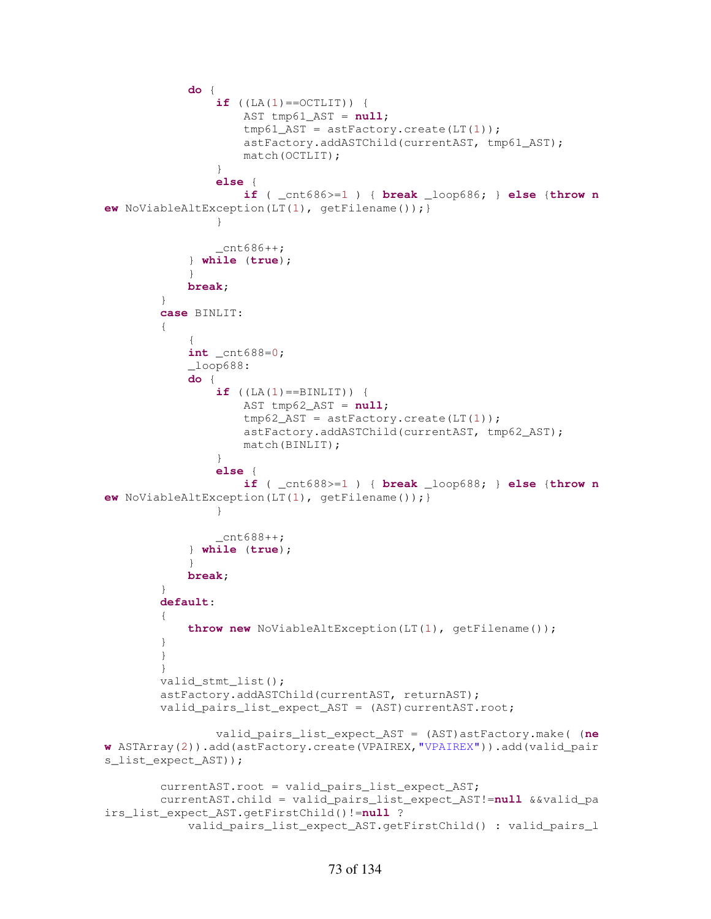```
            do {
                if ((LA(1)==OCTLIT)) {
                    AST tmp61_AST = null;
                    tmp61_AST = astFactory.create(LT(1));
                    astFactory.addASTChild(currentAST, tmp61_AST);
                    match(OCTLIT);
                }
                else {
                    if ( _cnt686>=1 ) { break _loop686; } else {throw n
ew NoViableAltException(LT(1), getFilename());}
                }

                _cnt686++;
            } while (true);
            }
            break;
        }
        case BINLIT:
        {
            {
            int _cnt688=0;
            _loop688:
            do {
                if ((LA(1)==BINLIT)) {
                    AST tmp62_AST = null;
                    tmp62_AST = astFactory.create(LT(1));
                    astFactory.addASTChild(currentAST, tmp62_AST);
                    match(BINLIT);
                }
                else {
                    if ( _cnt688>=1 ) { break _loop688; } else {throw n
ew NoViableAltException(LT(1), getFilename());}
                }

                _cnt688++;
            } while (true);
            }
            break;
        }
        default:
        {
            throw new NoViableAltException(LT(1), getFilename());
        }
        }
        }
        valid_stmt_list();
        astFactory.addASTChild(currentAST, returnAST);
        valid_pairs_list_expect_AST = (AST)currentAST.root;

                valid_pairs_list_expect_AST = (AST)astFactory.make( (ne
w ASTArray(2)).add(astFactory.create(VPAIREX,"VPAIREX")).add(valid_pair
s_list_expect_AST));

        currentAST.root = valid_pairs_list_expect_AST;
        currentAST.child = valid_pairs_list_expect_AST!=null &&valid_pa
irs_list_expect_AST.getFirstChild()!=null ?
            valid_pairs_list_expect_AST.getFirstChild() : valid_pairs_l
```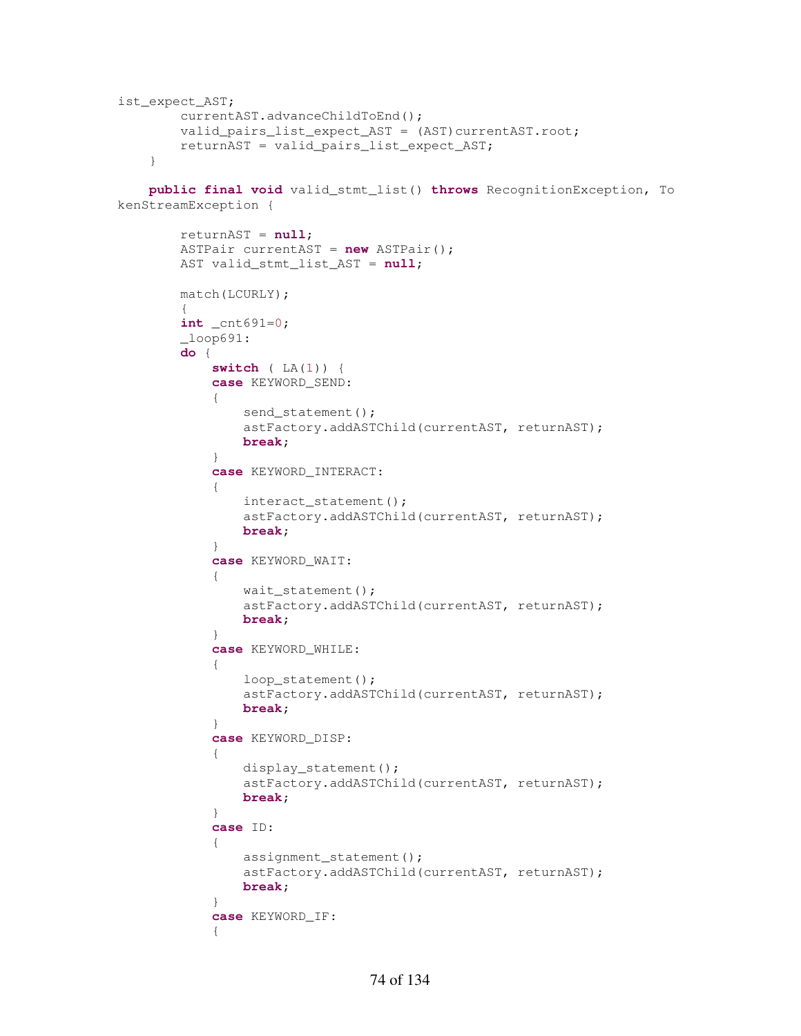```
ist_expect_AST;
        currentAST.advanceChildToEnd();
        valid_pairs_list_expect_AST = (AST)currentAST.root;
        returnAST = valid_pairs_list_expect_AST;
    }

    public final void valid_stmt_list() throws RecognitionException, To
kenStreamException {

        returnAST = null;
        ASTPair currentAST = new ASTPair();
        AST valid_stmt_list_AST = null;

        match(LCURLY);
        {
        int _cnt691=0;
        _loop691:
        do {
            switch ( LA(1)) {
            case KEYWORD_SEND:
            {
                send_statement();
                astFactory.addASTChild(currentAST, returnAST);
                break;
            }
            case KEYWORD_INTERACT:
            {
                interact_statement();
                astFactory.addASTChild(currentAST, returnAST);
                break;
            }
            case KEYWORD_WAIT:
            {
                wait_statement();
                astFactory.addASTChild(currentAST, returnAST);
                break;
            }
            case KEYWORD_WHILE:
            {
                loop_statement();
                astFactory.addASTChild(currentAST, returnAST);
                break;
            }
            case KEYWORD_DISP:
            {
                display_statement();
                astFactory.addASTChild(currentAST, returnAST);
                break;
            }
            case ID:
            {
                assignment_statement();
                astFactory.addASTChild(currentAST, returnAST);
                break;
            }
            case KEYWORD_IF:
            {
```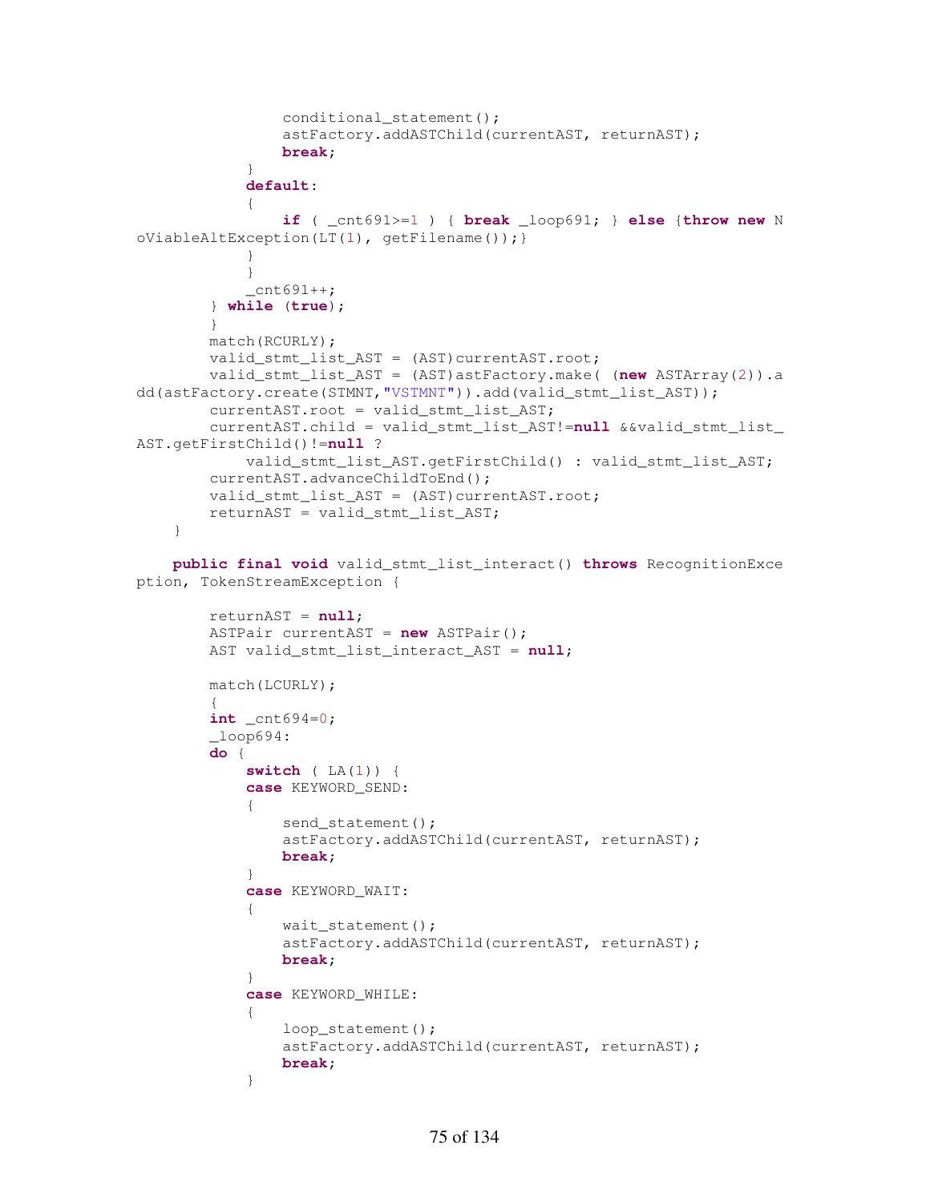```
                conditional_statement();
                astFactory.addASTChild(currentAST, returnAST);
                break;
            }
            default:
            {
                if ( _cnt691>=1 ) { break _loop691; } else {throw new N
oViableAltException(LT(1), getFilename());}
            }
            }
            _cnt691++;
        } while (true);
        }
        match(RCURLY);
        valid_stmt_list_AST = (AST)currentAST.root;
        valid_stmt_list_AST = (AST)astFactory.make( (new ASTArray(2)).a
dd(astFactory.create(STMNT,"VSTMNT")).add(valid_stmt_list_AST));
        currentAST.root = valid_stmt_list_AST;
        currentAST.child = valid_stmt_list_AST!=null &&valid_stmt_list_
AST.getFirstChild()!=null ?
            valid_stmt_list_AST.getFirstChild() : valid_stmt_list_AST;
        currentAST.advanceChildToEnd();
        valid_stmt_list_AST = (AST)currentAST.root;
        returnAST = valid_stmt_list_AST;
    }

    public final void valid_stmt_list_interact() throws RecognitionExce
ption, TokenStreamException {

        returnAST = null;
        ASTPair currentAST = new ASTPair();
        AST valid_stmt_list_interact_AST = null;

        match(LCURLY);
        {
        int _cnt694=0;
        _loop694:
        do {
            switch ( LA(1)) {
            case KEYWORD_SEND:
            {
                send_statement();
                astFactory.addASTChild(currentAST, returnAST);
                break;
            }
            case KEYWORD_WAIT:
            {
                wait_statement();
                astFactory.addASTChild(currentAST, returnAST);
                break;
            }
            case KEYWORD_WHILE:
            {
                loop_statement();
                astFactory.addASTChild(currentAST, returnAST);
                break;
            }
```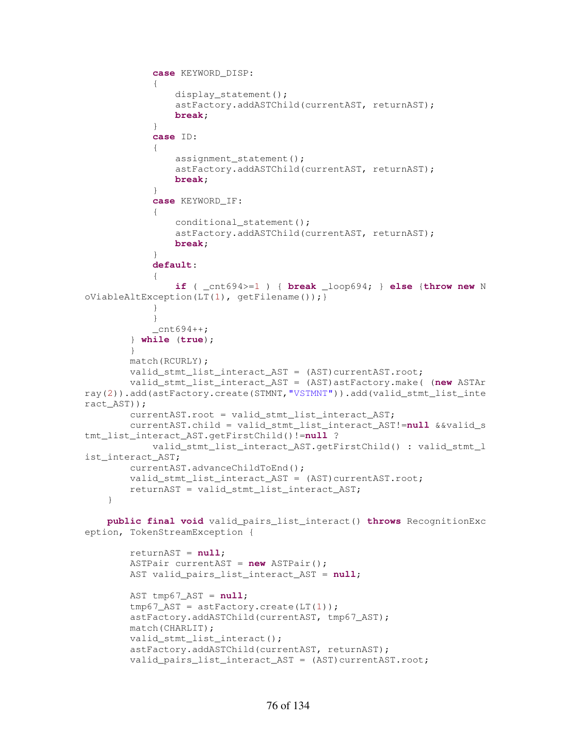```java
            case KEYWORD_DISP:
            {
                display_statement();
                astFactory.addASTChild(currentAST, returnAST);
                break;
            }
            case ID:
            {
                assignment_statement();
                astFactory.addASTChild(currentAST, returnAST);
                break;
            }
            case KEYWORD_IF:
            {
                conditional_statement();
                astFactory.addASTChild(currentAST, returnAST);
                break;
            }
            default:
            {
                if ( _cnt694>=1 ) { break _loop694; } else {throw new N
oViableAltException(LT(1), getFilename());}
            }
            }
            _cnt694++;
        } while (true);
        }
        match(RCURLY);
        valid_stmt_list_interact_AST = (AST)currentAST.root;
        valid_stmt_list_interact_AST = (AST)astFactory.make( (new ASTAr
ray(2)).add(astFactory.create(STMNT,"VSTMNT")).add(valid_stmt_list_inte
ract_AST));
        currentAST.root = valid_stmt_list_interact_AST;
        currentAST.child = valid_stmt_list_interact_AST!=null &&valid_s
tmt_list_interact_AST.getFirstChild()!=null ?
            valid_stmt_list_interact_AST.getFirstChild() : valid_stmt_l
ist_interact_AST;
        currentAST.advanceChildToEnd();
        valid_stmt_list_interact_AST = (AST)currentAST.root;
        returnAST = valid_stmt_list_interact_AST;
    }

    public final void valid_pairs_list_interact() throws RecognitionExc
eption, TokenStreamException {

        returnAST = null;
        ASTPair currentAST = new ASTPair();
        AST valid_pairs_list_interact_AST = null;

        AST tmp67_AST = null;
        tmp67_AST = astFactory.create(LT(1));
        astFactory.addASTChild(currentAST, tmp67_AST);
        match(CHARLIT);
        valid_stmt_list_interact();
        astFactory.addASTChild(currentAST, returnAST);
        valid_pairs_list_interact_AST = (AST)currentAST.root;
```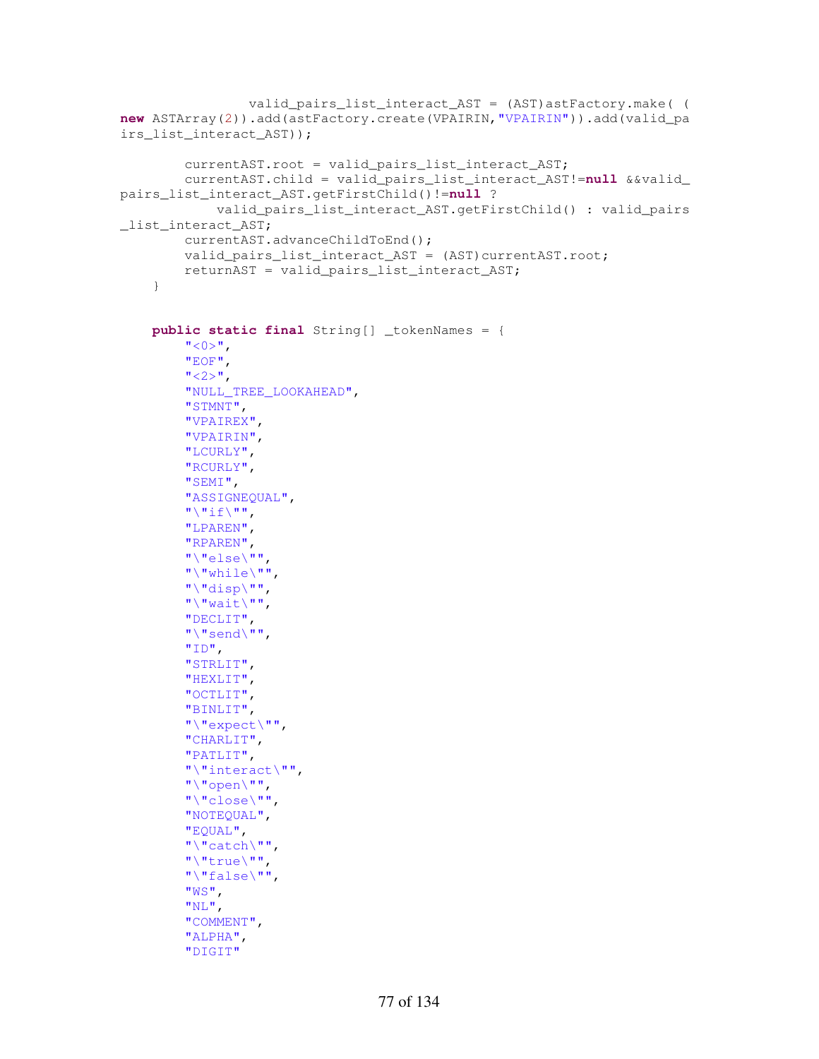```java
                valid_pairs_list_interact_AST = (AST)astFactory.make( (
new ASTArray(2)).add(astFactory.create(VPAIRIN,"VPAIRIN")).add(valid_pa
irs_list_interact_AST));

        currentAST.root = valid_pairs_list_interact_AST;
        currentAST.child = valid_pairs_list_interact_AST!=null &&valid_
pairs_list_interact_AST.getFirstChild()!=null ?
            valid_pairs_list_interact_AST.getFirstChild() : valid_pairs
_list_interact_AST;
        currentAST.advanceChildToEnd();
        valid_pairs_list_interact_AST = (AST)currentAST.root;
        returnAST = valid_pairs_list_interact_AST;
    }


    public static final String[] _tokenNames = {
        "<0>",
        "EOF",
        "<2>",
        "NULL_TREE_LOOKAHEAD",
        "STMNT",
        "VPAIREX",
        "VPAIRIN",
        "LCURLY",
        "RCURLY",
        "SEMI",
        "ASSIGNEQUAL",
        "\"if\"",
        "LPAREN",
        "RPAREN",
        "\"else\"",
        "\"while\"",
        "\"disp\"",
        "\"wait\"",
        "DECLIT",
        "\"send\"",
        "ID",
        "STRLIT",
        "HEXLIT",
        "OCTLIT",
        "BINLIT",
        "\"expect\"",
        "CHARLIT",
        "PATLIT",
        "\"interact\"",
        "\"open\"",
        "\"close\"",
        "NOTEQUAL",
        "EQUAL",
        "\"catch\"",
        "\"true\"",
        "\"false\"",
        "WS",
        "NL",
        "COMMENT",
        "ALPHA",
        "DIGIT"
```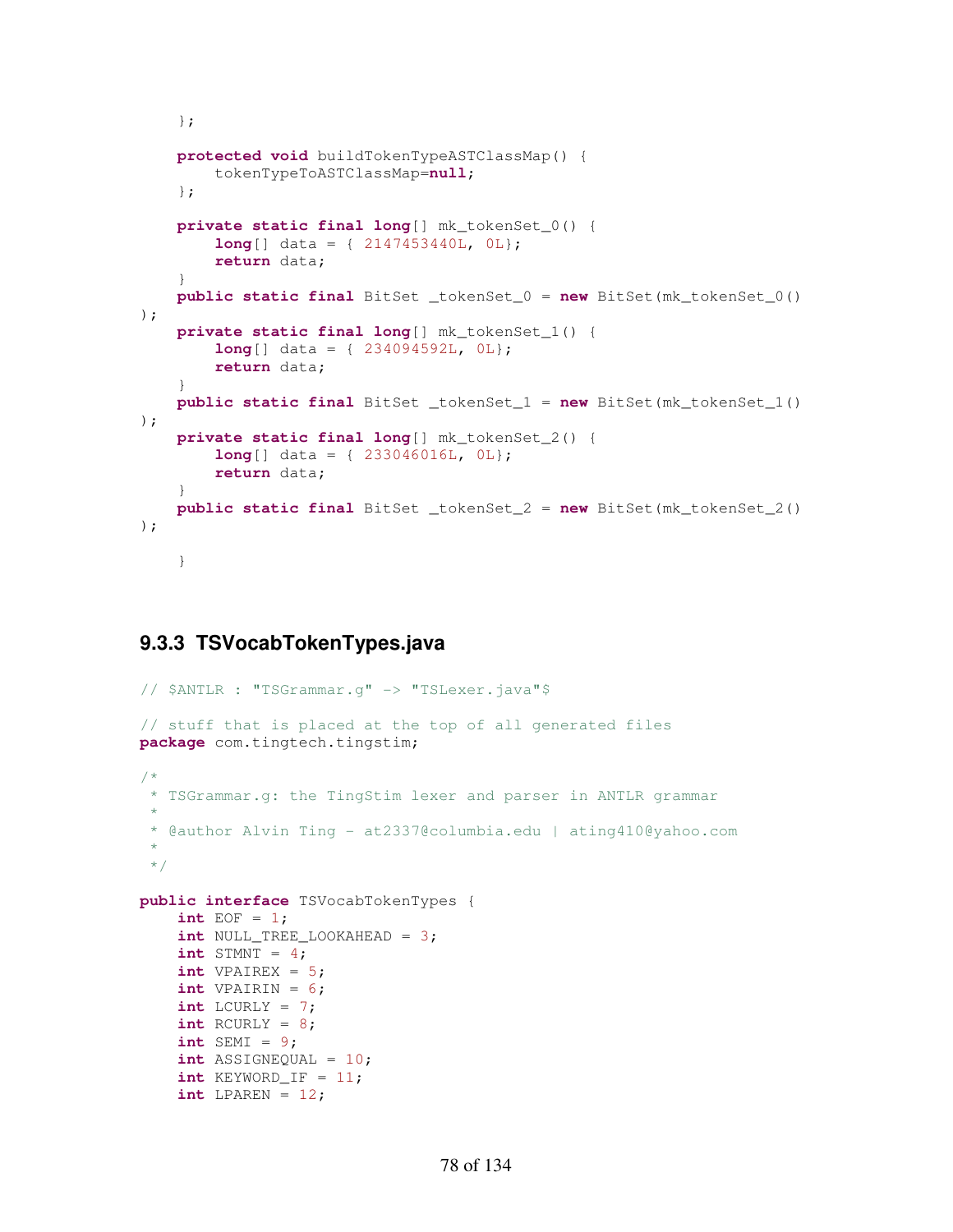```
    };

    protected void buildTokenTypeASTClassMap() {
        tokenTypeToASTClassMap=null;
    };

    private static final long[] mk_tokenSet_0() {
        long[] data = { 2147453440L, 0L};
        return data;
    }
    public static final BitSet _tokenSet_0 = new BitSet(mk_tokenSet_0()
);
    private static final long[] mk_tokenSet_1() {
        long[] data = { 234094592L, 0L};
        return data;
    }
    public static final BitSet _tokenSet_1 = new BitSet(mk_tokenSet_1()
);
    private static final long[] mk_tokenSet_2() {
        long[] data = { 233046016L, 0L};
        return data;
    }
    public static final BitSet _tokenSet_2 = new BitSet(mk_tokenSet_2()
);

    }
```

### 9.3.3 TSVocabTokenTypes.java

```
// $ANTLR : "TSGrammar.g" -> "TSLexer.java"$

// stuff that is placed at the top of all generated files
package com.tingtech.tingstim;

/*
 * TSGrammar.g: the TingStim lexer and parser in ANTLR grammar
 *
 * @author Alvin Ting - at2337@columbia.edu | ating410@yahoo.com
 *
 */

public interface TSVocabTokenTypes {
    int EOF = 1;
    int NULL_TREE_LOOKAHEAD = 3;
    int STMNT = 4;
    int VPAIREX = 5;
    int VPAIRIN = 6;
    int LCURLY = 7;
    int RCURLY = 8;
    int SEMI = 9;
    int ASSIGNEQUAL = 10;
    int KEYWORD_IF = 11;
    int LPAREN = 12;
```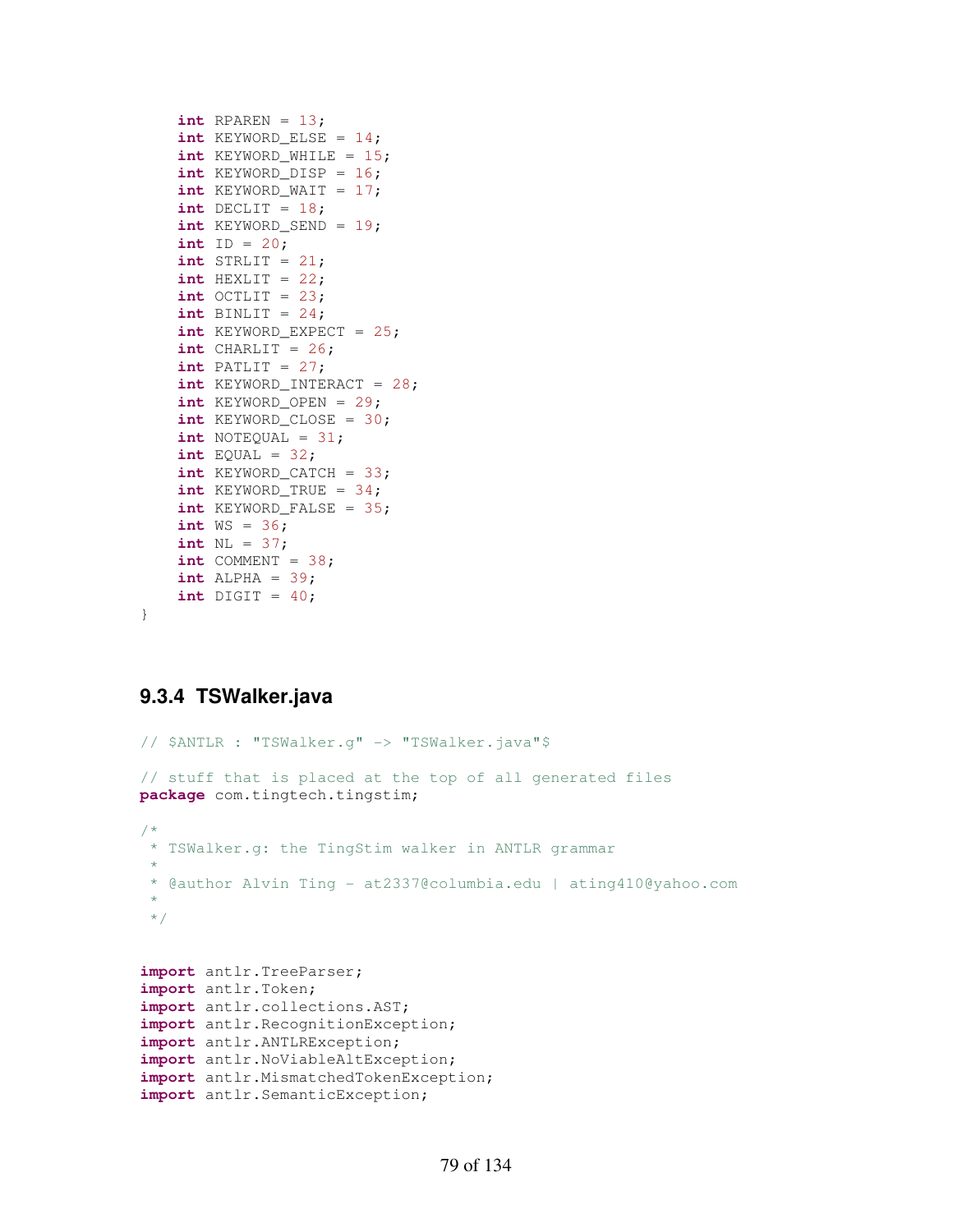```
    int RPAREN = 13;
    int KEYWORD_ELSE = 14;
    int KEYWORD_WHILE = 15;
    int KEYWORD_DISP = 16;
    int KEYWORD_WAIT = 17;
    int DECLIT = 18;
    int KEYWORD_SEND = 19;
    int ID = 20;
    int STRLIT = 21;
    int HEXLIT = 22;
    int OCTLIT = 23;
    int BINLIT = 24;
    int KEYWORD_EXPECT = 25;
    int CHARLIT = 26;
    int PATLIT = 27;
    int KEYWORD_INTERACT = 28;
    int KEYWORD_OPEN = 29;
    int KEYWORD_CLOSE = 30;
    int NOTEQUAL = 31;
    int EQUAL = 32;
    int KEYWORD_CATCH = 33;
    int KEYWORD_TRUE = 34;
    int KEYWORD_FALSE = 35;
    int WS = 36;
    int NL = 37;
    int COMMENT = 38;
    int ALPHA = 39;
    int DIGIT = 40;
}
```

### 9.3.4 TSWalker.java

```
// $ANTLR : "TSWalker.g" -> "TSWalker.java"$

// stuff that is placed at the top of all generated files
package com.tingtech.tingstim;

/*
 * TSWalker.g: the TingStim walker in ANTLR grammar
 *
 * @author Alvin Ting - at2337@columbia.edu | ating410@yahoo.com
 *
 */


import antlr.TreeParser;
import antlr.Token;
import antlr.collections.AST;
import antlr.RecognitionException;
import antlr.ANTLRException;
import antlr.NoViableAltException;
import antlr.MismatchedTokenException;
import antlr.SemanticException;
```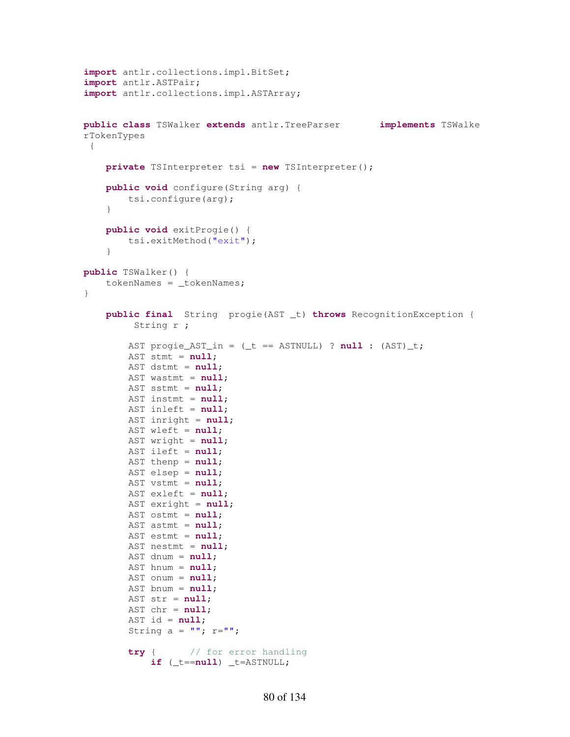```
import antlr.collections.impl.BitSet;
import antlr.ASTPair;
import antlr.collections.impl.ASTArray;


public class TSWalker extends antlr.TreeParser       implements TSWalke
rTokenTypes
 {

    private TSInterpreter tsi = new TSInterpreter();

    public void configure(String arg) {
        tsi.configure(arg);
    }

    public void exitProgie() {
        tsi.exitMethod("exit");
    }

public TSWalker() {
    tokenNames = _tokenNames;
}

    public final  String  progie(AST _t) throws RecognitionException {
         String r ;

        AST progie_AST_in = (_t == ASTNULL) ? null : (AST)_t;
        AST stmt = null;
        AST dstmt = null;
        AST wastmt = null;
        AST sstmt = null;
        AST instmt = null;
        AST inleft = null;
        AST inright = null;
        AST wleft = null;
        AST wright = null;
        AST ileft = null;
        AST thenp = null;
        AST elsep = null;
        AST vstmt = null;
        AST exleft = null;
        AST exright = null;
        AST ostmt = null;
        AST astmt = null;
        AST estmt = null;
        AST nestmt = null;
        AST dnum = null;
        AST hnum = null;
        AST onum = null;
        AST bnum = null;
        AST str = null;
        AST chr = null;
        AST id = null;
        String a = ""; r="";

        try {      // for error handling
            if (_t==null) _t=ASTNULL;
```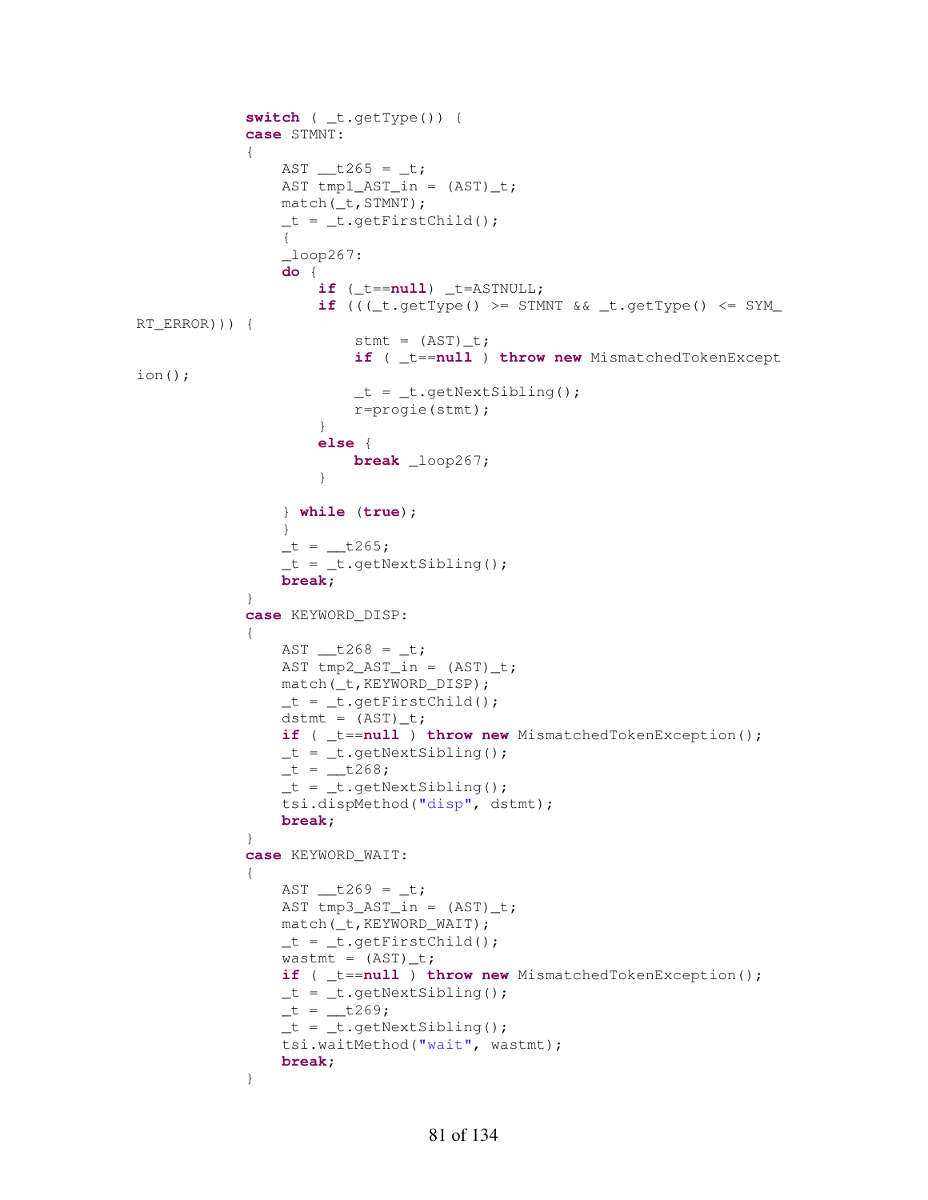```
            switch ( _t.getType()) {
            case STMNT:
            {
                AST __t265 = _t;
                AST tmp1_AST_in = (AST)_t;
                match(_t,STMNT);
                _t = _t.getFirstChild();
                {
                _loop267:
                do {
                    if (_t==null) _t=ASTNULL;
                    if (((_t.getType() >= STMNT && _t.getType() <= SYM_
RT_ERROR))) {
                        stmt = (AST)_t;
                        if ( _t==null ) throw new MismatchedTokenExcept
ion();
                        _t = _t.getNextSibling();
                        r=progie(stmt);
                    }
                    else {
                        break _loop267;
                    }

                } while (true);
                }
                _t = __t265;
                _t = _t.getNextSibling();
                break;
            }
            case KEYWORD_DISP:
            {
                AST __t268 = _t;
                AST tmp2_AST_in = (AST)_t;
                match(_t,KEYWORD_DISP);
                _t = _t.getFirstChild();
                dstmt = (AST)_t;
                if ( _t==null ) throw new MismatchedTokenException();
                _t = _t.getNextSibling();
                _t = __t268;
                _t = _t.getNextSibling();
                tsi.dispMethod("disp", dstmt);
                break;
            }
            case KEYWORD_WAIT:
            {
                AST __t269 = _t;
                AST tmp3_AST_in = (AST)_t;
                match(_t,KEYWORD_WAIT);
                _t = _t.getFirstChild();
                wastmt = (AST)_t;
                if ( _t==null ) throw new MismatchedTokenException();
                _t = _t.getNextSibling();
                _t = __t269;
                _t = _t.getNextSibling();
                tsi.waitMethod("wait", wastmt);
                break;
            }
```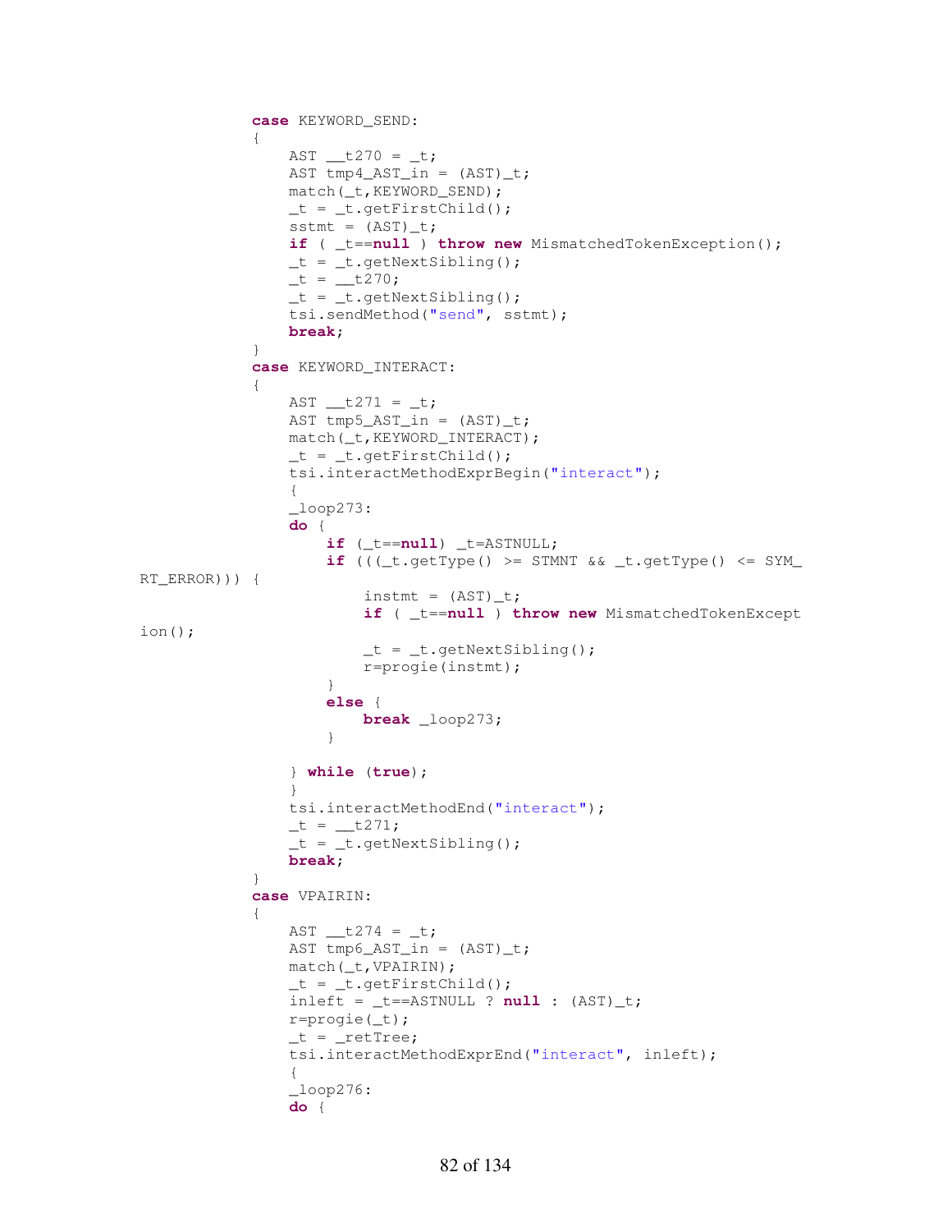```
			case KEYWORD_SEND:
			{
				AST __t270 = _t;
				AST tmp4_AST_in = (AST)_t;
				match(_t,KEYWORD_SEND);
				_t = _t.getFirstChild();
				sstmt = (AST)_t;
				if ( _t==null ) throw new MismatchedTokenException();
				_t = _t.getNextSibling();
				_t = __t270;
				_t = _t.getNextSibling();
				tsi.sendMethod("send", sstmt);
				break;
			}
			case KEYWORD_INTERACT:
			{
				AST __t271 = _t;
				AST tmp5_AST_in = (AST)_t;
				match(_t,KEYWORD_INTERACT);
				_t = _t.getFirstChild();
				tsi.interactMethodExprBegin("interact");
				{
				_loop273:
				do {
					if (_t==null) _t=ASTNULL;
					if (((_t.getType() >= STMNT && _t.getType() <= SYM_
RT_ERROR))) {
						instmt = (AST)_t;
						if ( _t==null ) throw new MismatchedTokenExcept
ion();

						_t = _t.getNextSibling();
						r=progie(instmt);
					}
					else {
						break _loop273;
					}

				} while (true);
				}
				tsi.interactMethodEnd("interact");
				_t = __t271;
				_t = _t.getNextSibling();
				break;
			}
			case VPAIRIN:
			{
				AST __t274 = _t;
				AST tmp6_AST_in = (AST)_t;
				match(_t,VPAIRIN);
				_t = _t.getFirstChild();
				inleft = _t==ASTNULL ? null : (AST)_t;
				r=progie(_t);
				_t = _retTree;
				tsi.interactMethodExprEnd("interact", inleft);
				{
				_loop276:
				do {
```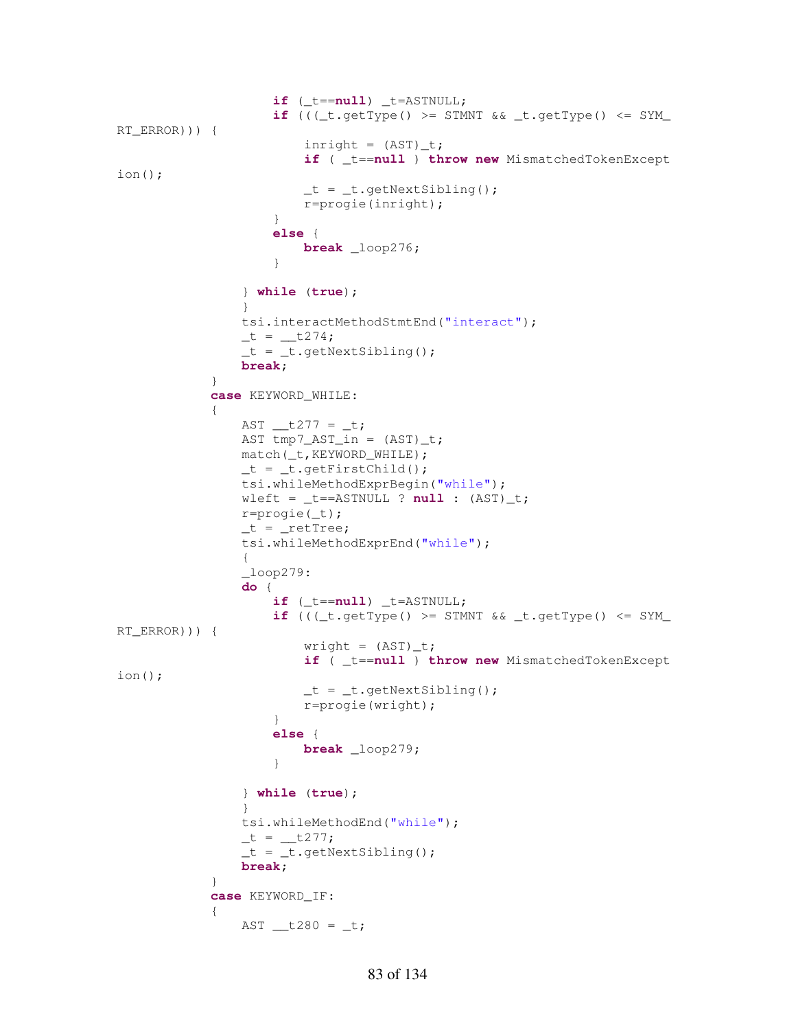```
                    if (_t==null) _t=ASTNULL;
                    if (((_t.getType() >= STMNT && _t.getType() <= SYM_
RT_ERROR))) {
                        inright = (AST)_t;
                        if ( _t==null ) throw new MismatchedTokenExcept
ion();
                        _t = _t.getNextSibling();
                        r=progie(inright);
                    }
                    else {
                        break _loop276;
                    }

                } while (true);
                }
                tsi.interactMethodStmtEnd("interact");
                _t = __t274;
                _t = _t.getNextSibling();
                break;
            }
            case KEYWORD_WHILE:
            {
                AST __t277 = _t;
                AST tmp7_AST_in = (AST)_t;
                match(_t,KEYWORD_WHILE);
                _t = _t.getFirstChild();
                tsi.whileMethodExprBegin("while");
                wleft = _t==ASTNULL ? null : (AST)_t;
                r=progie(_t);
                _t = _retTree;
                tsi.whileMethodExprEnd("while");
                {
                _loop279:
                do {
                    if (_t==null) _t=ASTNULL;
                    if (((_t.getType() >= STMNT && _t.getType() <= SYM_
RT_ERROR))) {
                        wright = (AST)_t;
                        if ( _t==null ) throw new MismatchedTokenExcept
ion();
                        _t = _t.getNextSibling();
                        r=progie(wright);
                    }
                    else {
                        break _loop279;
                    }

                } while (true);
                }
                tsi.whileMethodEnd("while");
                _t = __t277;
                _t = _t.getNextSibling();
                break;
            }
            case KEYWORD_IF:
            {
                AST __t280 = _t;
```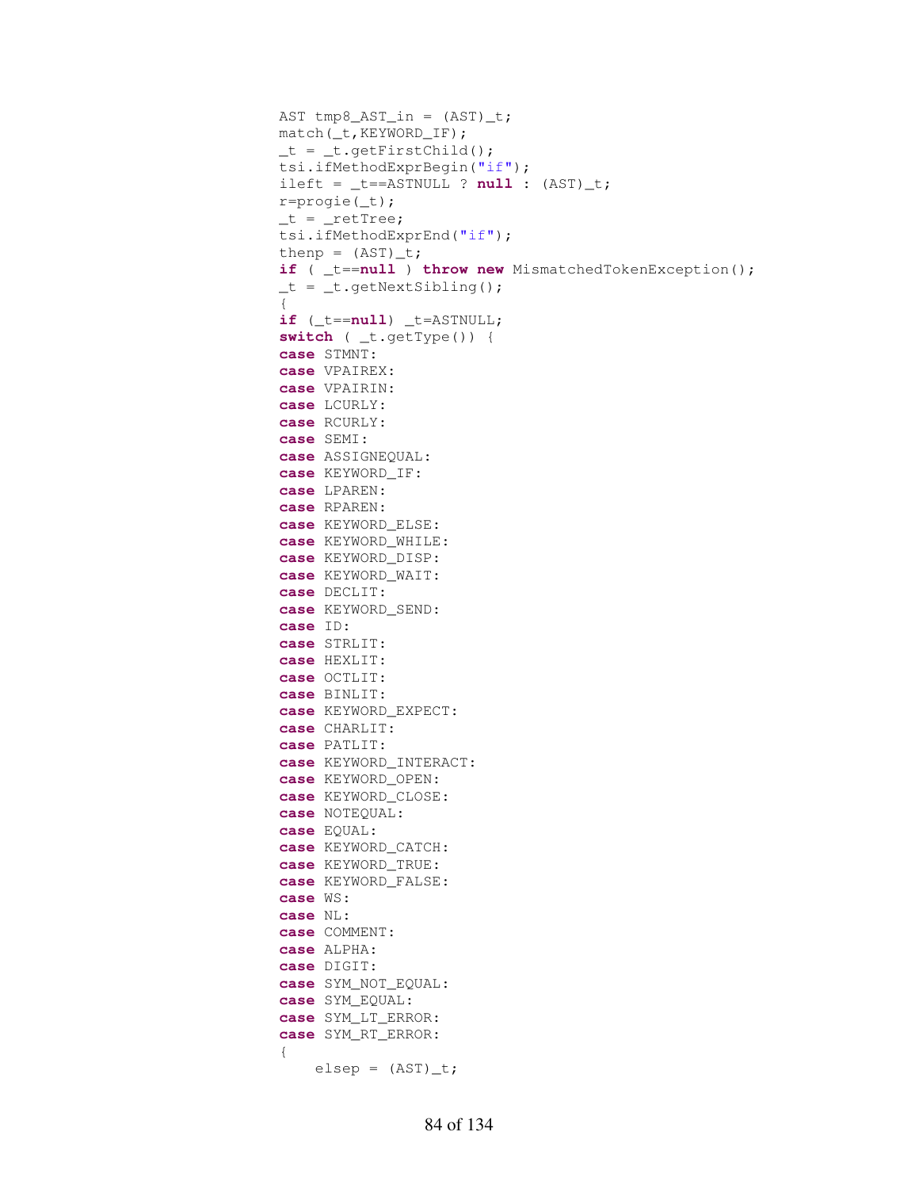```
AST tmp8_AST_in = (AST)_t;
match(_t,KEYWORD_IF);
_t = _t.getFirstChild();
tsi.ifMethodExprBegin("if");
ileft = _t==ASTNULL ? null : (AST)_t;
r=progie(_t);
_t = _retTree;
tsi.ifMethodExprEnd("if");
thenp = (AST)_t;
if ( _t==null ) throw new MismatchedTokenException();
_t = _t.getNextSibling();
{
if (_t==null) _t=ASTNULL;
switch ( _t.getType()) {
case STMNT:
case VPAIREX:
case VPAIRIN:
case LCURLY:
case RCURLY:
case SEMI:
case ASSIGNEQUAL:
case KEYWORD_IF:
case LPAREN:
case RPAREN:
case KEYWORD_ELSE:
case KEYWORD_WHILE:
case KEYWORD_DISP:
case KEYWORD_WAIT:
case DECLIT:
case KEYWORD_SEND:
case ID:
case STRLIT:
case HEXLIT:
case OCTLIT:
case BINLIT:
case KEYWORD_EXPECT:
case CHARLIT:
case PATLIT:
case KEYWORD_INTERACT:
case KEYWORD_OPEN:
case KEYWORD_CLOSE:
case NOTEQUAL:
case EQUAL:
case KEYWORD_CATCH:
case KEYWORD_TRUE:
case KEYWORD_FALSE:
case WS:
case NL:
case COMMENT:
case ALPHA:
case DIGIT:
case SYM_NOT_EQUAL:
case SYM_EQUAL:
case SYM_LT_ERROR:
case SYM_RT_ERROR:
{
    elsep = (AST)_t;
```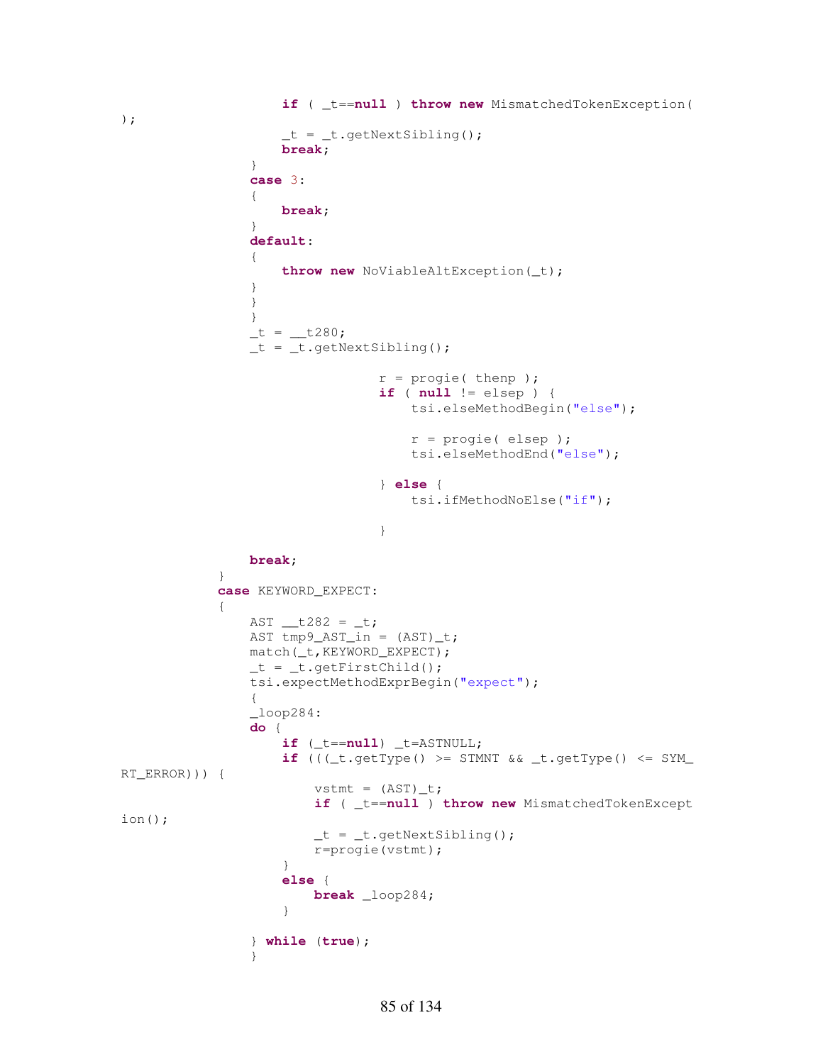```
                    if ( _t==null ) throw new MismatchedTokenException(
);
                    _t = _t.getNextSibling();
                    break;
                }
                case 3:
                {
                    break;
                }
                default:
                {
                    throw new NoViableAltException(_t);
                }
                }
                }
                _t = __t280;
                _t = _t.getNextSibling();

                                r = progie( thenp );
                                if ( null != elsep ) {
                                    tsi.elseMethodBegin("else");

                                    r = progie( elsep );
                                    tsi.elseMethodEnd("else");

                                } else {
                                    tsi.ifMethodNoElse("if");

                                }

                break;
            }
            case KEYWORD_EXPECT:
            {
                AST __t282 = _t;
                AST tmp9_AST_in = (AST)_t;
                match(_t,KEYWORD_EXPECT);
                _t = _t.getFirstChild();
                tsi.expectMethodExprBegin("expect");
                {
                _loop284:
                do {
                    if (_t==null) _t=ASTNULL;
                    if (((_t.getType() >= STMNT && _t.getType() <= SYM_
RT_ERROR))) {
                        vstmt = (AST)_t;
                        if ( _t==null ) throw new MismatchedTokenExcept
ion();
                        _t = _t.getNextSibling();
                        r=progie(vstmt);
                    }
                    else {
                        break _loop284;
                    }

                } while (true);
                }
```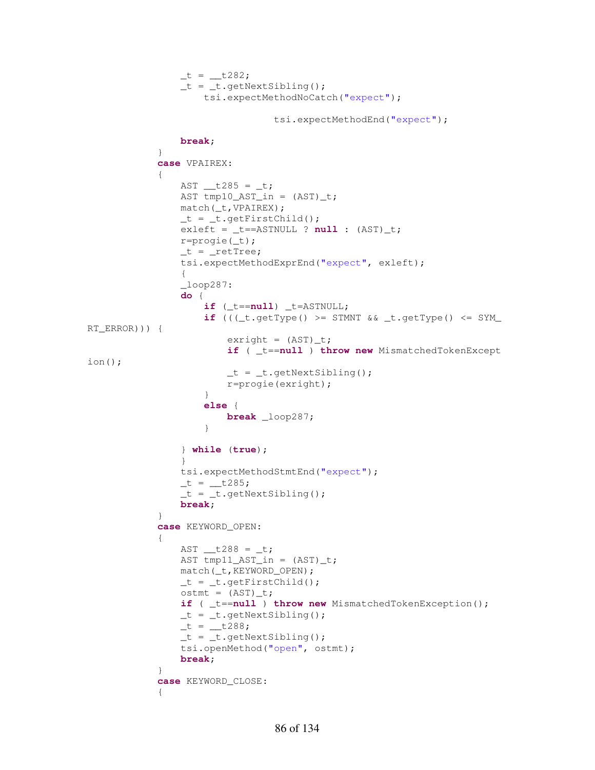```
                _t = __t282;
                _t = _t.getNextSibling();
                    tsi.expectMethodNoCatch("expect");

                                    tsi.expectMethodEnd("expect");

                break;
            }
            case VPAIREX:
            {
                AST __t285 = _t;
                AST tmp10_AST_in = (AST)_t;
                match(_t,VPAIREX);
                _t = _t.getFirstChild();
                exleft = _t==ASTNULL ? null : (AST)_t;
                r=progie(_t);
                _t = _retTree;
                tsi.expectMethodExprEnd("expect", exleft);
                {
                _loop287:
                do {
                    if (_t==null) _t=ASTNULL;
                    if (((_t.getType() >= STMNT && _t.getType() <= SYM_
RT_ERROR))) {
                        exright = (AST)_t;
                        if ( _t==null ) throw new MismatchedTokenExcept
ion();
                        _t = _t.getNextSibling();
                        r=progie(exright);
                    }
                    else {
                        break _loop287;
                    }

                } while (true);
                }
                tsi.expectMethodStmtEnd("expect");
                _t = __t285;
                _t = _t.getNextSibling();
                break;
            }
            case KEYWORD_OPEN:
            {
                AST __t288 = _t;
                AST tmp11_AST_in = (AST)_t;
                match(_t,KEYWORD_OPEN);
                _t = _t.getFirstChild();
                ostmt = (AST)_t;
                if ( _t==null ) throw new MismatchedTokenException();
                _t = _t.getNextSibling();
                _t = __t288;
                _t = _t.getNextSibling();
                tsi.openMethod("open", ostmt);
                break;
            }
            case KEYWORD_CLOSE:
            {
```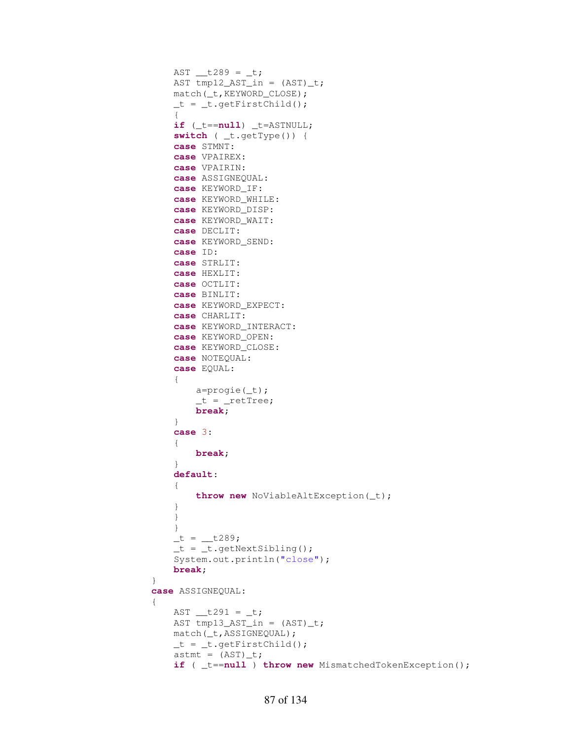```
        AST __t289 = _t;
        AST tmp12_AST_in = (AST)_t;
        match(_t,KEYWORD_CLOSE);
        _t = _t.getFirstChild();
        {
        if (_t==null) _t=ASTNULL;
        switch ( _t.getType()) {
        case STMNT:
        case VPAIREX:
        case VPAIRIN:
        case ASSIGNEQUAL:
        case KEYWORD_IF:
        case KEYWORD_WHILE:
        case KEYWORD_DISP:
        case KEYWORD_WAIT:
        case DECLIT:
        case KEYWORD_SEND:
        case ID:
        case STRLIT:
        case HEXLIT:
        case OCTLIT:
        case BINLIT:
        case KEYWORD_EXPECT:
        case CHARLIT:
        case KEYWORD_INTERACT:
        case KEYWORD_OPEN:
        case KEYWORD_CLOSE:
        case NOTEQUAL:
        case EQUAL:
        {
            a=progie(_t);
            _t = _retTree;
            break;
        }
        case 3:
        {
            break;
        }
        default:
        {
            throw new NoViableAltException(_t);
        }
        }
        }
        _t = __t289;
        _t = _t.getNextSibling();
        System.out.println("close");
        break;
    }
    case ASSIGNEQUAL:
    {
        AST __t291 = _t;
        AST tmp13_AST_in = (AST)_t;
        match(_t,ASSIGNEQUAL);
        _t = _t.getFirstChild();
        astmt = (AST)_t;
        if ( _t==null ) throw new MismatchedTokenException();
```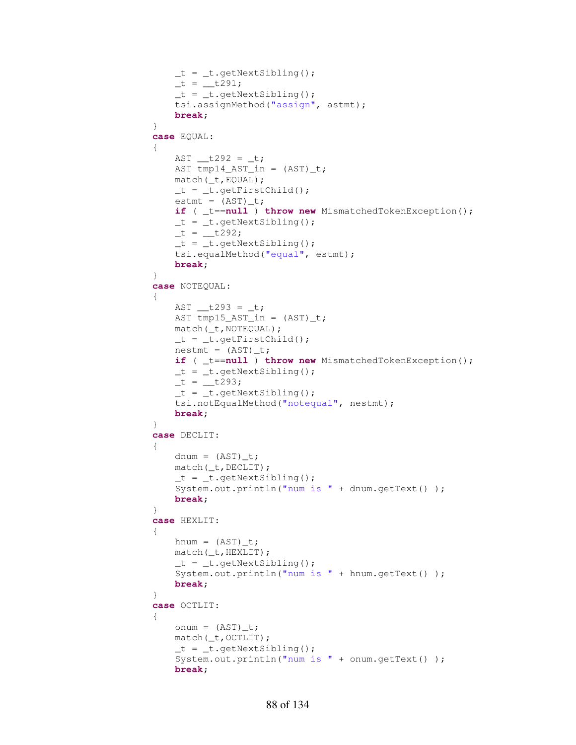```
        _t = _t.getNextSibling();
        _t = __t291;
        _t = _t.getNextSibling();
        tsi.assignMethod("assign", astmt);
        break;
    }
    case EQUAL:
    {
        AST __t292 = _t;
        AST tmp14_AST_in = (AST)_t;
        match(_t,EQUAL);
        _t = _t.getFirstChild();
        estmt = (AST)_t;
        if ( _t==null ) throw new MismatchedTokenException();
        _t = _t.getNextSibling();
        _t = __t292;
        _t = _t.getNextSibling();
        tsi.equalMethod("equal", estmt);
        break;
    }
    case NOTEQUAL:
    {
        AST __t293 = _t;
        AST tmp15_AST_in = (AST)_t;
        match(_t,NOTEQUAL);
        _t = _t.getFirstChild();
        nestmt = (AST)_t;
        if ( _t==null ) throw new MismatchedTokenException();
        _t = _t.getNextSibling();
        _t = __t293;
        _t = _t.getNextSibling();
        tsi.notEqualMethod("notequal", nestmt);
        break;
    }
    case DECLIT:
    {
        dnum = (AST)_t;
        match(_t,DECLIT);
        _t = _t.getNextSibling();
        System.out.println("num is " + dnum.getText() );
        break;
    }
    case HEXLIT:
    {
        hnum = (AST)_t;
        match(_t,HEXLIT);
        _t = _t.getNextSibling();
        System.out.println("num is " + hnum.getText() );
        break;
    }
    case OCTLIT:
    {
        onum = (AST)_t;
        match(_t,OCTLIT);
        _t = _t.getNextSibling();
        System.out.println("num is " + onum.getText() );
        break;
```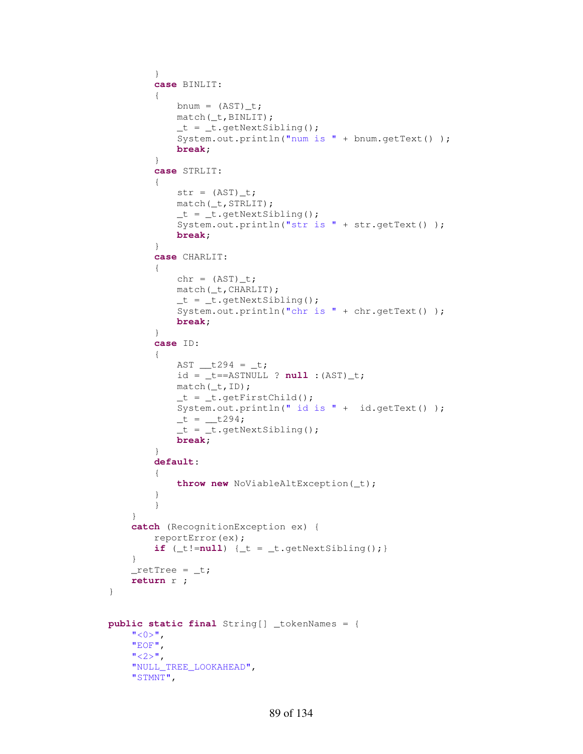```
        }
        case BINLIT:
        {
            bnum = (AST)_t;
            match(_t,BINLIT);
            _t = _t.getNextSibling();
            System.out.println("num is " + bnum.getText() );
            break;
        }
        case STRLIT:
        {
            str = (AST)_t;
            match(_t,STRLIT);
            _t = _t.getNextSibling();
            System.out.println("str is " + str.getText() );
            break;
        }
        case CHARLIT:
        {
            chr = (AST)_t;
            match(_t,CHARLIT);
            _t = _t.getNextSibling();
            System.out.println("chr is " + chr.getText() );
            break;
        }
        case ID:
        {
            AST __t294 = _t;
            id = _t==ASTNULL ? null :(AST)_t;
            match(_t,ID);
            _t = _t.getFirstChild();
            System.out.println(" id is " +  id.getText() );
            _t = __t294;
            _t = _t.getNextSibling();
            break;
        }
        default:
        {
            throw new NoViableAltException(_t);
        }
        }
    }
    catch (RecognitionException ex) {
        reportError(ex);
        if (_t!=null) {_t = _t.getNextSibling();}
    }
    _retTree = _t;
    return r ;
}


public static final String[] _tokenNames = {
    "<0>",
    "EOF",
    "<2>",
    "NULL_TREE_LOOKAHEAD",
    "STMNT",
```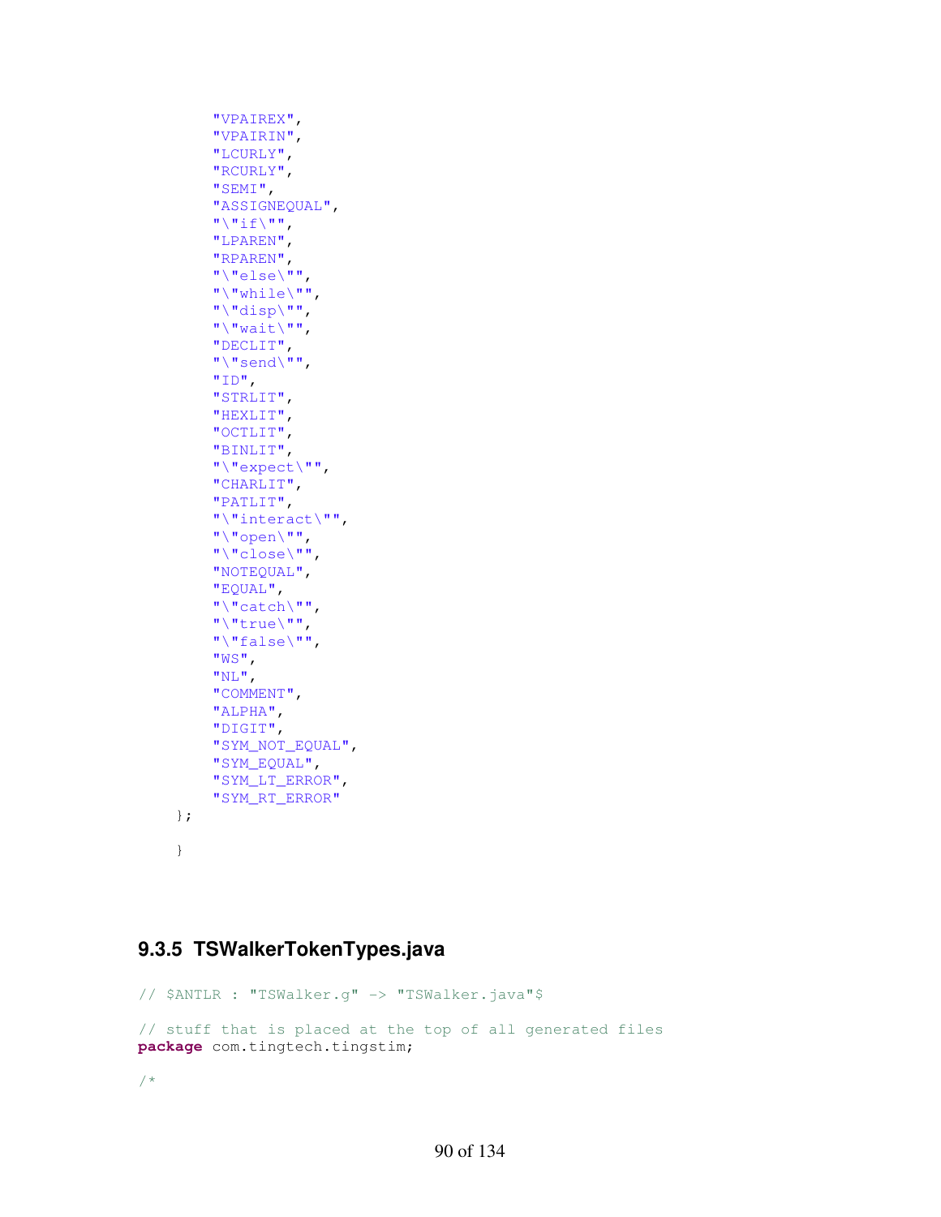```
		"VPAIREX",
		"VPAIRIN",
		"LCURLY",
		"RCURLY",
		"SEMI",
		"ASSIGNEQUAL",
		"\"if\"",
		"LPAREN",
		"RPAREN",
		"\"else\"",
		"\"while\"",
		"\"disp\"",
		"\"wait\"",
		"DECLIT",
		"\"send\"",
		"ID",
		"STRLIT",
		"HEXLIT",
		"OCTLIT",
		"BINLIT",
		"\"expect\"",
		"CHARLIT",
		"PATLIT",
		"\"interact\"",
		"\"open\"",
		"\"close\"",
		"NOTEQUAL",
		"EQUAL",
		"\"catch\"",
		"\"true\"",
		"\"false\"",
		"WS",
		"NL",
		"COMMENT",
		"ALPHA",
		"DIGIT",
		"SYM_NOT_EQUAL",
		"SYM_EQUAL",
		"SYM_LT_ERROR",
		"SYM_RT_ERROR"
	};

	}
```

### 9.3.5 TSWalkerTokenTypes.java

```
// $ANTLR : "TSWalker.g" -> "TSWalker.java"$

// stuff that is placed at the top of all generated files
package com.tingtech.tingstim;

/*
```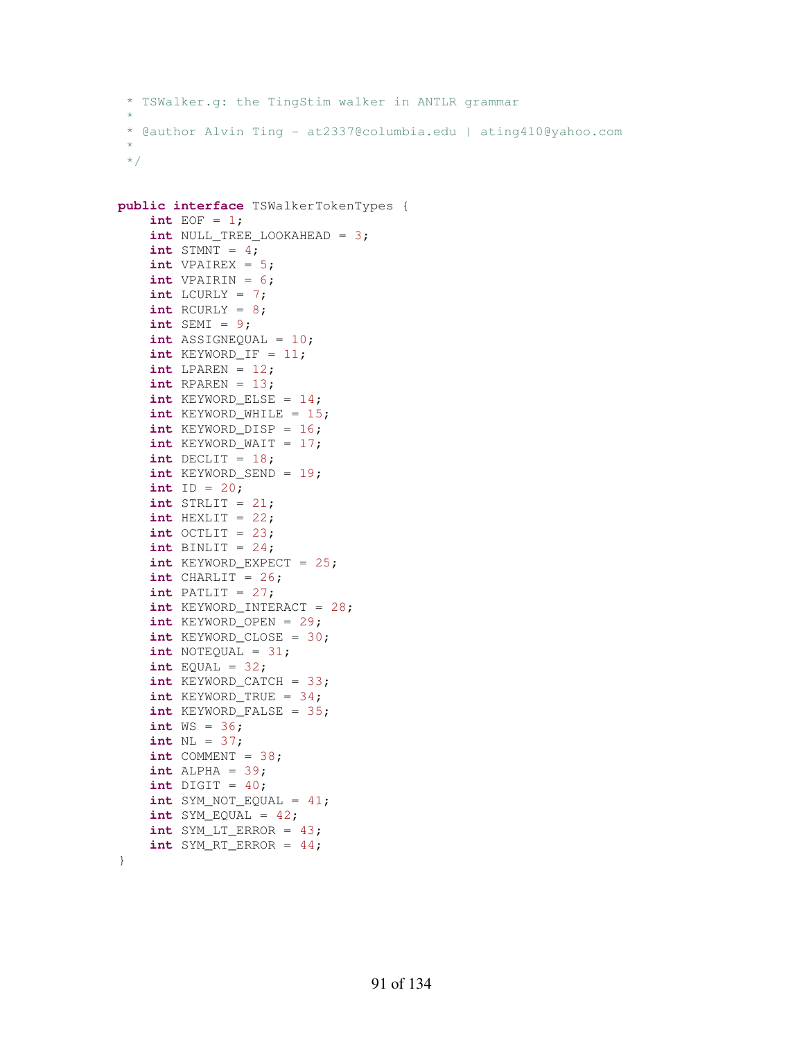```
 * TSWalker.g: the TingStim walker in ANTLR grammar
 *
 * @author Alvin Ting - at2337@columbia.edu | ating410@yahoo.com
 *
 */


public interface TSWalkerTokenTypes {
    int EOF = 1;
    int NULL_TREE_LOOKAHEAD = 3;
    int STMNT = 4;
    int VPAIREX = 5;
    int VPAIRIN = 6;
    int LCURLY = 7;
    int RCURLY = 8;
    int SEMI = 9;
    int ASSIGNEQUAL = 10;
    int KEYWORD_IF = 11;
    int LPAREN = 12;
    int RPAREN = 13;
    int KEYWORD_ELSE = 14;
    int KEYWORD_WHILE = 15;
    int KEYWORD_DISP = 16;
    int KEYWORD_WAIT = 17;
    int DECLIT = 18;
    int KEYWORD_SEND = 19;
    int ID = 20;
    int STRLIT = 21;
    int HEXLIT = 22;
    int OCTLIT = 23;
    int BINLIT = 24;
    int KEYWORD_EXPECT = 25;
    int CHARLIT = 26;
    int PATLIT = 27;
    int KEYWORD_INTERACT = 28;
    int KEYWORD_OPEN = 29;
    int KEYWORD_CLOSE = 30;
    int NOTEQUAL = 31;
    int EQUAL = 32;
    int KEYWORD_CATCH = 33;
    int KEYWORD_TRUE = 34;
    int KEYWORD_FALSE = 35;
    int WS = 36;
    int NL = 37;
    int COMMENT = 38;
    int ALPHA = 39;
    int DIGIT = 40;
    int SYM_NOT_EQUAL = 41;
    int SYM_EQUAL = 42;
    int SYM_LT_ERROR = 43;
    int SYM_RT_ERROR = 44;
}
```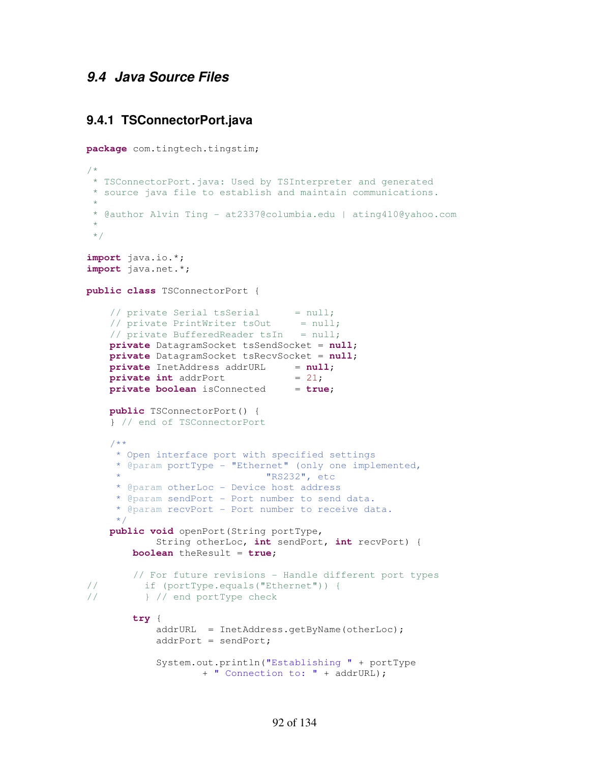## 9.4 *Java Source Files*

### 9.4.1 TSConnectorPort.java

```
package com.tingtech.tingstim;

/*
 * TSConnectorPort.java: Used by TSInterpreter and generated
 * source java file to establish and maintain communications.
 *
 * @author Alvin Ting - at2337@columbia.edu | ating410@yahoo.com
 *
 */

import java.io.*;
import java.net.*;

public class TSConnectorPort {

    // private Serial tsSerial      = null;
    // private PrintWriter tsOut     = null;
    // private BufferedReader tsIn   = null;
    private DatagramSocket tsSendSocket = null;
    private DatagramSocket tsRecvSocket = null;
    private InetAddress addrURL     = null;
    private int addrPort            = 21;
    private boolean isConnected     = true;

    public TSConnectorPort() {
    } // end of TSConnectorPort

    /**
     * Open interface port with specified settings
     * @param portType - "Ethernet" (only one implemented,
     *                         "RS232", etc
     * @param otherLoc - Device host address
     * @param sendPort - Port number to send data.
     * @param recvPort - Port number to receive data.
     */
    public void openPort(String portType,
            String otherLoc, int sendPort, int recvPort) {
        boolean theResult = true;

        // For future revisions - Handle different port types
//        if (portType.equals("Ethernet")) {
//        } // end portType check

        try {
            addrURL  = InetAddress.getByName(otherLoc);
            addrPort = sendPort;

            System.out.println("Establishing " + portType
                    + " Connection to: " + addrURL);
```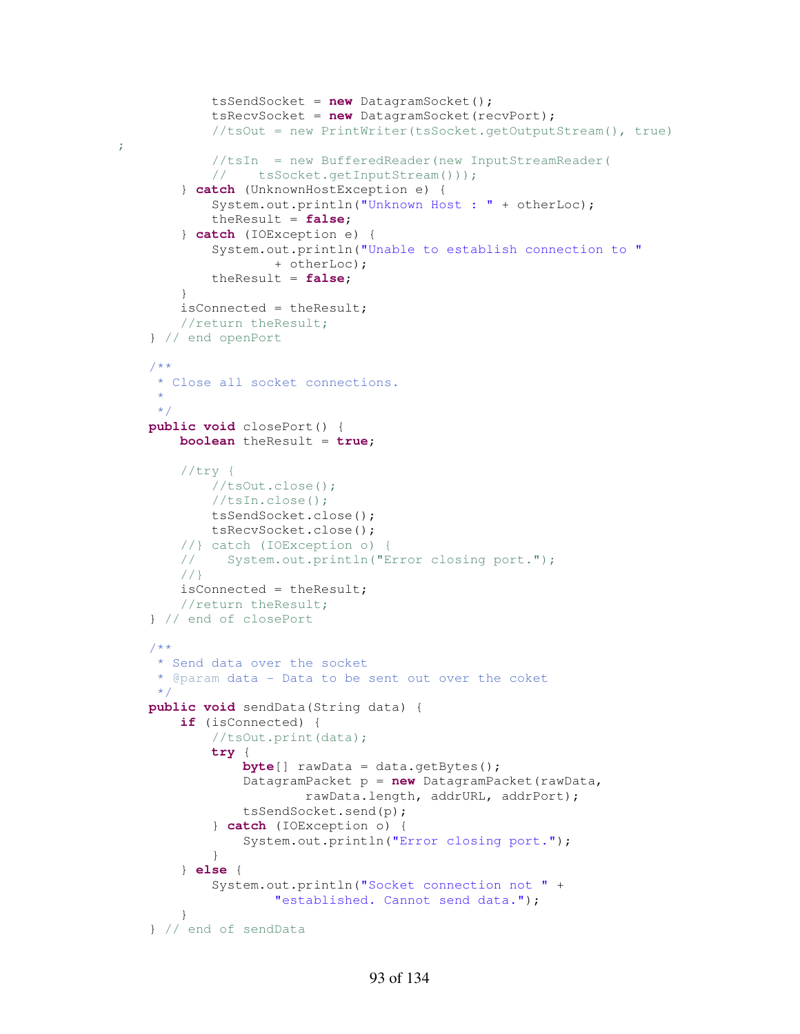```java
            tsSendSocket = new DatagramSocket();
            tsRecvSocket = new DatagramSocket(recvPort);
            //tsOut = new PrintWriter(tsSocket.getOutputStream(), true)
;
            //tsIn  = new BufferedReader(new InputStreamReader(
            //    tsSocket.getInputStream()));
        } catch (UnknownHostException e) {
            System.out.println("Unknown Host : " + otherLoc);
            theResult = false;
        } catch (IOException e) {
            System.out.println("Unable to establish connection to "
                    + otherLoc);
            theResult = false;
        }
        isConnected = theResult;
        //return theResult;
    } // end openPort

    /**
     * Close all socket connections.
     *
     */
    public void closePort() {
        boolean theResult = true;

        //try {
            //tsOut.close();
            //tsIn.close();
            tsSendSocket.close();
            tsRecvSocket.close();
        //} catch (IOException o) {
        //    System.out.println("Error closing port.");
        //}
        isConnected = theResult;
        //return theResult;
    } // end of closePort

    /**
     * Send data over the socket
     * @param data - Data to be sent out over the coket
     */
    public void sendData(String data) {
        if (isConnected) {
            //tsOut.print(data);
            try {
                byte[] rawData = data.getBytes();
                DatagramPacket p = new DatagramPacket(rawData,
                        rawData.length, addrURL, addrPort);
                tsSendSocket.send(p);
            } catch (IOException o) {
                System.out.println("Error closing port.");
            }
        } else {
            System.out.println("Socket connection not " +
                    "established. Cannot send data.");
        }
    } // end of sendData
```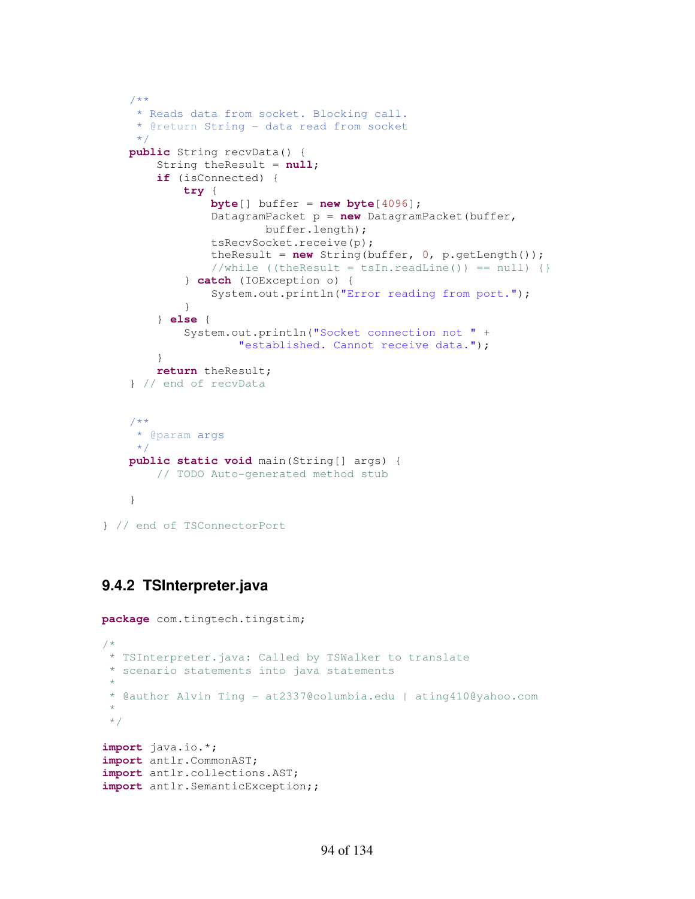```java
    /**
     * Reads data from socket. Blocking call.
     * @return String - data read from socket
     */
    public String recvData() {
        String theResult = null;
        if (isConnected) {
            try {
                byte[] buffer = new byte[4096];
                DatagramPacket p = new DatagramPacket(buffer,
                        buffer.length);
                tsRecvSocket.receive(p);
                theResult = new String(buffer, 0, p.getLength());
                //while ((theResult = tsIn.readLine()) == null) {}
            } catch (IOException o) {
                System.out.println("Error reading from port.");
            }
        } else {
            System.out.println("Socket connection not " +
                    "established. Cannot receive data.");
        }
        return theResult;
    } // end of recvData


    /**
     * @param args
     */
    public static void main(String[] args) {
        // TODO Auto-generated method stub

    }

} // end of TSConnectorPort
```

### 9.4.2 TSInterpreter.java

```java
package com.tingtech.tingstim;

/*
 * TSInterpreter.java: Called by TSWalker to translate
 * scenario statements into java statements
 *
 * @author Alvin Ting - at2337@columbia.edu | ating410@yahoo.com
 *
 */

import java.io.*;
import antlr.CommonAST;
import antlr.collections.AST;
import antlr.SemanticException;;
```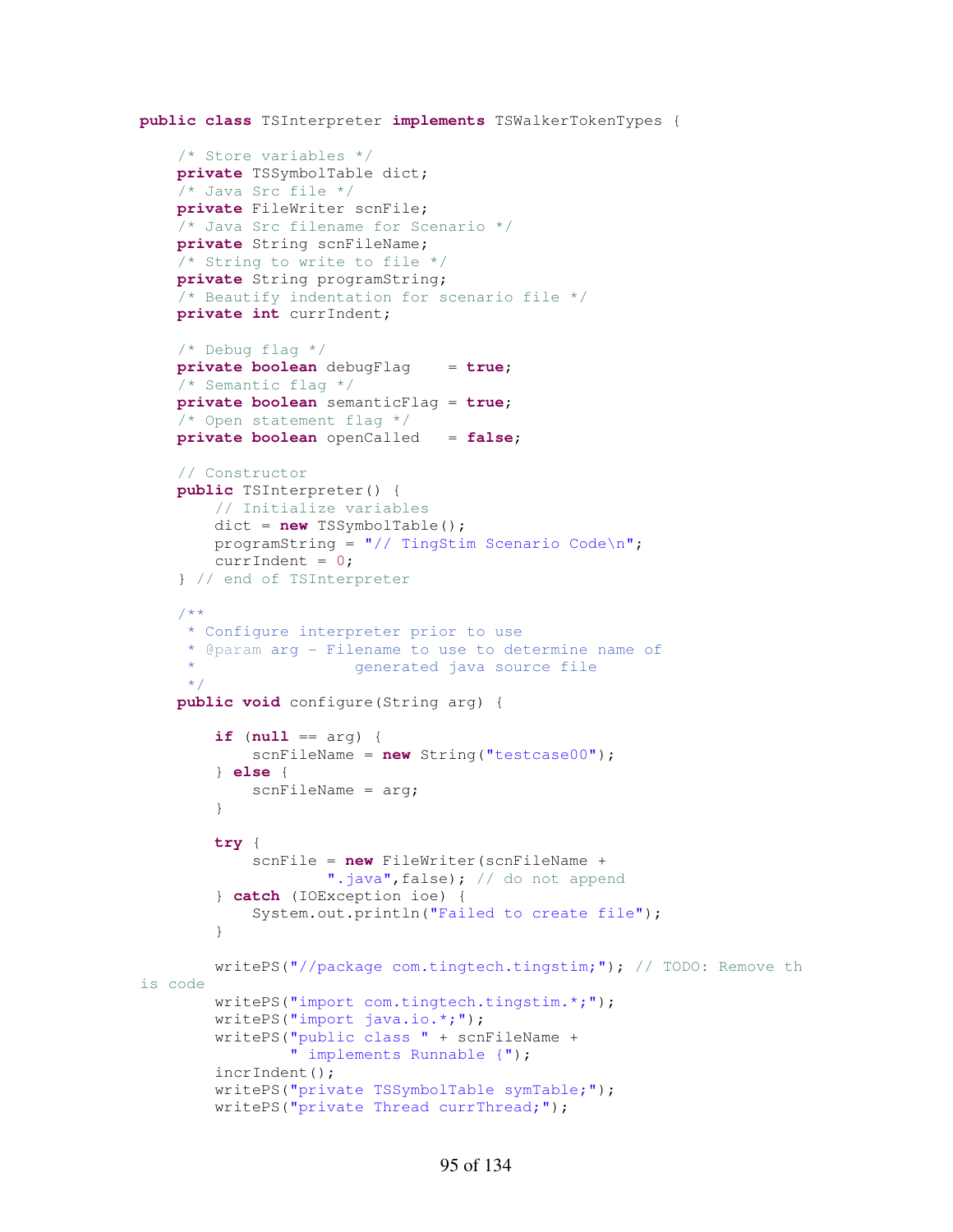```java
public class TSInterpreter implements TSWalkerTokenTypes {

    /* Store variables */
    private TSSymbolTable dict;
    /* Java Src file */
    private FileWriter scnFile;
    /* Java Src filename for Scenario */
    private String scnFileName;
    /* String to write to file */
    private String programString;
    /* Beautify indentation for scenario file */
    private int currIndent;

    /* Debug flag */
    private boolean debugFlag    = true;
    /* Semantic flag */
    private boolean semanticFlag = true;
    /* Open statement flag */
    private boolean openCalled   = false;

    // Constructor
    public TSInterpreter() {
        // Initialize variables
        dict = new TSSymbolTable();
        programString = "// TingStim Scenario Code\n";
        currIndent = 0;
    } // end of TSInterpreter

    /**
     * Configure interpreter prior to use
     * @param arg - Filename to use to determine name of
     *                  generated java source file
     */
    public void configure(String arg) {

        if (null == arg) {
            scnFileName = new String("testcase00");
        } else {
            scnFileName = arg;
        }

        try {
            scnFile = new FileWriter(scnFileName +
                    ".java",false); // do not append
        } catch (IOException ioe) {
            System.out.println("Failed to create file");
        }

        writePS("//package com.tingtech.tingstim;"); // TODO: Remove th
is code
        writePS("import com.tingtech.tingstim.*;");
        writePS("import java.io.*;");
        writePS("public class " + scnFileName +
               " implements Runnable {");
        incrIndent();
        writePS("private TSSymbolTable symTable;");
        writePS("private Thread currThread;");
```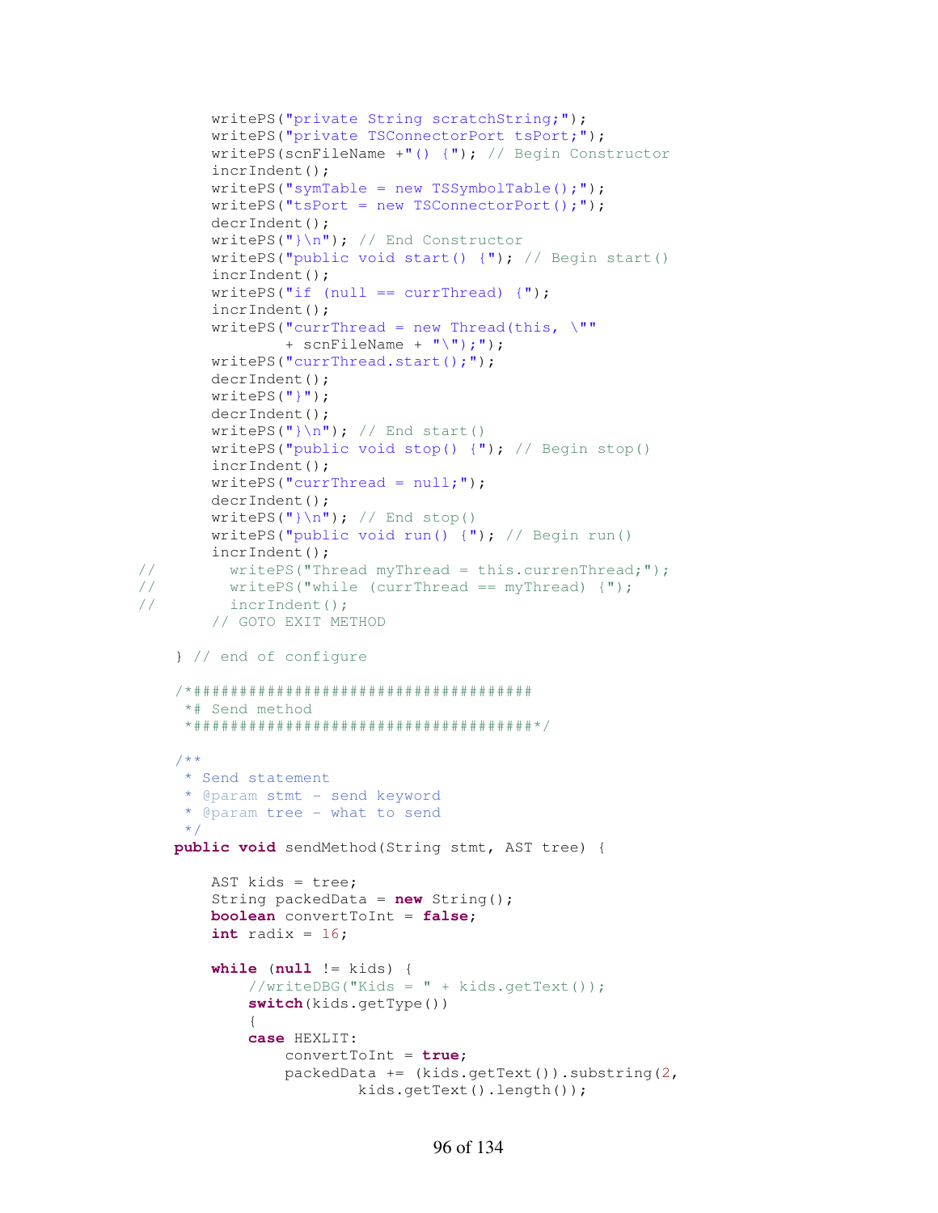```java
        writePS("private String scratchString;");
        writePS("private TSConnectorPort tsPort;");
        writePS(scnFileName +"() {"); // Begin Constructor
        incrIndent();
        writePS("symTable = new TSSymbolTable();");
        writePS("tsPort = new TSConnectorPort();");
        decrIndent();
        writePS("}\n"); // End Constructor
        writePS("public void start() {"); // Begin start()
        incrIndent();
        writePS("if (null == currThread) {");
        incrIndent();
        writePS("currThread = new Thread(this, \""
                + scnFileName + "\");");
        writePS("currThread.start();");
        decrIndent();
        writePS("}");
        decrIndent();
        writePS("}\n"); // End start()
        writePS("public void stop() {"); // Begin stop()
        incrIndent();
        writePS("currThread = null;");
        decrIndent();
        writePS("}\n"); // End stop()
        writePS("public void run() {"); // Begin run()
        incrIndent();
//        writePS("Thread myThread = this.currenThread;");
//        writePS("while (currThread == myThread) {");
//        incrIndent();
        // GOTO EXIT METHOD

    } // end of configure

    /*#####################################
     *# Send method
     *#####################################*/

    /**
     * Send statement
     * @param stmt - send keyword
     * @param tree - what to send
     */
    public void sendMethod(String stmt, AST tree) {

        AST kids = tree;
        String packedData = new String();
        boolean convertToInt = false;
        int radix = 16;

        while (null != kids) {
            //writeDBG("Kids = " + kids.getText());
            switch(kids.getType())
            {
            case HEXLIT:
                convertToInt = true;
                packedData += (kids.getText()).substring(2,
                        kids.getText().length());
```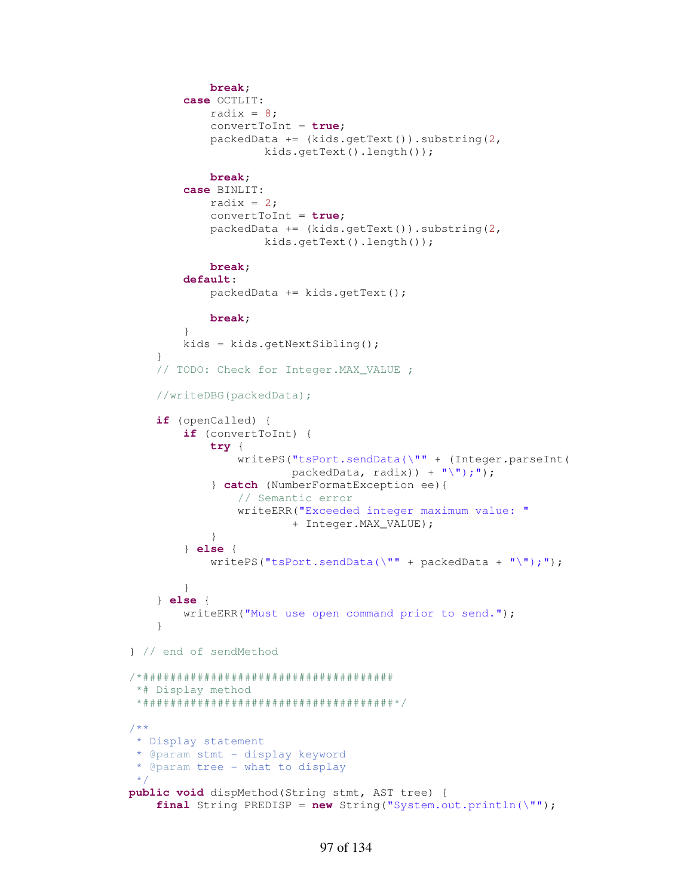```
                break;
            case OCTLIT:
                radix = 8;
                convertToInt = true;
                packedData += (kids.getText()).substring(2,
                        kids.getText().length());

                break;
            case BINLIT:
                radix = 2;
                convertToInt = true;
                packedData += (kids.getText()).substring(2,
                        kids.getText().length());

                break;
            default:
                packedData += kids.getText();

                break;
            }
            kids = kids.getNextSibling();
        }
        // TODO: Check for Integer.MAX_VALUE ;

        //writeDBG(packedData);

        if (openCalled) {
            if (convertToInt) {
                try {
                    writePS("tsPort.sendData(\"" + (Integer.parseInt(
                            packedData, radix)) + "\");");
                } catch (NumberFormatException ee){
                    // Semantic error
                    writeERR("Exceeded integer maximum value: "
                            + Integer.MAX_VALUE);
                }
            } else {
                writePS("tsPort.sendData(\"" + packedData + "\");");

            }
        } else {
            writeERR("Must use open command prior to send.");
        }

    } // end of sendMethod

    /*#####################################
     *# Display method
     *#####################################*/

    /**
     * Display statement
     * @param stmt - display keyword
     * @param tree - what to display
     */
    public void dispMethod(String stmt, AST tree) {
        final String PREDISP = new String("System.out.println(\"");
```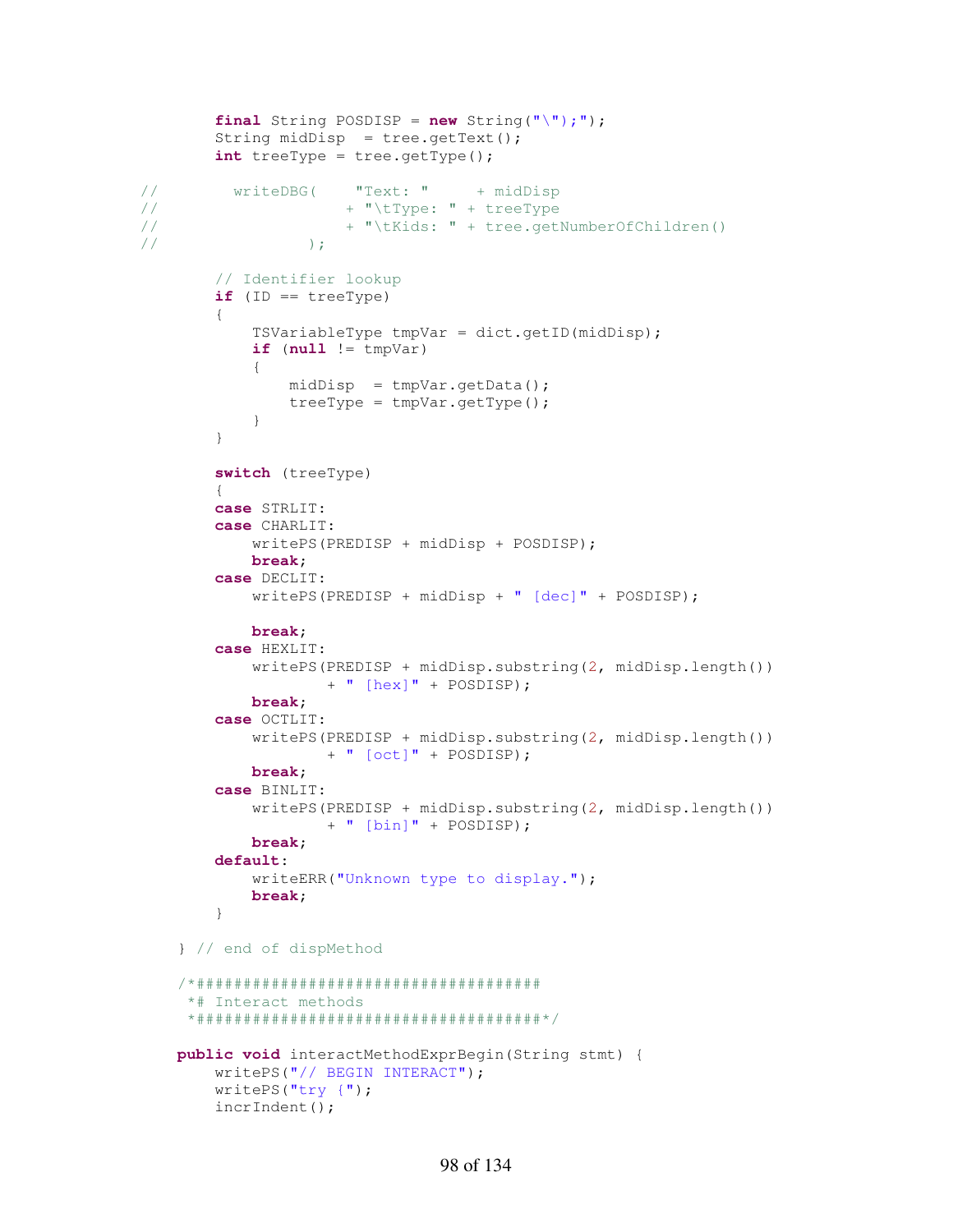```
        final String POSDISP = new String("\");");
        String midDisp  = tree.getText();
        int treeType = tree.getType();

//        writeDBG(    "Text: "     + midDisp
//                    + "\tType: " + treeType
//                    + "\tKids: " + tree.getNumberOfChildren()
//                );

        // Identifier lookup
        if (ID == treeType)
        {
            TSVariableType tmpVar = dict.getID(midDisp);
            if (null != tmpVar)
            {
                midDisp  = tmpVar.getData();
                treeType = tmpVar.getType();
            }
        }

        switch (treeType)
        {
        case STRLIT:
        case CHARLIT:
            writePS(PREDISP + midDisp + POSDISP);
            break;
        case DECLIT:
            writePS(PREDISP + midDisp + " [dec]" + POSDISP);

            break;
        case HEXLIT:
            writePS(PREDISP + midDisp.substring(2, midDisp.length())
                    + " [hex]" + POSDISP);
            break;
        case OCTLIT:
            writePS(PREDISP + midDisp.substring(2, midDisp.length())
                    + " [oct]" + POSDISP);
            break;
        case BINLIT:
            writePS(PREDISP + midDisp.substring(2, midDisp.length())
                    + " [bin]" + POSDISP);
            break;
        default:
            writeERR("Unknown type to display.");
            break;
        }

    } // end of dispMethod

    /*#####################################
     *# Interact methods
     *#####################################*/

    public void interactMethodExprBegin(String stmt) {
        writePS("// BEGIN INTERACT");
        writePS("try {");
        incrIndent();
```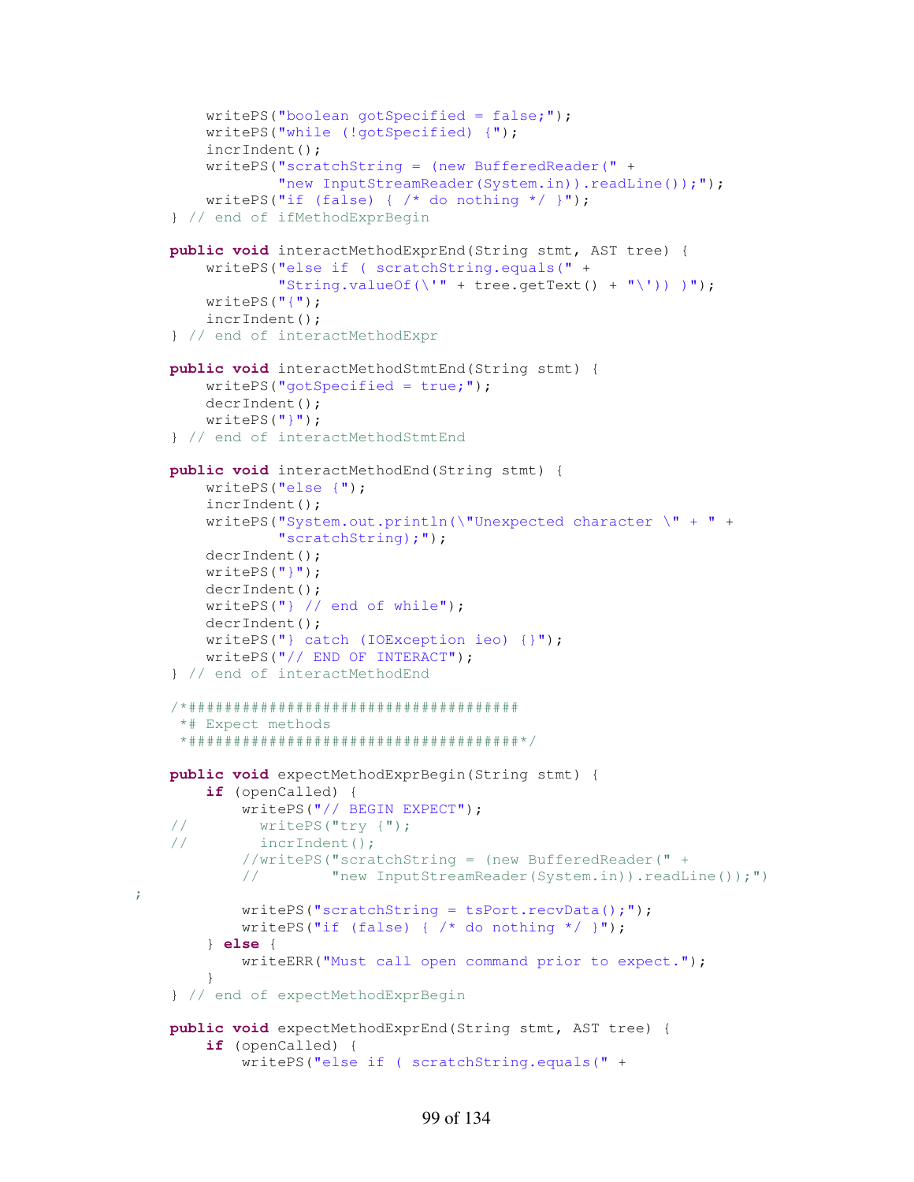```java
        writePS("boolean gotSpecified = false;");
        writePS("while (!gotSpecified) {");
        incrIndent();
        writePS("scratchString = (new BufferedReader(" +
                "new InputStreamReader(System.in)).readLine());");
        writePS("if (false) { /* do nothing */ }");
    } // end of ifMethodExprBegin

    public void interactMethodExprEnd(String stmt, AST tree) {
        writePS("else if ( scratchString.equals(" +
                "String.valueOf(\'" + tree.getText() + "\')) )");
        writePS("{");
        incrIndent();
    } // end of interactMethodExpr

    public void interactMethodStmtEnd(String stmt) {
        writePS("gotSpecified = true;");
        decrIndent();
        writePS("}");
    } // end of interactMethodStmtEnd

    public void interactMethodEnd(String stmt) {
        writePS("else {");
        incrIndent();
        writePS("System.out.println(\"Unexpected character \" + " +
                "scratchString);");
        decrIndent();
        writePS("}");
        decrIndent();
        writePS("} // end of while");
        decrIndent();
        writePS("} catch (IOException ieo) {}");
        writePS("// END OF INTERACT");
    } // end of interactMethodEnd

    /*####################################
     *# Expect methods
     *####################################*/

    public void expectMethodExprBegin(String stmt) {
        if (openCalled) {
            writePS("// BEGIN EXPECT");
    //        writePS("try {");
    //        incrIndent();
            //writePS("scratchString = (new BufferedReader(" +
            //        "new InputStreamReader(System.in)).readLine());")
;
            writePS("scratchString = tsPort.recvData();");
            writePS("if (false) { /* do nothing */ }");
        } else {
            writeERR("Must call open command prior to expect.");
        }
    } // end of expectMethodExprBegin

    public void expectMethodExprEnd(String stmt, AST tree) {
        if (openCalled) {
            writePS("else if ( scratchString.equals(" +
```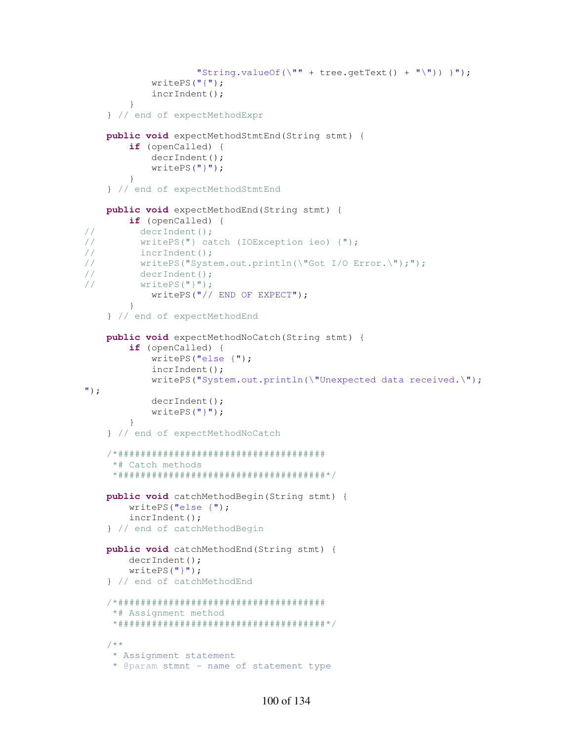```
                    "String.valueOf(\"" + tree.getText() + "\")) )");
            writePS("{");
            incrIndent();
        }
    } // end of expectMethodExpr

    public void expectMethodStmtEnd(String stmt) {
        if (openCalled) {
            decrIndent();
            writePS("}");
        }
    } // end of expectMethodStmtEnd

    public void expectMethodEnd(String stmt) {
        if (openCalled) {
//          decrIndent();
//          writePS("} catch (IOException ieo) {");
//          incrIndent();
//          writePS("System.out.println(\"Got I/O Error.\");");
//          decrIndent();
//          writePS("}");
            writePS("// END OF EXPECT");
        }
    } // end of expectMethodEnd

    public void expectMethodNoCatch(String stmt) {
        if (openCalled) {
            writePS("else {");
            incrIndent();
            writePS("System.out.println(\"Unexpected data received.\");
");
            decrIndent();
            writePS("}");
        }
    } // end of expectMethodNoCatch

    /*#####################################
     *# Catch methods
     *#####################################*/

    public void catchMethodBegin(String stmt) {
        writePS("else {");
        incrIndent();
    } // end of catchMethodBegin

    public void catchMethodEnd(String stmt) {
        decrIndent();
        writePS("}");
    } // end of catchMethodEnd

    /*#####################################
     *# Assignment method
     *#####################################*/

    /**
     * Assignment statement
     * @param stmnt - name of statement type
```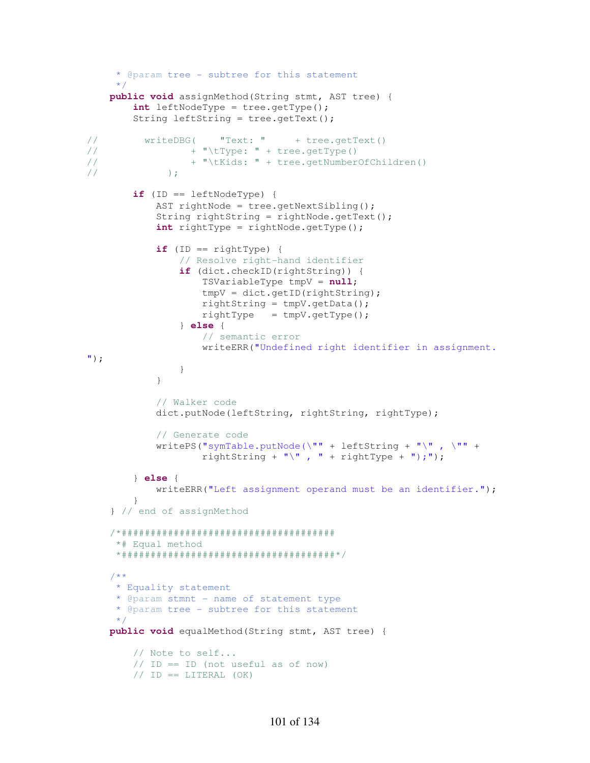```
     * @param tree - subtree for this statement
     */
    public void assignMethod(String stmt, AST tree) {
        int leftNodeType = tree.getType();
        String leftString = tree.getText();

//        writeDBG(    "Text: "     + tree.getText()
//                + "\tType: " + tree.getType()
//                + "\tKids: " + tree.getNumberOfChildren()
//            );

        if (ID == leftNodeType) {
            AST rightNode = tree.getNextSibling();
            String rightString = rightNode.getText();
            int rightType = rightNode.getType();

            if (ID == rightType) {
                // Resolve right-hand identifier
                if (dict.checkID(rightString)) {
                    TSVariableType tmpV = null;
                    tmpV = dict.getID(rightString);
                    rightString = tmpV.getData();
                    rightType   = tmpV.getType();
                } else {
                    // semantic error
                    writeERR("Undefined right identifier in assignment.
");
                }
            }

            // Walker code
            dict.putNode(leftString, rightString, rightType);

            // Generate code
            writePS("symTable.putNode(\"" + leftString + "\" , \"" +
                    rightString + "\" , " + rightType + ");");

        } else {
            writeERR("Left assignment operand must be an identifier.");
        }
    } // end of assignMethod

    /*#####################################
     *# Equal method
     *#####################################*/

    /**
     * Equality statement
     * @param stmnt - name of statement type
     * @param tree - subtree for this statement
     */
    public void equalMethod(String stmt, AST tree) {

        // Note to self...
        // ID == ID (not useful as of now)
        // ID == LITERAL (OK)
```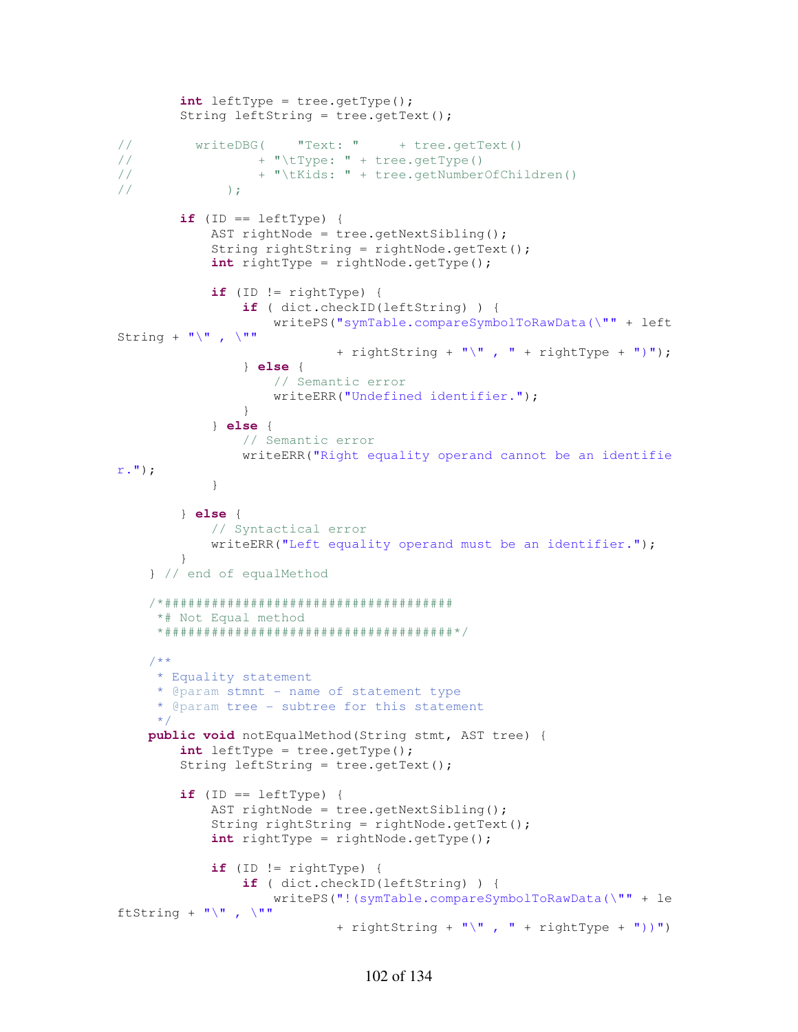```
        int leftType = tree.getType();
        String leftString = tree.getText();

//        writeDBG(    "Text: "     + tree.getText()
//                + "\tType: " + tree.getType()
//                + "\tKids: " + tree.getNumberOfChildren()
//            );

        if (ID == leftType) {
            AST rightNode = tree.getNextSibling();
            String rightString = rightNode.getText();
            int rightType = rightNode.getType();

            if (ID != rightType) {
                if ( dict.checkID(leftString) ) {
                    writePS("symTable.compareSymbolToRawData(\"" + left
String + "\" , \""
                            + rightString + "\" , " + rightType + ")");
                } else {
                    // Semantic error
                    writeERR("Undefined identifier.");
                }
            } else {
                // Semantic error
                writeERR("Right equality operand cannot be an identifie
r.");
            }

        } else {
            // Syntactical error
            writeERR("Left equality operand must be an identifier.");
        }
    } // end of equalMethod

    /*#####################################
     *# Not Equal method
     *#####################################*/

    /**
     * Equality statement
     * @param stmnt - name of statement type
     * @param tree - subtree for this statement
     */
    public void notEqualMethod(String stmt, AST tree) {
        int leftType = tree.getType();
        String leftString = tree.getText();

        if (ID == leftType) {
            AST rightNode = tree.getNextSibling();
            String rightString = rightNode.getText();
            int rightType = rightNode.getType();

            if (ID != rightType) {
                if ( dict.checkID(leftString) ) {
                    writePS("!(symTable.compareSymbolToRawData(\"" + le
ftString + "\" , \""
                            + rightString + "\" , " + rightType + "))")
```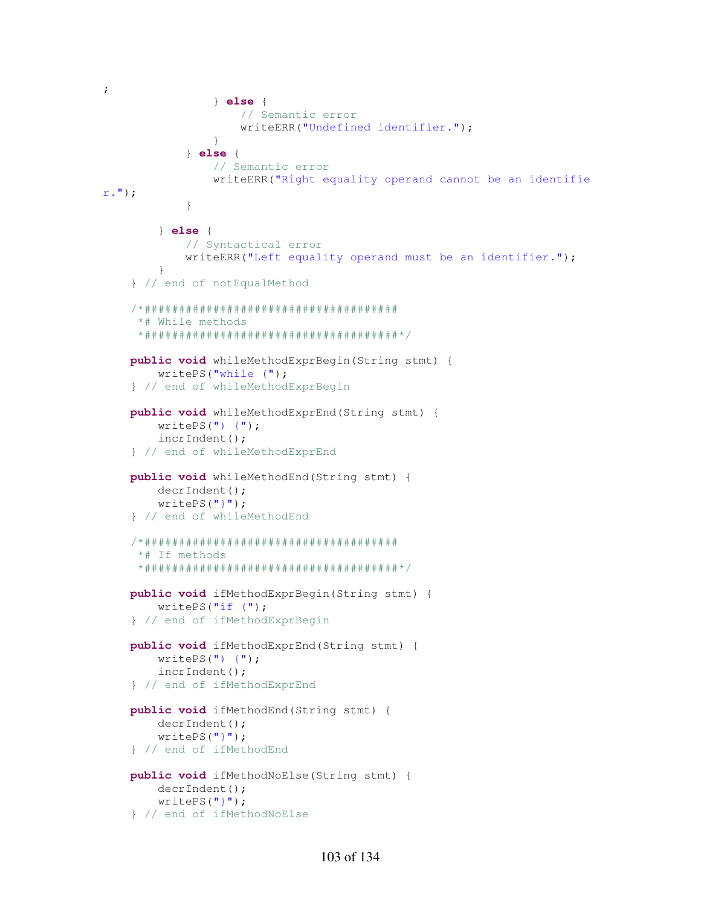```
;
                } else {
                    // Semantic error
                    writeERR("Undefined identifier.");
                }
            } else {
                // Semantic error
                writeERR("Right equality operand cannot be an identifie
r.");
            }

        } else {
            // Syntactical error
            writeERR("Left equality operand must be an identifier.");
        }
    } // end of notEqualMethod

    /*####################################
     *# While methods
     *####################################*/

    public void whileMethodExprBegin(String stmt) {
        writePS("while (");
    } // end of whileMethodExprBegin

    public void whileMethodExprEnd(String stmt) {
        writePS(") {");
        incrIndent();
    } // end of whileMethodExprEnd

    public void whileMethodEnd(String stmt) {
        decrIndent();
        writePS("}");
    } // end of whileMethodEnd

    /*####################################
     *# If methods
     *####################################*/

    public void ifMethodExprBegin(String stmt) {
        writePS("if (");
    } // end of ifMethodExprBegin

    public void ifMethodExprEnd(String stmt) {
        writePS(") {");
        incrIndent();
    } // end of ifMethodExprEnd

    public void ifMethodEnd(String stmt) {
        decrIndent();
        writePS("}");
    } // end of ifMethodEnd

    public void ifMethodNoElse(String stmt) {
        decrIndent();
        writePS("}");
    } // end of ifMethodNoElse
```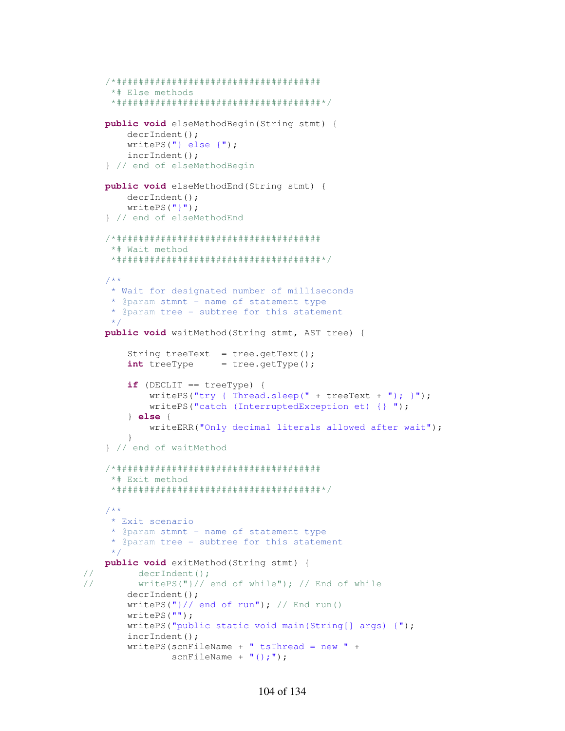```java
    /*#####################################
     *# Else methods
     *#####################################*/

    public void elseMethodBegin(String stmt) {
        decrIndent();
        writePS("} else {");
        incrIndent();
    } // end of elseMethodBegin

    public void elseMethodEnd(String stmt) {
        decrIndent();
        writePS("}");
    } // end of elseMethodEnd

    /*#####################################
     *# Wait method
     *#####################################*/

    /**
     * Wait for designated number of milliseconds
     * @param stmnt - name of statement type
     * @param tree - subtree for this statement
     */
    public void waitMethod(String stmt, AST tree) {

        String treeText  = tree.getText();
        int treeType     = tree.getType();

        if (DECLIT == treeType) {
            writePS("try { Thread.sleep(" + treeText + "); }");
            writePS("catch (InterruptedException et) {} ");
        } else {
            writeERR("Only decimal literals allowed after wait");
        }
    } // end of waitMethod

    /*#####################################
     *# Exit method
     *#####################################*/

    /**
     * Exit scenario
     * @param stmnt - name of statement type
     * @param tree - subtree for this statement
     */
    public void exitMethod(String stmt) {
//        decrIndent();
//        writePS("}// end of while"); // End of while
        decrIndent();
        writePS("}// end of run"); // End run()
        writePS("");
        writePS("public static void main(String[] args) {");
        incrIndent();
        writePS(scnFileName + " tsThread = new " +
                scnFileName + "();");
```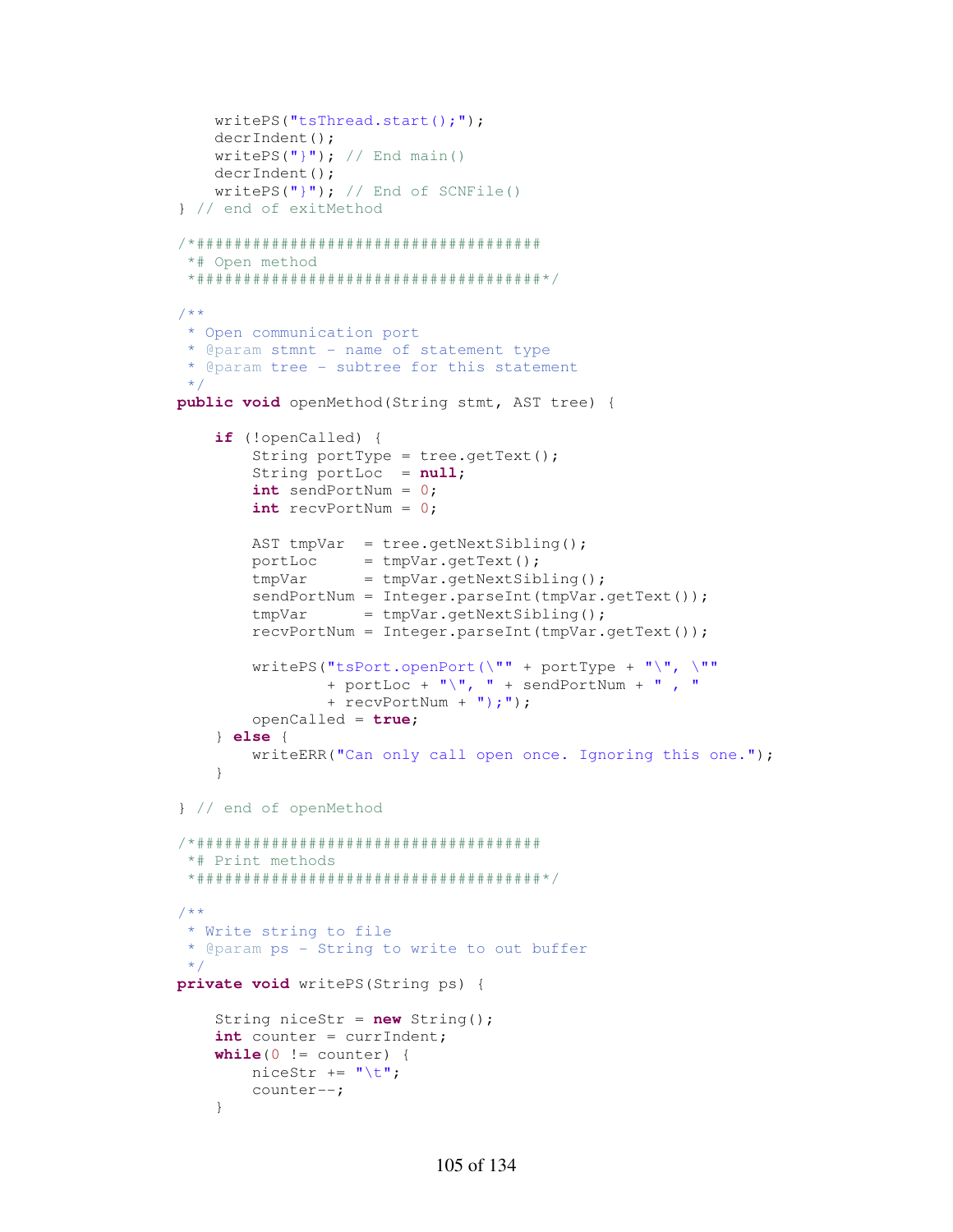```java
        writePS("tsThread.start();");
        decrIndent();
        writePS("}"); // End main()
        decrIndent();
        writePS("}"); // End of SCNFile()
    } // end of exitMethod

    /*####################################
     *# Open method
     *####################################*/

    /**
     * Open communication port
     * @param stmnt - name of statement type
     * @param tree - subtree for this statement
     */
    public void openMethod(String stmt, AST tree) {

        if (!openCalled) {
            String portType = tree.getText();
            String portLoc  = null;
            int sendPortNum = 0;
            int recvPortNum = 0;

            AST tmpVar  = tree.getNextSibling();
            portLoc     = tmpVar.getText();
            tmpVar      = tmpVar.getNextSibling();
            sendPortNum = Integer.parseInt(tmpVar.getText());
            tmpVar      = tmpVar.getNextSibling();
            recvPortNum = Integer.parseInt(tmpVar.getText());

            writePS("tsPort.openPort(\"" + portType + "\", \""
                    + portLoc + "\", " + sendPortNum + " , "
                    + recvPortNum + ");");
            openCalled = true;
        } else {
            writeERR("Can only call open once. Ignoring this one.");
        }

    } // end of openMethod

    /*####################################
     *# Print methods
     *####################################*/

    /**
     * Write string to file
     * @param ps - String to write to out buffer
     */
    private void writePS(String ps) {

        String niceStr = new String();
        int counter = currIndent;
        while(0 != counter) {
            niceStr += "\t";
            counter--;
        }
```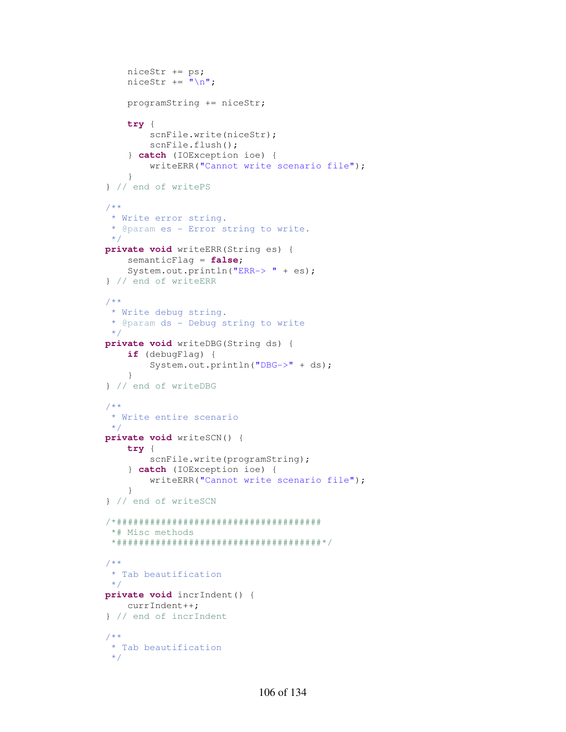```java
        niceStr += ps;
        niceStr += "\n";

        programString += niceStr;

        try {
            scnFile.write(niceStr);
            scnFile.flush();
        } catch (IOException ioe) {
            writeERR("Cannot write scenario file");
        }
    } // end of writePS

    /**
     * Write error string.
     * @param es - Error string to write.
     */
    private void writeERR(String es) {
        semanticFlag = false;
        System.out.println("ERR-> " + es);
    } // end of writeERR

    /**
     * Write debug string.
     * @param ds - Debug string to write
     */
    private void writeDBG(String ds) {
        if (debugFlag) {
            System.out.println("DBG->" + ds);
        }
    } // end of writeDBG

    /**
     * Write entire scenario
     */
    private void writeSCN() {
        try {
            scnFile.write(programString);
        } catch (IOException ioe) {
            writeERR("Cannot write scenario file");
        }
    } // end of writeSCN

    /*#####################################
     *# Misc methods
     *#####################################*/

    /**
     * Tab beautification
     */
    private void incrIndent() {
        currIndent++;
    } // end of incrIndent

    /**
     * Tab beautification
     */
```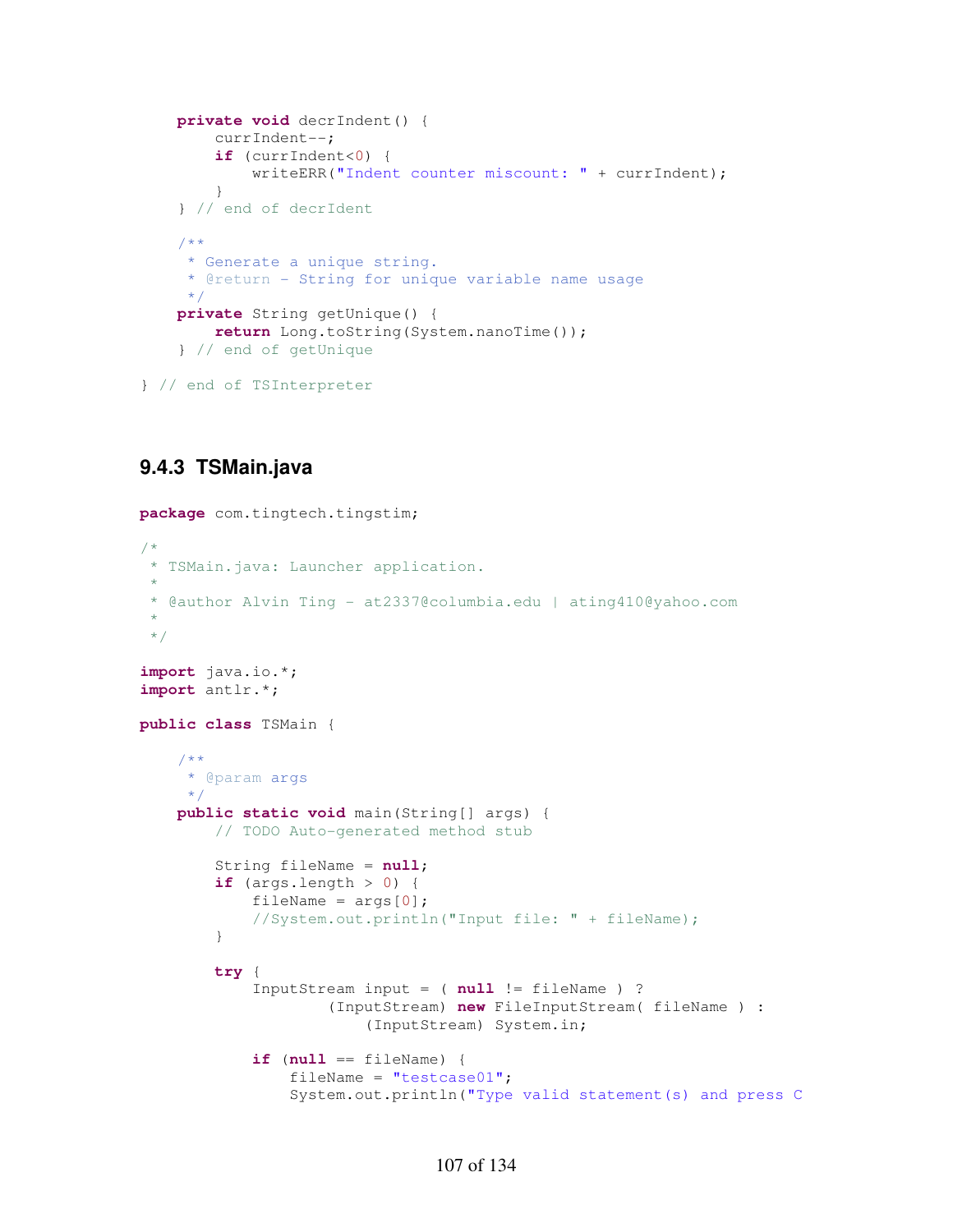```java
    private void decrIndent() {
        currIndent--;
        if (currIndent<0) {
            writeERR("Indent counter miscount: " + currIndent);
        }
    } // end of decrIdent

    /**
     * Generate a unique string.
     * @return - String for unique variable name usage
     */
    private String getUnique() {
        return Long.toString(System.nanoTime());
    } // end of getUnique

} // end of TSInterpreter
```

### 9.4.3 TSMain.java

```java
package com.tingtech.tingstim;

/*
 * TSMain.java: Launcher application.
 *
 * @author Alvin Ting - at2337@columbia.edu | ating410@yahoo.com
 *
 */

import java.io.*;
import antlr.*;

public class TSMain {

    /**
     * @param args
     */
    public static void main(String[] args) {
        // TODO Auto-generated method stub

        String fileName = null;
        if (args.length > 0) {
            fileName = args[0];
            //System.out.println("Input file: " + fileName);
        }

        try {
            InputStream input = ( null != fileName ) ?
                    (InputStream) new FileInputStream( fileName ) :
                        (InputStream) System.in;

            if (null == fileName) {
                fileName = "testcase01";
                System.out.println("Type valid statement(s) and press C
```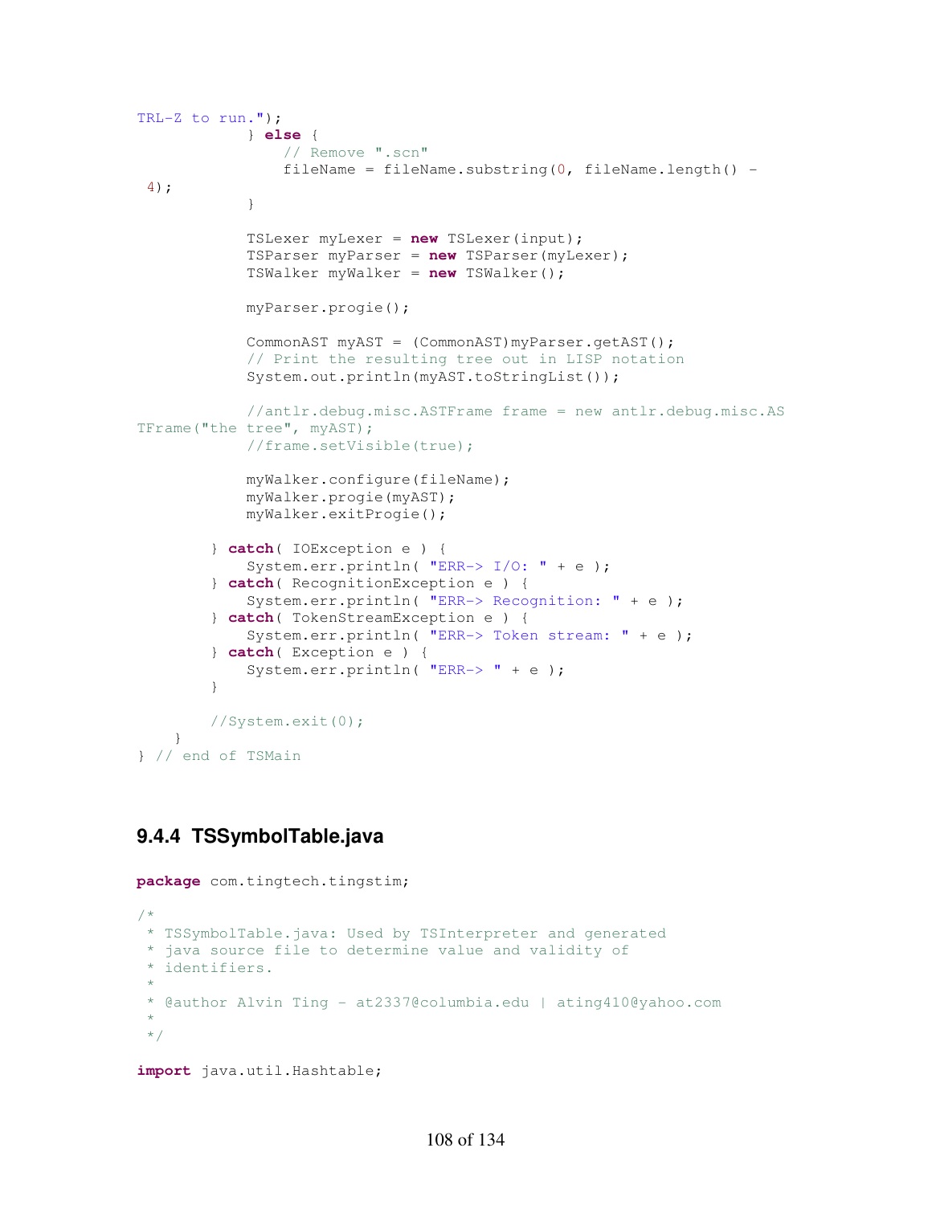```
TRL-Z to run.");
            } else {
                // Remove ".scn"
                fileName = fileName.substring(0, fileName.length() -
 4);
            }

            TSLexer myLexer = new TSLexer(input);
            TSParser myParser = new TSParser(myLexer);
            TSWalker myWalker = new TSWalker();

            myParser.progie();

            CommonAST myAST = (CommonAST)myParser.getAST();
            // Print the resulting tree out in LISP notation
            System.out.println(myAST.toStringList());

            //antlr.debug.misc.ASTFrame frame = new antlr.debug.misc.AS
TFrame("the tree", myAST);
            //frame.setVisible(true);

            myWalker.configure(fileName);
            myWalker.progie(myAST);
            myWalker.exitProgie();

        } catch( IOException e ) {
            System.err.println( "ERR-> I/O: " + e );
        } catch( RecognitionException e ) {
            System.err.println( "ERR-> Recognition: " + e );
        } catch( TokenStreamException e ) {
            System.err.println( "ERR-> Token stream: " + e );
        } catch( Exception e ) {
            System.err.println( "ERR-> " + e );
        }

        //System.exit(0);
    }
} // end of TSMain
```

### 9.4.4 TSSymbolTable.java

```
package com.tingtech.tingstim;

/*
 * TSSymbolTable.java: Used by TSInterpreter and generated
 * java source file to determine value and validity of
 * identifiers.
 *
 * @author Alvin Ting - at2337@columbia.edu | ating410@yahoo.com
 *
 */

import java.util.Hashtable;
```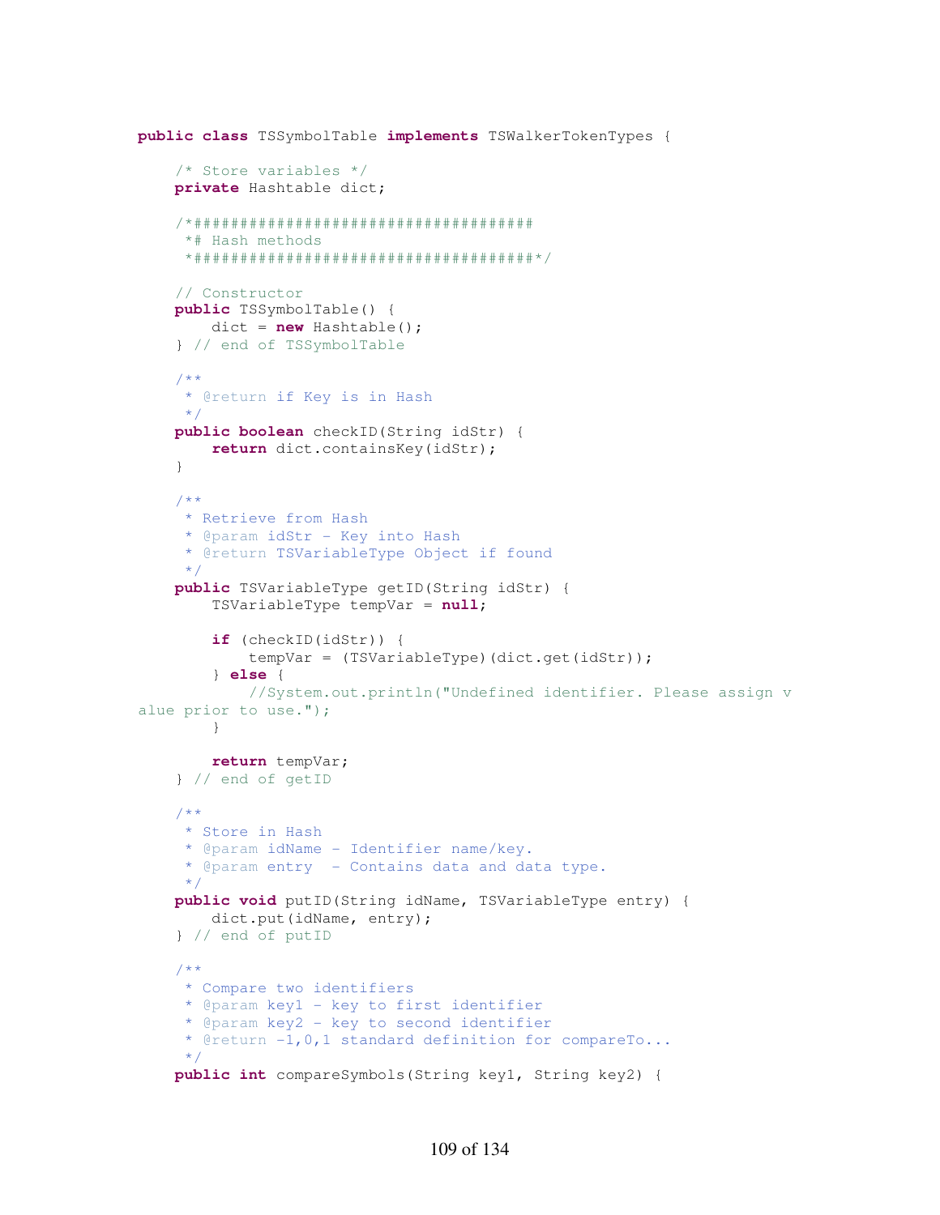```java
public class TSSymbolTable implements TSWalkerTokenTypes {

    /* Store variables */
    private Hashtable dict;

    /*#####################################
     *# Hash methods
     *#####################################*/

    // Constructor
    public TSSymbolTable() {
        dict = new Hashtable();
    } // end of TSSymbolTable

    /**
     * @return if Key is in Hash
     */
    public boolean checkID(String idStr) {
        return dict.containsKey(idStr);
    }

    /**
     * Retrieve from Hash
     * @param idStr - Key into Hash
     * @return TSVariableType Object if found
     */
    public TSVariableType getID(String idStr) {
        TSVariableType tempVar = null;

        if (checkID(idStr)) {
            tempVar = (TSVariableType)(dict.get(idStr));
        } else {
            //System.out.println("Undefined identifier. Please assign v
alue prior to use.");
        }

        return tempVar;
    } // end of getID

    /**
     * Store in Hash
     * @param idName - Identifier name/key.
     * @param entry  - Contains data and data type.
     */
    public void putID(String idName, TSVariableType entry) {
        dict.put(idName, entry);
    } // end of putID

    /**
     * Compare two identifiers
     * @param key1 - key to first identifier
     * @param key2 - key to second identifier
     * @return -1,0,1 standard definition for compareTo...
     */
    public int compareSymbols(String key1, String key2) {
```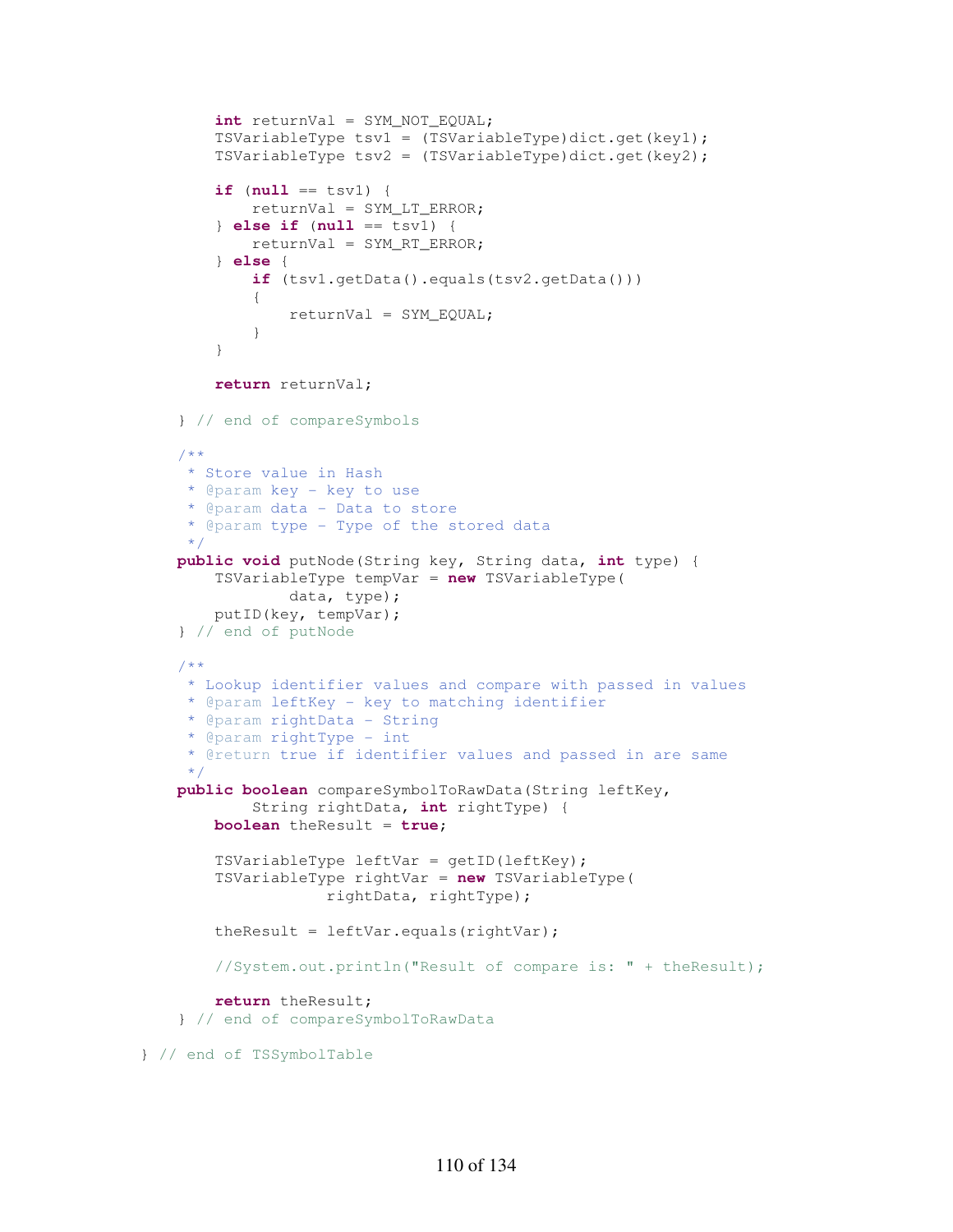```java
        int returnVal = SYM_NOT_EQUAL;
        TSVariableType tsv1 = (TSVariableType)dict.get(key1);
        TSVariableType tsv2 = (TSVariableType)dict.get(key2);

        if (null == tsv1) {
            returnVal = SYM_LT_ERROR;
        } else if (null == tsv1) {
            returnVal = SYM_RT_ERROR;
        } else {
            if (tsv1.getData().equals(tsv2.getData()))
            {
                returnVal = SYM_EQUAL;
            }
        }

        return returnVal;

    } // end of compareSymbols

    /**
     * Store value in Hash
     * @param key - key to use
     * @param data - Data to store
     * @param type - Type of the stored data
     */
    public void putNode(String key, String data, int type) {
        TSVariableType tempVar = new TSVariableType(
                data, type);
        putID(key, tempVar);
    } // end of putNode

    /**
     * Lookup identifier values and compare with passed in values
     * @param leftKey - key to matching identifier
     * @param rightData - String
     * @param rightType - int
     * @return true if identifier values and passed in are same
     */
    public boolean compareSymbolToRawData(String leftKey,
            String rightData, int rightType) {
        boolean theResult = true;

        TSVariableType leftVar = getID(leftKey);
        TSVariableType rightVar = new TSVariableType(
                    rightData, rightType);

        theResult = leftVar.equals(rightVar);

        //System.out.println("Result of compare is: " + theResult);

        return theResult;
    } // end of compareSymbolToRawData

} // end of TSSymbolTable
```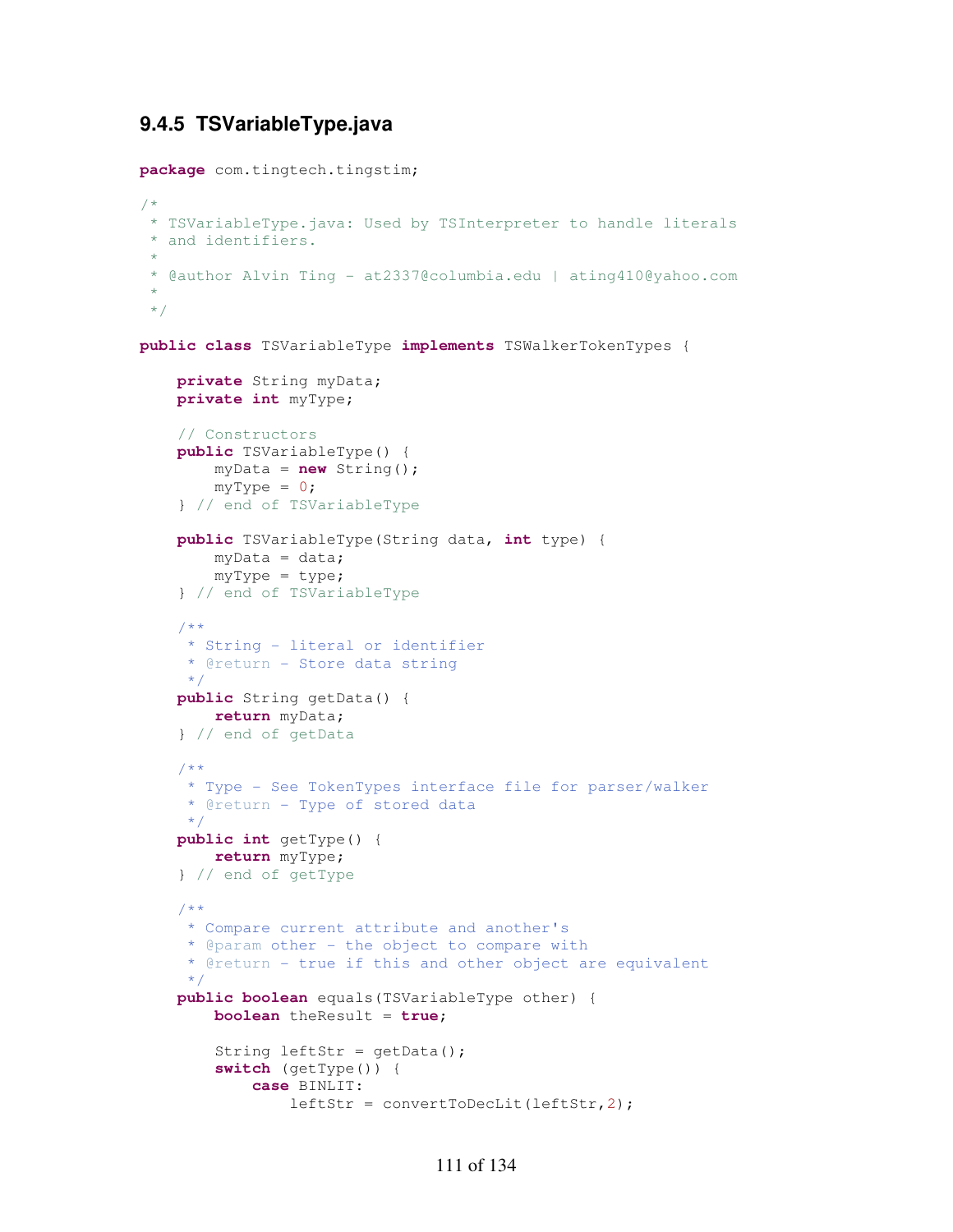### 9.4.5 TSVariableType.java

```java
package com.tingtech.tingstim;

/*
 * TSVariableType.java: Used by TSInterpreter to handle literals
 * and identifiers.
 *
 * @author Alvin Ting - at2337@columbia.edu | ating410@yahoo.com
 *
 */

public class TSVariableType implements TSWalkerTokenTypes {

    private String myData;
    private int myType;

    // Constructors
    public TSVariableType() {
        myData = new String();
        myType = 0;
    } // end of TSVariableType

    public TSVariableType(String data, int type) {
        myData = data;
        myType = type;
    } // end of TSVariableType

    /**
     * String - literal or identifier
     * @return - Store data string
     */
    public String getData() {
        return myData;
    } // end of getData

    /**
     * Type - See TokenTypes interface file for parser/walker
     * @return - Type of stored data
     */
    public int getType() {
        return myType;
    } // end of getType

    /**
     * Compare current attribute and another's
     * @param other - the object to compare with
     * @return - true if this and other object are equivalent
     */
    public boolean equals(TSVariableType other) {
        boolean theResult = true;

        String leftStr = getData();
        switch (getType()) {
            case BINLIT:
                leftStr = convertToDecLit(leftStr,2);
```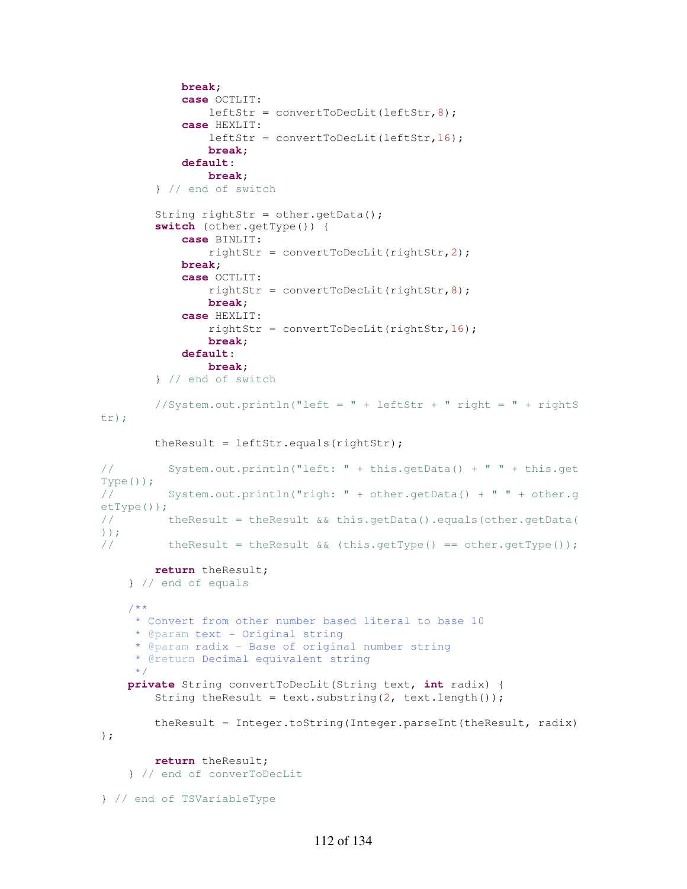```java
            break;
            case OCTLIT:
                leftStr = convertToDecLit(leftStr,8);
            case HEXLIT:
                leftStr = convertToDecLit(leftStr,16);
                break;
            default:
                break;
        } // end of switch

        String rightStr = other.getData();
        switch (other.getType()) {
            case BINLIT:
                rightStr = convertToDecLit(rightStr,2);
            break;
            case OCTLIT:
                rightStr = convertToDecLit(rightStr,8);
                break;
            case HEXLIT:
                rightStr = convertToDecLit(rightStr,16);
                break;
            default:
                break;
        } // end of switch

        //System.out.println("left = " + leftStr + " right = " + rightS
tr);

        theResult = leftStr.equals(rightStr);

//        System.out.println("left: " + this.getData() + " " + this.get
Type());
//        System.out.println("righ: " + other.getData() + " " + other.g
etType());
//        theResult = theResult && this.getData().equals(other.getData(
));
//        theResult = theResult && (this.getType() == other.getType());

        return theResult;
    } // end of equals

    /**
     * Convert from other number based literal to base 10
     * @param text - Original string
     * @param radix - Base of original number string
     * @return Decimal equivalent string
     */
    private String convertToDecLit(String text, int radix) {
        String theResult = text.substring(2, text.length());

        theResult = Integer.toString(Integer.parseInt(theResult, radix)
);

        return theResult;
    } // end of converToDecLit

} // end of TSVariableType
```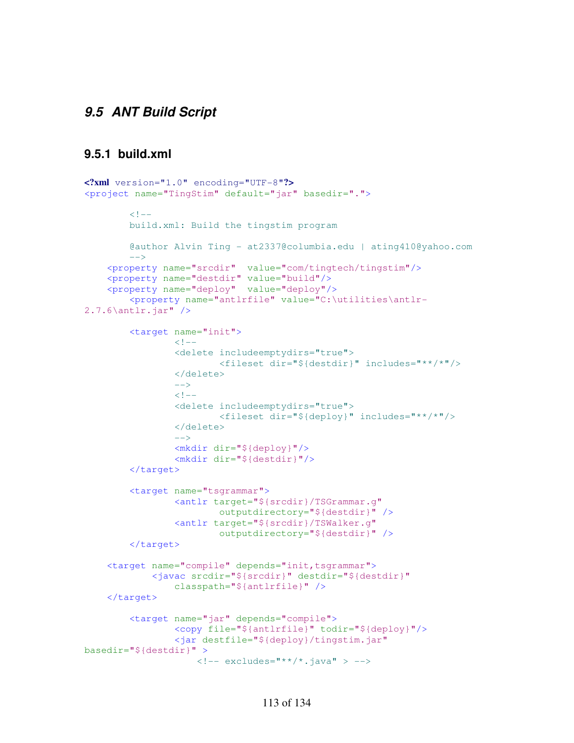### *9.5 ANT Build Script*

#### 9.5.1 build.xml

```
<?xml version="1.0" encoding="UTF-8"?>
<project name="TingStim" default="jar" basedir=".">

        <!--
        build.xml: Build the tingstim program

        @author Alvin Ting - at2337@columbia.edu | ating410@yahoo.com
        -->
    <property name="srcdir"  value="com/tingtech/tingstim"/>
    <property name="destdir" value="build"/>
    <property name="deploy"  value="deploy"/>
        <property name="antlrfile" value="C:\utilities\antlr-
2.7.6\antlr.jar" />

        <target name="init">
                <!--
                <delete includeemptydirs="true">
                        <fileset dir="${destdir}" includes="**/*"/>
                </delete>
                -->
                <!--
                <delete includeemptydirs="true">
                        <fileset dir="${deploy}" includes="**/*"/>
                </delete>
                -->
                <mkdir dir="${deploy}"/>
                <mkdir dir="${destdir}"/>
        </target>

        <target name="tsgrammar">
                <antlr target="${srcdir}/TSGrammar.g"
                        outputdirectory="${destdir}" />
                <antlr target="${srcdir}/TSWalker.g"
                        outputdirectory="${destdir}" />
        </target>

    <target name="compile" depends="init,tsgrammar">
            <javac srcdir="${srcdir}" destdir="${destdir}"
                classpath="${antlrfile}" />
    </target>

        <target name="jar" depends="compile">
                <copy file="${antlrfile}" todir="${deploy}"/>
                <jar destfile="${deploy}/tingstim.jar"
basedir="${destdir}" >
                    <!-- excludes="**/*.java" > -->
```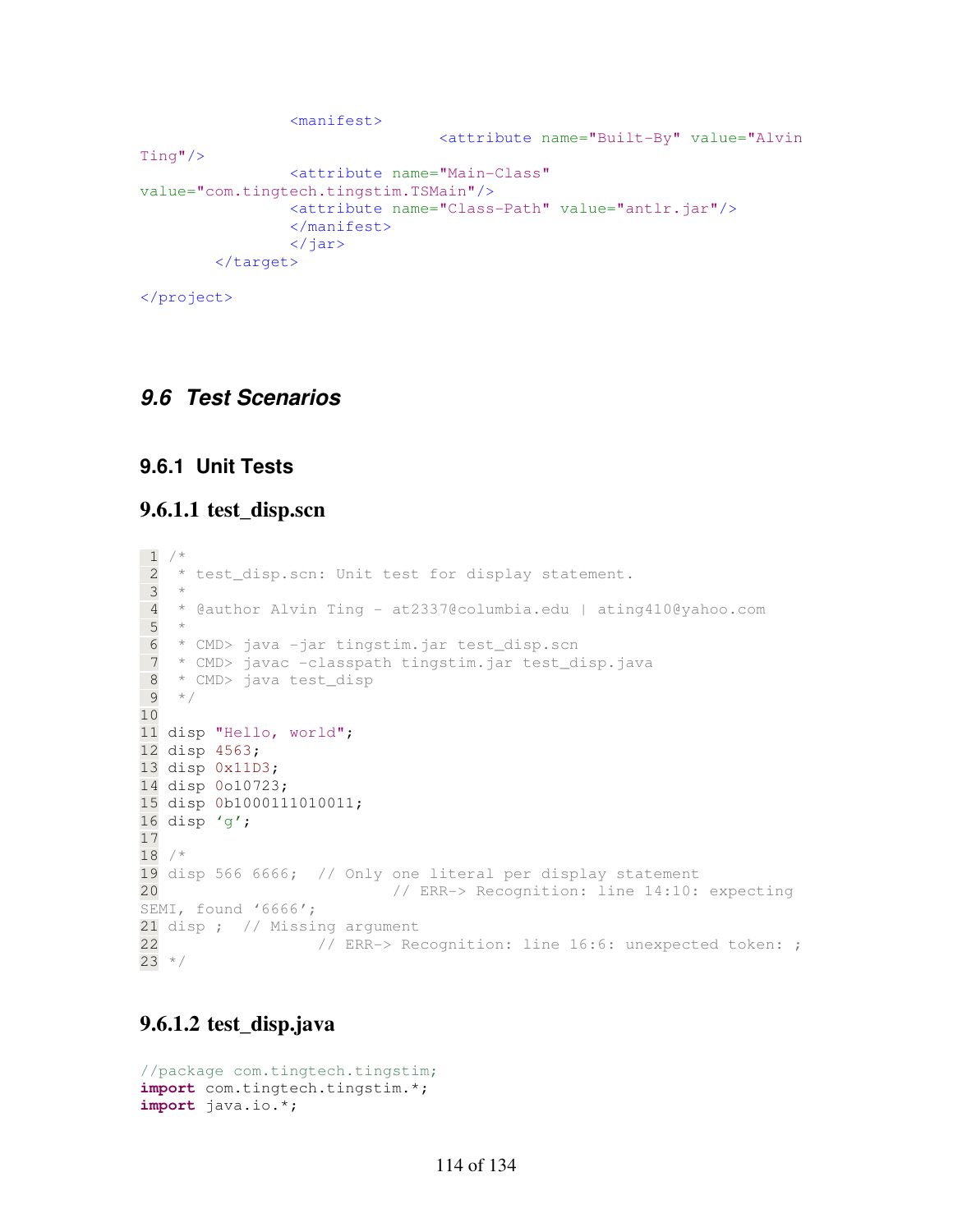```
		<manifest>
				<attribute name="Built-By" value="Alvin Ting"/>
		<attribute name="Main-Class" value="com.tingtech.tingstim.TSMain"/>
		<attribute name="Class-Path" value="antlr.jar"/>
		</manifest>
		</jar>
	</target>

</project>
```

## 9.6 Test Scenarios

### 9.6.1 Unit Tests

#### 9.6.1.1 test_disp.scn

```
 1 /*
 2  * test_disp.scn: Unit test for display statement.
 3  *
 4  * @author Alvin Ting - at2337@columbia.edu | ating410@yahoo.com
 5  *
 6  * CMD> java -jar tingstim.jar test_disp.scn
 7  * CMD> javac -classpath tingstim.jar test_disp.java
 8  * CMD> java test_disp
 9  */
10
11 disp "Hello, world";
12 disp 4563;
13 disp 0x11D3;
14 disp 0o10723;
15 disp 0b1000111010011;
16 disp 'g';
17
18 /*
19 disp 566 6666;  // Only one literal per display statement
20                           // ERR-> Recognition: line 14:10: expecting SEMI, found '6666';
21 disp ;  // Missing argument
22                  // ERR-> Recognition: line 16:6: unexpected token: ;
23 */
```

#### 9.6.1.2 test_disp.java

```
//package com.tingtech.tingstim;
import com.tingtech.tingstim.*;
import java.io.*;
```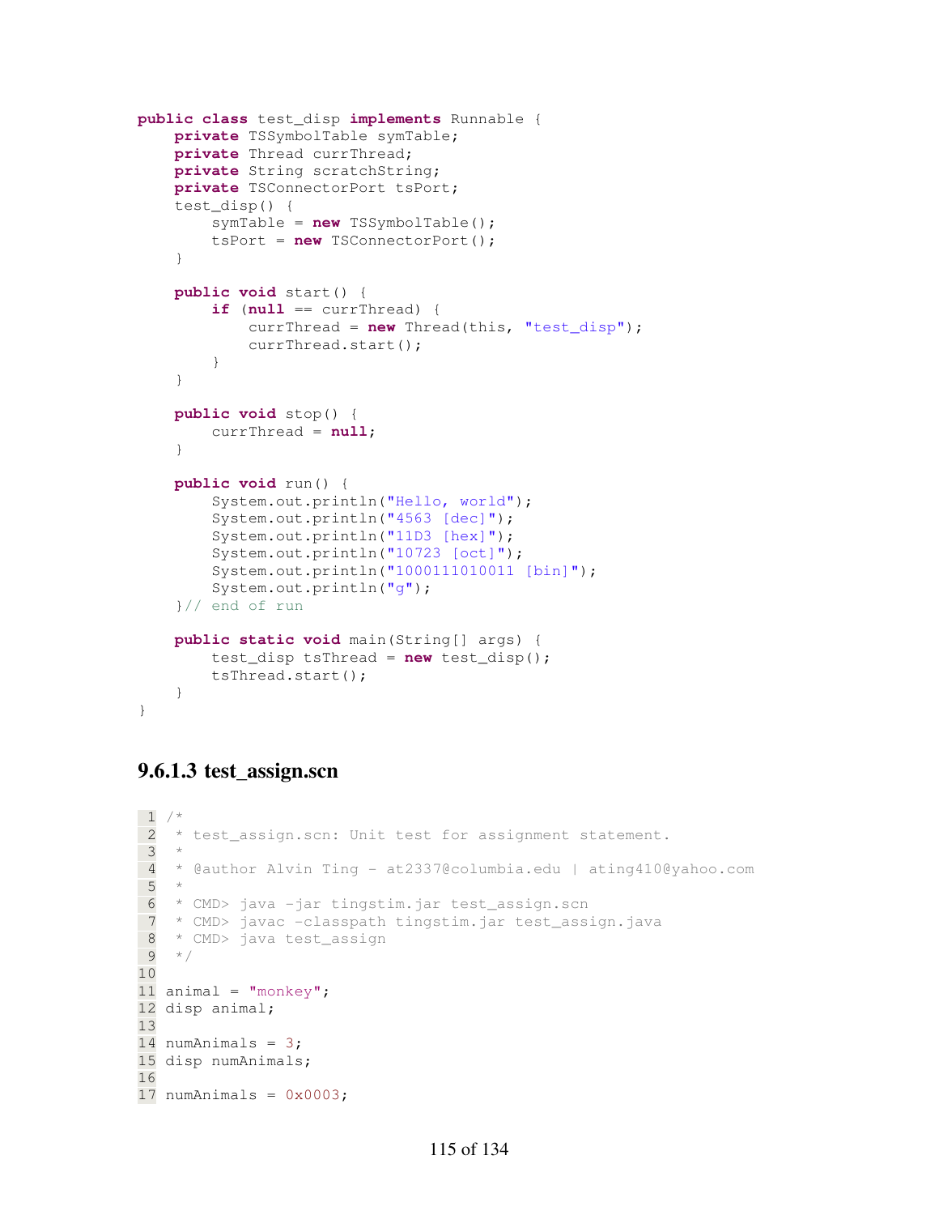```java
public class test_disp implements Runnable {
    private TSSymbolTable symTable;
    private Thread currThread;
    private String scratchString;
    private TSConnectorPort tsPort;
    test_disp() {
        symTable = new TSSymbolTable();
        tsPort = new TSConnectorPort();
    }

    public void start() {
        if (null == currThread) {
            currThread = new Thread(this, "test_disp");
            currThread.start();
        }
    }

    public void stop() {
        currThread = null;
    }

    public void run() {
        System.out.println("Hello, world");
        System.out.println("4563 [dec]");
        System.out.println("11D3 [hex]");
        System.out.println("10723 [oct]");
        System.out.println("1000111010011 [bin]");
        System.out.println("g");
    }// end of run

    public static void main(String[] args) {
        test_disp tsThread = new test_disp();
        tsThread.start();
    }
}
```

### 9.6.1.3 test_assign.scn

```
 1 /*
 2  * test_assign.scn: Unit test for assignment statement.
 3  *
 4  * @author Alvin Ting - at2337@columbia.edu | ating410@yahoo.com
 5  *
 6  * CMD> java -jar tingstim.jar test_assign.scn
 7  * CMD> javac -classpath tingstim.jar test_assign.java
 8  * CMD> java test_assign
 9  */
10
11 animal = "monkey";
12 disp animal;
13
14 numAnimals = 3;
15 disp numAnimals;
16
17 numAnimals = 0x0003;
```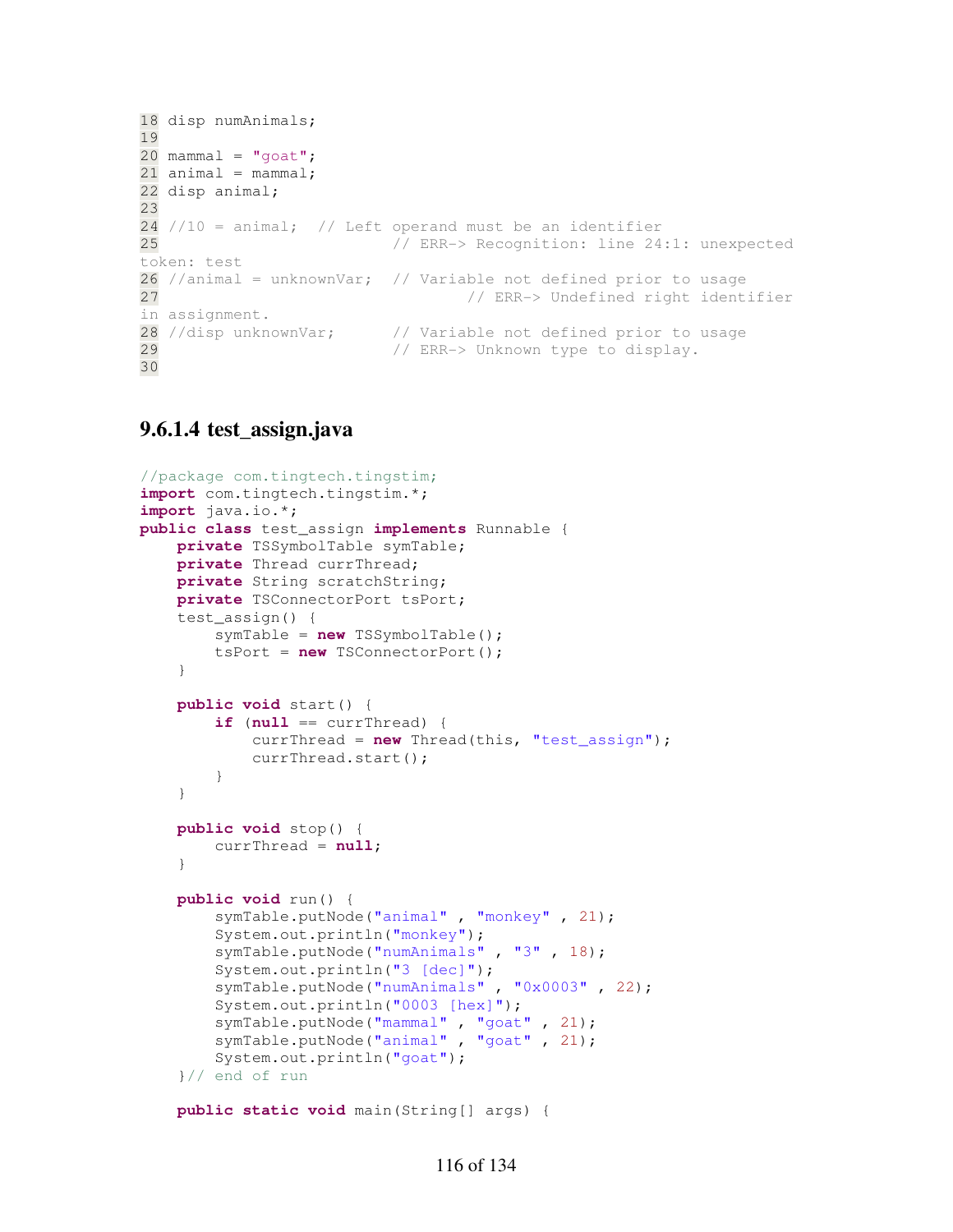```
18 disp numAnimals;
19
20 mammal = "goat";
21 animal = mammal;
22 disp animal;
23
24 //10 = animal;  // Left operand must be an identifier
25                        // ERR-> Recognition: line 24:1: unexpected
token: test
26 //animal = unknownVar;  // Variable not defined prior to usage
27                                // ERR-> Undefined right identifier
in assignment.
28 //disp unknownVar;      // Variable not defined prior to usage
29                        // ERR-> Unknown type to display.
30
```

#### 9.6.1.4 test_assign.java

```java
//package com.tingtech.tingstim;
import com.tingtech.tingstim.*;
import java.io.*;
public class test_assign implements Runnable {
    private TSSymbolTable symTable;
    private Thread currThread;
    private String scratchString;
    private TSConnectorPort tsPort;
    test_assign() {
        symTable = new TSSymbolTable();
        tsPort = new TSConnectorPort();
    }

    public void start() {
        if (null == currThread) {
            currThread = new Thread(this, "test_assign");
            currThread.start();
        }
    }

    public void stop() {
        currThread = null;
    }

    public void run() {
        symTable.putNode("animal" , "monkey" , 21);
        System.out.println("monkey");
        symTable.putNode("numAnimals" , "3" , 18);
        System.out.println("3 [dec]");
        symTable.putNode("numAnimals" , "0x0003" , 22);
        System.out.println("0003 [hex]");
        symTable.putNode("mammal" , "goat" , 21);
        symTable.putNode("animal" , "goat" , 21);
        System.out.println("goat");
    }// end of run

    public static void main(String[] args) {
```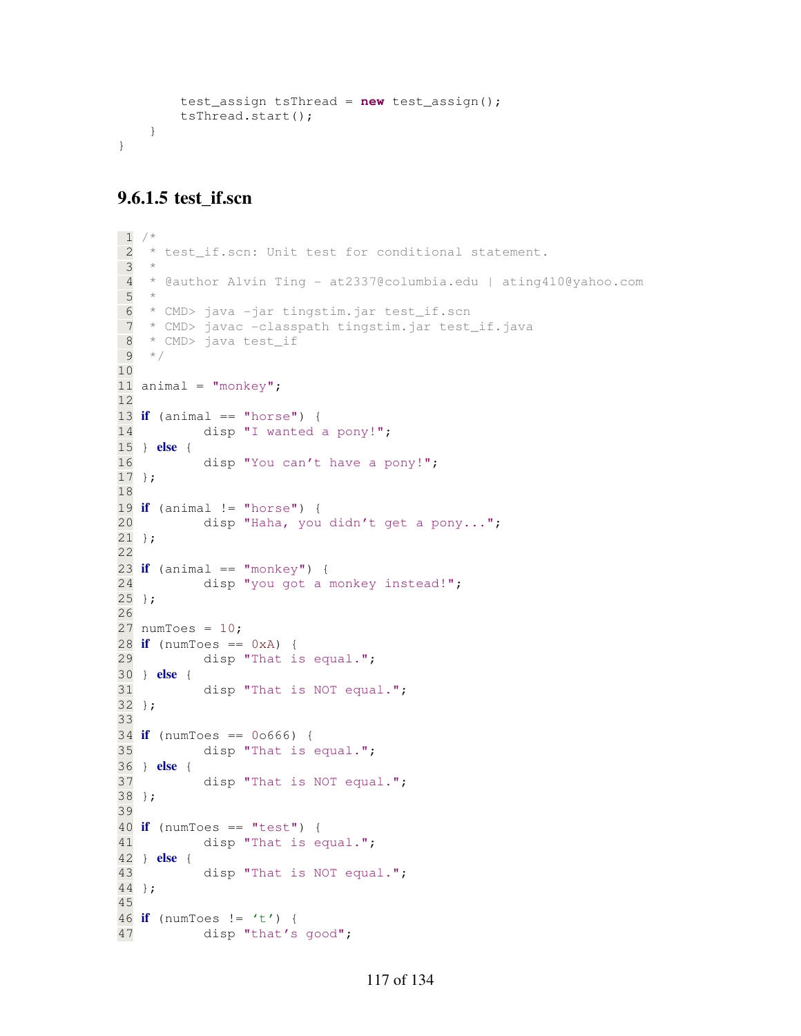```
        test_assign tsThread = new test_assign();
        tsThread.start();
    }
}
```

#### 9.6.1.5 test_if.scn

```
1  /*
2   * test_if.scn: Unit test for conditional statement.
3   *
4   * @author Alvin Ting - at2337@columbia.edu | ating410@yahoo.com
5   *
6   * CMD> java -jar tingstim.jar test_if.scn
7   * CMD> javac -classpath tingstim.jar test_if.java
8   * CMD> java test_if
9   */
10
11 animal = "monkey";
12
13 if (animal == "horse") {
14         disp "I wanted a pony!";
15 } else {
16         disp "You can't have a pony!";
17 };
18
19 if (animal != "horse") {
20         disp "Haha, you didn't get a pony...";
21 };
22
23 if (animal == "monkey") {
24         disp "you got a monkey instead!";
25 };
26
27 numToes = 10;
28 if (numToes == 0xA) {
29         disp "That is equal.";
30 } else {
31         disp "That is NOT equal.";
32 };
33
34 if (numToes == 0o666) {
35         disp "That is equal.";
36 } else {
37         disp "That is NOT equal.";
38 };
39
40 if (numToes == "test") {
41         disp "That is equal.";
42 } else {
43         disp "That is NOT equal.";
44 };
45
46 if (numToes != 't') {
47         disp "that's good";
```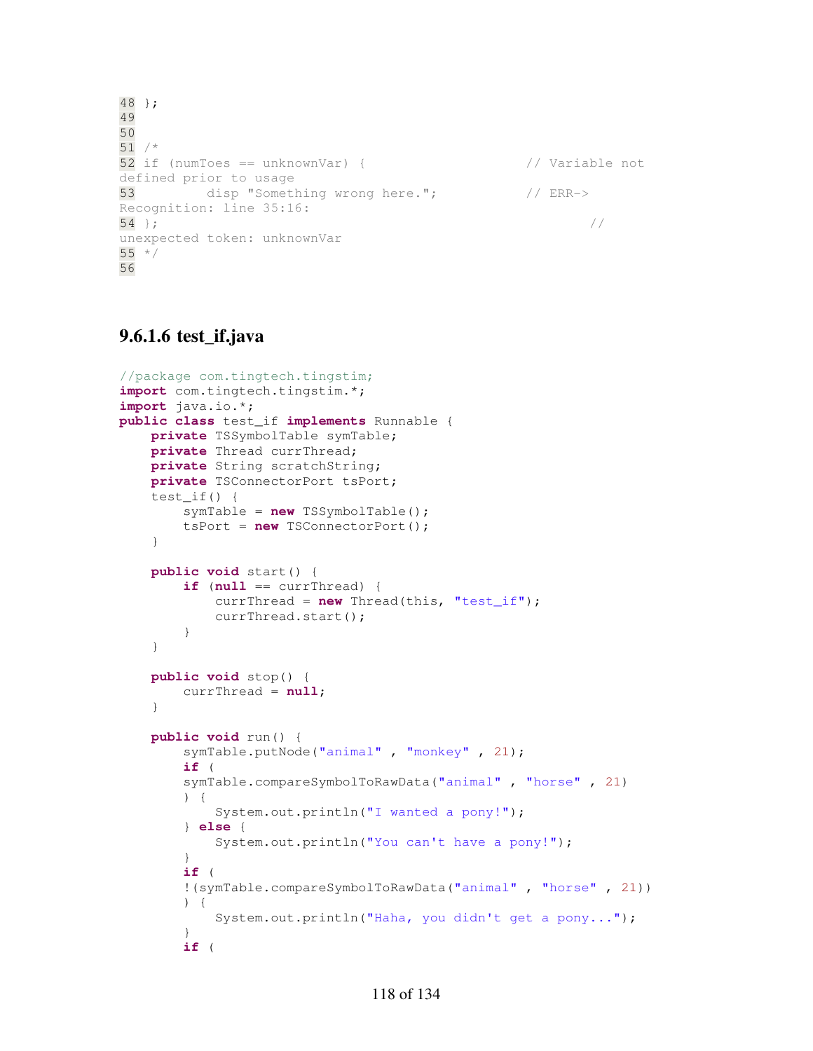```
48 };
49
50
51 /*
52 if (numToes == unknownVar) {                    // Variable not
defined prior to usage
53         disp "Something wrong here.";           // ERR->
Recognition: line 35:16:
54 };                                                      //
unexpected token: unknownVar
55 */
56
```

### 9.6.1.6 test_if.java

```java
//package com.tingtech.tingstim;
import com.tingtech.tingstim.*;
import java.io.*;
public class test_if implements Runnable {
    private TSSymbolTable symTable;
    private Thread currThread;
    private String scratchString;
    private TSConnectorPort tsPort;
    test_if() {
        symTable = new TSSymbolTable();
        tsPort = new TSConnectorPort();
    }

    public void start() {
        if (null == currThread) {
            currThread = new Thread(this, "test_if");
            currThread.start();
        }
    }

    public void stop() {
        currThread = null;
    }

    public void run() {
        symTable.putNode("animal" , "monkey" , 21);
        if (
        symTable.compareSymbolToRawData("animal" , "horse" , 21)
        ) {
            System.out.println("I wanted a pony!");
        } else {
            System.out.println("You can't have a pony!");
        }
        if (
        !(symTable.compareSymbolToRawData("animal" , "horse" , 21))
        ) {
            System.out.println("Haha, you didn't get a pony...");
        }
        if (
```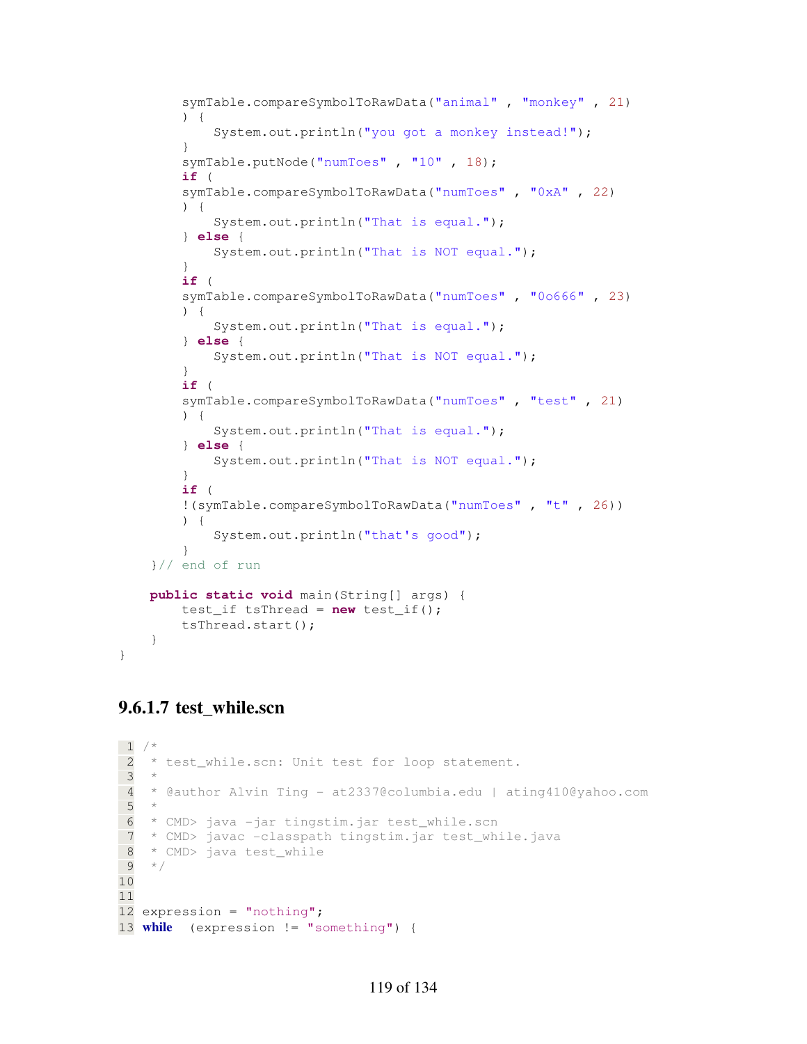```java
        symTable.compareSymbolToRawData("animal" , "monkey" , 21)
        ) {
            System.out.println("you got a monkey instead!");
        }
        symTable.putNode("numToes" , "10" , 18);
        if (
        symTable.compareSymbolToRawData("numToes" , "0xA" , 22)
        ) {
            System.out.println("That is equal.");
        } else {
            System.out.println("That is NOT equal.");
        }
        if (
        symTable.compareSymbolToRawData("numToes" , "0o666" , 23)
        ) {
            System.out.println("That is equal.");
        } else {
            System.out.println("That is NOT equal.");
        }
        if (
        symTable.compareSymbolToRawData("numToes" , "test" , 21)
        ) {
            System.out.println("That is equal.");
        } else {
            System.out.println("That is NOT equal.");
        }
        if (
        !(symTable.compareSymbolToRawData("numToes" , "t" , 26))
        ) {
            System.out.println("that's good");
        }
    }// end of run

    public static void main(String[] args) {
        test_if tsThread = new test_if();
        tsThread.start();
    }
}
```

#### 9.6.1.7 test_while.scn

```
1  /*
2   * test_while.scn: Unit test for loop statement.
3   *
4   * @author Alvin Ting - at2337@columbia.edu | ating410@yahoo.com
5   *
6   * CMD> java -jar tingstim.jar test_while.scn
7   * CMD> javac -classpath tingstim.jar test_while.java
8   * CMD> java test_while
9   */
10
11
12 expression = "nothing";
13 while  (expression != "something") {
```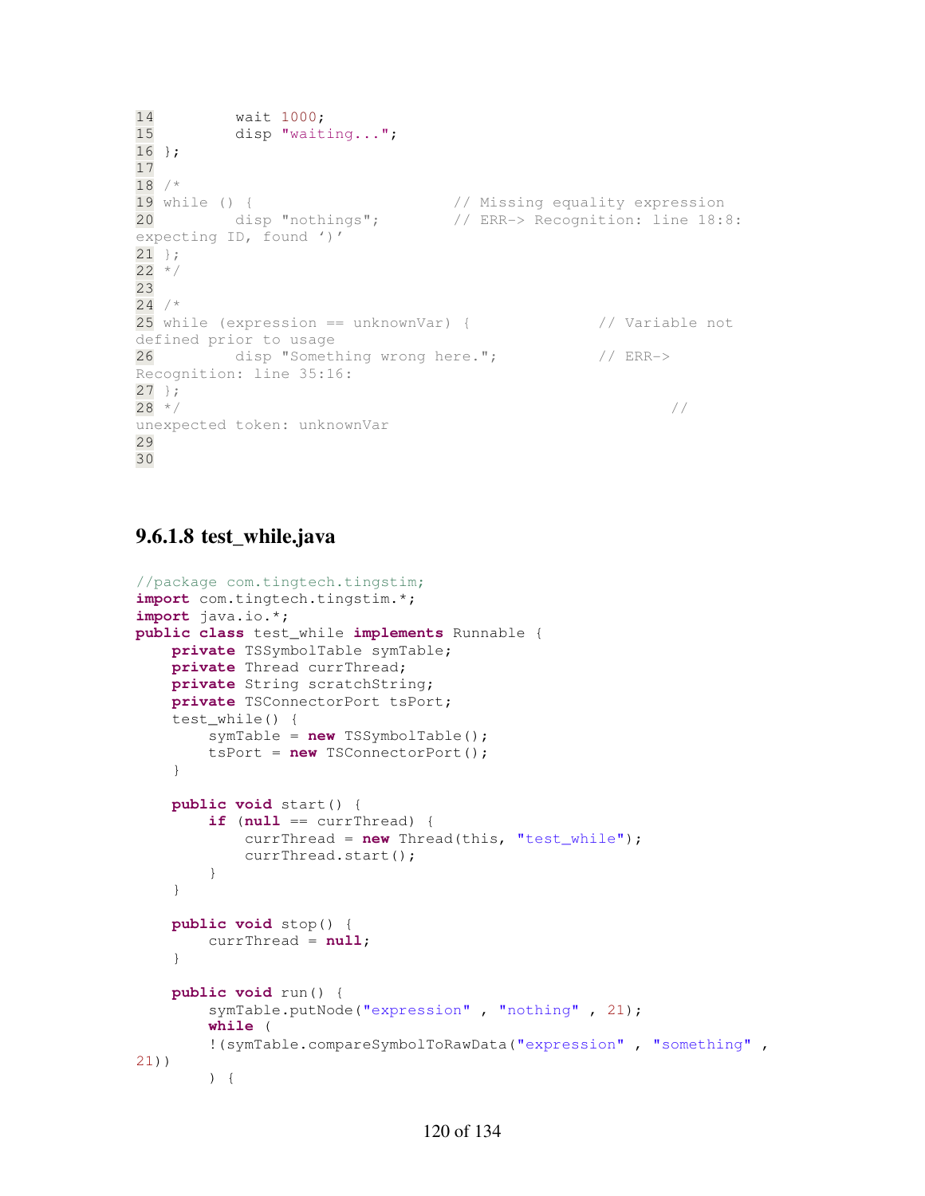```
14         wait 1000;
15         disp "waiting...";
16 };
17
18 /*
19 while () {                      // Missing equality expression
20         disp "nothings";        // ERR-> Recognition: line 18:8:
expecting ID, found ')'
21 };
22 */
23
24 /*
25 while (expression == unknownVar) {              // Variable not
defined prior to usage
26         disp "Something wrong here.";           // ERR->
Recognition: line 35:16:
27 };
28 */                                                          //
unexpected token: unknownVar
29
30
```

### 9.6.1.8 test_while.java

```java
//package com.tingtech.tingstim;
import com.tingtech.tingstim.*;
import java.io.*;
public class test_while implements Runnable {
    private TSSymbolTable symTable;
    private Thread currThread;
    private String scratchString;
    private TSConnectorPort tsPort;
    test_while() {
        symTable = new TSSymbolTable();
        tsPort = new TSConnectorPort();
    }

    public void start() {
        if (null == currThread) {
            currThread = new Thread(this, "test_while");
            currThread.start();
        }
    }

    public void stop() {
        currThread = null;
    }

    public void run() {
        symTable.putNode("expression" , "nothing" , 21);
        while (
        !(symTable.compareSymbolToRawData("expression" , "something" ,
21))
        ) {
```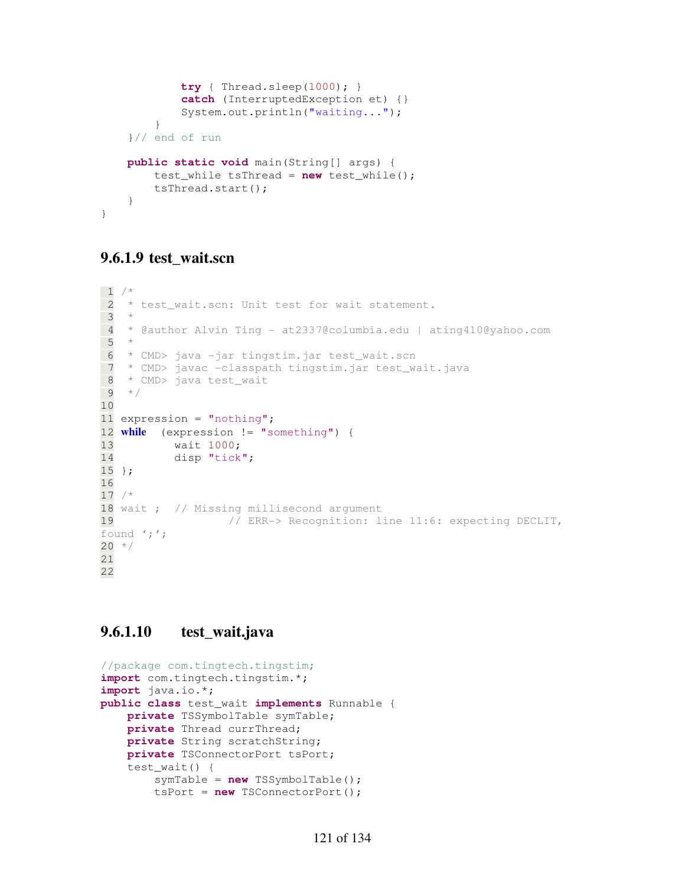```
            try { Thread.sleep(1000); }
            catch (InterruptedException et) {}
            System.out.println("waiting...");
        }
    }// end of run

    public static void main(String[] args) {
        test_while tsThread = new test_while();
        tsThread.start();
    }
}
```

### 9.6.1.9 test_wait.scn

```
1  /*
2   * test_wait.scn: Unit test for wait statement.
3   *
4   * @author Alvin Ting - at2337@columbia.edu | ating410@yahoo.com
5   *
6   * CMD> java -jar tingstim.jar test_wait.scn
7   * CMD> javac -classpath tingstim.jar test_wait.java
8   * CMD> java test_wait
9   */
10
11 expression = "nothing";
12 while  (expression != "something") {
13         wait 1000;
14         disp "tick";
15 };
16
17 /*
18 wait ;  // Missing millisecond argument
19                 // ERR-> Recognition: line 11:6: expecting DECLIT, found ';';
20 */
21
22
```

### 9.6.1.10 test_wait.java

```
//package com.tingtech.tingstim;
import com.tingtech.tingstim.*;
import java.io.*;
public class test_wait implements Runnable {
    private TSSymbolTable symTable;
    private Thread currThread;
    private String scratchString;
    private TSConnectorPort tsPort;
    test_wait() {
        symTable = new TSSymbolTable();
        tsPort = new TSConnectorPort();
```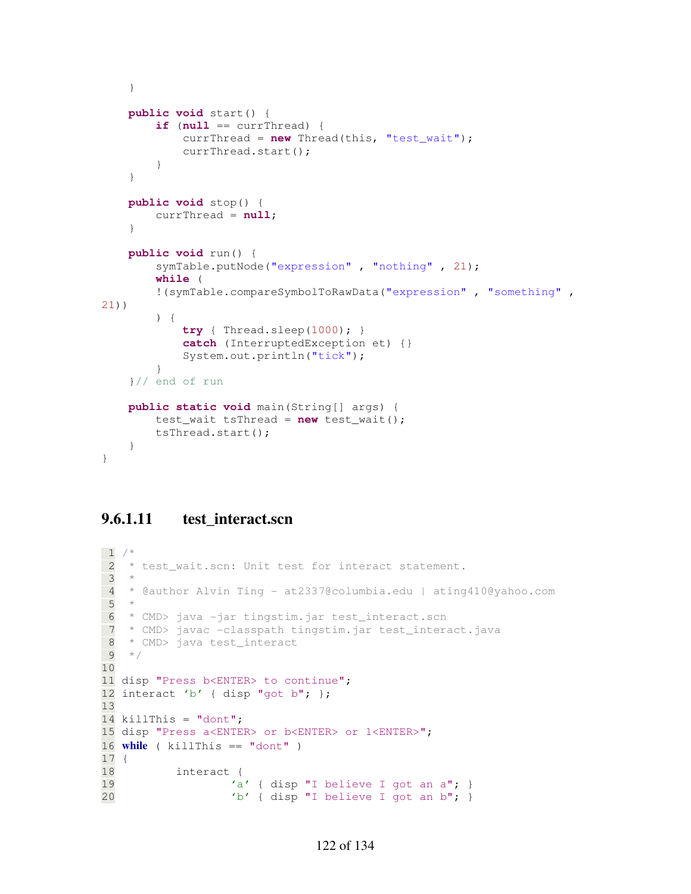```java
    }

    public void start() {
        if (null == currThread) {
            currThread = new Thread(this, "test_wait");
            currThread.start();
        }
    }

    public void stop() {
        currThread = null;
    }

    public void run() {
        symTable.putNode("expression" , "nothing" , 21);
        while (
        !(symTable.compareSymbolToRawData("expression" , "something" ,
21))
        ) {
            try { Thread.sleep(1000); }
            catch (InterruptedException et) {}
            System.out.println("tick");
        }
    }// end of run

    public static void main(String[] args) {
        test_wait tsThread = new test_wait();
        tsThread.start();
    }
}
```

#### 9.6.1.11 test_interact.scn

```
 1 /*
 2  * test_wait.scn: Unit test for interact statement.
 3  *
 4  * @author Alvin Ting - at2337@columbia.edu | ating410@yahoo.com
 5  *
 6  * CMD> java -jar tingstim.jar test_interact.scn
 7  * CMD> javac -classpath tingstim.jar test_interact.java
 8  * CMD> java test_interact
 9  */
10
11 disp "Press b<ENTER> to continue";
12 interact 'b' { disp "got b"; };
13
14 killThis = "dont";
15 disp "Press a<ENTER> or b<ENTER> or 1<ENTER>";
16 while ( killThis == "dont" )
17 {
18         interact {
19                 'a' { disp "I believe I got an a"; }
20                 'b' { disp "I believe I got an b"; }
```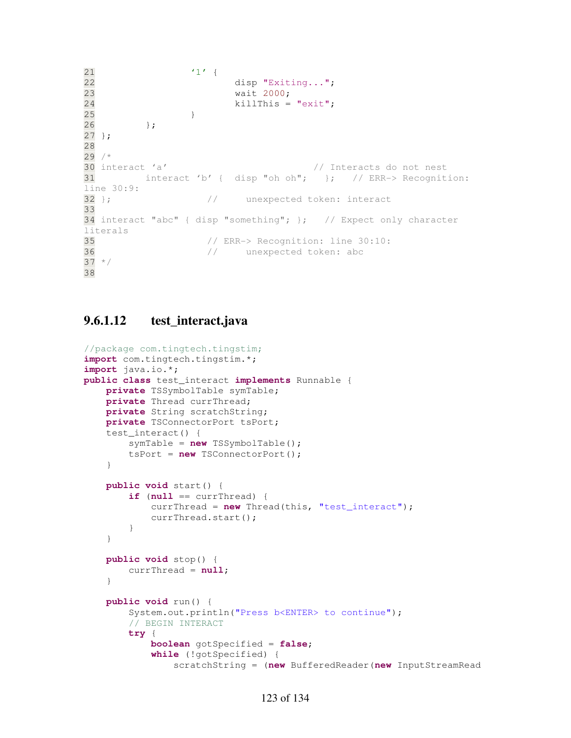```
21                  '1' {
22                          disp "Exiting...";
23                          wait 2000;
24                          killThis = "exit";
25                  }
26          };
27 };
28
29 /*
30 interact 'a'                          // Interacts do not nest
31          interact 'b' {  disp "oh oh";   };   // ERR-> Recognition: line 30:9:
32 };                  //     unexpected token: interact
33
34 interact "abc" { disp "something"; };   // Expect only character literals
35                     // ERR-> Recognition: line 30:10:
36                     //     unexpected token: abc
37 */
38
```

### 9.6.1.12 test_interact.java

```java
//package com.tingtech.tingstim;
import com.tingtech.tingstim.*;
import java.io.*;
public class test_interact implements Runnable {
    private TSSymbolTable symTable;
    private Thread currThread;
    private String scratchString;
    private TSConnectorPort tsPort;
    test_interact() {
        symTable = new TSSymbolTable();
        tsPort = new TSConnectorPort();
    }

    public void start() {
        if (null == currThread) {
            currThread = new Thread(this, "test_interact");
            currThread.start();
        }
    }

    public void stop() {
        currThread = null;
    }

    public void run() {
        System.out.println("Press b<ENTER> to continue");
        // BEGIN INTERACT
        try {
            boolean gotSpecified = false;
            while (!gotSpecified) {
                scratchString = (new BufferedReader(new InputStreamRead
```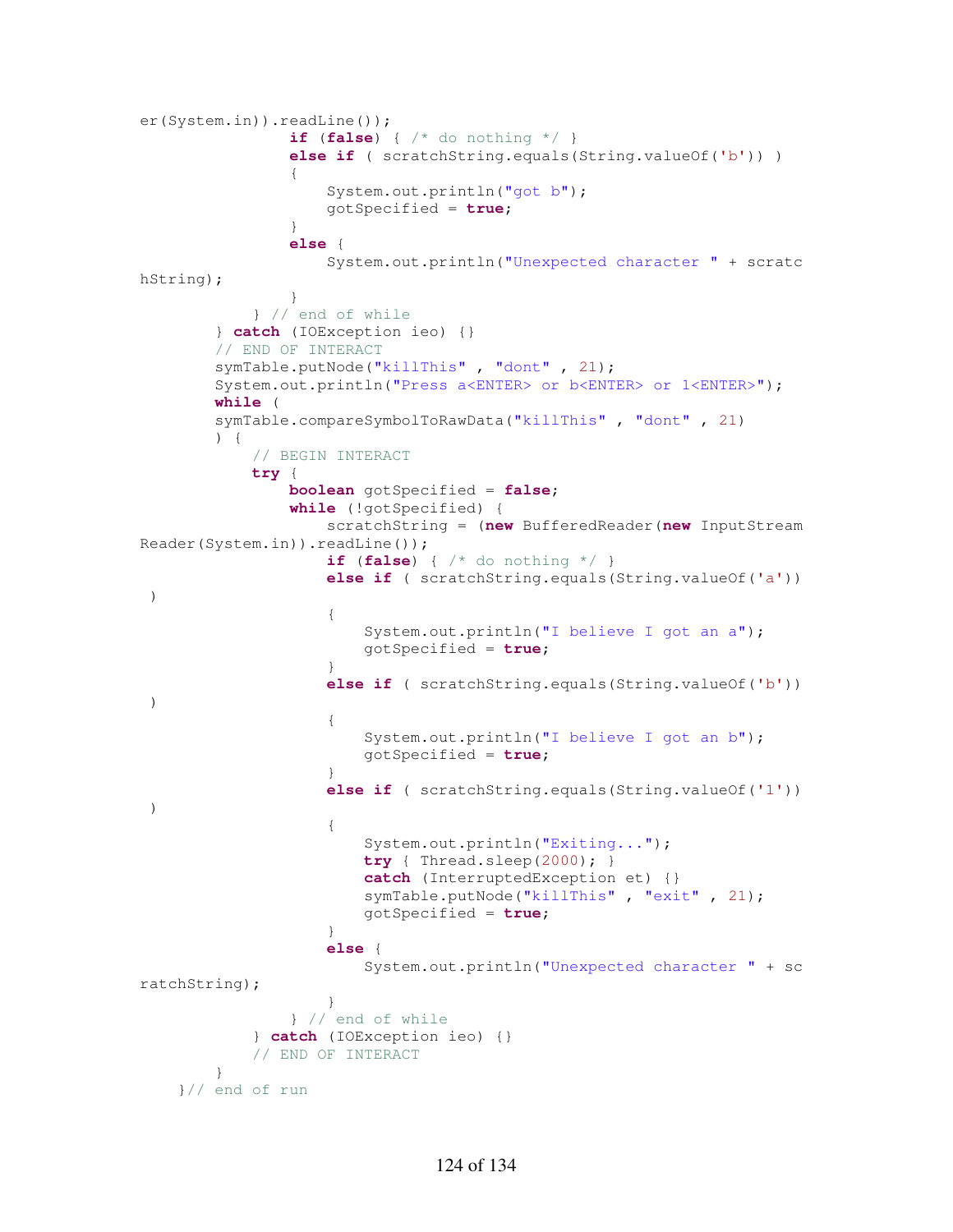```
er(System.in)).readLine());
                if (false) { /* do nothing */ }
                else if ( scratchString.equals(String.valueOf('b')) )
                {
                    System.out.println("got b");
                    gotSpecified = true;
                }
                else {
                    System.out.println("Unexpected character " + scratc
hString);
                }
            } // end of while
        } catch (IOException ieo) {}
        // END OF INTERACT
        symTable.putNode("killThis" , "dont" , 21);
        System.out.println("Press a<ENTER> or b<ENTER> or 1<ENTER>");
        while (
        symTable.compareSymbolToRawData("killThis" , "dont" , 21)
        ) {
            // BEGIN INTERACT
            try {
                boolean gotSpecified = false;
                while (!gotSpecified) {
                    scratchString = (new BufferedReader(new InputStream
Reader(System.in)).readLine());
                    if (false) { /* do nothing */ }
                    else if ( scratchString.equals(String.valueOf('a'))
 )
                    {
                        System.out.println("I believe I got an a");
                        gotSpecified = true;
                    }
                    else if ( scratchString.equals(String.valueOf('b'))
 )
                    {
                        System.out.println("I believe I got an b");
                        gotSpecified = true;
                    }
                    else if ( scratchString.equals(String.valueOf('1'))
 )
                    {
                        System.out.println("Exiting...");
                        try { Thread.sleep(2000); }
                        catch (InterruptedException et) {}
                        symTable.putNode("killThis" , "exit" , 21);
                        gotSpecified = true;
                    }
                    else {
                        System.out.println("Unexpected character " + sc
ratchString);
                    }
                } // end of while
            } catch (IOException ieo) {}
            // END OF INTERACT
        }
    }// end of run
```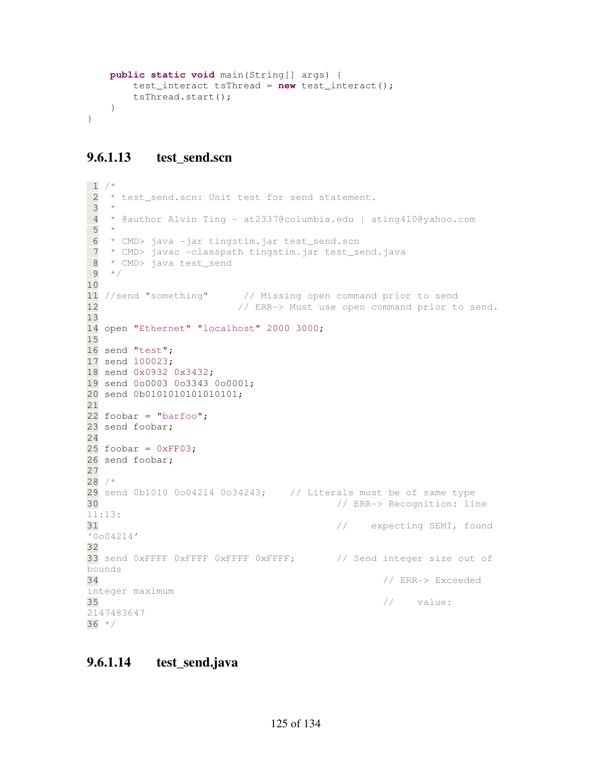```
    public static void main(String[] args) {
        test_interact tsThread = new test_interact();
        tsThread.start();
    }
}
```

### 9.6.1.13 test_send.scn

```
1  /*
2   * test_send.scn: Unit test for send statement.
3   *
4   * @author Alvin Ting - at2337@columbia.edu | ating410@yahoo.com
5   *
6   * CMD> java -jar tingstim.jar test_send.scn
7   * CMD> javac -classpath tingstim.jar test_send.java
8   * CMD> java test_send
9   */
10
11 //send "something"      // Missing open command prior to send
12                         // ERR-> Must use open command prior to send.
13
14 open "Ethernet" "localhost" 2000 3000;
15
16 send "test";
17 send 100023;
18 send 0x0932 0x3432;
19 send 0o0003 0o3343 0o0001;
20 send 0b0101010101010101;
21
22 foobar = "barfoo";
23 send foobar;
24
25 foobar = 0xFF03;
26 send foobar;
27
28 /*
29 send 0b1010 0o04214 0o34243;    // Literals must be of same type
30                                         // ERR-> Recognition: line
11:13:
31                                         //    expecting SEMI, found
'0o04214'
32
33 send 0xFFFF 0xFFFF 0xFFFF 0xFFFF;       // Send integer size out of
bounds
34                                                 // ERR-> Exceeded
integer maximum
35                                                 //    value:
2147483647
36 */
```

### 9.6.1.14 test_send.java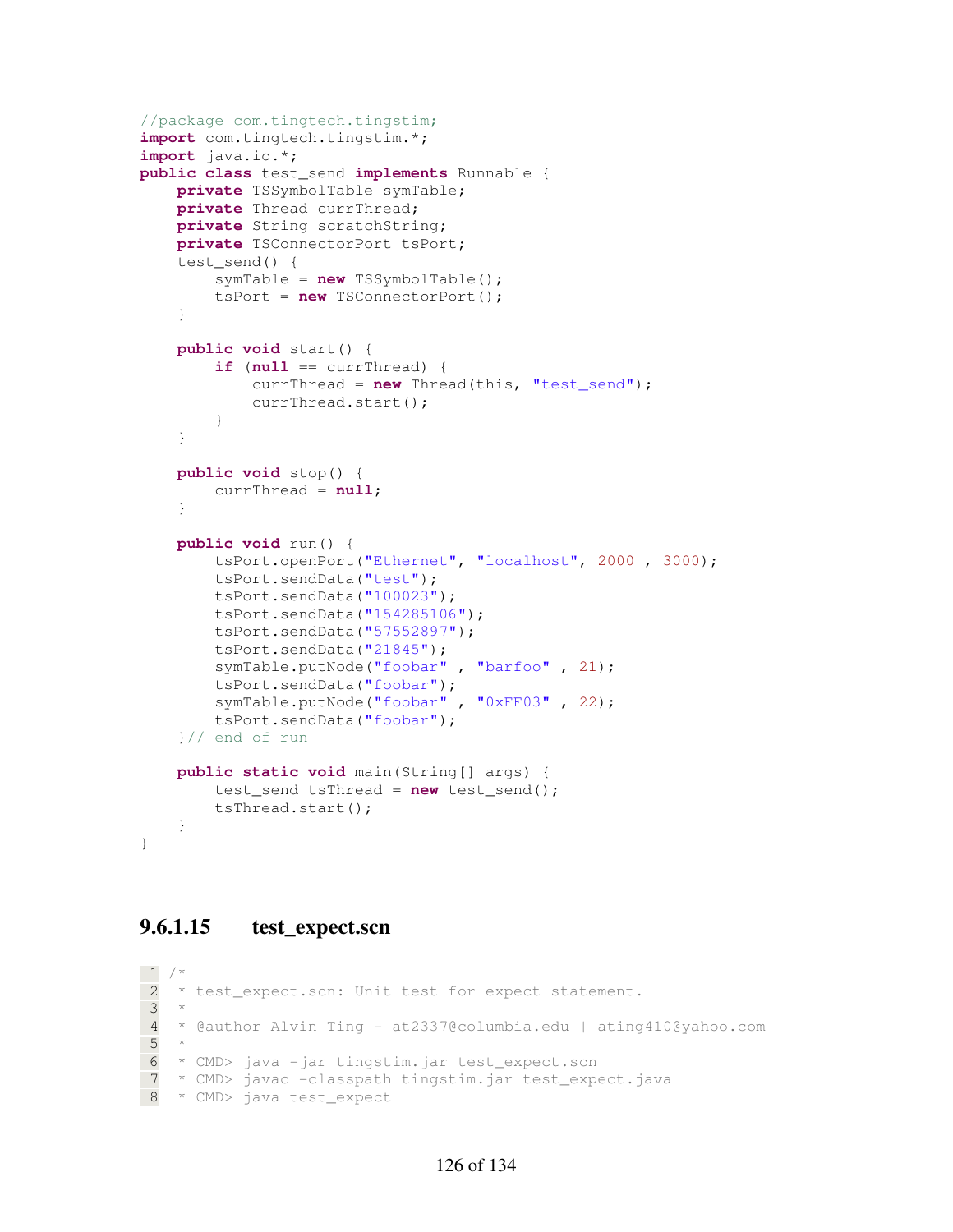```java
//package com.tingtech.tingstim;
import com.tingtech.tingstim.*;
import java.io.*;
public class test_send implements Runnable {
    private TSSymbolTable symTable;
    private Thread currThread;
    private String scratchString;
    private TSConnectorPort tsPort;
    test_send() {
        symTable = new TSSymbolTable();
        tsPort = new TSConnectorPort();
    }

    public void start() {
        if (null == currThread) {
            currThread = new Thread(this, "test_send");
            currThread.start();
        }
    }

    public void stop() {
        currThread = null;
    }

    public void run() {
        tsPort.openPort("Ethernet", "localhost", 2000 , 3000);
        tsPort.sendData("test");
        tsPort.sendData("100023");
        tsPort.sendData("154285106");
        tsPort.sendData("57552897");
        tsPort.sendData("21845");
        symTable.putNode("foobar" , "barfoo" , 21);
        tsPort.sendData("foobar");
        symTable.putNode("foobar" , "0xFF03" , 22);
        tsPort.sendData("foobar");
    }// end of run

    public static void main(String[] args) {
        test_send tsThread = new test_send();
        tsThread.start();
    }
}
```

#### 9.6.1.15 test_expect.scn

```
1  /*
2   * test_expect.scn: Unit test for expect statement.
3   *
4   * @author Alvin Ting - at2337@columbia.edu | ating410@yahoo.com
5   *
6   * CMD> java -jar tingstim.jar test_expect.scn
7   * CMD> javac -classpath tingstim.jar test_expect.java
8   * CMD> java test_expect
```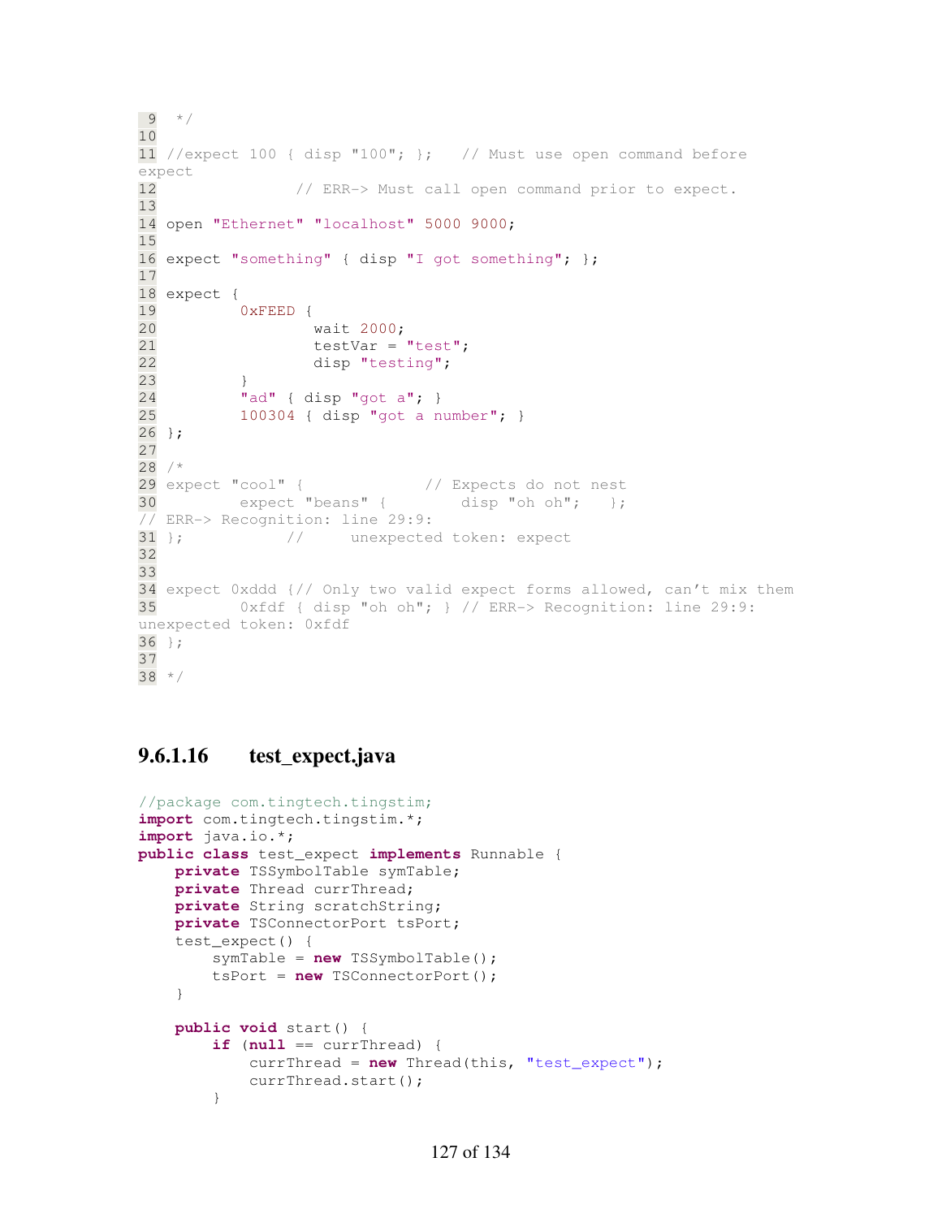```
 9  */
10
11 //expect 100 { disp "100"; };   // Must use open command before
expect
12               // ERR-> Must call open command prior to expect.
13
14 open "Ethernet" "localhost" 5000 9000;
15
16 expect "something" { disp "I got something"; };
17
18 expect {
19         0xFEED {
20                 wait 2000;
21                 testVar = "test";
22                 disp "testing";
23         }
24         "ad" { disp "got a"; }
25         100304 { disp "got a number"; }
26 };
27
28 /*
29 expect "cool" {             // Expects do not nest
30         expect "beans" {        disp "oh oh";   };
// ERR-> Recognition: line 29:9:
31 };          //     unexpected token: expect
32
33
34 expect 0xddd {// Only two valid expect forms allowed, can't mix them
35         0xfdf { disp "oh oh"; } // ERR-> Recognition: line 29:9:
unexpected token: 0xfdf
36 };
37
38 */
```

#### 9.6.1.16 test_expect.java

```
//package com.tingtech.tingstim;
import com.tingtech.tingstim.*;
import java.io.*;
public class test_expect implements Runnable {
    private TSSymbolTable symTable;
    private Thread currThread;
    private String scratchString;
    private TSConnectorPort tsPort;
    test_expect() {
        symTable = new TSSymbolTable();
        tsPort = new TSConnectorPort();
    }

    public void start() {
        if (null == currThread) {
            currThread = new Thread(this, "test_expect");
            currThread.start();
        }
```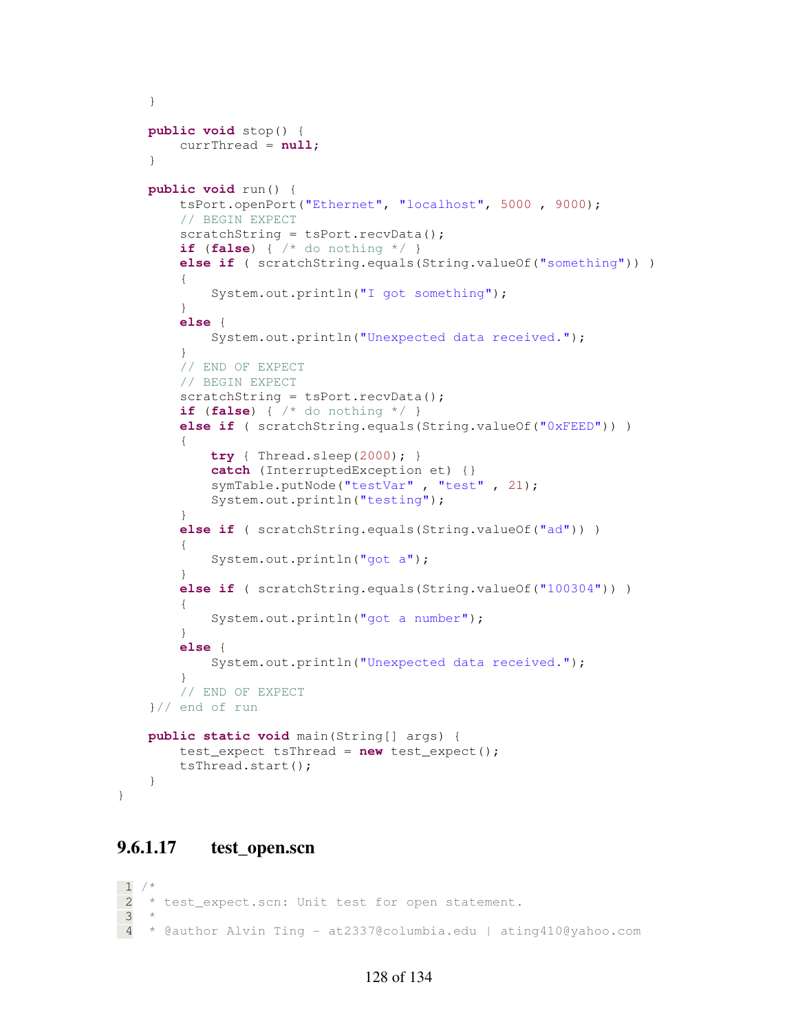```
    }

    public void stop() {
        currThread = null;
    }

    public void run() {
        tsPort.openPort("Ethernet", "localhost", 5000 , 9000);
        // BEGIN EXPECT
        scratchString = tsPort.recvData();
        if (false) { /* do nothing */ }
        else if ( scratchString.equals(String.valueOf("something")) )
        {
            System.out.println("I got something");
        }
        else {
            System.out.println("Unexpected data received.");
        }
        // END OF EXPECT
        // BEGIN EXPECT
        scratchString = tsPort.recvData();
        if (false) { /* do nothing */ }
        else if ( scratchString.equals(String.valueOf("0xFEED")) )
        {
            try { Thread.sleep(2000); }
            catch (InterruptedException et) {}
            symTable.putNode("testVar" , "test" , 21);
            System.out.println("testing");
        }
        else if ( scratchString.equals(String.valueOf("ad")) )
        {
            System.out.println("got a");
        }
        else if ( scratchString.equals(String.valueOf("100304")) )
        {
            System.out.println("got a number");
        }
        else {
            System.out.println("Unexpected data received.");
        }
        // END OF EXPECT
    }// end of run

    public static void main(String[] args) {
        test_expect tsThread = new test_expect();
        tsThread.start();
    }
}
```

#### 9.6.1.17 test_open.scn

```
1  /*
2   * test_expect.scn: Unit test for open statement.
3   *
4   * @author Alvin Ting - at2337@columbia.edu | ating410@yahoo.com
```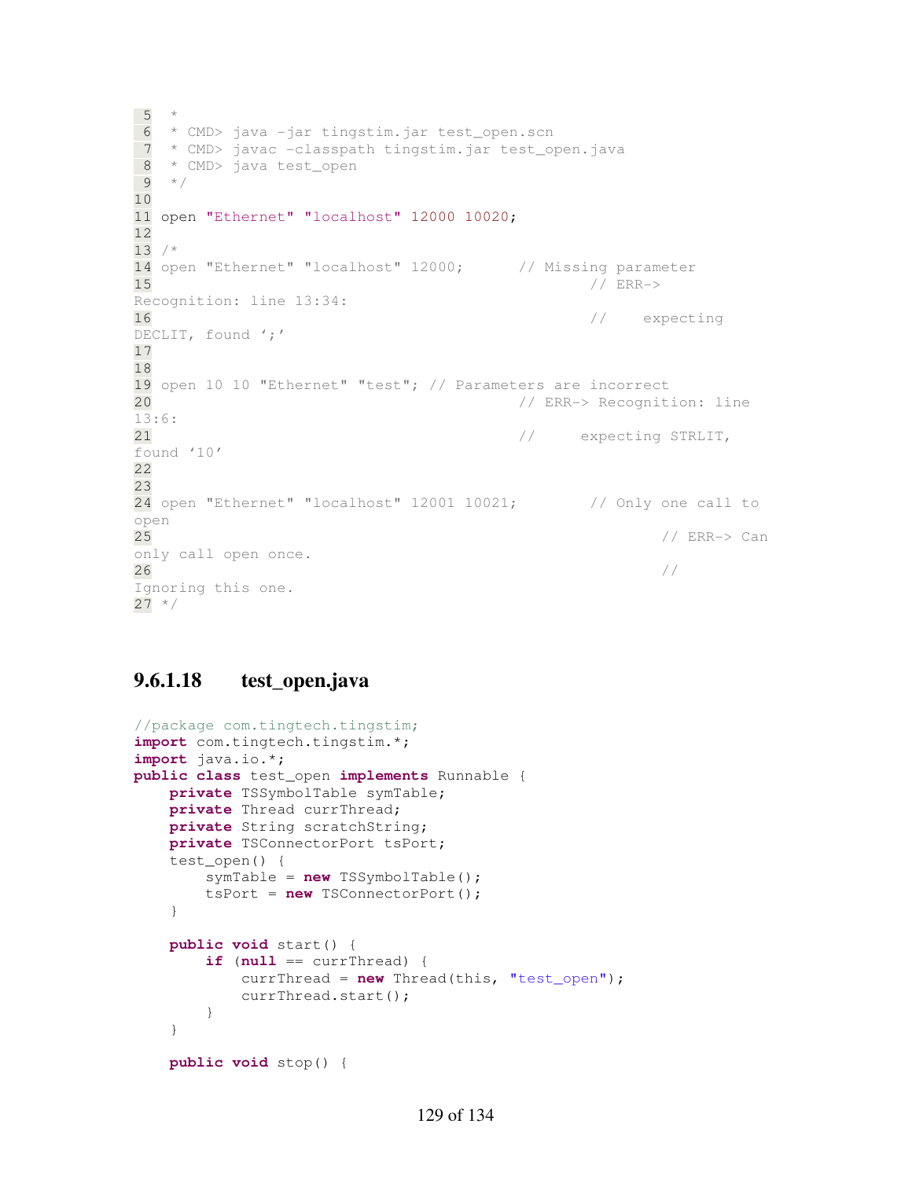```
 5  *
 6  * CMD> java -jar tingstim.jar test_open.scn
 7  * CMD> javac -classpath tingstim.jar test_open.java
 8  * CMD> java test_open
 9  */
10
11 open "Ethernet" "localhost" 12000 10020;
12
13 /*
14 open "Ethernet" "localhost" 12000;      // Missing parameter
15                                                      // ERR->
Recognition: line 13:34:
16                                                      //    expecting
DECLIT, found ';'
17
18
19 open 10 10 "Ethernet" "test"; // Parameters are incorrect
20                                        // ERR-> Recognition: line
13:6:
21                                        //     expecting STRLIT,
found '10'
22
23
24 open "Ethernet" "localhost" 12001 10021;        // Only one call to
open
25                                                              // ERR-> Can
only call open once.
26                                                              //
Ignoring this one.
27 */
```

### 9.6.1.18 test_open.java

```java
//package com.tingtech.tingstim;
import com.tingtech.tingstim.*;
import java.io.*;
public class test_open implements Runnable {
    private TSSymbolTable symTable;
    private Thread currThread;
    private String scratchString;
    private TSConnectorPort tsPort;
    test_open() {
        symTable = new TSSymbolTable();
        tsPort = new TSConnectorPort();
    }

    public void start() {
        if (null == currThread) {
            currThread = new Thread(this, "test_open");
            currThread.start();
        }
    }

    public void stop() {
```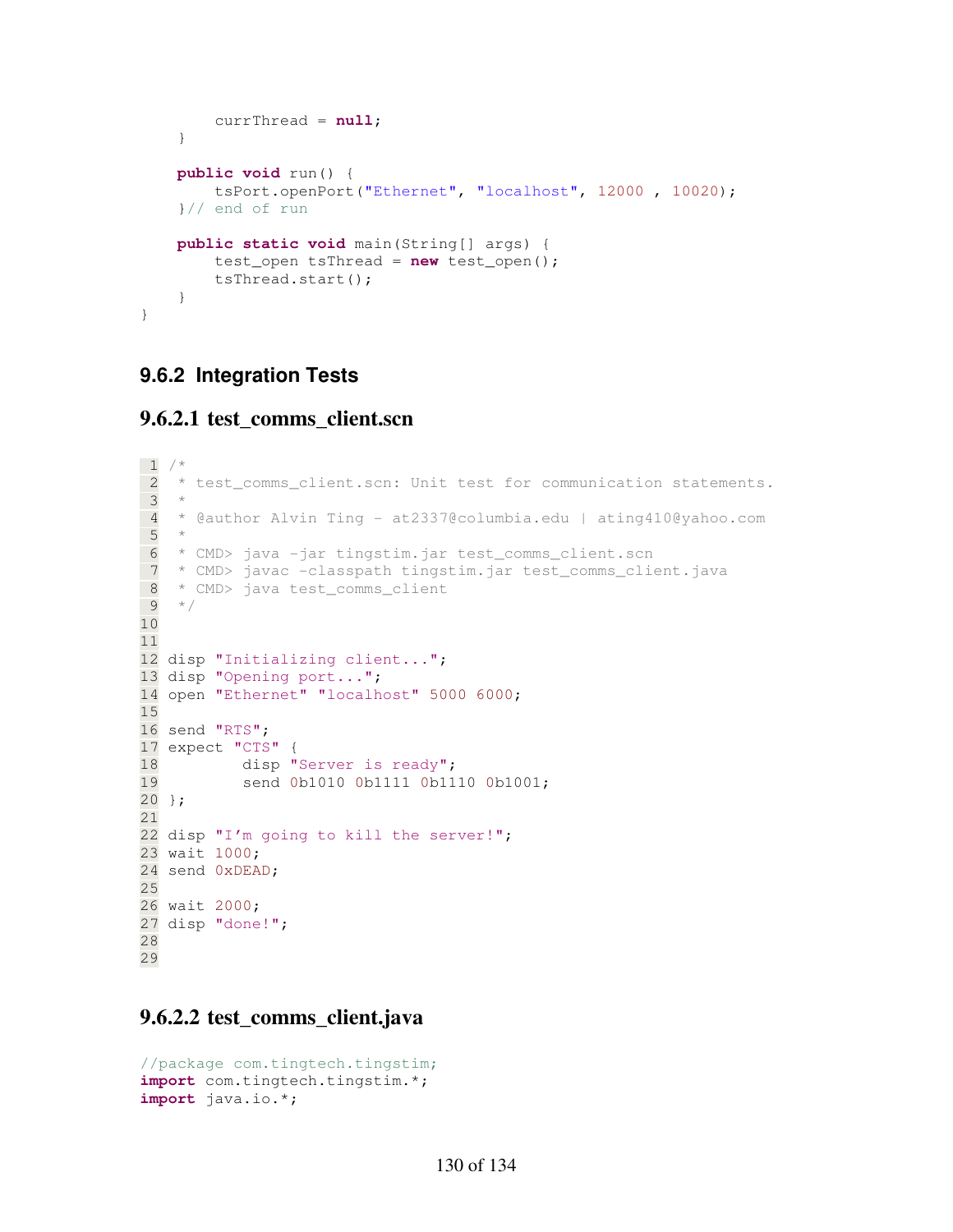```
        currThread = null;
    }

    public void run() {
        tsPort.openPort("Ethernet", "localhost", 12000 , 10020);
    }// end of run

    public static void main(String[] args) {
        test_open tsThread = new test_open();
        tsThread.start();
    }
}
```

### 9.6.2 Integration Tests

#### 9.6.2.1 test_comms_client.scn

```
1  /*
2   * test_comms_client.scn: Unit test for communication statements.
3   *
4   * @author Alvin Ting - at2337@columbia.edu | ating410@yahoo.com
5   *
6   * CMD> java -jar tingstim.jar test_comms_client.scn
7   * CMD> javac -classpath tingstim.jar test_comms_client.java
8   * CMD> java test_comms_client
9   */
10
11
12 disp "Initializing client...";
13 disp "Opening port...";
14 open "Ethernet" "localhost" 5000 6000;
15
16 send "RTS";
17 expect "CTS" {
18         disp "Server is ready";
19         send 0b1010 0b1111 0b1110 0b1001;
20 };
21
22 disp "I'm going to kill the server!";
23 wait 1000;
24 send 0xDEAD;
25
26 wait 2000;
27 disp "done!";
28
29
```

#### 9.6.2.2 test_comms_client.java

```
//package com.tingtech.tingstim;
import com.tingtech.tingstim.*;
import java.io.*;
```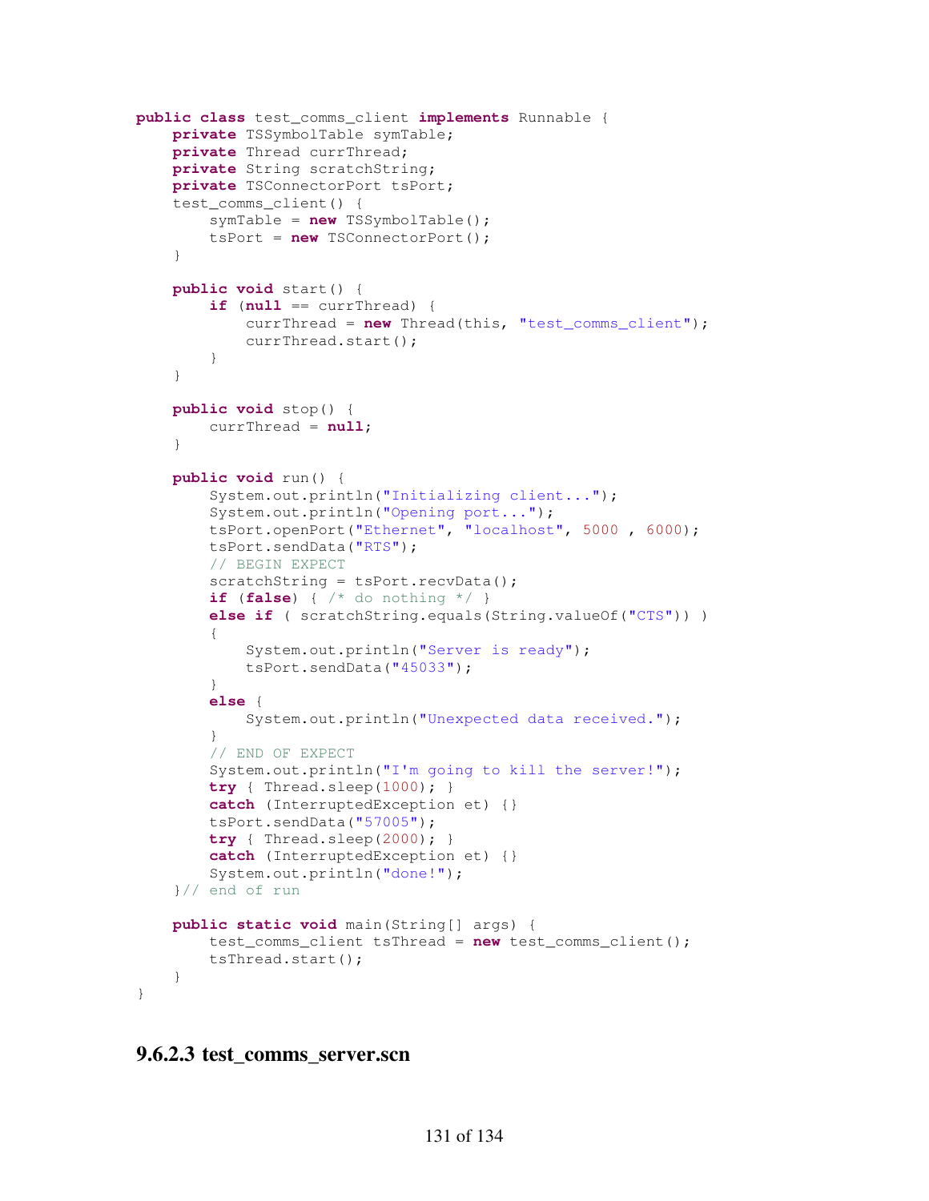```java
public class test_comms_client implements Runnable {
    private TSSymbolTable symTable;
    private Thread currThread;
    private String scratchString;
    private TSConnectorPort tsPort;
    test_comms_client() {
        symTable = new TSSymbolTable();
        tsPort = new TSConnectorPort();
    }

    public void start() {
        if (null == currThread) {
            currThread = new Thread(this, "test_comms_client");
            currThread.start();
        }
    }

    public void stop() {
        currThread = null;
    }

    public void run() {
        System.out.println("Initializing client...");
        System.out.println("Opening port...");
        tsPort.openPort("Ethernet", "localhost", 5000 , 6000);
        tsPort.sendData("RTS");
        // BEGIN EXPECT
        scratchString = tsPort.recvData();
        if (false) { /* do nothing */ }
        else if ( scratchString.equals(String.valueOf("CTS")) )
        {
            System.out.println("Server is ready");
            tsPort.sendData("45033");
        }
        else {
            System.out.println("Unexpected data received.");
        }
        // END OF EXPECT
        System.out.println("I'm going to kill the server!");
        try { Thread.sleep(1000); }
        catch (InterruptedException et) {}
        tsPort.sendData("57005");
        try { Thread.sleep(2000); }
        catch (InterruptedException et) {}
        System.out.println("done!");
    }// end of run

    public static void main(String[] args) {
        test_comms_client tsThread = new test_comms_client();
        tsThread.start();
    }
}
```

### 9.6.2.3 test_comms_server.scn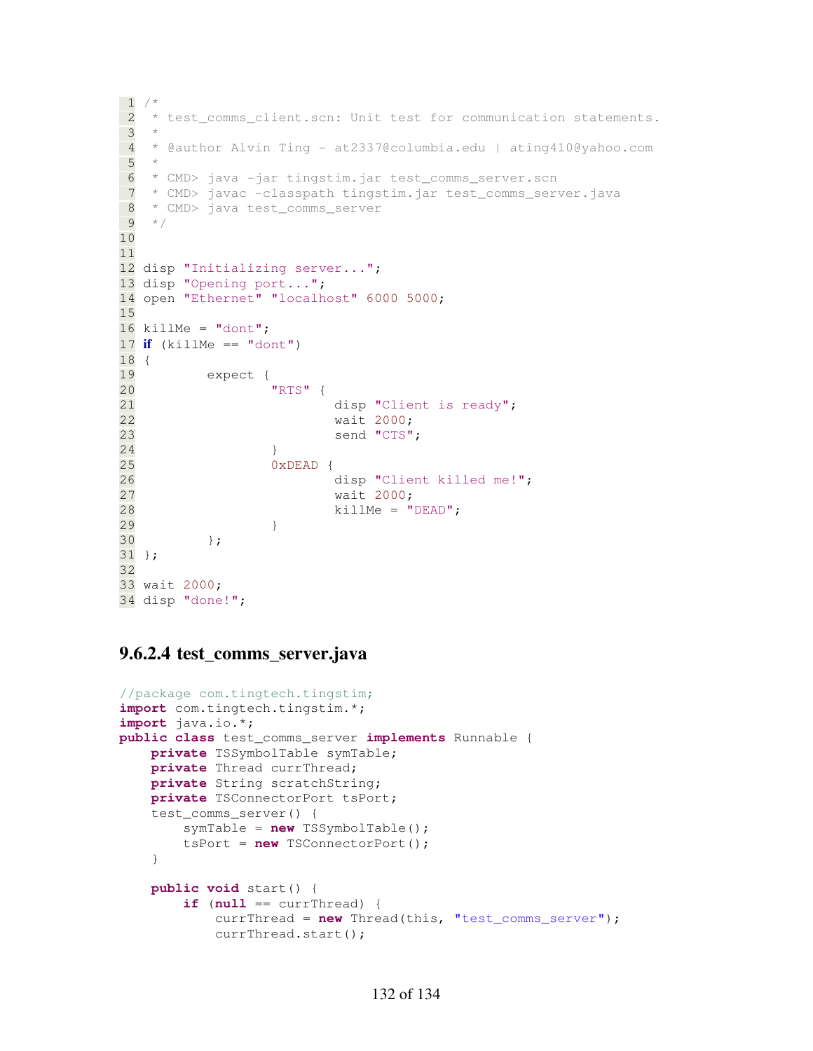```
 1 /*
 2  * test_comms_client.scn: Unit test for communication statements.
 3  *
 4  * @author Alvin Ting - at2337@columbia.edu | ating410@yahoo.com
 5  *
 6  * CMD> java -jar tingstim.jar test_comms_server.scn
 7  * CMD> javac -classpath tingstim.jar test_comms_server.java
 8  * CMD> java test_comms_server
 9  */
10
11
12 disp "Initializing server...";
13 disp "Opening port...";
14 open "Ethernet" "localhost" 6000 5000;
15
16 killMe = "dont";
17 if (killMe == "dont")
18 {
19         expect {
20                 "RTS" {
21                         disp "Client is ready";
22                         wait 2000;
23                         send "CTS";
24                 }
25                 0xDEAD {
26                         disp "Client killed me!";
27                         wait 2000;
28                         killMe = "DEAD";
29                 }
30         };
31 };
32
33 wait 2000;
34 disp "done!";
```

### 9.6.2.4 test_comms_server.java

```java
//package com.tingtech.tingstim;
import com.tingtech.tingstim.*;
import java.io.*;
public class test_comms_server implements Runnable {
    private TSSymbolTable symTable;
    private Thread currThread;
    private String scratchString;
    private TSConnectorPort tsPort;
    test_comms_server() {
        symTable = new TSSymbolTable();
        tsPort = new TSConnectorPort();
    }

    public void start() {
        if (null == currThread) {
            currThread = new Thread(this, "test_comms_server");
            currThread.start();
```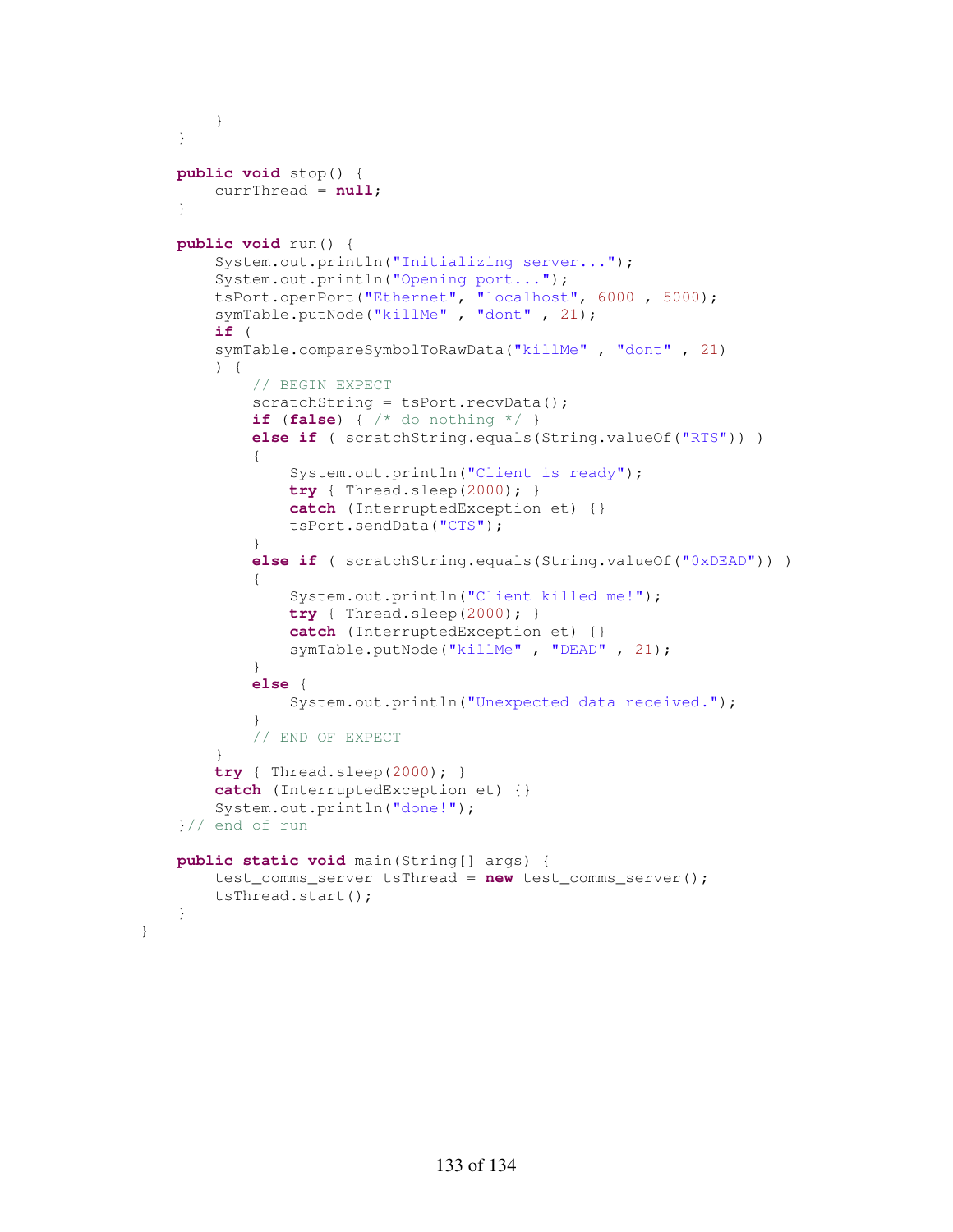```
        }
    }

    public void stop() {
        currThread = null;
    }

    public void run() {
        System.out.println("Initializing server...");
        System.out.println("Opening port...");
        tsPort.openPort("Ethernet", "localhost", 6000 , 5000);
        symTable.putNode("killMe" , "dont" , 21);
        if (
        symTable.compareSymbolToRawData("killMe" , "dont" , 21)
        ) {
            // BEGIN EXPECT
            scratchString = tsPort.recvData();
            if (false) { /* do nothing */ }
            else if ( scratchString.equals(String.valueOf("RTS")) )
            {
                System.out.println("Client is ready");
                try { Thread.sleep(2000); }
                catch (InterruptedException et) {}
                tsPort.sendData("CTS");
            }
            else if ( scratchString.equals(String.valueOf("0xDEAD")) )
            {
                System.out.println("Client killed me!");
                try { Thread.sleep(2000); }
                catch (InterruptedException et) {}
                symTable.putNode("killMe" , "DEAD" , 21);
            }
            else {
                System.out.println("Unexpected data received.");
            }
            // END OF EXPECT
        }
        try { Thread.sleep(2000); }
        catch (InterruptedException et) {}
        System.out.println("done!");
    }// end of run

    public static void main(String[] args) {
        test_comms_server tsThread = new test_comms_server();
        tsThread.start();
    }
}
```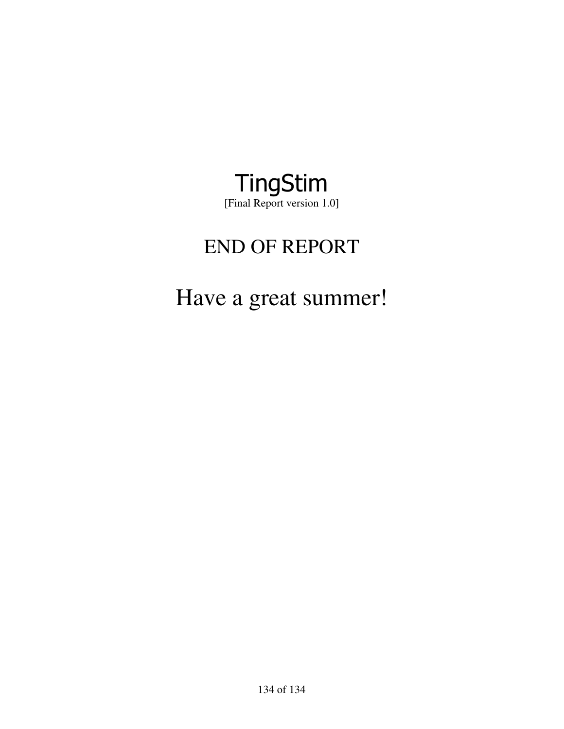# TingStim

[Final Report version 1.0]

## END OF REPORT

# Have a great summer!